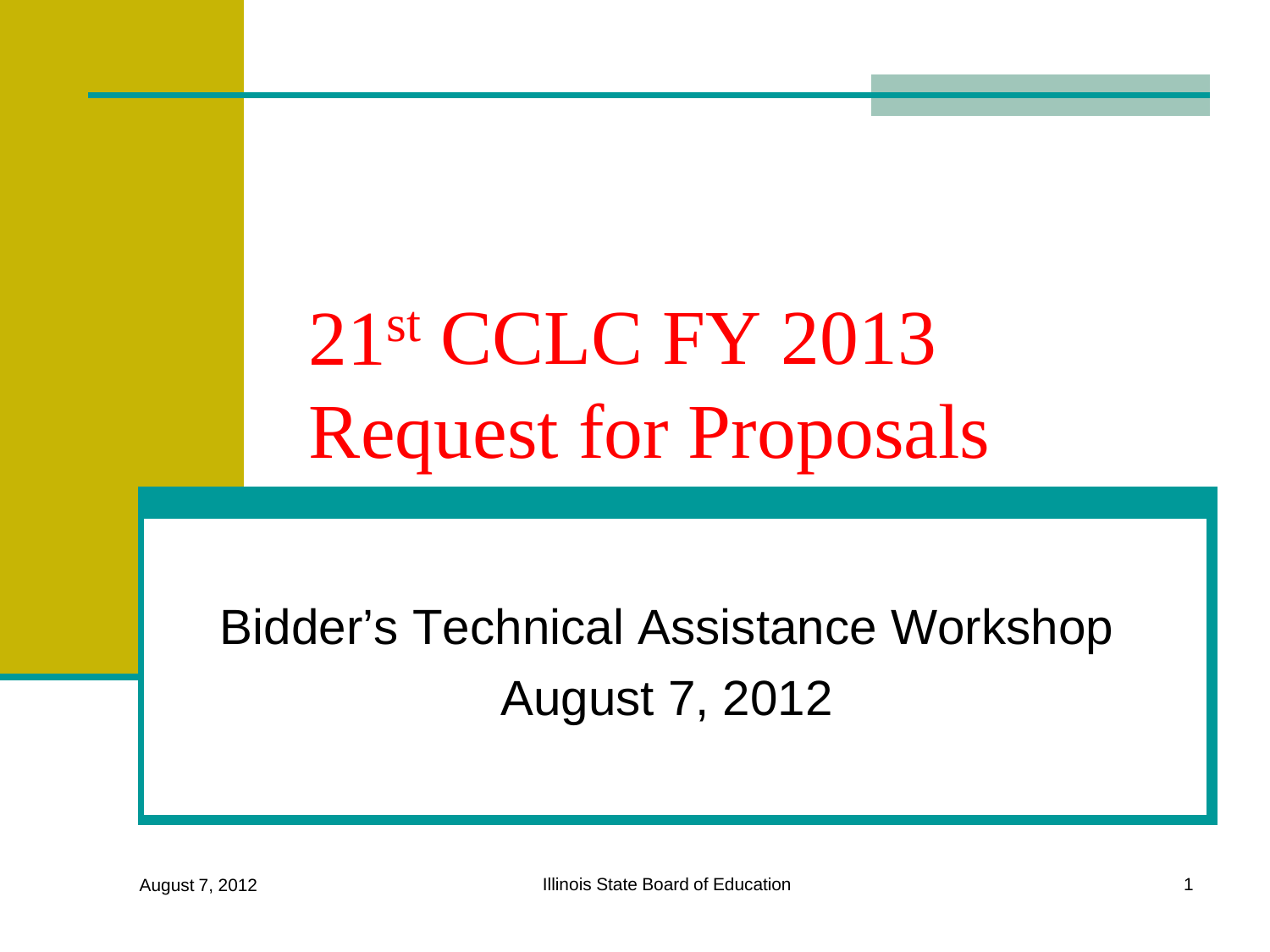# 21st CCLC FY 2013 Request for Proposals

Bidder's Technical Assistance Workshop

August 7, 2012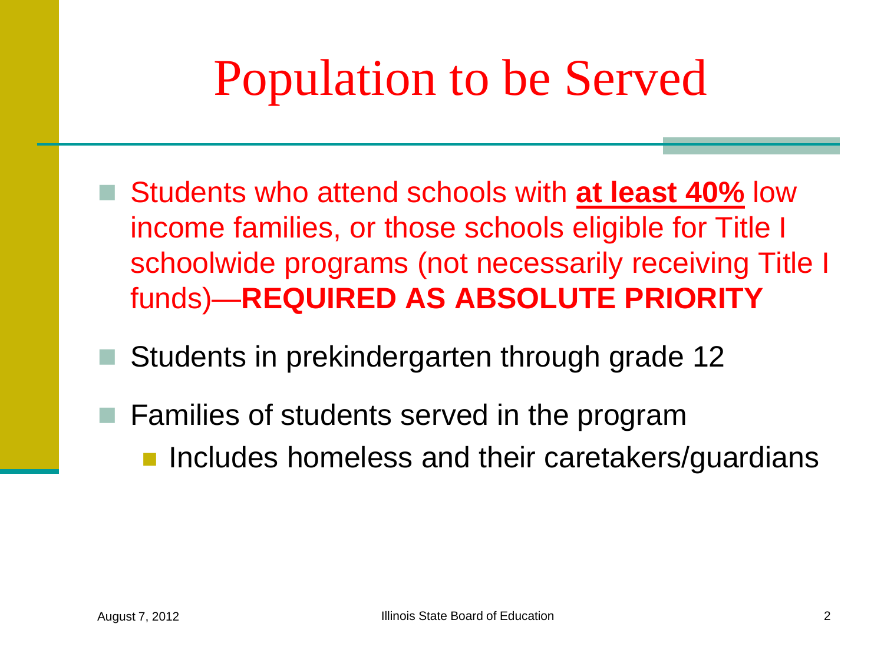# Population to be Served

- Students who attend schools with **at least 40%** low income families, or those schools eligible for Title I schoolwide programs (not necessarily receiving Title I funds)—**REQUIRED AS ABSOLUTE PRIORITY**
- Students in prekindergarten through grade 12
- Families of students served in the program
  - Includes homeless and their caretakers/guardians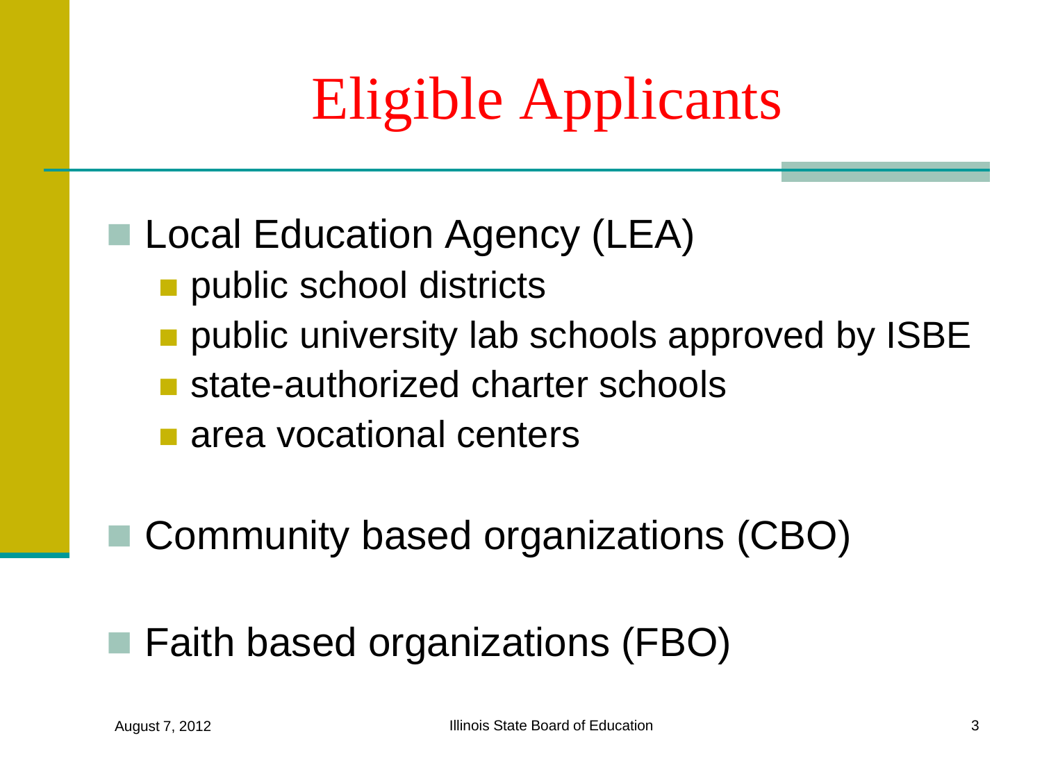# Eligible Applicants

- Local Education Agency (LEA)
  - public school districts
  - public university lab schools approved by ISBE
  - state-authorized charter schools
  - area vocational centers
- Community based organizations (CBO)
- Faith based organizations (FBO)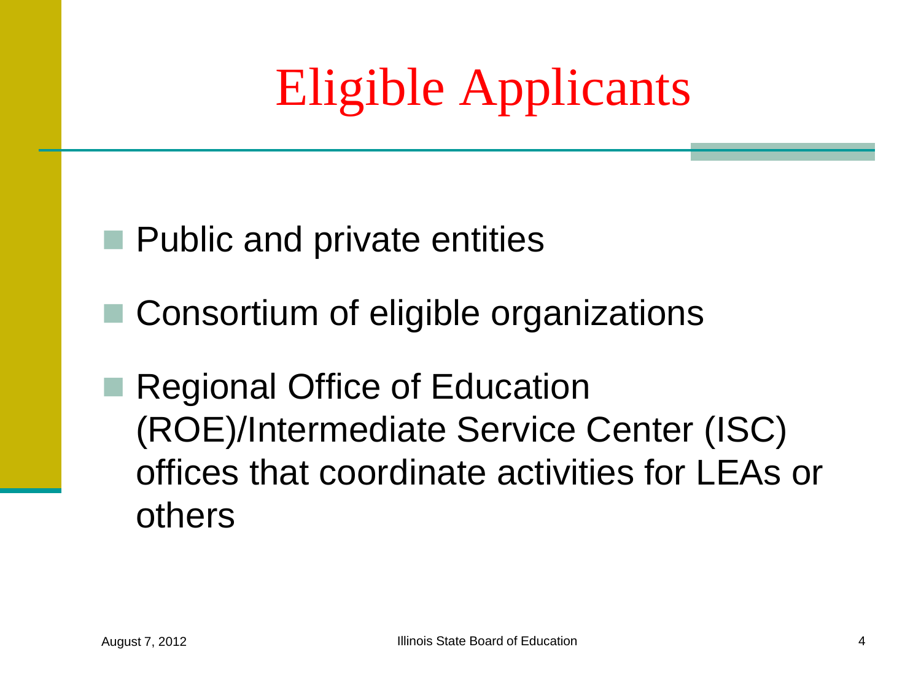# Eligible Applicants

- Public and private entities
- Consortium of eligible organizations
- Regional Office of Education (ROE)/Intermediate Service Center (ISC) offices that coordinate activities for LEAs or others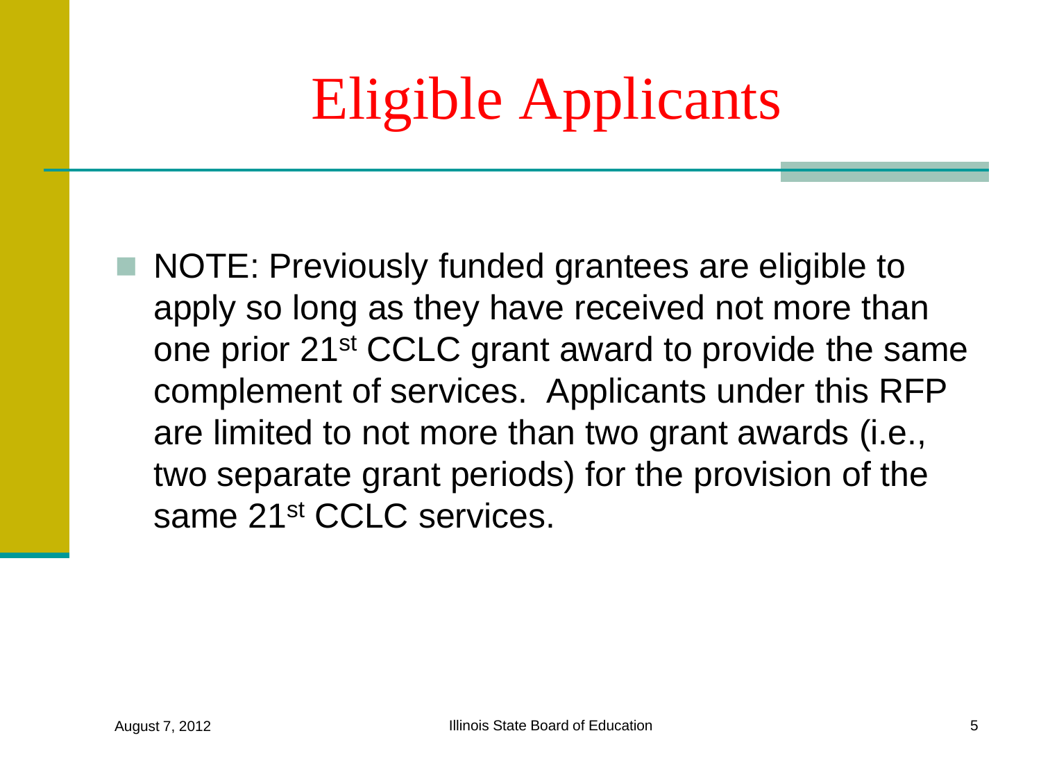# Eligible Applicants

- NOTE: Previously funded grantees are eligible to apply so long as they have received not more than one prior 21st CCLC grant award to provide the same complement of services. Applicants under this RFP are limited to not more than two grant awards (i.e., two separate grant periods) for the provision of the same 21st CCLC services.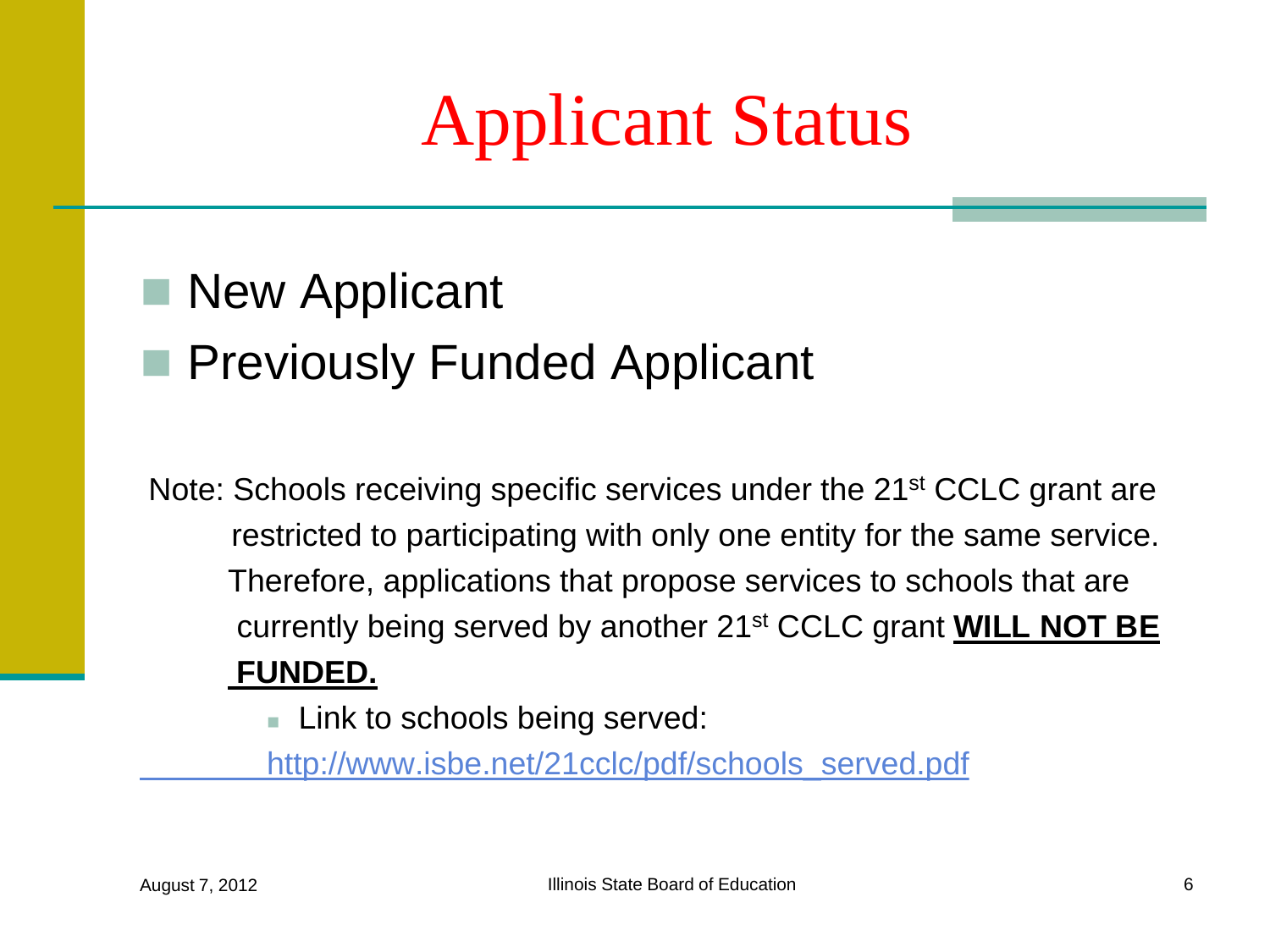# Applicant Status

- New Applicant
- Previously Funded Applicant

Note: Schools receiving specific services under the 21st CCLC grant are restricted to participating with only one entity for the same service. Therefore, applications that propose services to schools that are currently being served by another 21st CCLC grant **WILL NOT BE FUNDED.**

- Link to schools being served:

http://www.isbe.net/21cclc/pdf/schools_served.pdf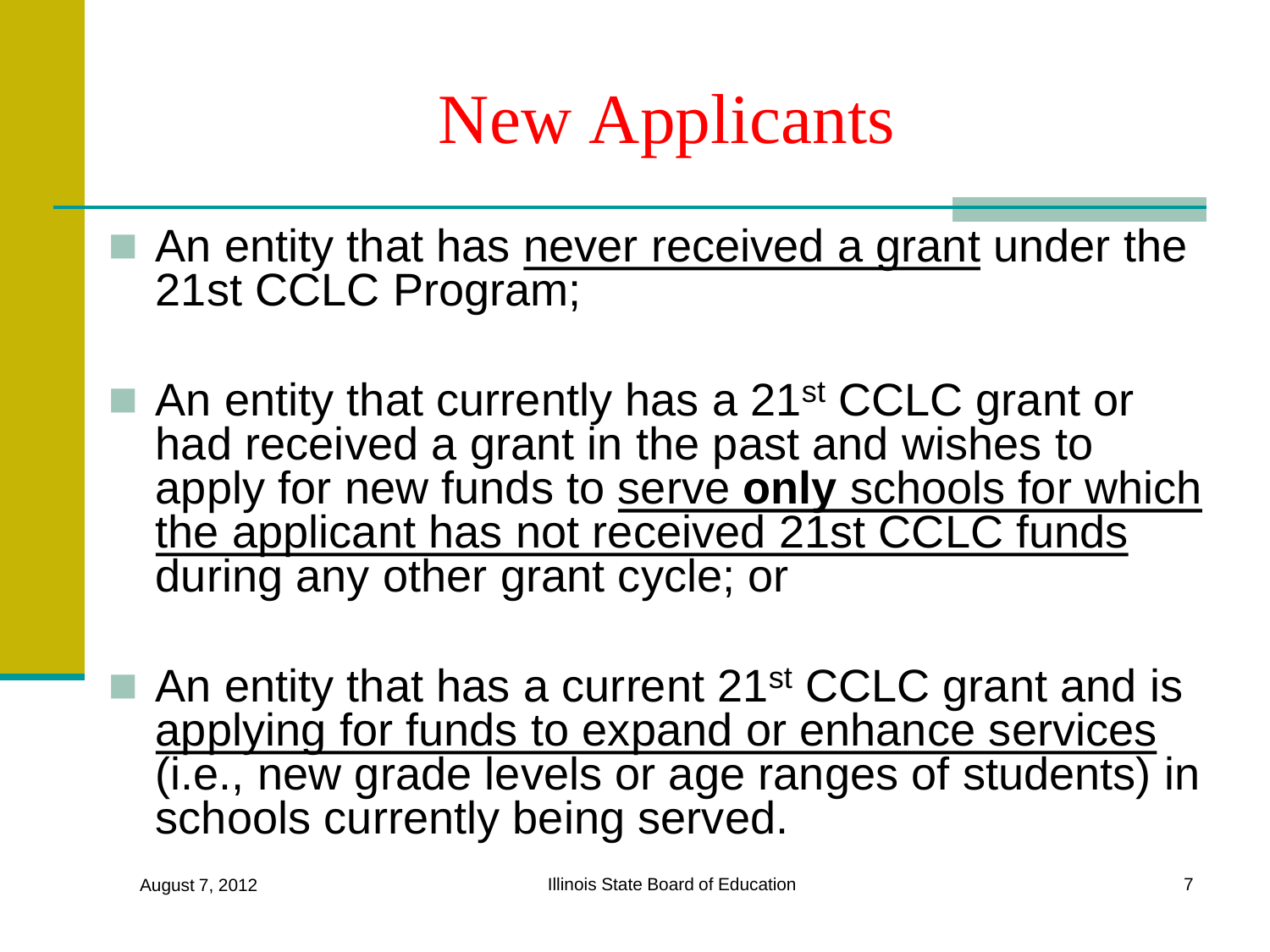# New Applicants

- An entity that has never received a grant under the 21st CCLC Program;
- An entity that currently has a 21st CCLC grant or had received a grant in the past and wishes to apply for new funds to serve **only** schools for which the applicant has not received 21st CCLC funds during any other grant cycle; or
- An entity that has a current 21st CCLC grant and is applying for funds to expand or enhance services (i.e., new grade levels or age ranges of students) in schools currently being served.

August 7, 2012 Illinois State Board of Education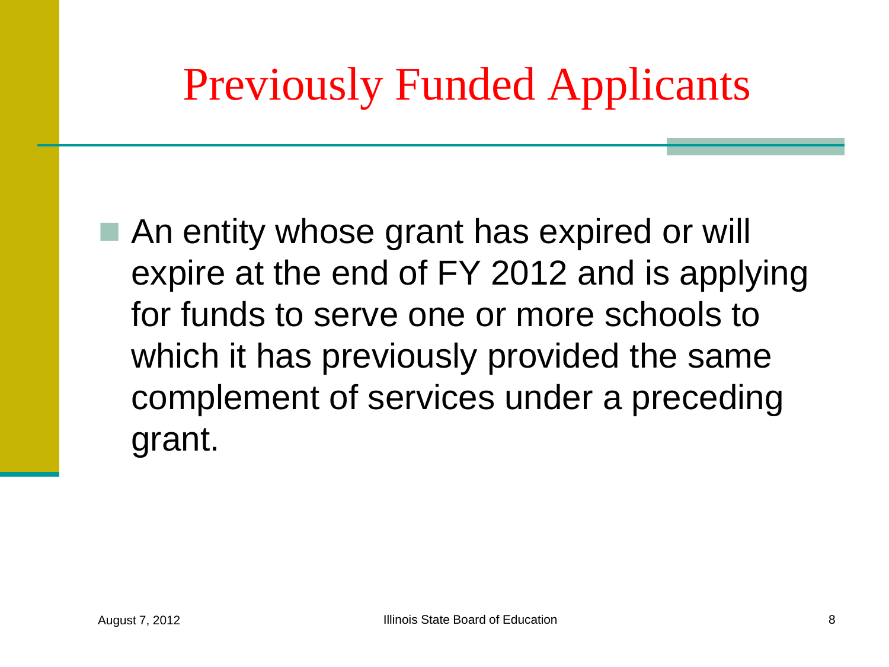# Previously Funded Applicants

- An entity whose grant has expired or will expire at the end of FY 2012 and is applying for funds to serve one or more schools to which it has previously provided the same complement of services under a preceding grant.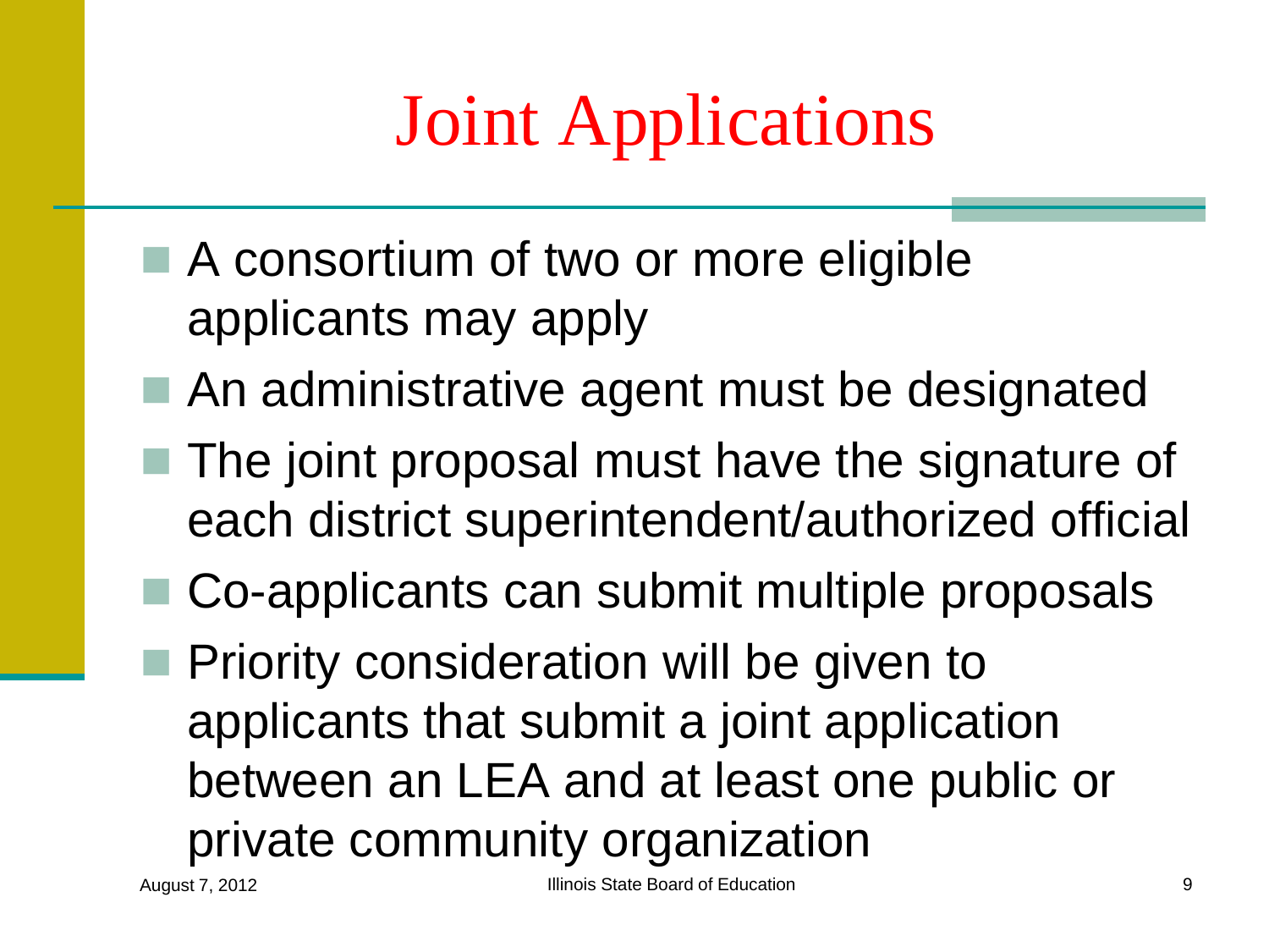# Joint Applications

- A consortium of two or more eligible applicants may apply
- An administrative agent must be designated
- The joint proposal must have the signature of each district superintendent/authorized official
- Co-applicants can submit multiple proposals
- Priority consideration will be given to applicants that submit a joint application between an LEA and at least one public or private community organization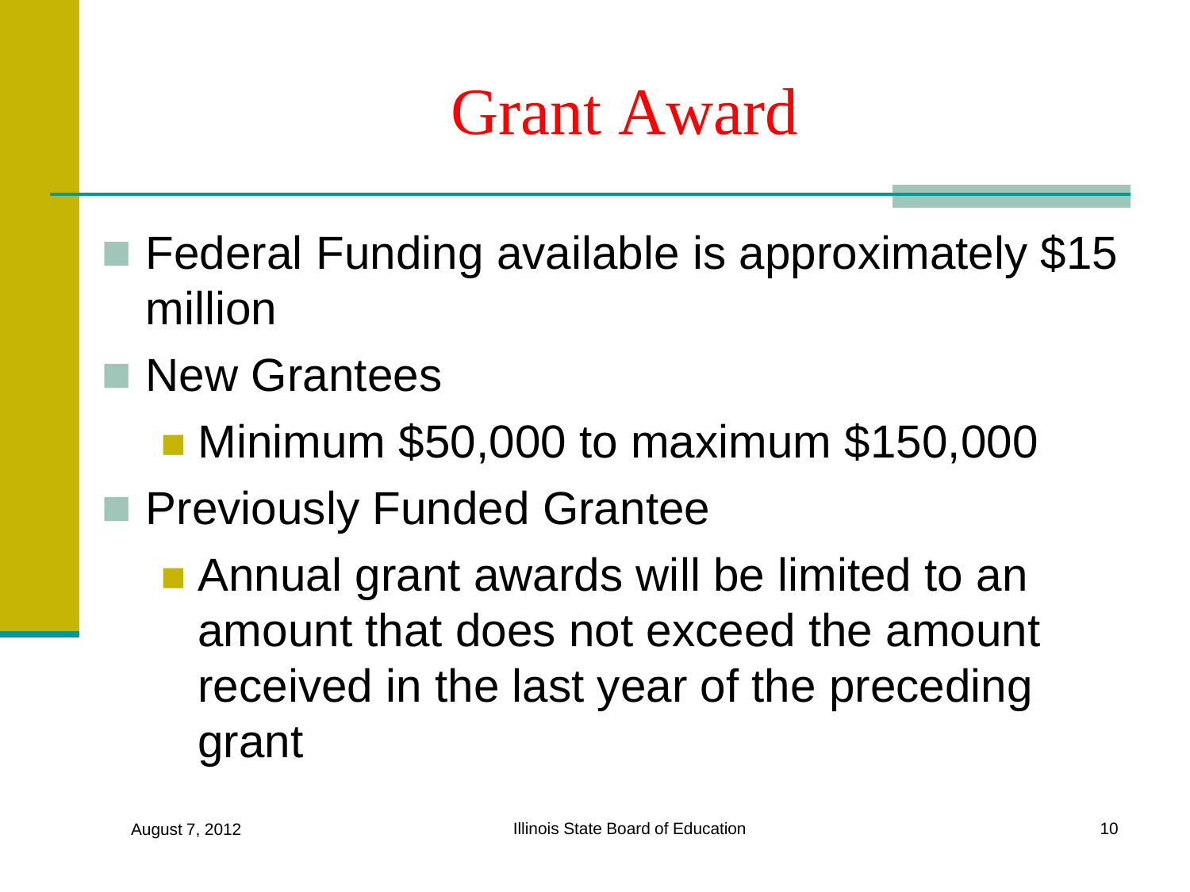# Grant Award

- Federal Funding available is approximately $15 million
- New Grantees
  - Minimum $50,000 to maximum $150,000
- Previously Funded Grantee
  - Annual grant awards will be limited to an amount that does not exceed the amount received in the last year of the preceding grant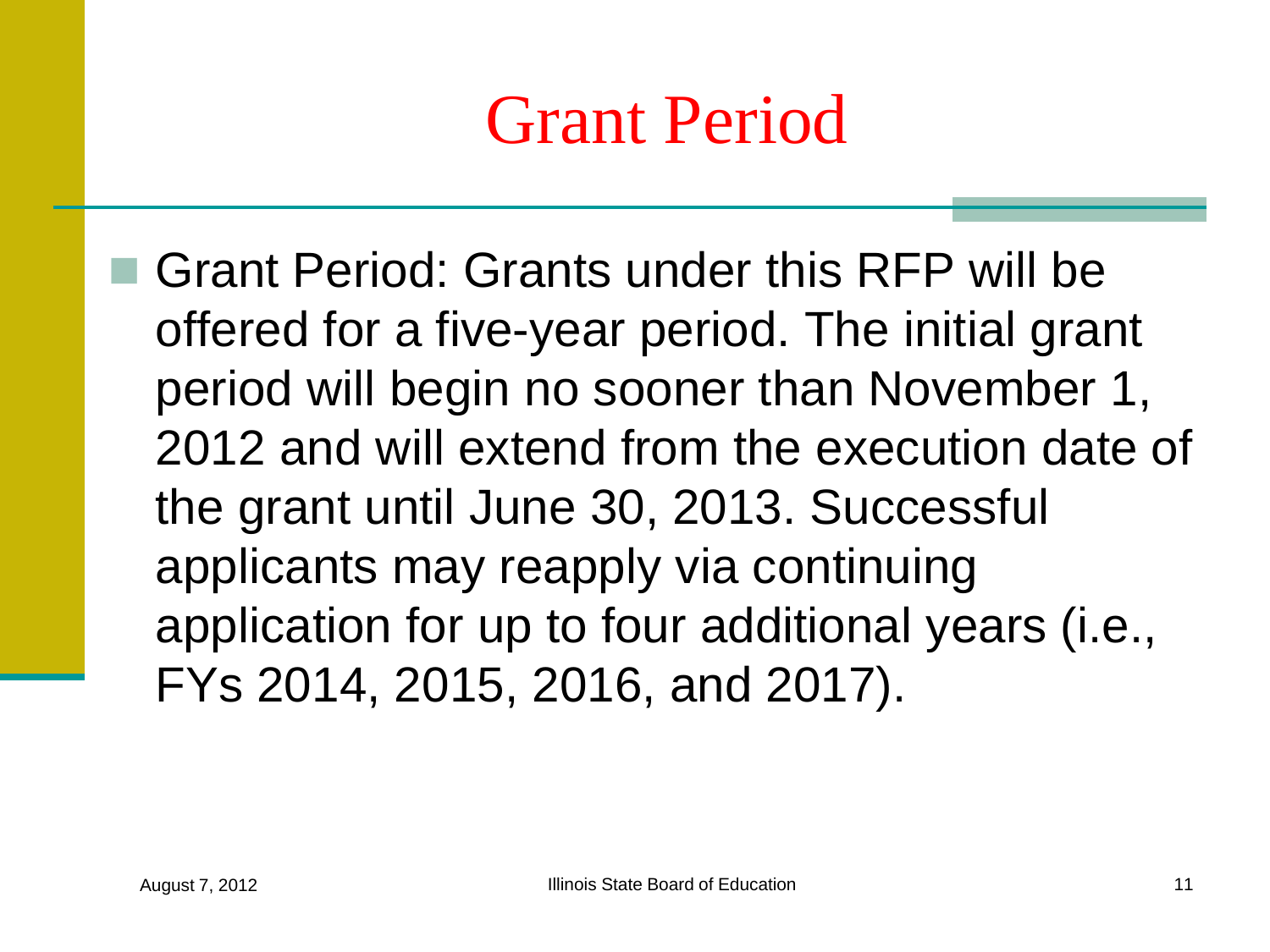# Grant Period

- Grant Period: Grants under this RFP will be offered for a five-year period. The initial grant period will begin no sooner than November 1, 2012 and will extend from the execution date of the grant until June 30, 2013. Successful applicants may reapply via continuing application for up to four additional years (i.e., FYs 2014, 2015, 2016, and 2017).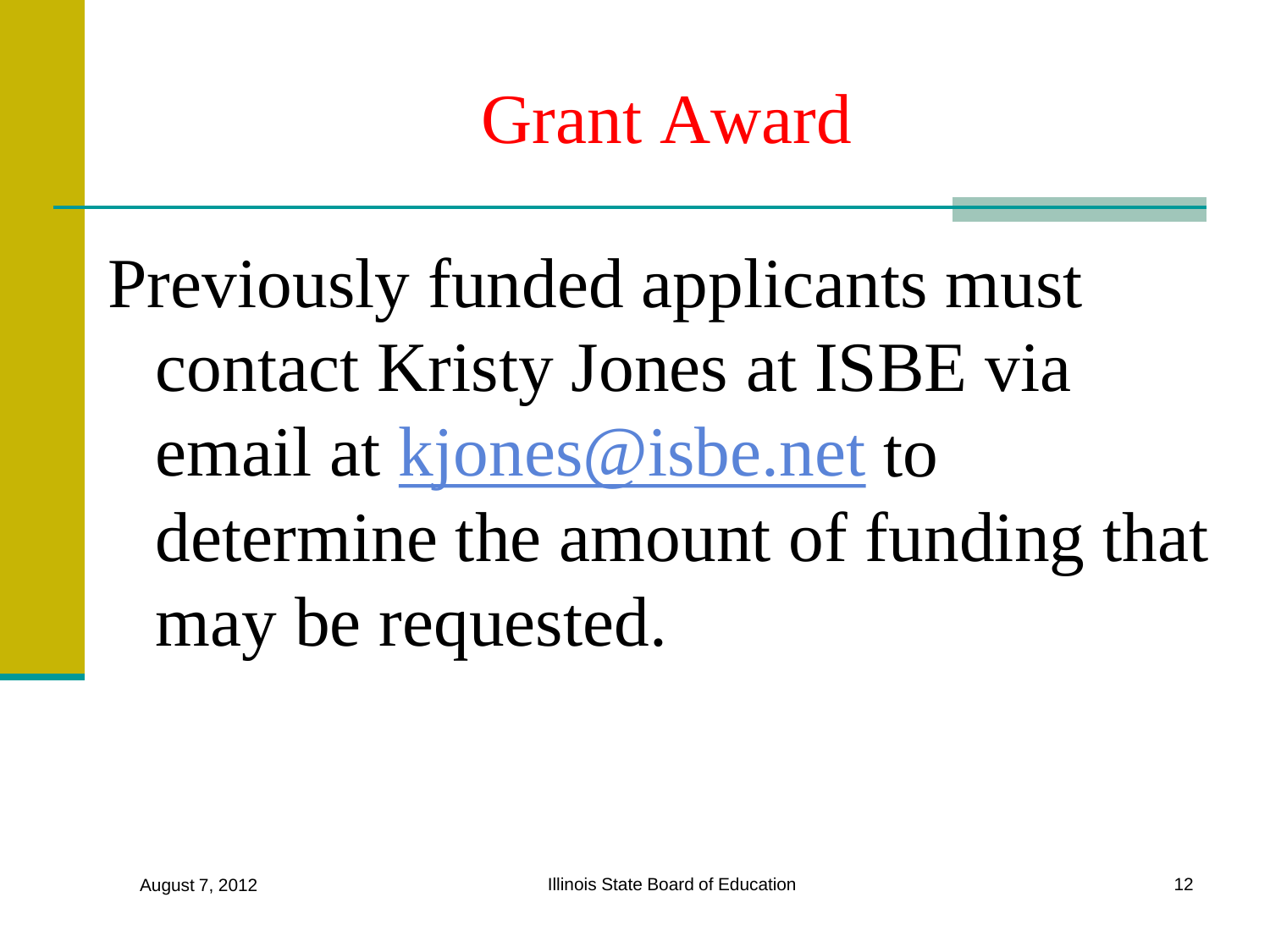# Grant Award

Previously funded applicants must contact Kristy Jones at ISBE via email at kjones@isbe.net to determine the amount of funding that may be requested.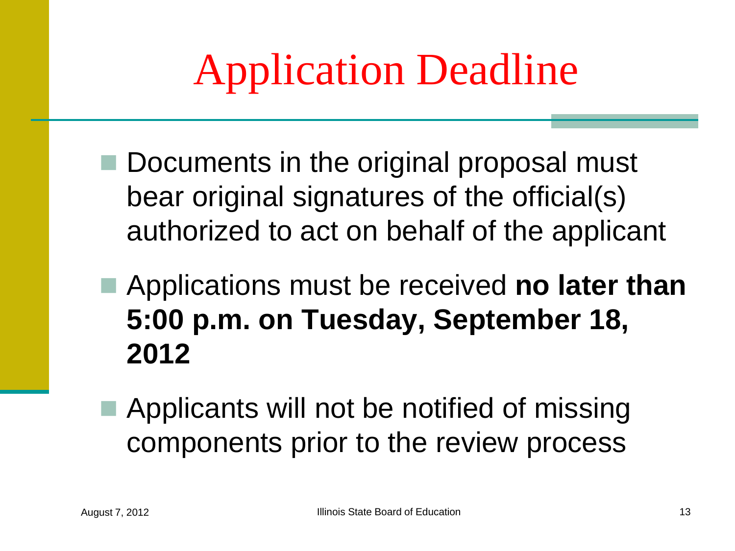# Application Deadline

- Documents in the original proposal must bear original signatures of the official(s) authorized to act on behalf of the applicant
- Applications must be received **no later than 5:00 p.m. on Tuesday, September 18, 2012**
- Applicants will not be notified of missing components prior to the review process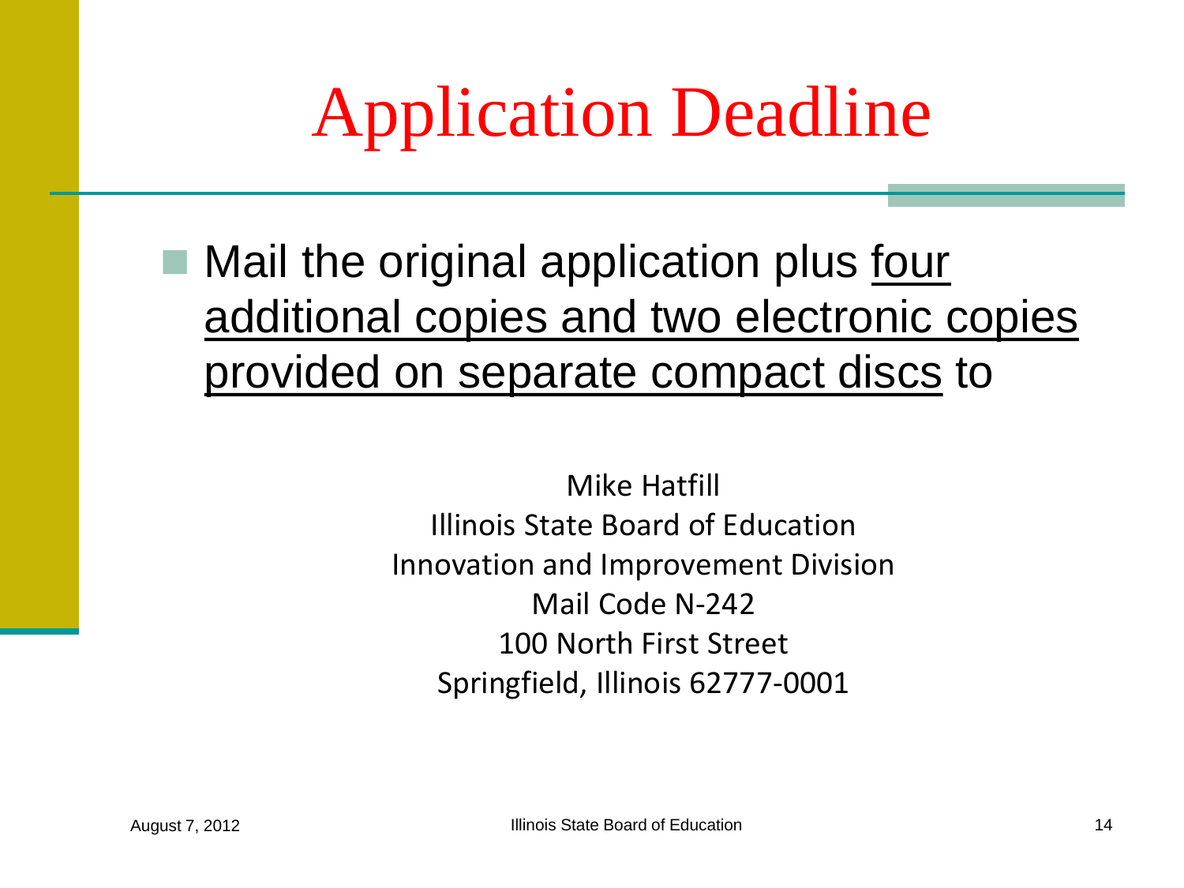# Application Deadline

- Mail the original application plus <u>four additional copies and two electronic copies provided on separate compact discs</u> to

Mike Hatfill
Illinois State Board of Education
Innovation and Improvement Division
Mail Code N-242
100 North First Street
Springfield, Illinois 62777-0001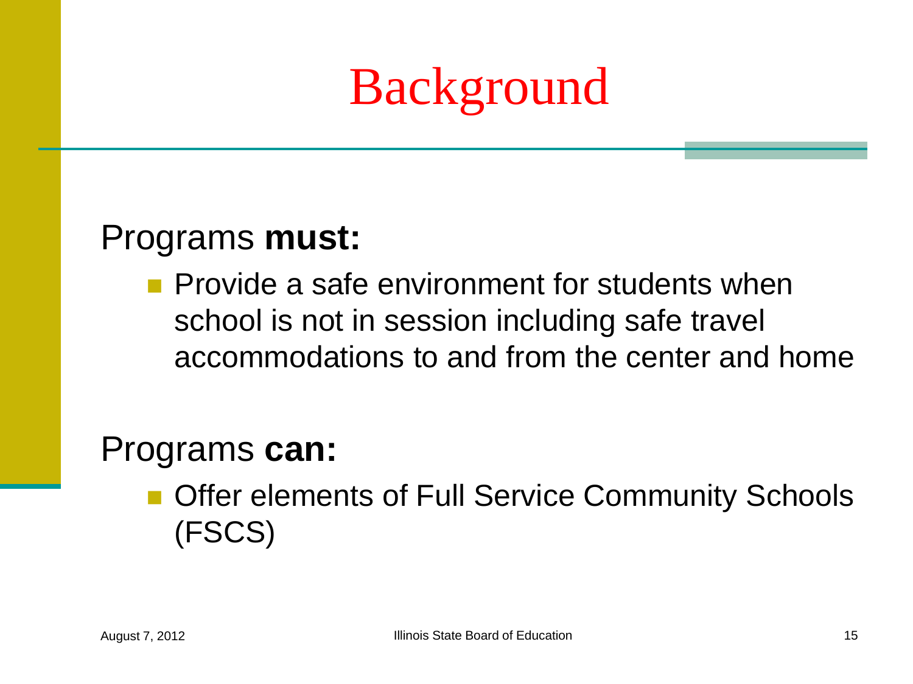# Background

Programs **must:**

- Provide a safe environment for students when school is not in session including safe travel accommodations to and from the center and home

Programs **can:**

- Offer elements of Full Service Community Schools (FSCS)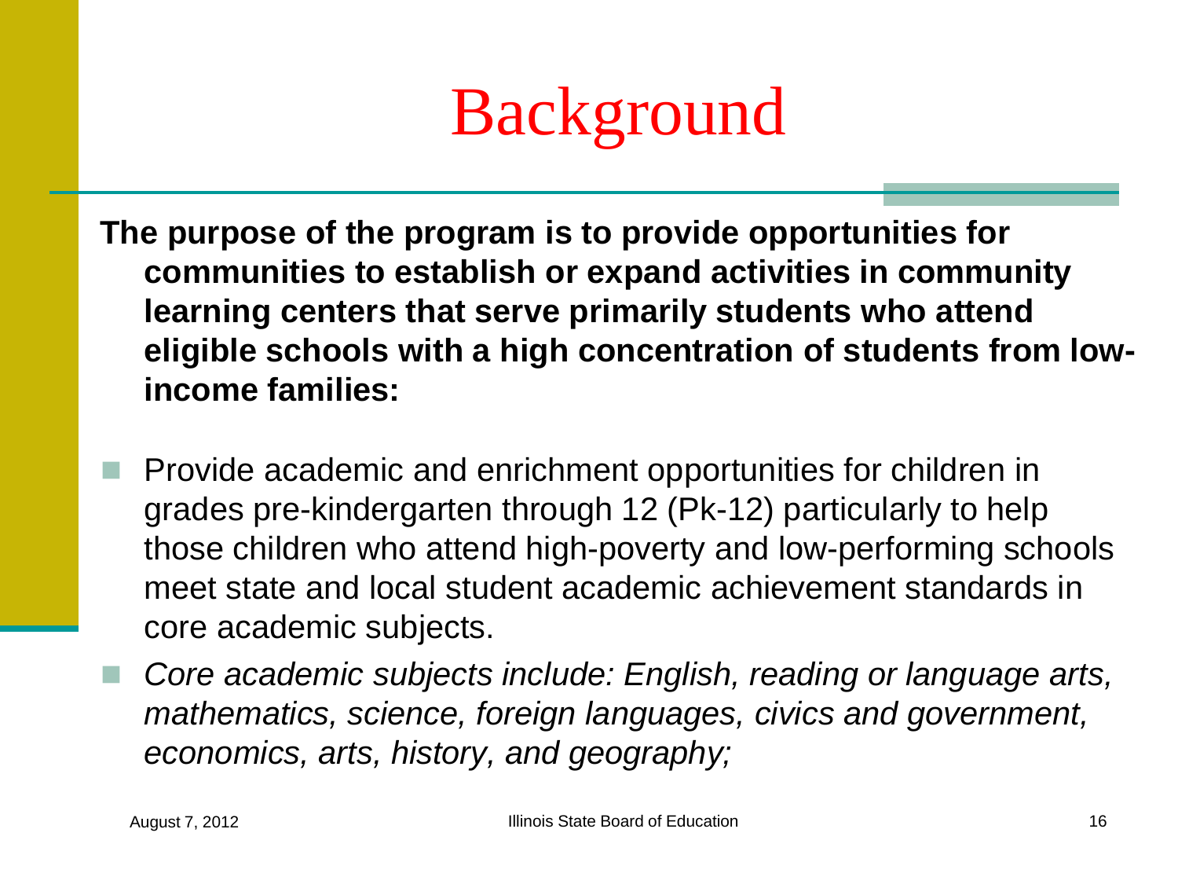# Background

**The purpose of the program is to provide opportunities for communities to establish or expand activities in community learning centers that serve primarily students who attend eligible schools with a high concentration of students from low-income families:**

- Provide academic and enrichment opportunities for children in grades pre-kindergarten through 12 (Pk-12) particularly to help those children who attend high-poverty and low-performing schools meet state and local student academic achievement standards in core academic subjects.
- *Core academic subjects include: English, reading or language arts, mathematics, science, foreign languages, civics and government, economics, arts, history, and geography;*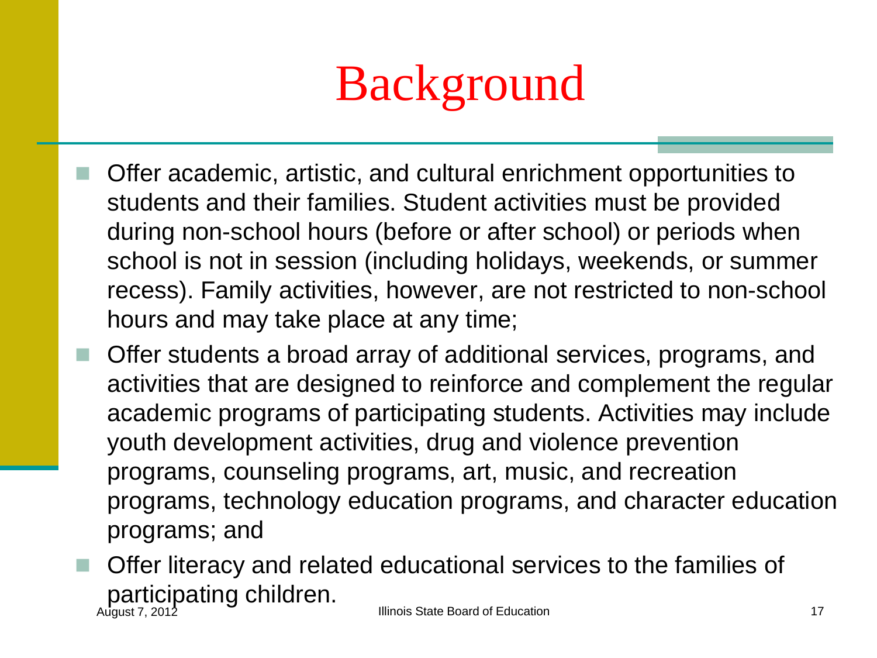# Background

- Offer academic, artistic, and cultural enrichment opportunities to students and their families. Student activities must be provided during non-school hours (before or after school) or periods when school is not in session (including holidays, weekends, or summer recess). Family activities, however, are not restricted to non-school hours and may take place at any time;
- Offer students a broad array of additional services, programs, and activities that are designed to reinforce and complement the regular academic programs of participating students. Activities may include youth development activities, drug and violence prevention programs, counseling programs, art, music, and recreation programs, technology education programs, and character education programs; and
- Offer literacy and related educational services to the families of participating children.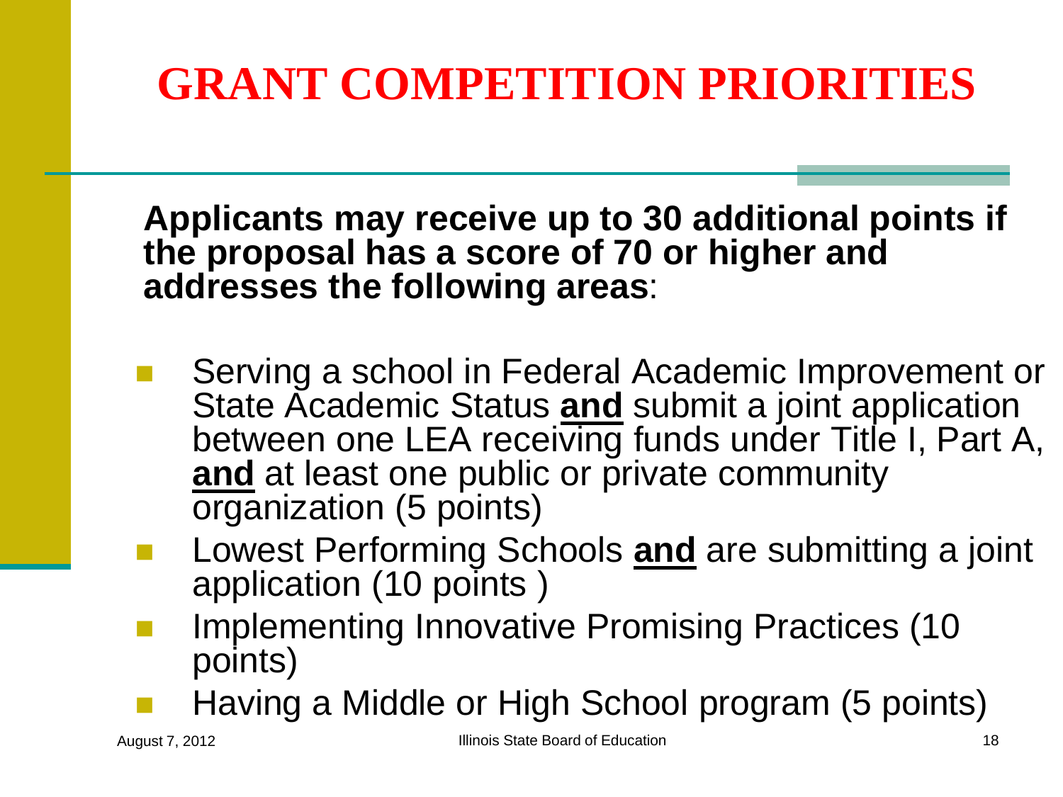# GRANT COMPETITION PRIORITIES

**Applicants may receive up to 30 additional points if the proposal has a score of 70 or higher and addresses the following areas**:

- Serving a school in Federal Academic Improvement or State Academic Status **and** submit a joint application between one LEA receiving funds under Title I, Part A, **and** at least one public or private community organization (5 points)
- Lowest Performing Schools **and** are submitting a joint application (10 points )
- Implementing Innovative Promising Practices (10 points)
- Having a Middle or High School program (5 points)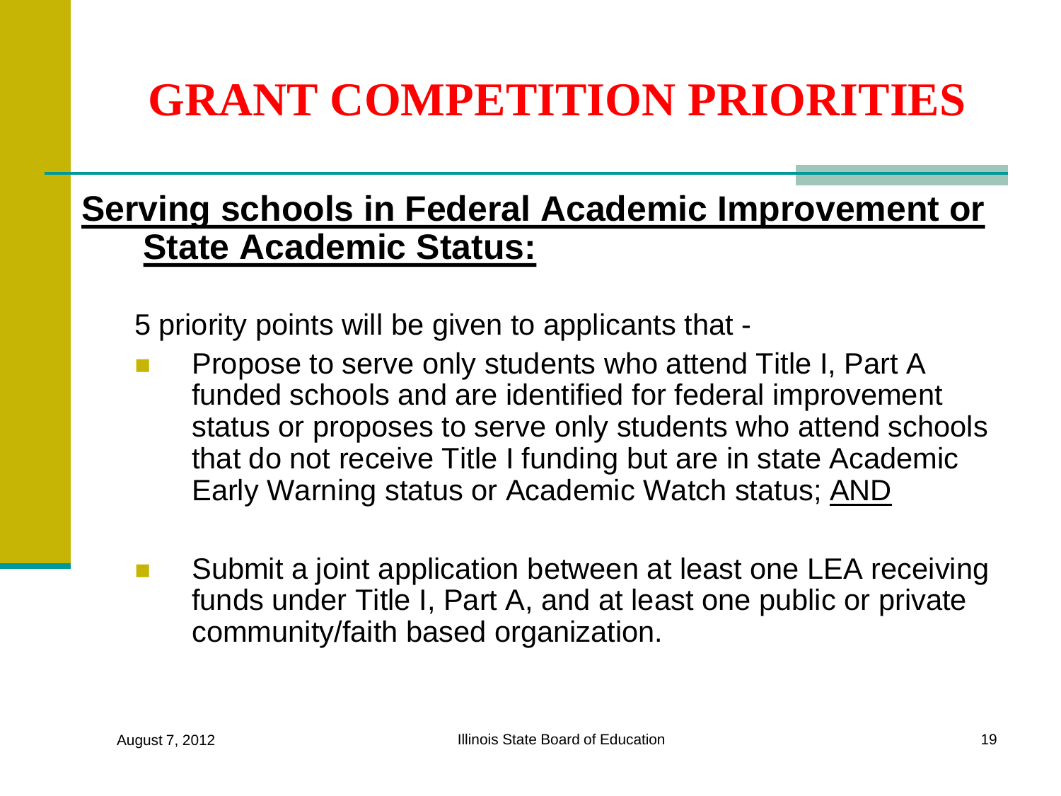# GRANT COMPETITION PRIORITIES

## Serving schools in Federal Academic Improvement or State Academic Status:

5 priority points will be given to applicants that -

- Propose to serve only students who attend Title I, Part A funded schools and are identified for federal improvement status or proposes to serve only students who attend schools that do not receive Title I funding but are in state Academic Early Warning status or Academic Watch status; AND
- Submit a joint application between at least one LEA receiving funds under Title I, Part A, and at least one public or private community/faith based organization.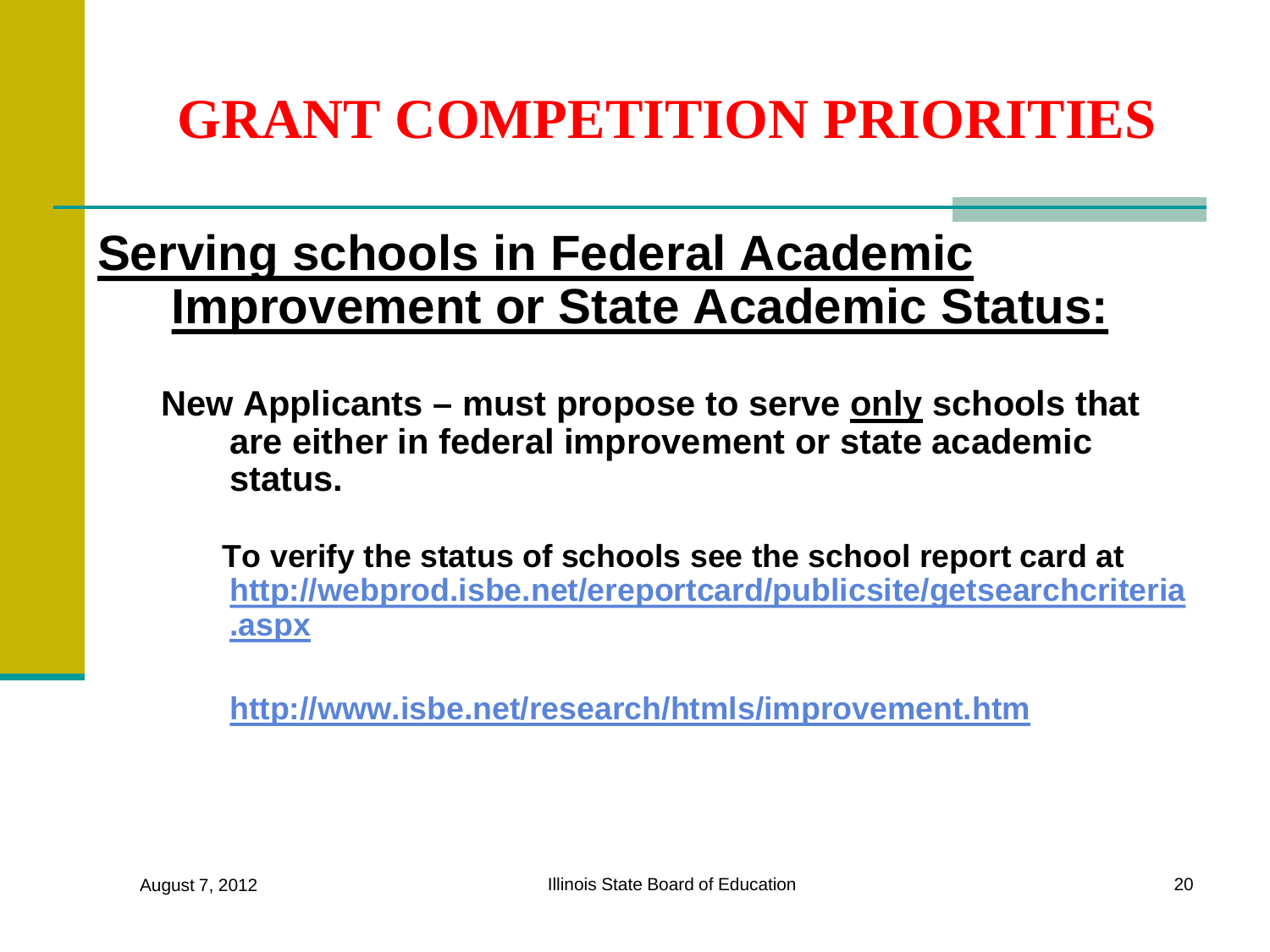# GRANT COMPETITION PRIORITIES

## Serving schools in Federal Academic Improvement or State Academic Status:

**New Applicants – must propose to serve only schools that are either in federal improvement or state academic status.**

**To verify the status of schools see the school report card at http://webprod.isbe.net/ereportcard/publicsite/getsearchcriteria.aspx**

**http://www.isbe.net/research/htmls/improvement.htm**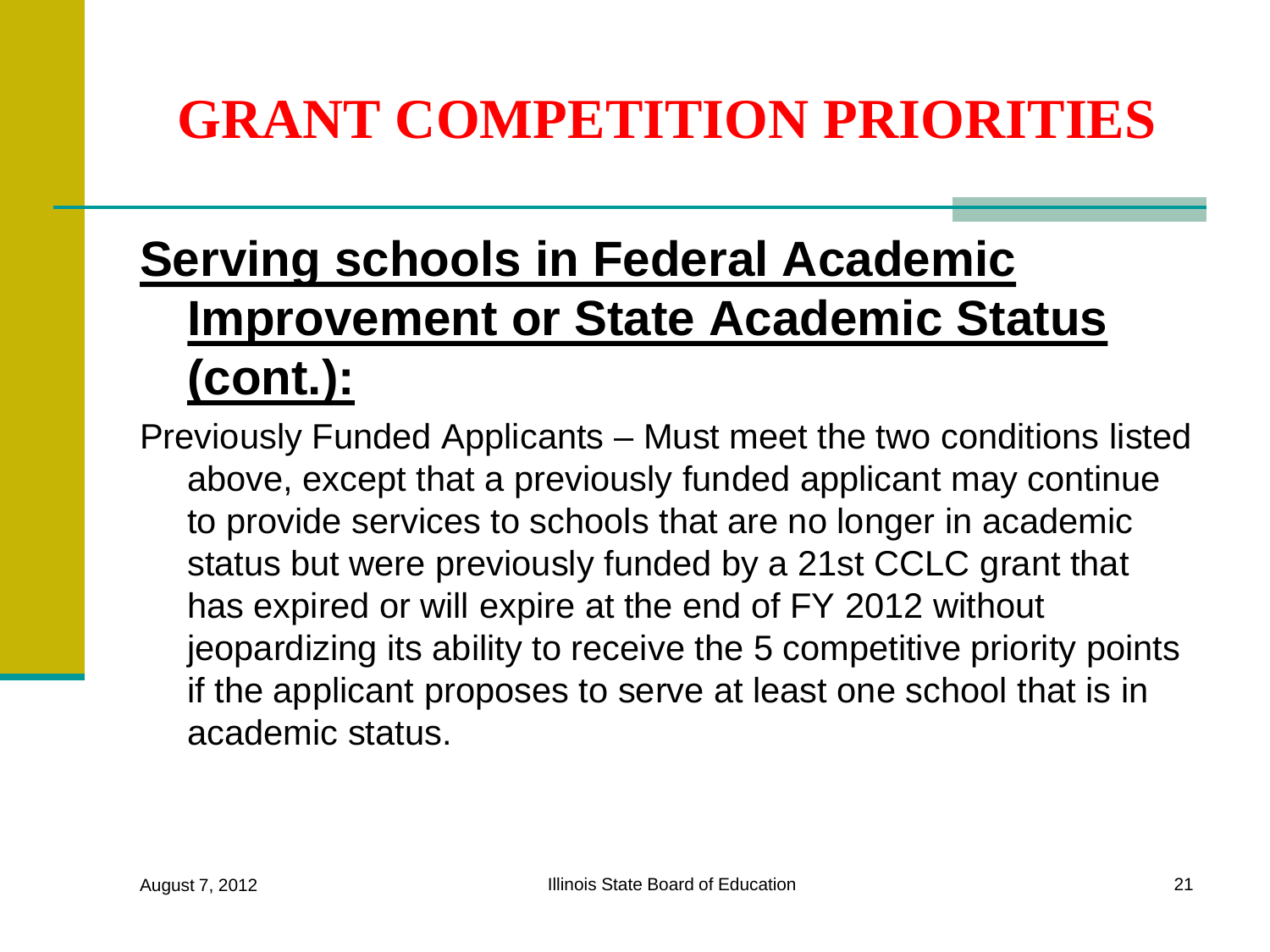# GRANT COMPETITION PRIORITIES

## Serving schools in Federal Academic Improvement or State Academic Status (cont.):

Previously Funded Applicants – Must meet the two conditions listed above, except that a previously funded applicant may continue to provide services to schools that are no longer in academic status but were previously funded by a 21st CCLC grant that has expired or will expire at the end of FY 2012 without jeopardizing its ability to receive the 5 competitive priority points if the applicant proposes to serve at least one school that is in academic status.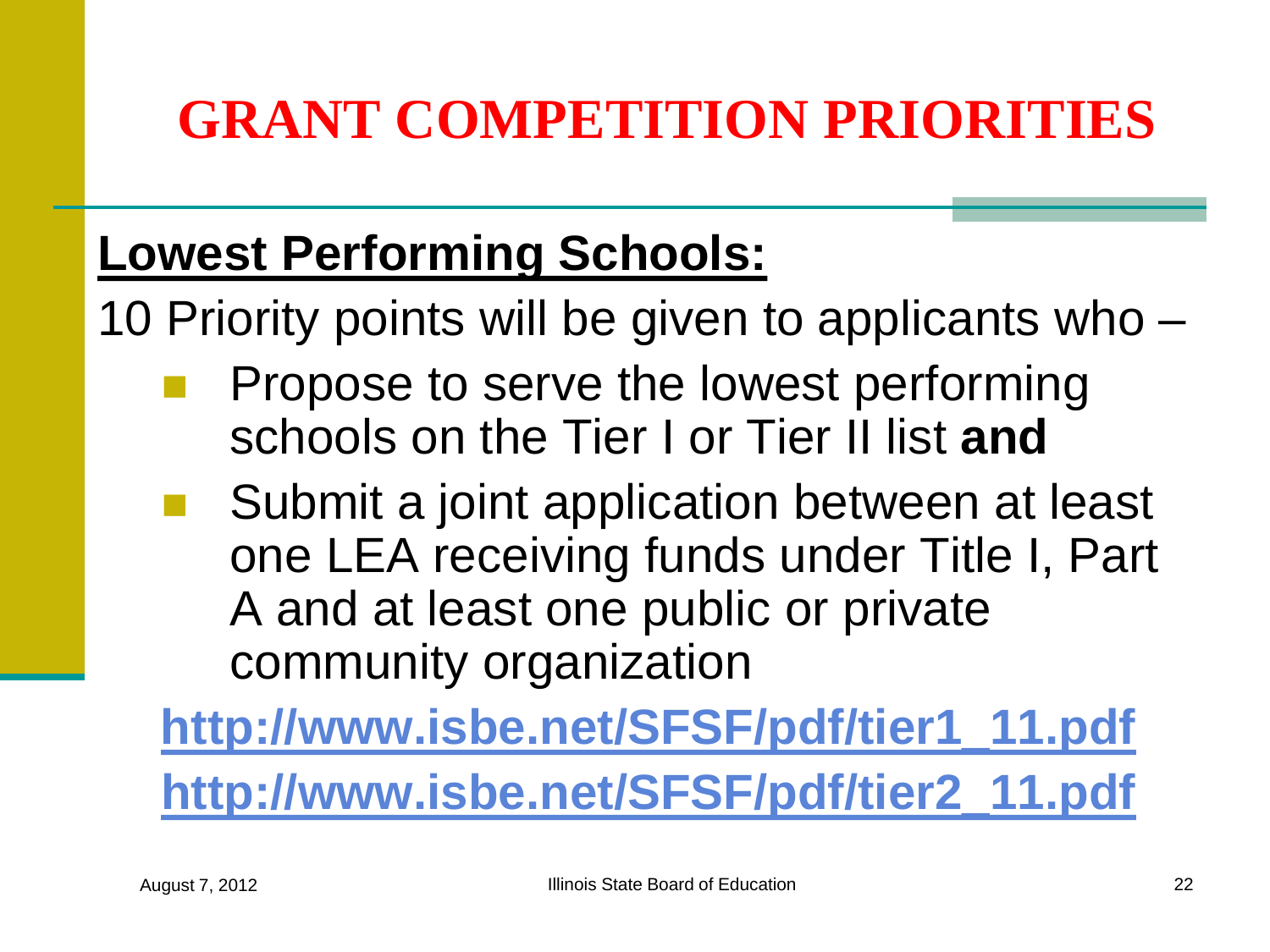# GRANT COMPETITION PRIORITIES

## Lowest Performing Schools:

10 Priority points will be given to applicants who –

- Propose to serve the lowest performing schools on the Tier I or Tier II list **and**
- Submit a joint application between at least one LEA receiving funds under Title I, Part A and at least one public or private community organization

**http://www.isbe.net/SFSF/pdf/tier1_11.pdf**
**http://www.isbe.net/SFSF/pdf/tier2_11.pdf**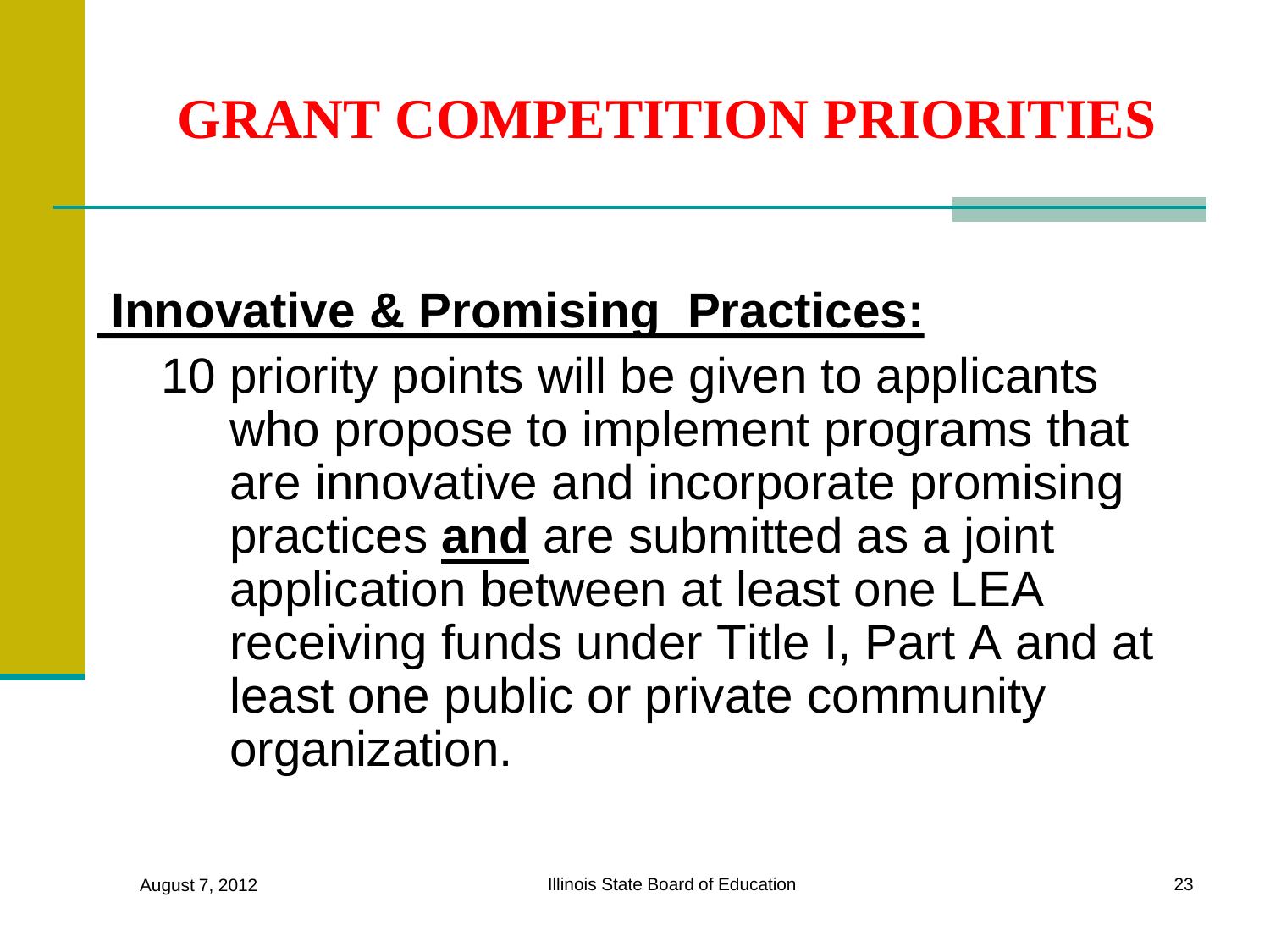# GRANT COMPETITION PRIORITIES

**Innovative & Promising Practices:**

10 priority points will be given to applicants who propose to implement programs that are innovative and incorporate promising practices **and** are submitted as a joint application between at least one LEA receiving funds under Title I, Part A and at least one public or private community organization.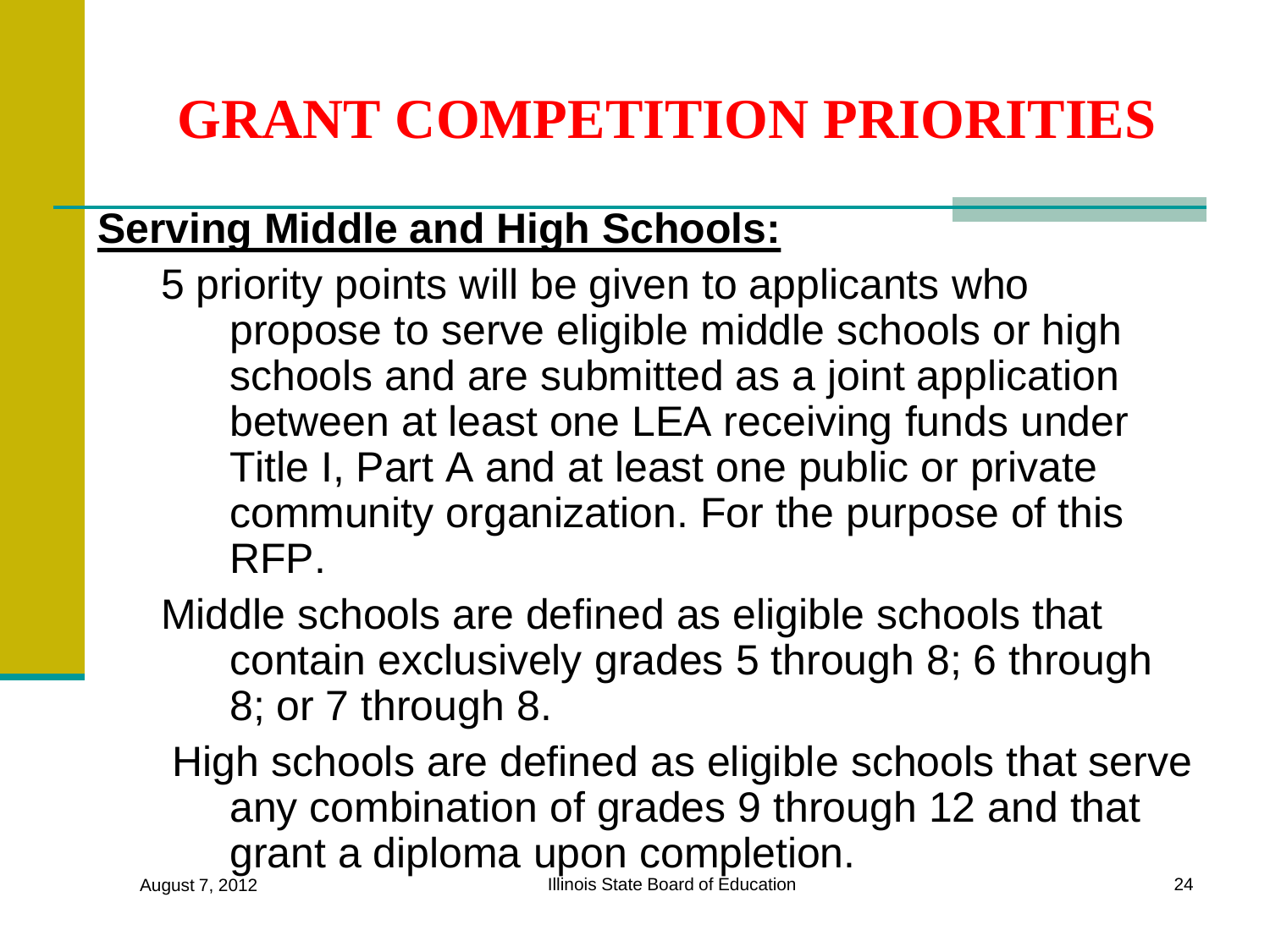# GRANT COMPETITION PRIORITIES

**Serving Middle and High Schools:**

5 priority points will be given to applicants who propose to serve eligible middle schools or high schools and are submitted as a joint application between at least one LEA receiving funds under Title I, Part A and at least one public or private community organization. For the purpose of this RFP.

Middle schools are defined as eligible schools that contain exclusively grades 5 through 8; 6 through 8; or 7 through 8.

High schools are defined as eligible schools that serve any combination of grades 9 through 12 and that grant a diploma upon completion.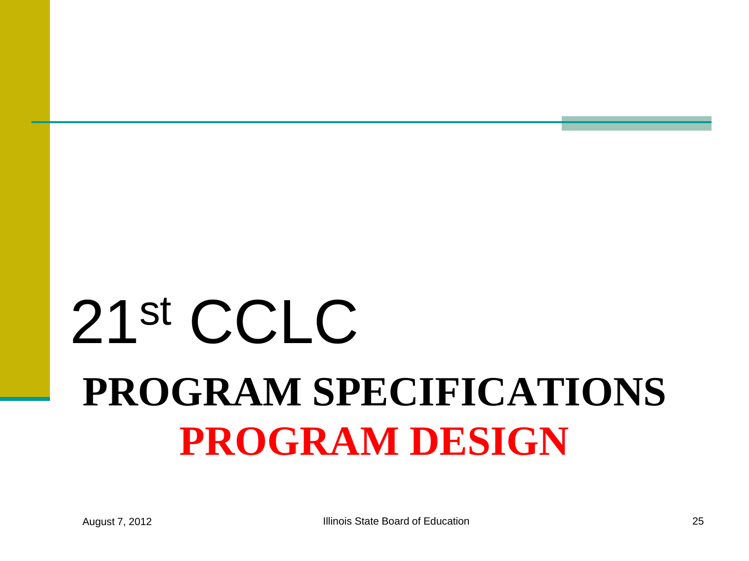# 21st CCLC

## PROGRAM SPECIFICATIONS

## PROGRAM DESIGN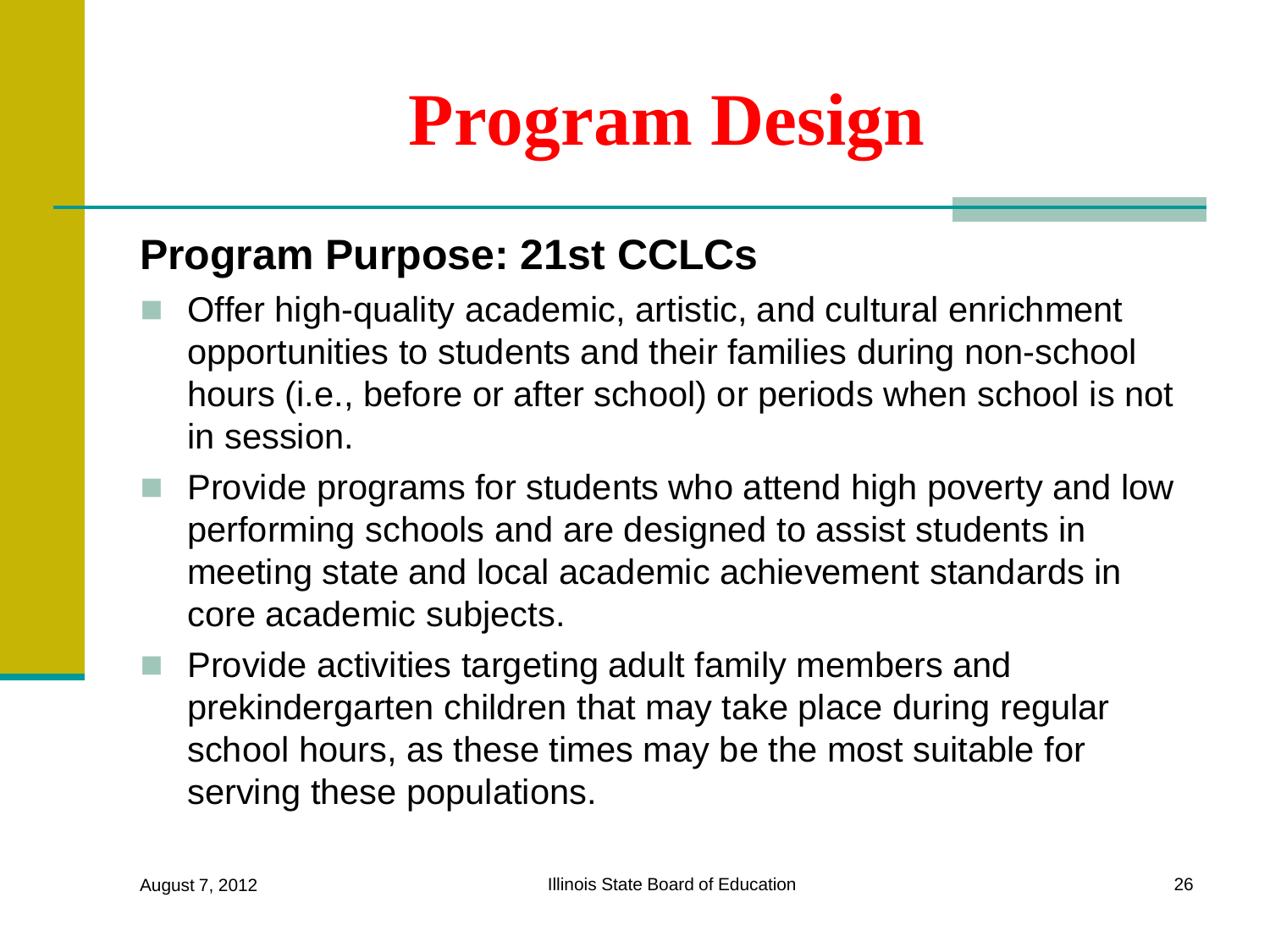# Program Design

## Program Purpose: 21st CCLCs

- Offer high-quality academic, artistic, and cultural enrichment opportunities to students and their families during non-school hours (i.e., before or after school) or periods when school is not in session.
- Provide programs for students who attend high poverty and low performing schools and are designed to assist students in meeting state and local academic achievement standards in core academic subjects.
- Provide activities targeting adult family members and prekindergarten children that may take place during regular school hours, as these times may be the most suitable for serving these populations.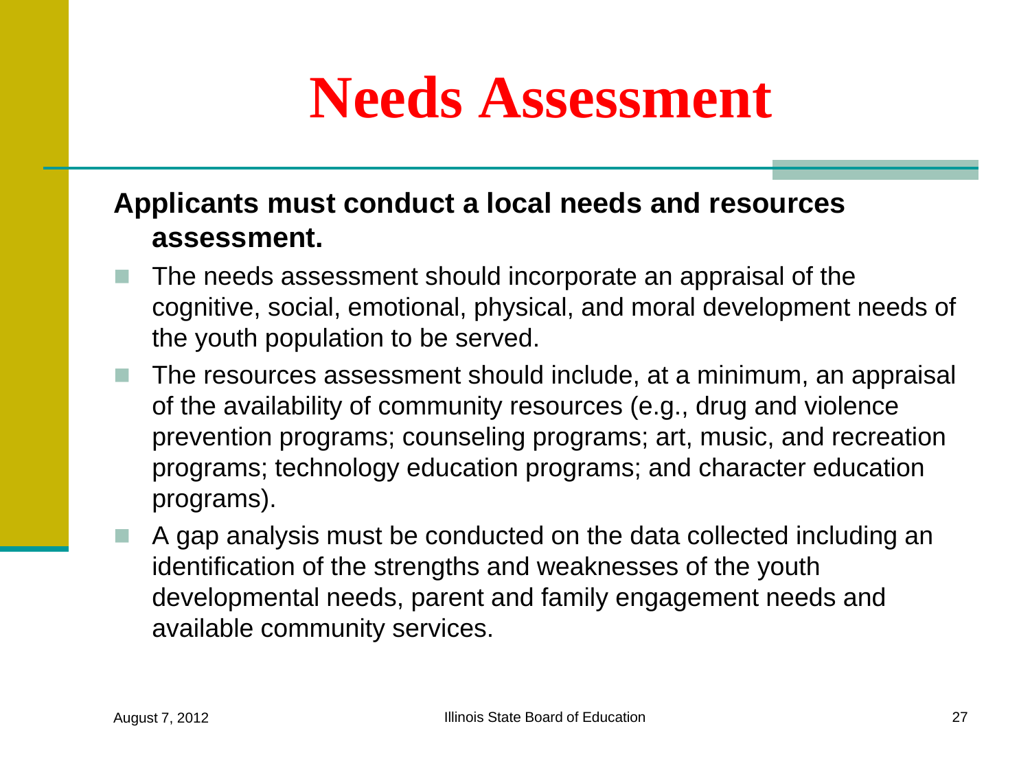# Needs Assessment

**Applicants must conduct a local needs and resources assessment.**

- The needs assessment should incorporate an appraisal of the cognitive, social, emotional, physical, and moral development needs of the youth population to be served.
- The resources assessment should include, at a minimum, an appraisal of the availability of community resources (e.g., drug and violence prevention programs; counseling programs; art, music, and recreation programs; technology education programs; and character education programs).
- A gap analysis must be conducted on the data collected including an identification of the strengths and weaknesses of the youth developmental needs, parent and family engagement needs and available community services.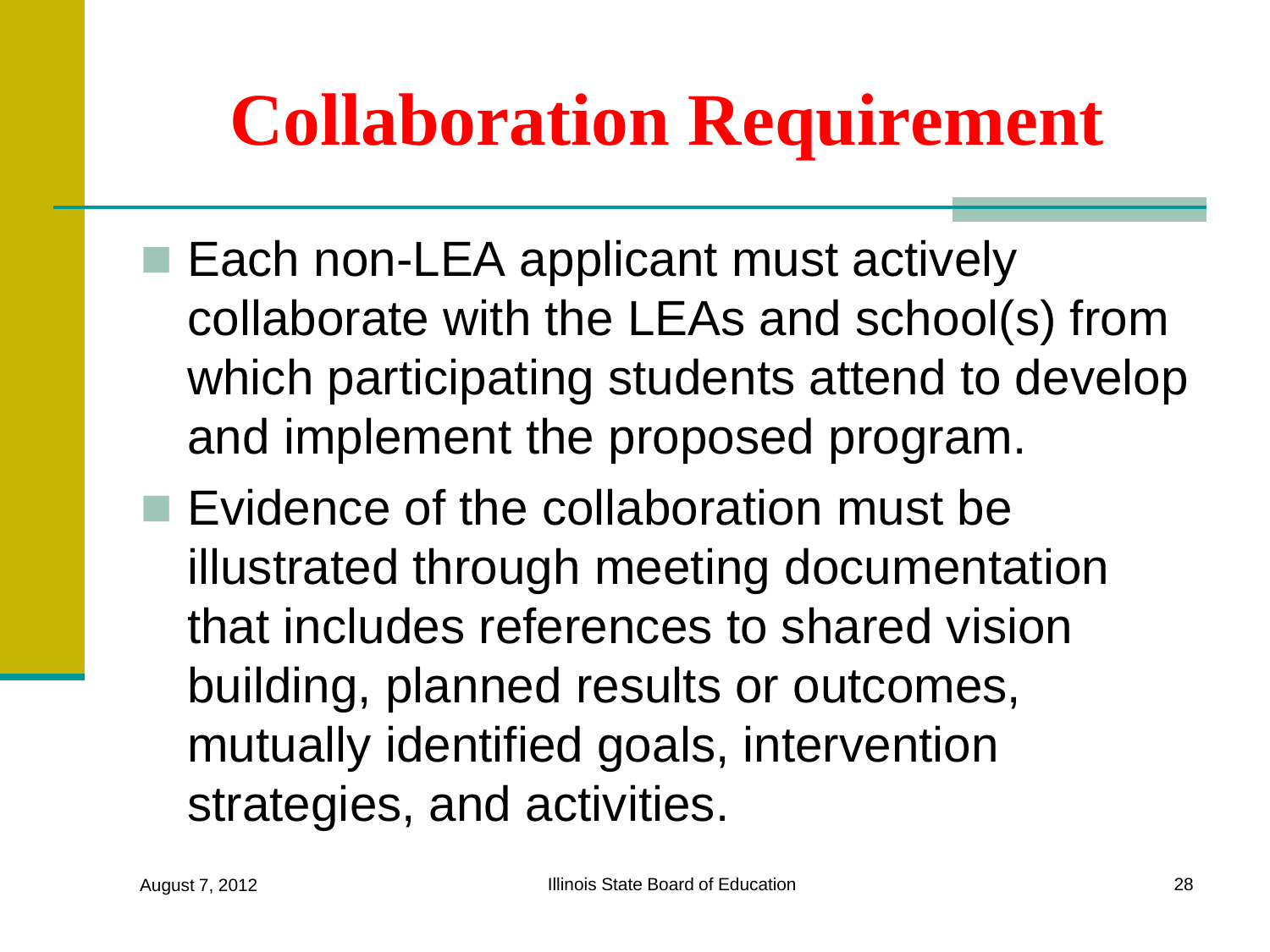# Collaboration Requirement

- Each non-LEA applicant must actively collaborate with the LEAs and school(s) from which participating students attend to develop and implement the proposed program.
- Evidence of the collaboration must be illustrated through meeting documentation that includes references to shared vision building, planned results or outcomes, mutually identified goals, intervention strategies, and activities.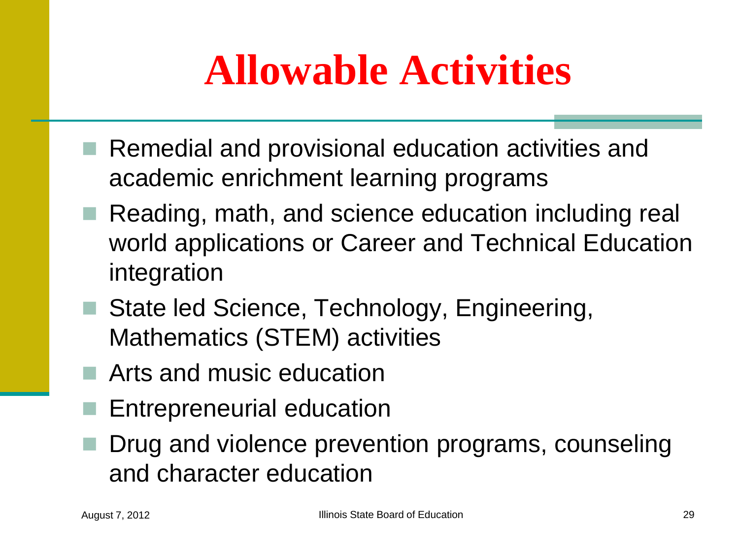# Allowable Activities

- Remedial and provisional education activities and academic enrichment learning programs
- Reading, math, and science education including real world applications or Career and Technical Education integration
- State led Science, Technology, Engineering, Mathematics (STEM) activities
- Arts and music education
- Entrepreneurial education
- Drug and violence prevention programs, counseling and character education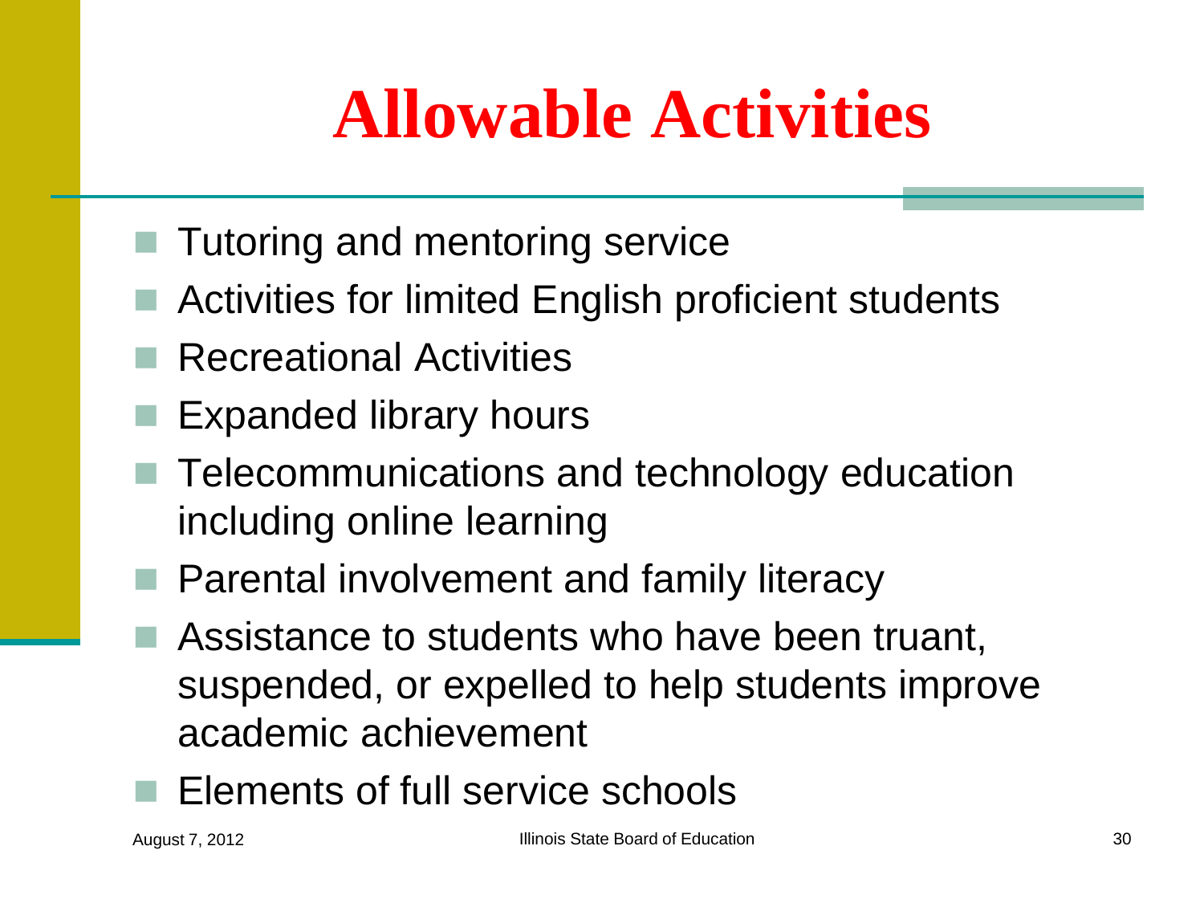# Allowable Activities

- Tutoring and mentoring service
- Activities for limited English proficient students
- Recreational Activities
- Expanded library hours
- Telecommunications and technology education including online learning
- Parental involvement and family literacy
- Assistance to students who have been truant, suspended, or expelled to help students improve academic achievement
- Elements of full service schools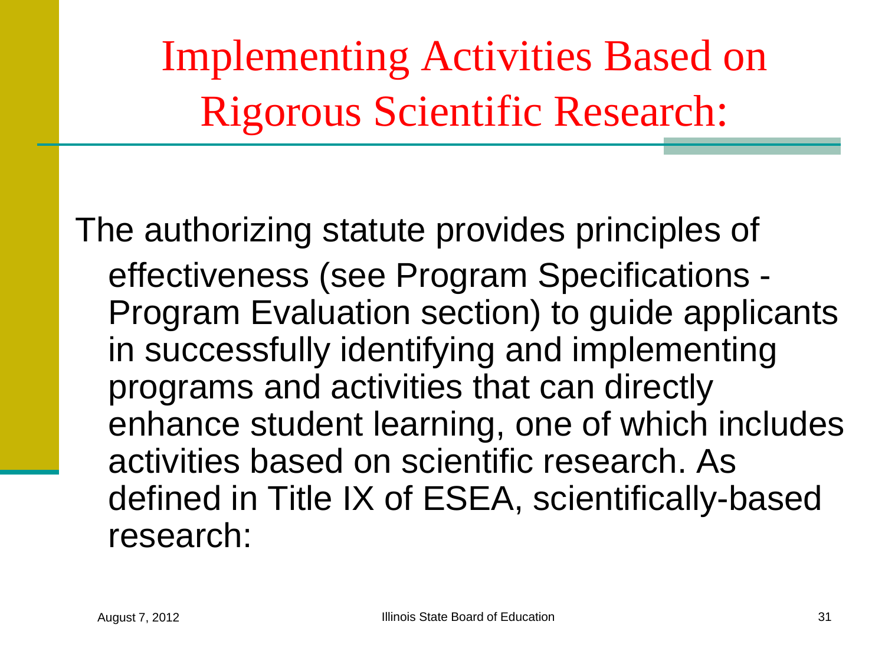# Implementing Activities Based on Rigorous Scientific Research:

The authorizing statute provides principles of effectiveness (see Program Specifications - Program Evaluation section) to guide applicants in successfully identifying and implementing programs and activities that can directly enhance student learning, one of which includes activities based on scientific research. As defined in Title IX of ESEA, scientifically-based research: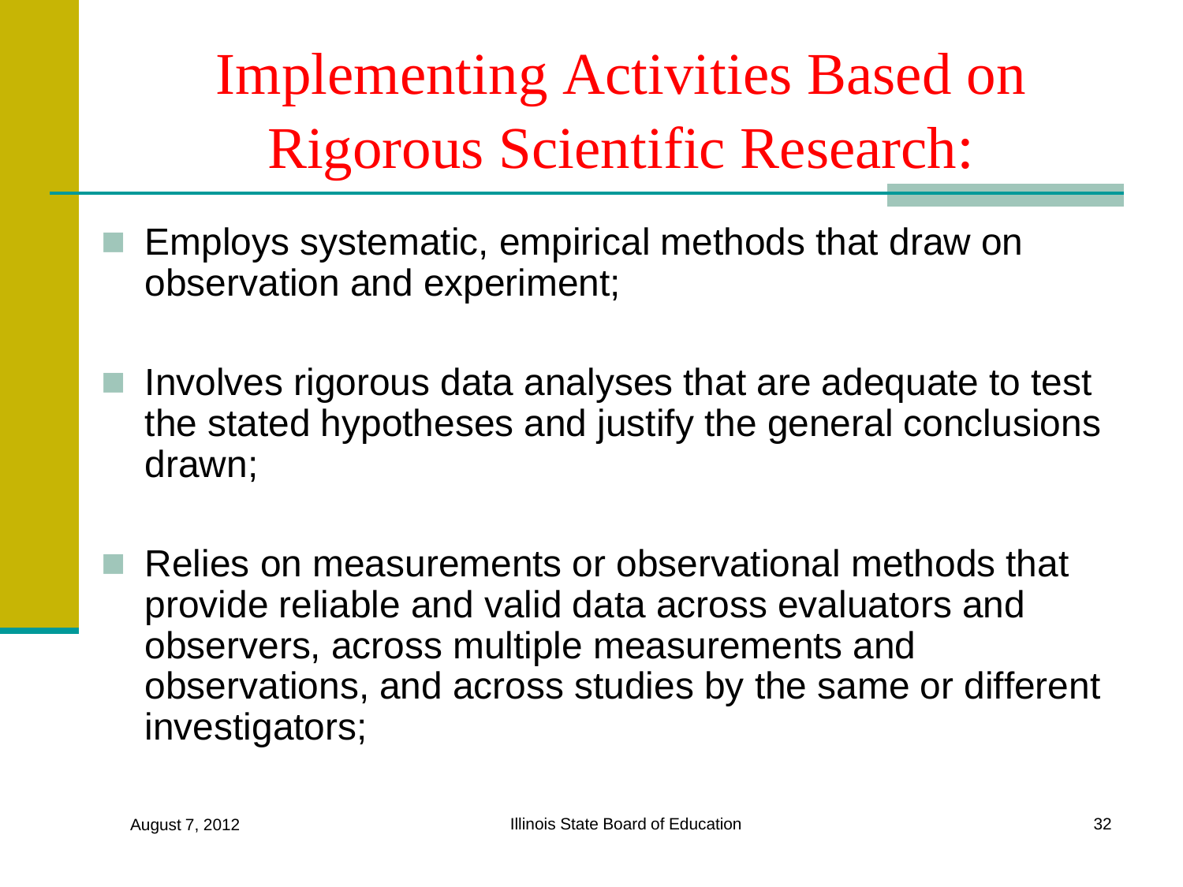# Implementing Activities Based on Rigorous Scientific Research:

- Employs systematic, empirical methods that draw on observation and experiment;
- Involves rigorous data analyses that are adequate to test the stated hypotheses and justify the general conclusions drawn;
- Relies on measurements or observational methods that provide reliable and valid data across evaluators and observers, across multiple measurements and observations, and across studies by the same or different investigators;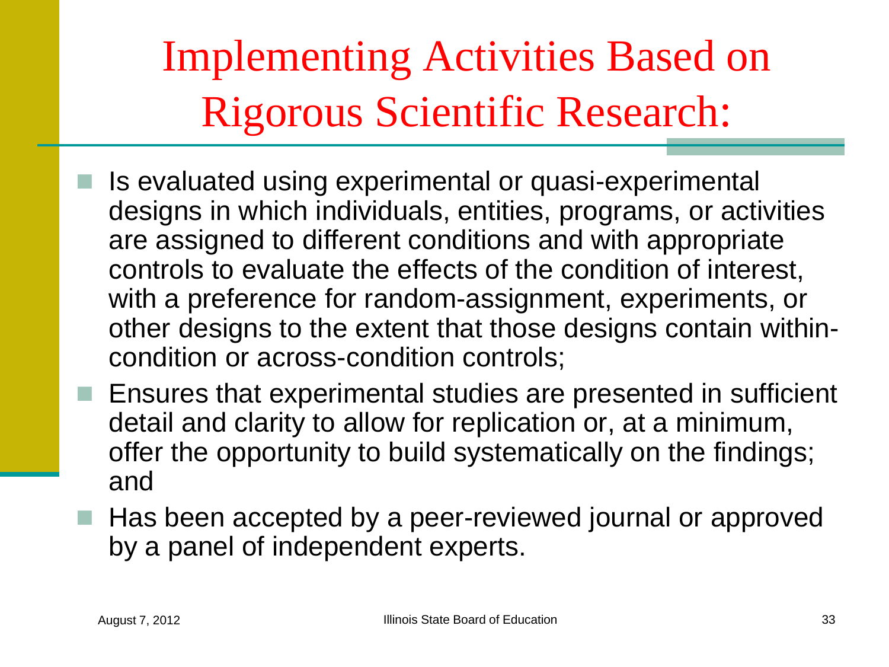# Implementing Activities Based on Rigorous Scientific Research:

- Is evaluated using experimental or quasi-experimental designs in which individuals, entities, programs, or activities are assigned to different conditions and with appropriate controls to evaluate the effects of the condition of interest, with a preference for random-assignment, experiments, or other designs to the extent that those designs contain within-condition or across-condition controls;
- Ensures that experimental studies are presented in sufficient detail and clarity to allow for replication or, at a minimum, offer the opportunity to build systematically on the findings; and
- Has been accepted by a peer-reviewed journal or approved by a panel of independent experts.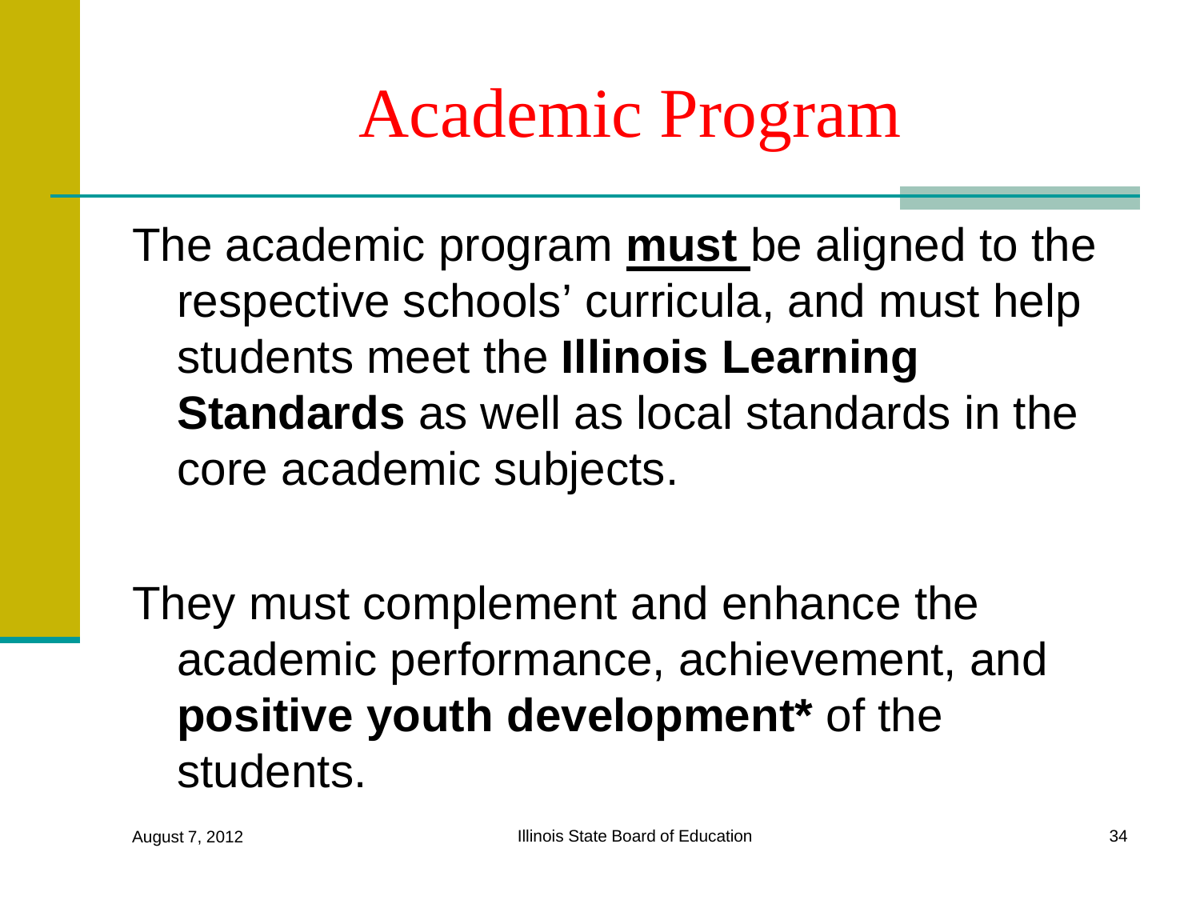# Academic Program

The academic program **must** be aligned to the respective schools' curricula, and must help students meet the **Illinois Learning Standards** as well as local standards in the core academic subjects.

They must complement and enhance the academic performance, achievement, and **positive youth development*** of the students.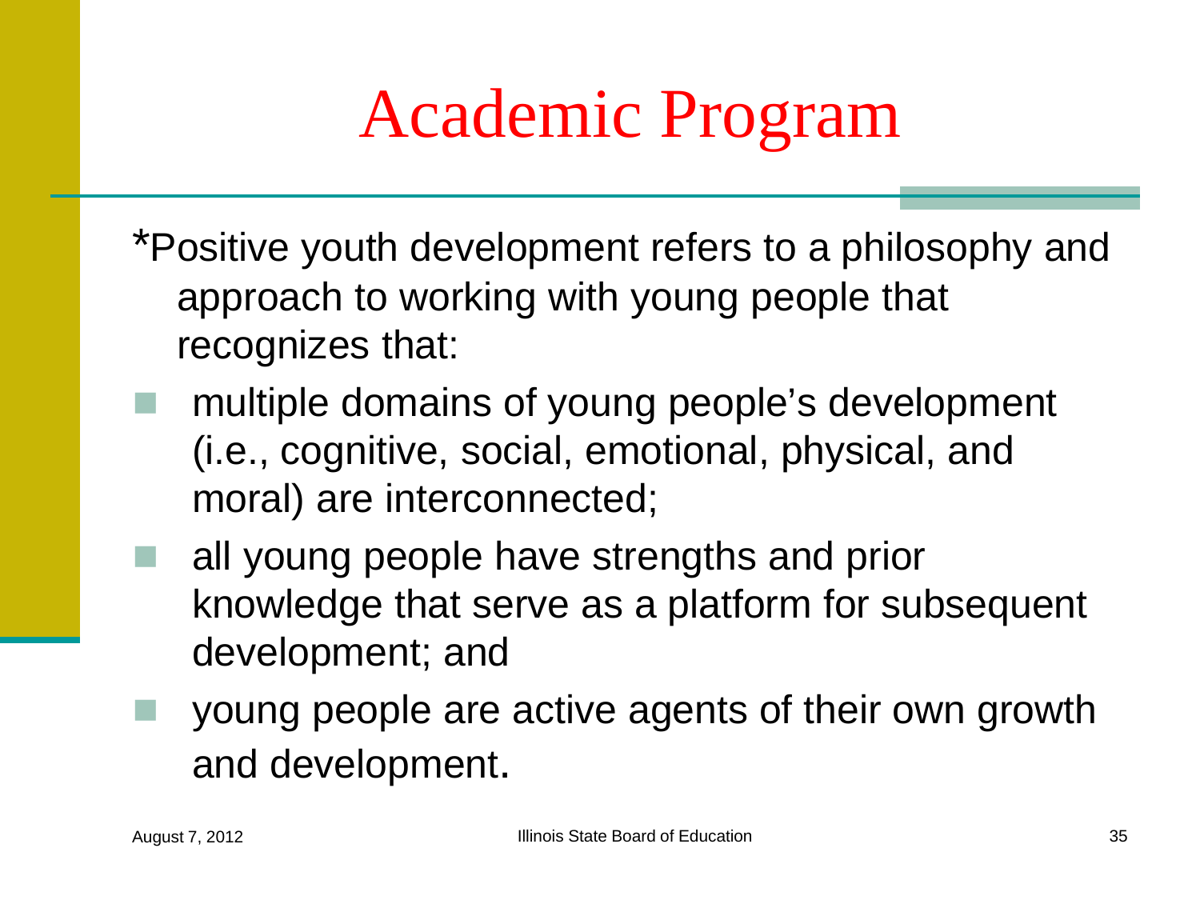# Academic Program

*Positive youth development refers to a philosophy and approach to working with young people that recognizes that:

- multiple domains of young people's development (i.e., cognitive, social, emotional, physical, and moral) are interconnected;
- all young people have strengths and prior knowledge that serve as a platform for subsequent development; and
- young people are active agents of their own growth and development.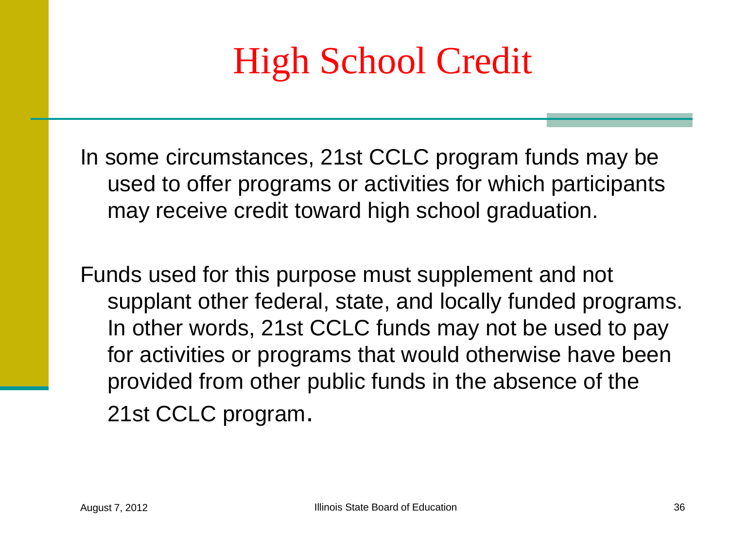# High School Credit

In some circumstances, 21st CCLC program funds may be used to offer programs or activities for which participants may receive credit toward high school graduation.

Funds used for this purpose must supplement and not supplant other federal, state, and locally funded programs. In other words, 21st CCLC funds may not be used to pay for activities or programs that would otherwise have been provided from other public funds in the absence of the 21st CCLC program.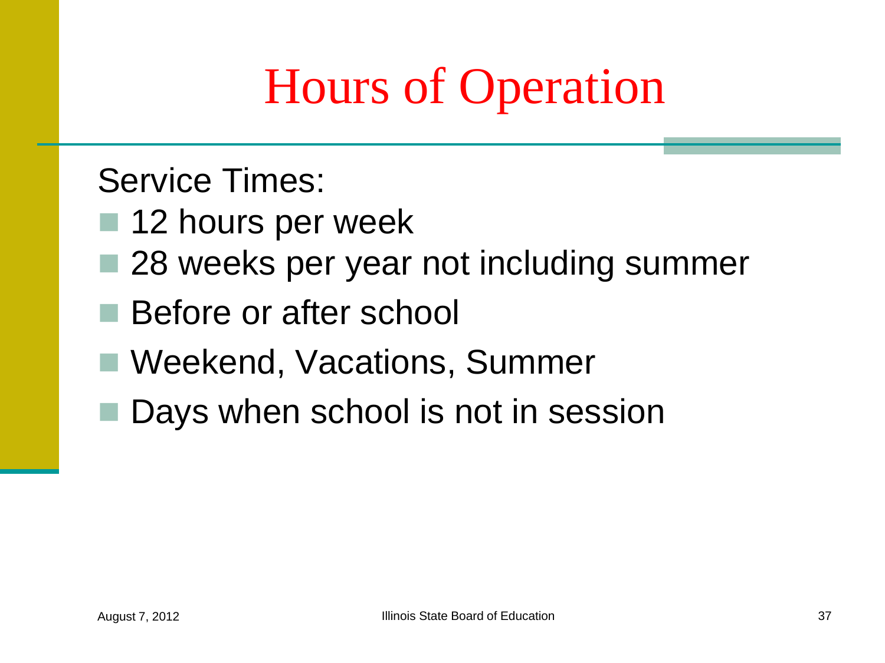# Hours of Operation

Service Times:

- 12 hours per week
- 28 weeks per year not including summer
- Before or after school
- Weekend, Vacations, Summer
- Days when school is not in session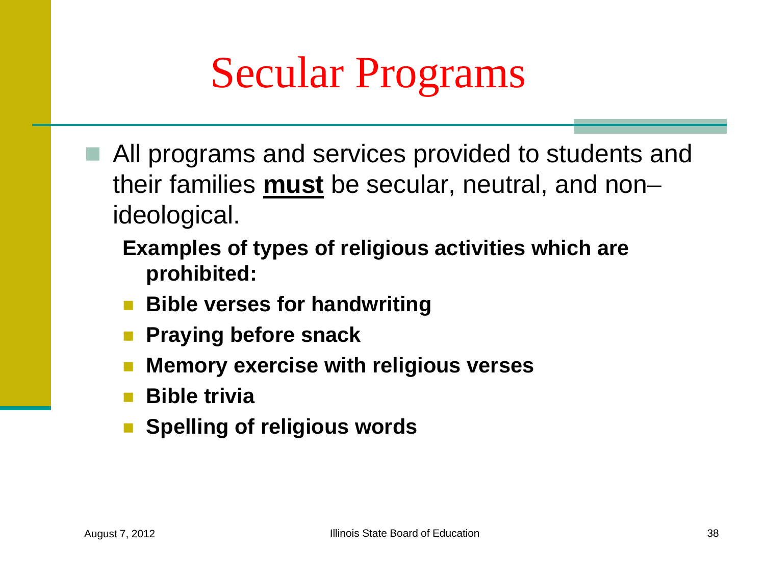# Secular Programs

- All programs and services provided to students and their families **must** be secular, neutral, and non–ideological.

  **Examples of types of religious activities which are prohibited:**

  - **Bible verses for handwriting**
  - **Praying before snack**
  - **Memory exercise with religious verses**
  - **Bible trivia**
  - **Spelling of religious words**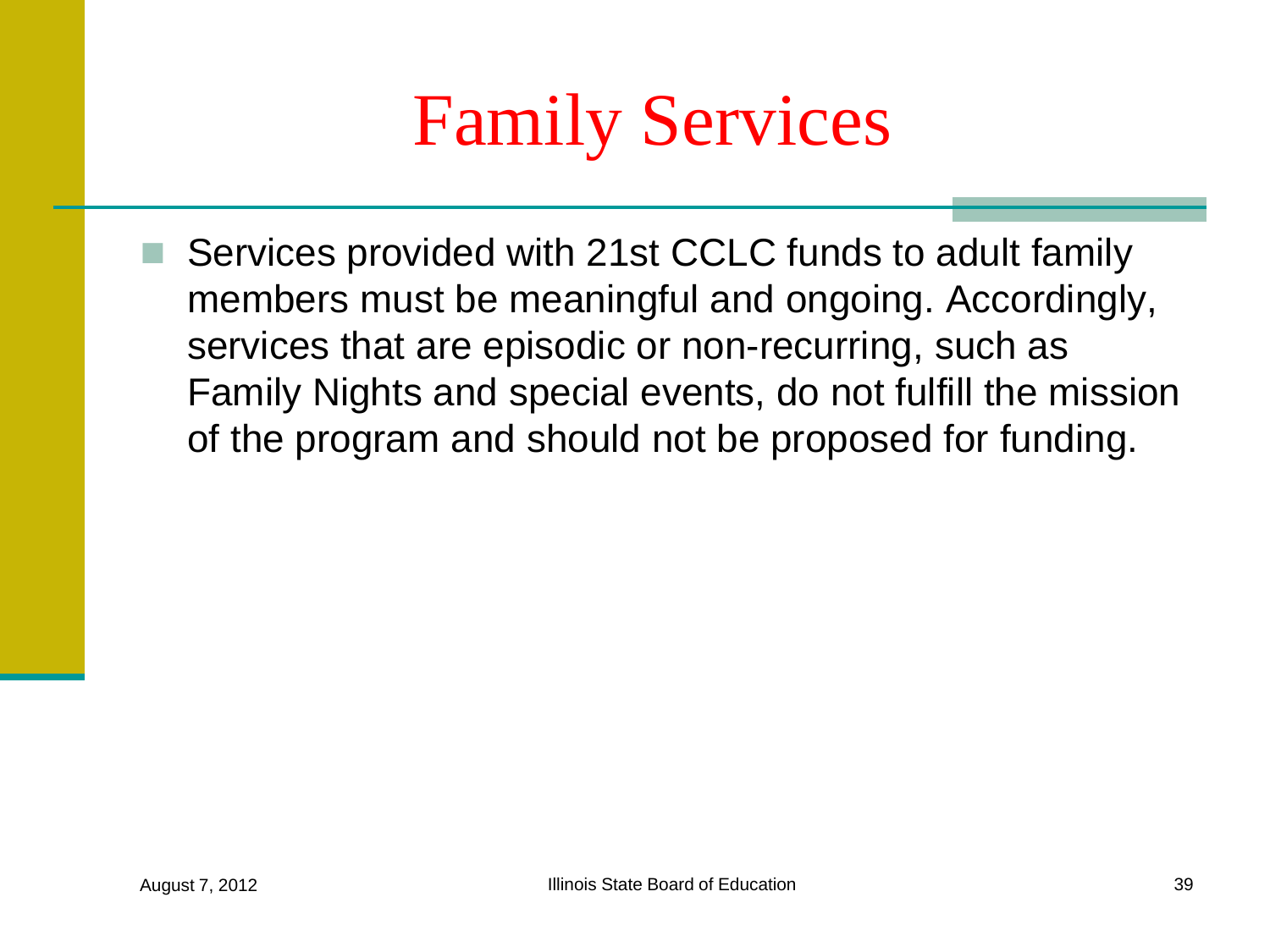# Family Services

- Services provided with 21st CCLC funds to adult family members must be meaningful and ongoing. Accordingly, services that are episodic or non-recurring, such as Family Nights and special events, do not fulfill the mission of the program and should not be proposed for funding.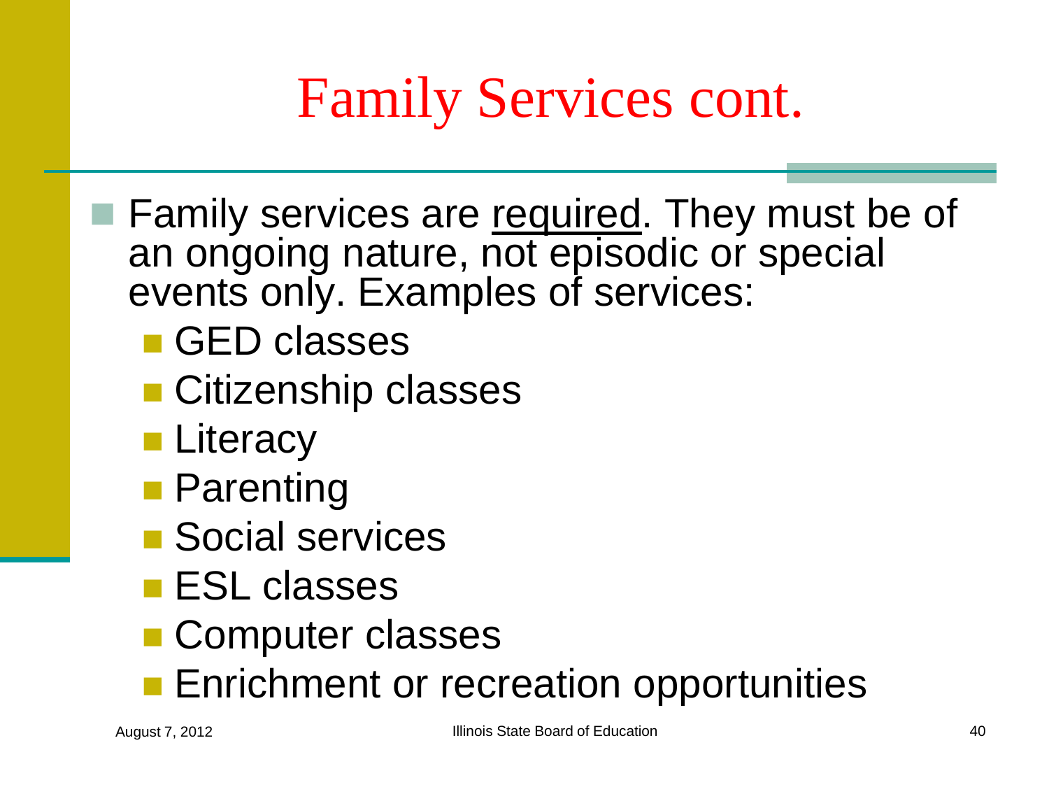# Family Services cont.

- Family services are <u>required</u>. They must be of an ongoing nature, not episodic or special events only. Examples of services:
  - GED classes
  - Citizenship classes
  - Literacy
  - Parenting
  - Social services
  - ESL classes
  - Computer classes
  - Enrichment or recreation opportunities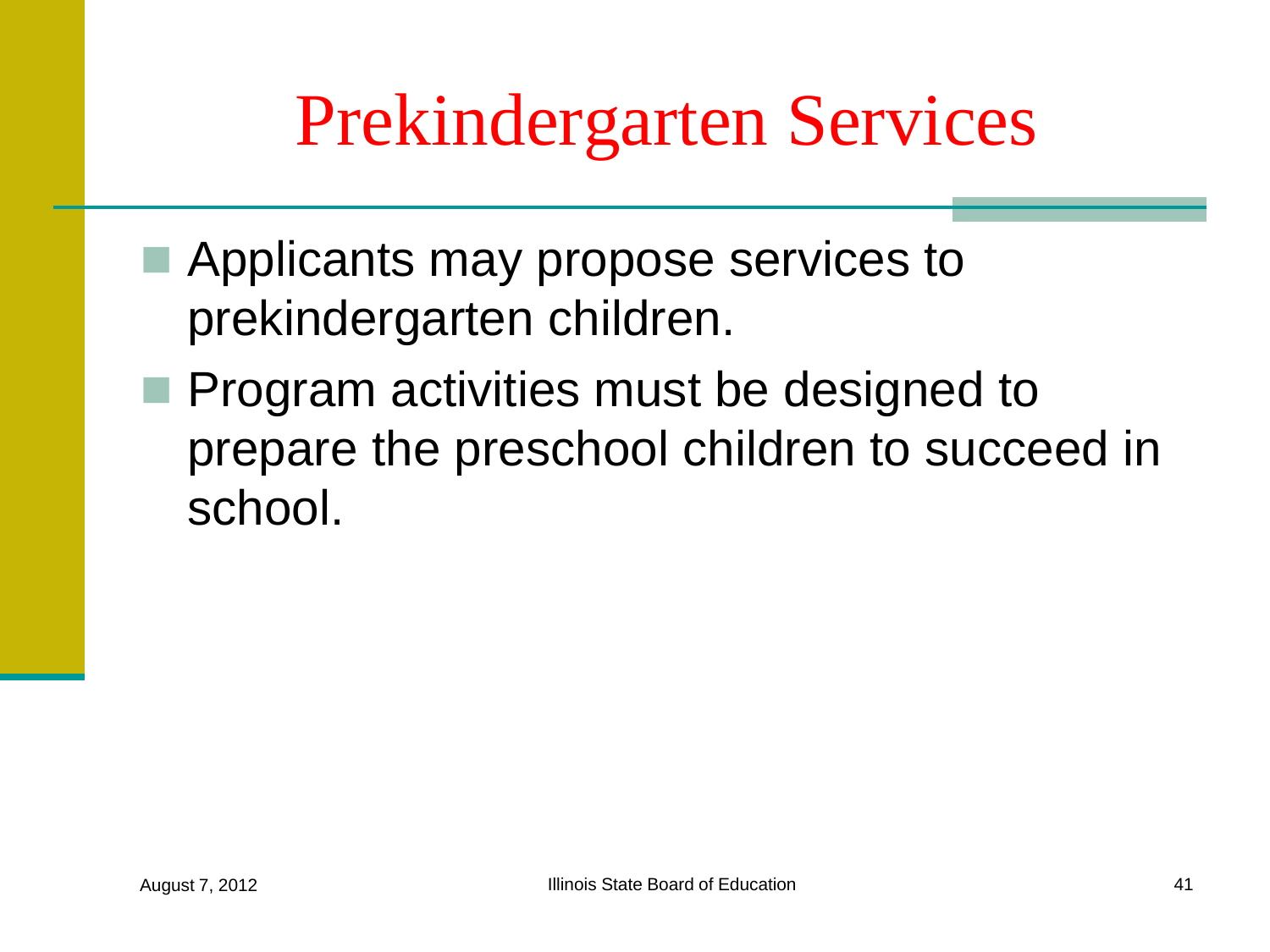# Prekindergarten Services

- Applicants may propose services to prekindergarten children.
- Program activities must be designed to prepare the preschool children to succeed in school.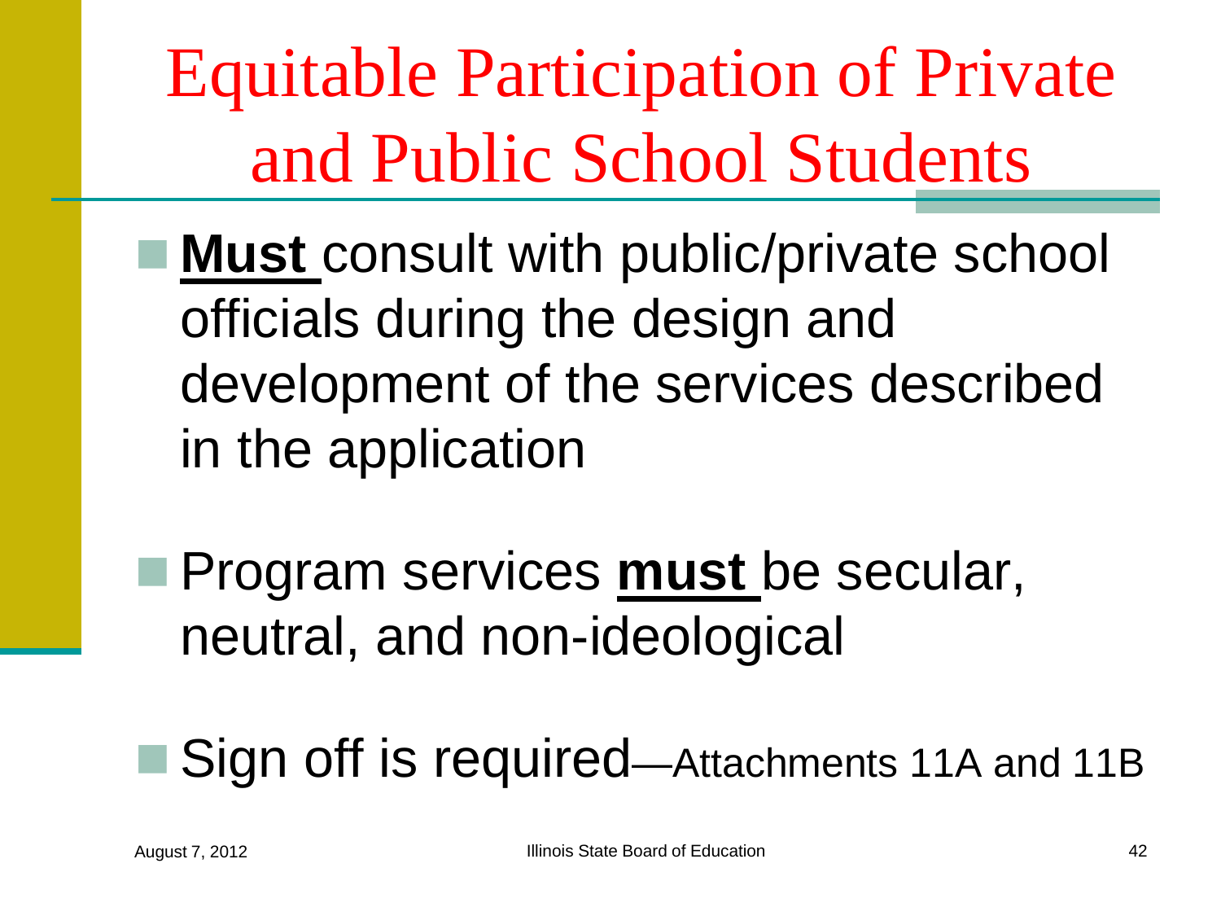# Equitable Participation of Private and Public School Students

- **Must** consult with public/private school officials during the design and development of the services described in the application
- Program services **must** be secular, neutral, and non-ideological
- Sign off is required—Attachments 11A and 11B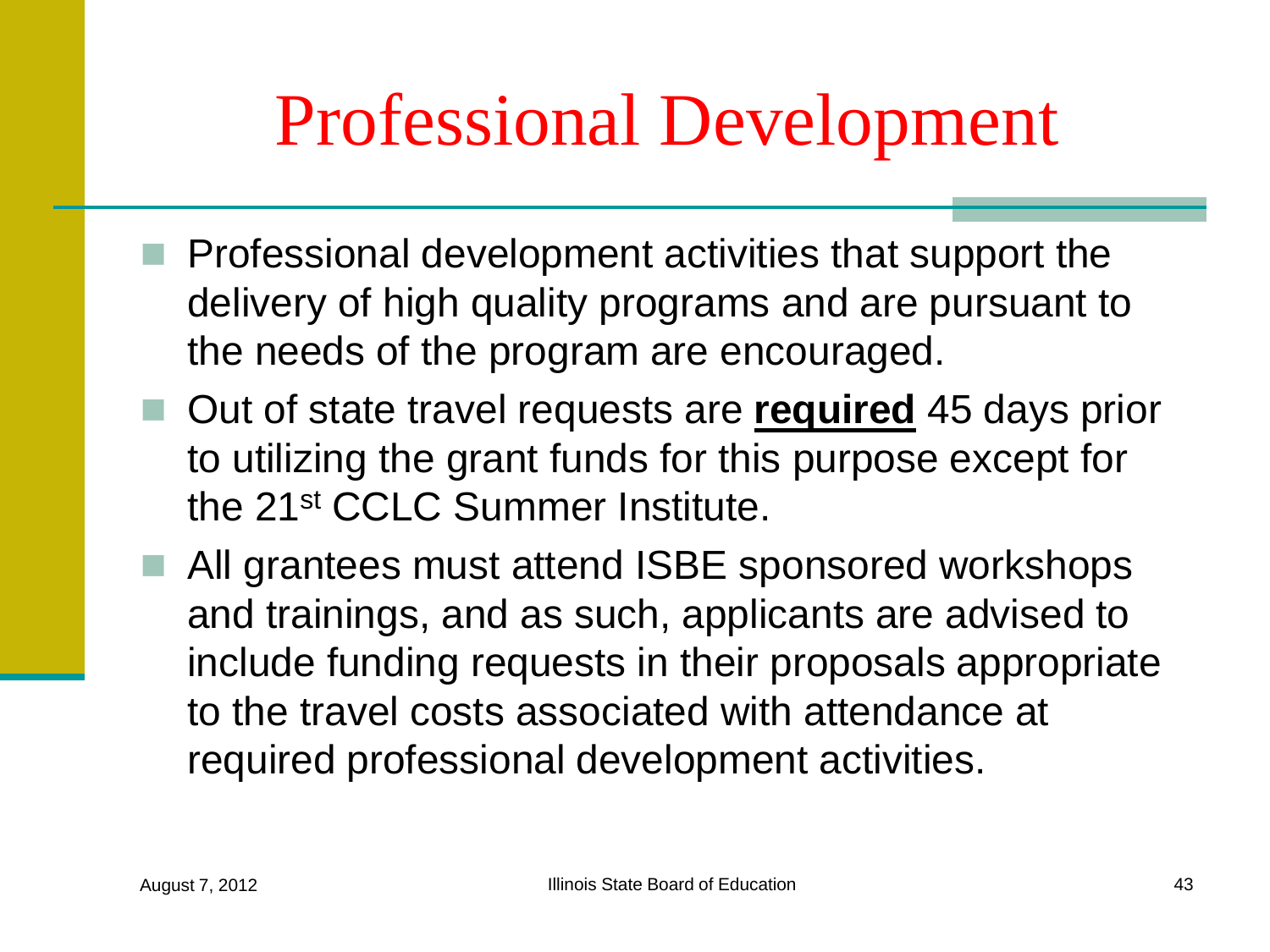# Professional Development

- Professional development activities that support the delivery of high quality programs and are pursuant to the needs of the program are encouraged.
- Out of state travel requests are **required** 45 days prior to utilizing the grant funds for this purpose except for the 21st CCLC Summer Institute.
- All grantees must attend ISBE sponsored workshops and trainings, and as such, applicants are advised to include funding requests in their proposals appropriate to the travel costs associated with attendance at required professional development activities.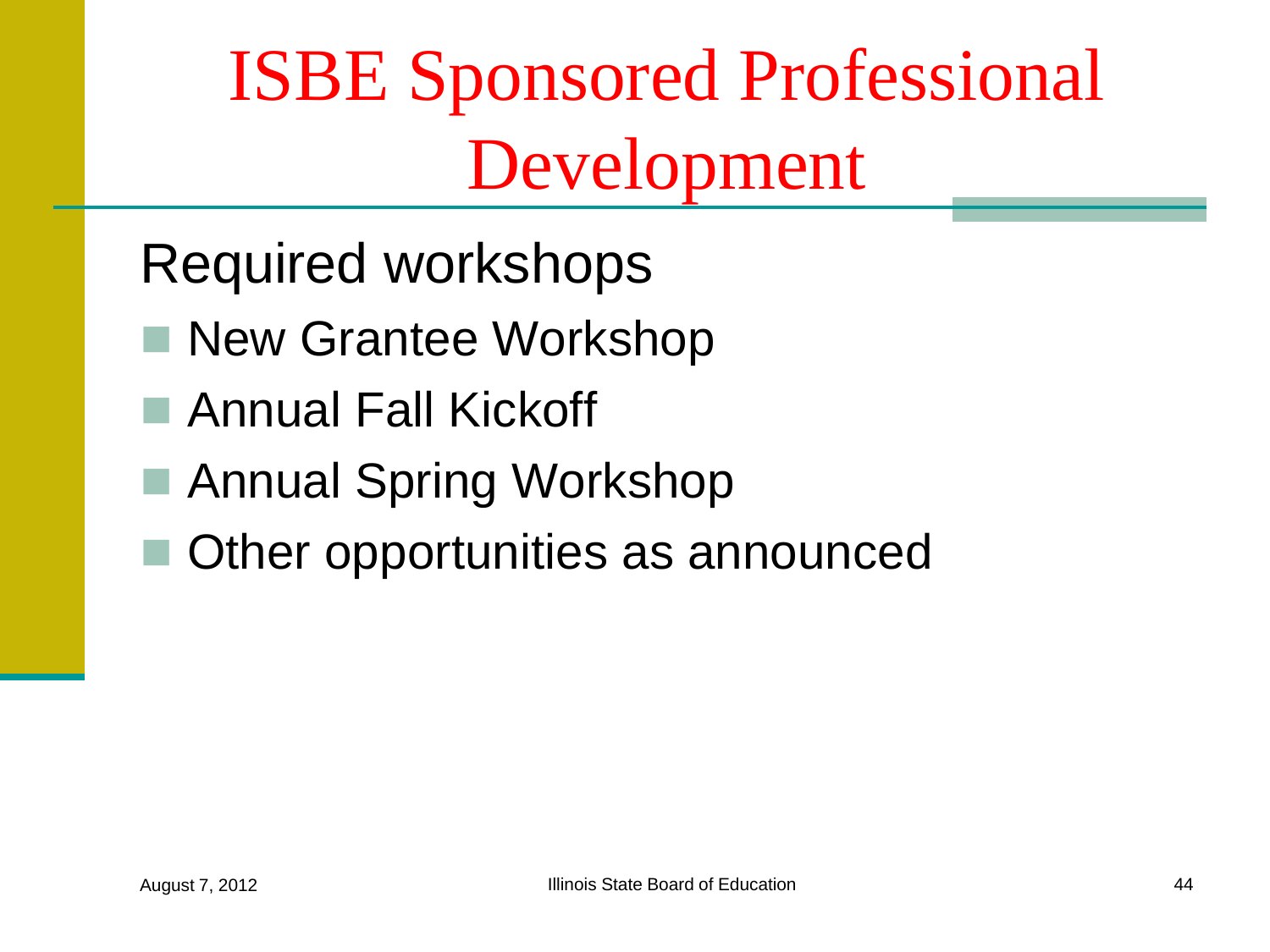# ISBE Sponsored Professional Development

Required workshops

- New Grantee Workshop
- Annual Fall Kickoff
- Annual Spring Workshop
- Other opportunities as announced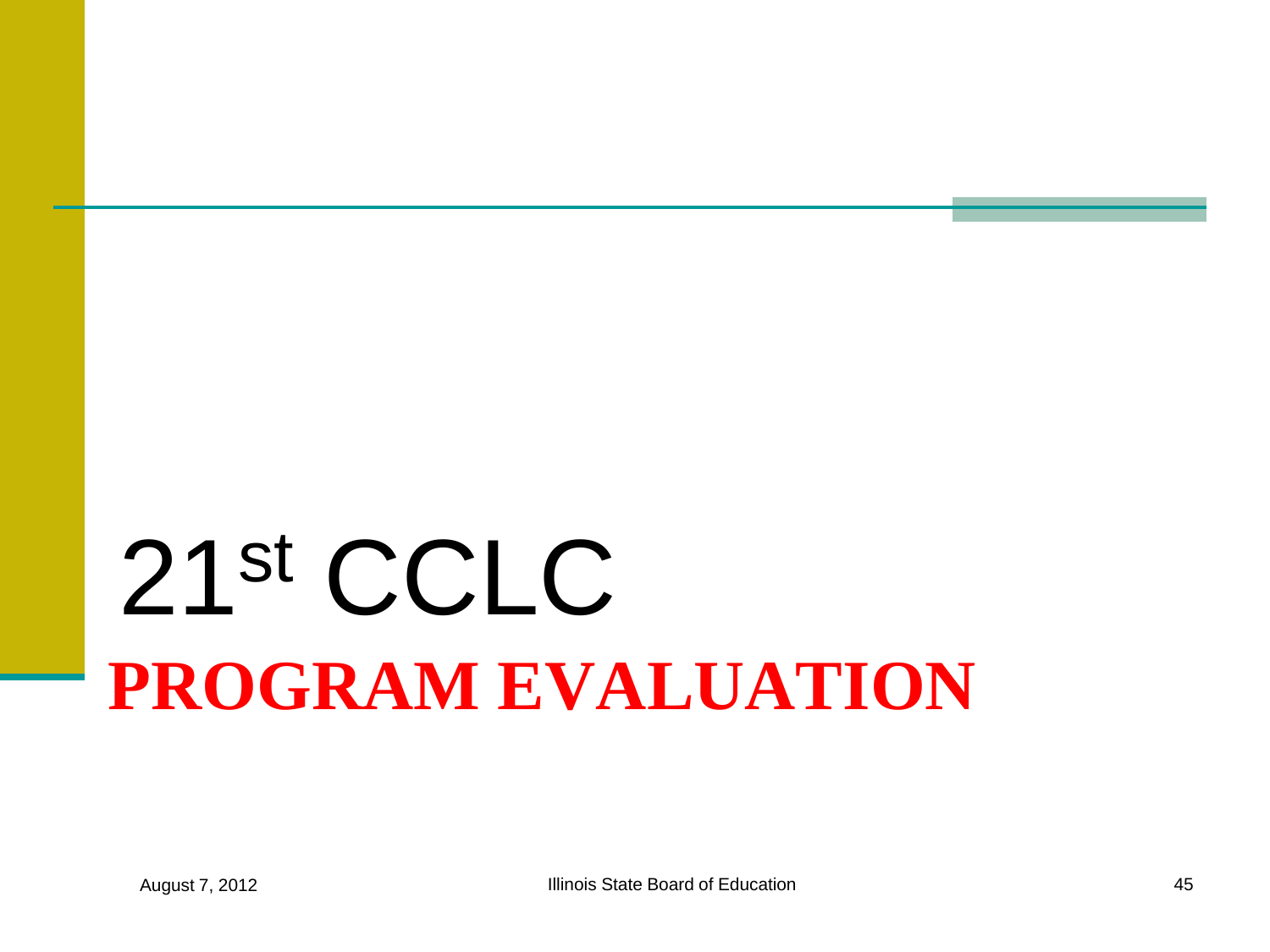# 21st CCLC

## **PROGRAM EVALUATION**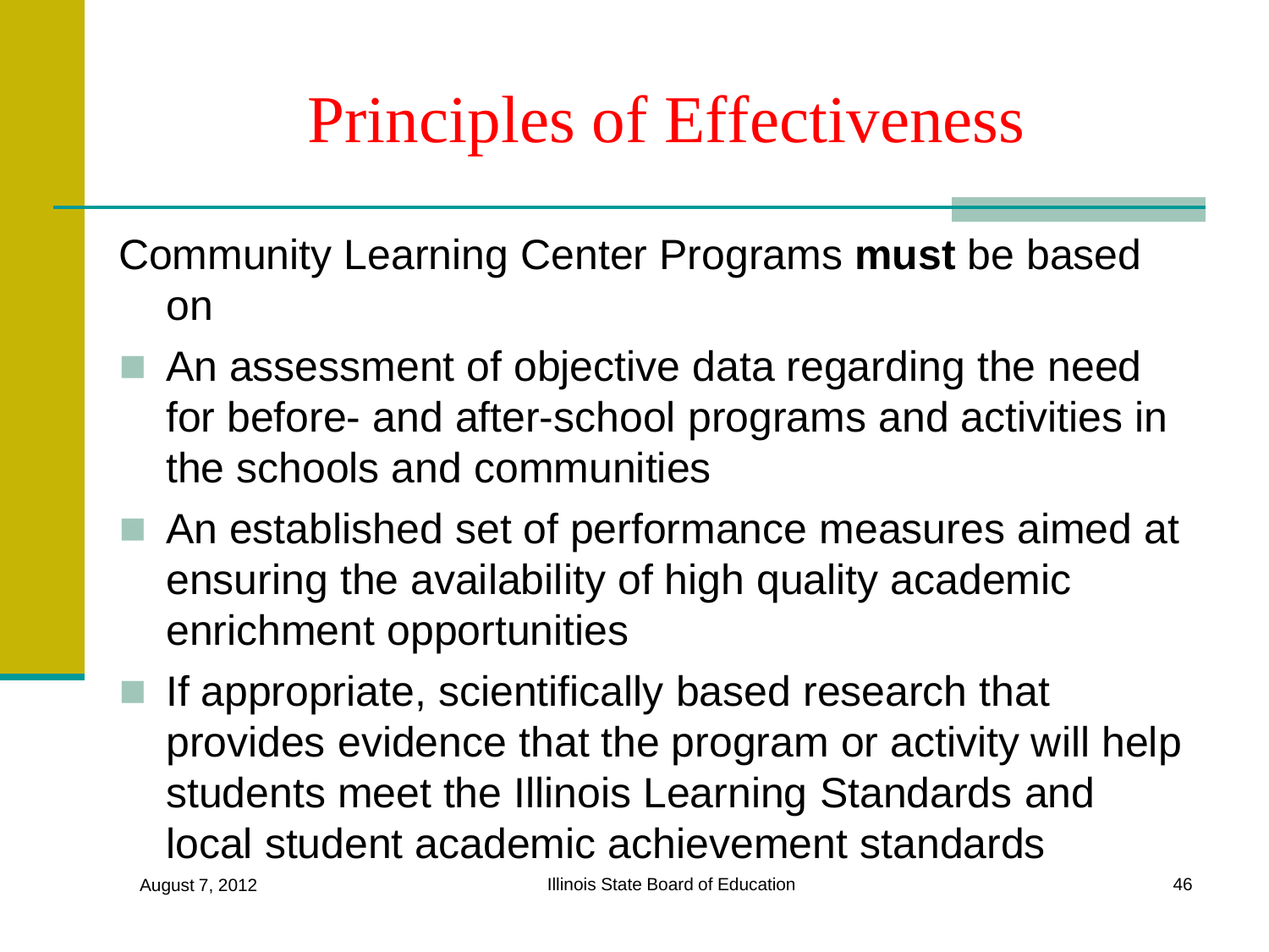# Principles of Effectiveness

Community Learning Center Programs **must** be based on

- An assessment of objective data regarding the need for before- and after-school programs and activities in the schools and communities
- An established set of performance measures aimed at ensuring the availability of high quality academic enrichment opportunities
- If appropriate, scientifically based research that provides evidence that the program or activity will help students meet the Illinois Learning Standards and local student academic achievement standards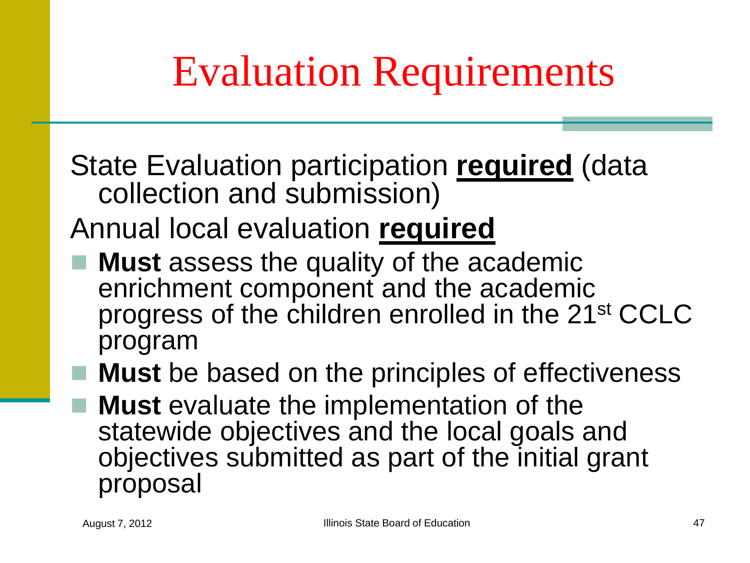# Evaluation Requirements

State Evaluation participation **required** (data collection and submission)

Annual local evaluation **required**

- **Must** assess the quality of the academic enrichment component and the academic progress of the children enrolled in the 21st CCLC program
- **Must** be based on the principles of effectiveness
- **Must** evaluate the implementation of the statewide objectives and the local goals and objectives submitted as part of the initial grant proposal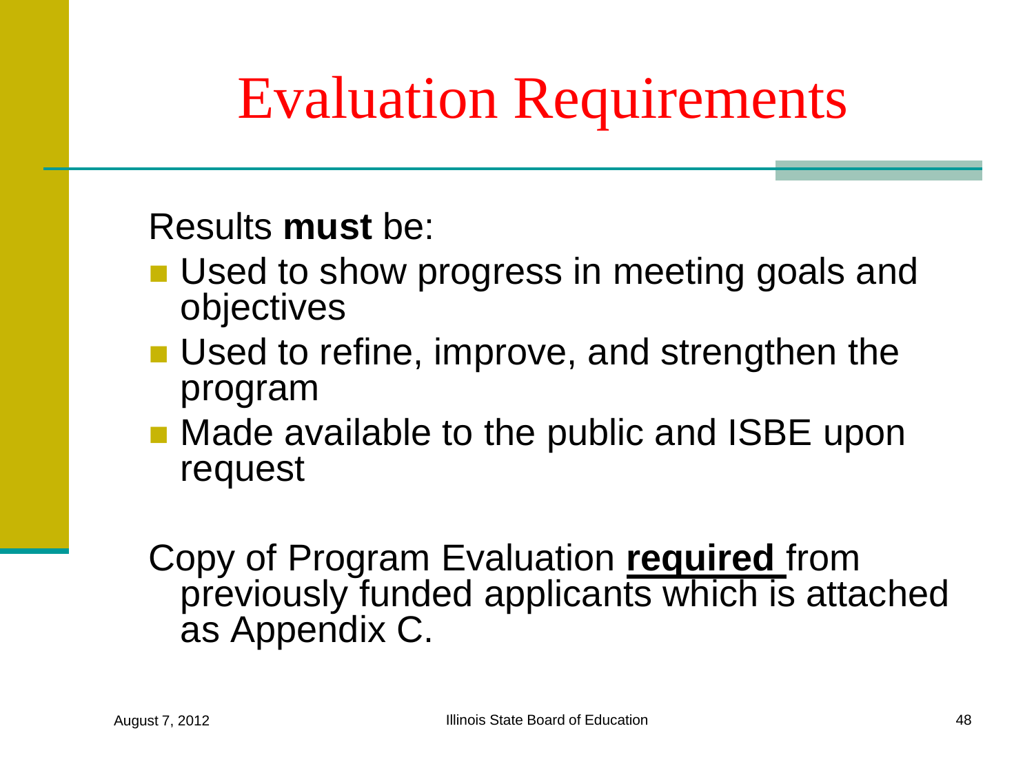# Evaluation Requirements

Results **must** be:

- Used to show progress in meeting goals and objectives
- Used to refine, improve, and strengthen the program
- Made available to the public and ISBE upon request

Copy of Program Evaluation **required** from previously funded applicants which is attached as Appendix C.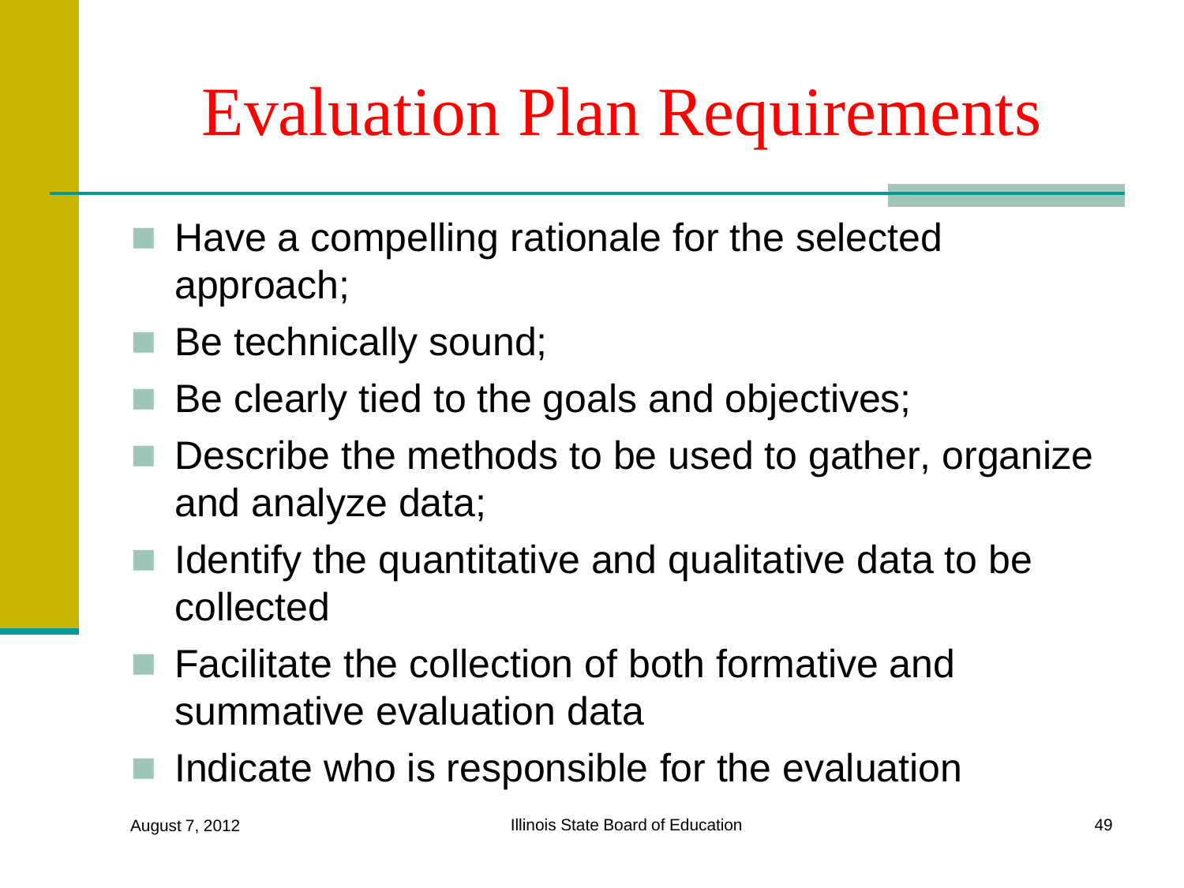# Evaluation Plan Requirements

- Have a compelling rationale for the selected approach;
- Be technically sound;
- Be clearly tied to the goals and objectives;
- Describe the methods to be used to gather, organize and analyze data;
- Identify the quantitative and qualitative data to be collected
- Facilitate the collection of both formative and summative evaluation data
- Indicate who is responsible for the evaluation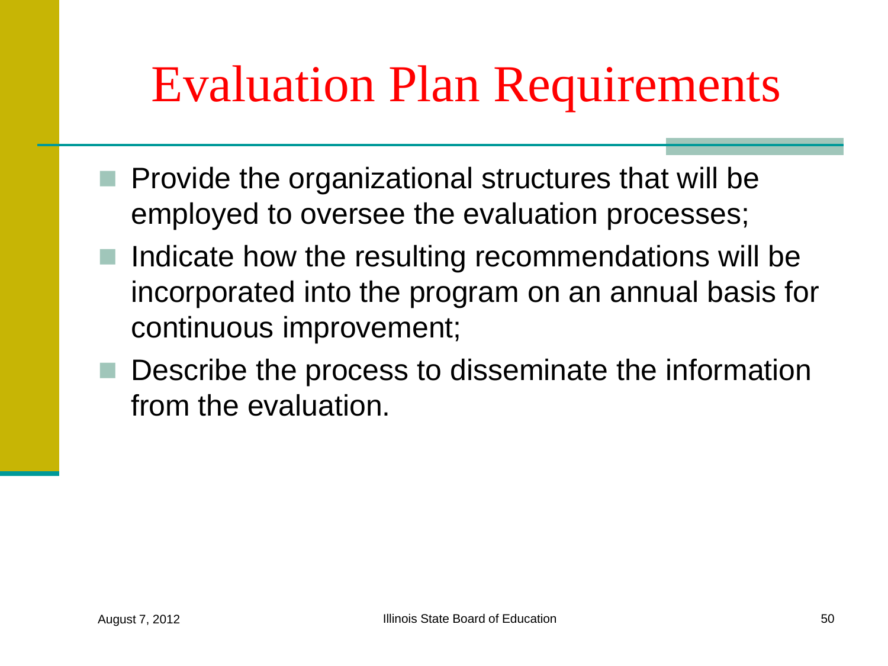# Evaluation Plan Requirements

- Provide the organizational structures that will be employed to oversee the evaluation processes;
- Indicate how the resulting recommendations will be incorporated into the program on an annual basis for continuous improvement;
- Describe the process to disseminate the information from the evaluation.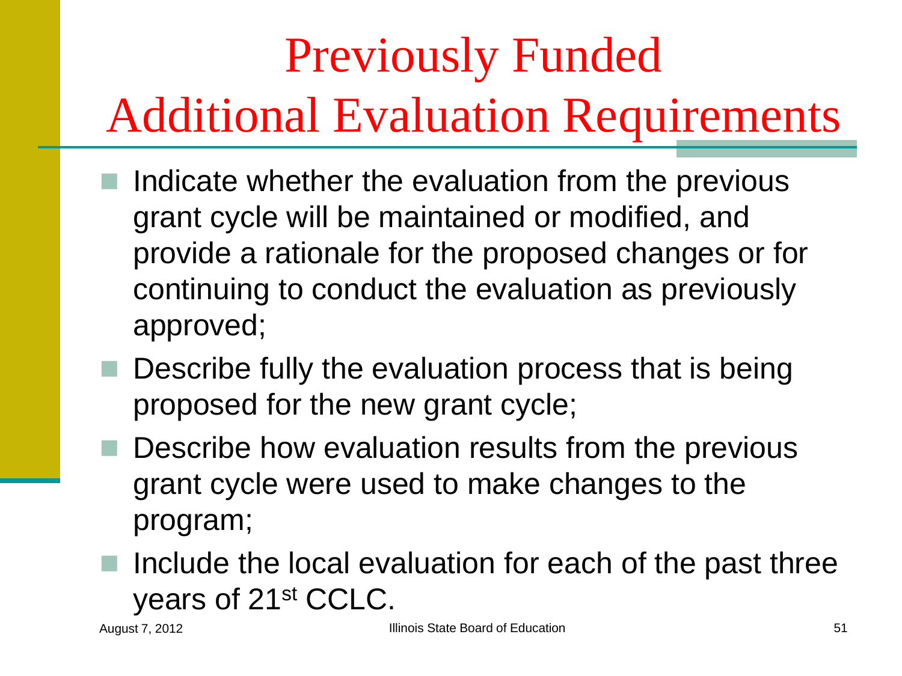# Previously Funded Additional Evaluation Requirements

- Indicate whether the evaluation from the previous grant cycle will be maintained or modified, and provide a rationale for the proposed changes or for continuing to conduct the evaluation as previously approved;
- Describe fully the evaluation process that is being proposed for the new grant cycle;
- Describe how evaluation results from the previous grant cycle were used to make changes to the program;
- Include the local evaluation for each of the past three years of 21st CCLC.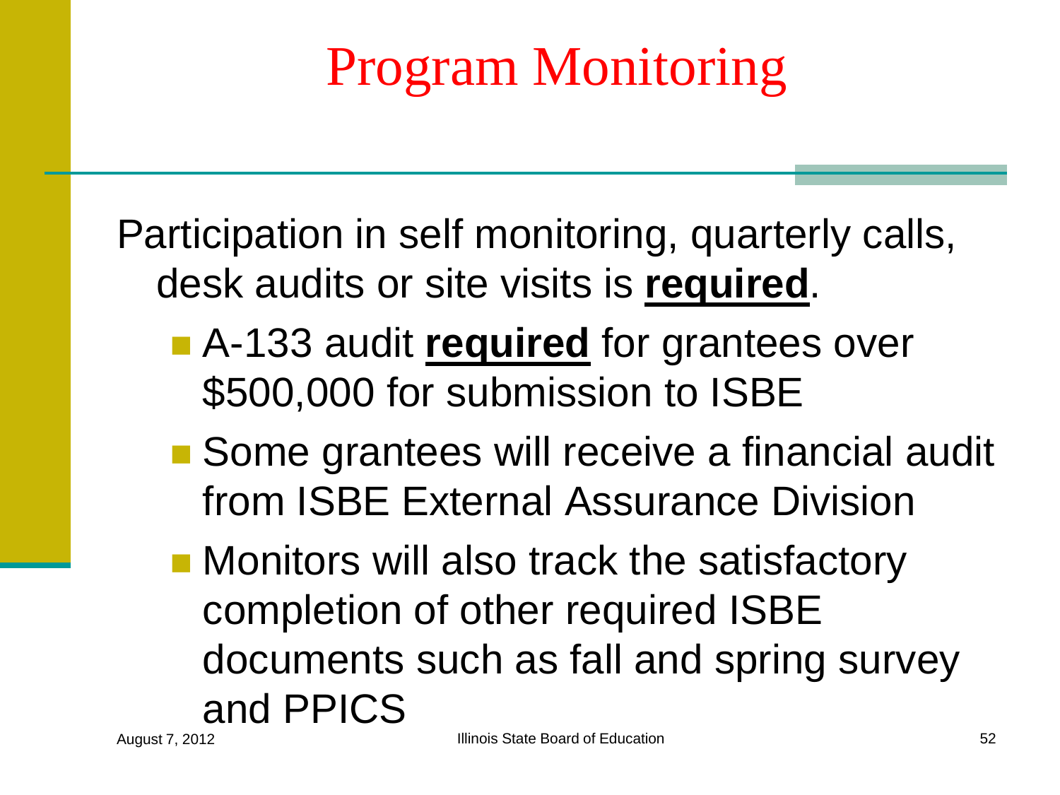# Program Monitoring

Participation in self monitoring, quarterly calls, desk audits or site visits is **required**.

- A-133 audit **required** for grantees over $500,000 for submission to ISBE
- Some grantees will receive a financial audit from ISBE External Assurance Division
- Monitors will also track the satisfactory completion of other required ISBE documents such as fall and spring survey and PPICS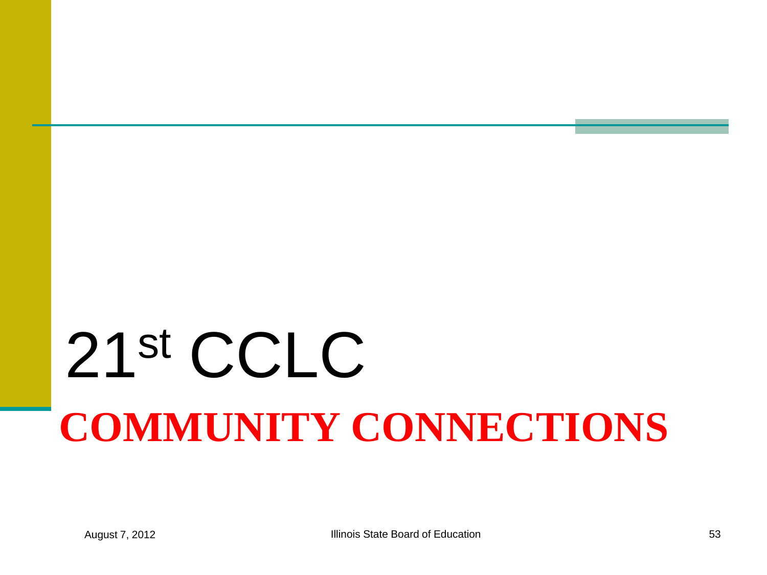# 21st CCLC

## COMMUNITY CONNECTIONS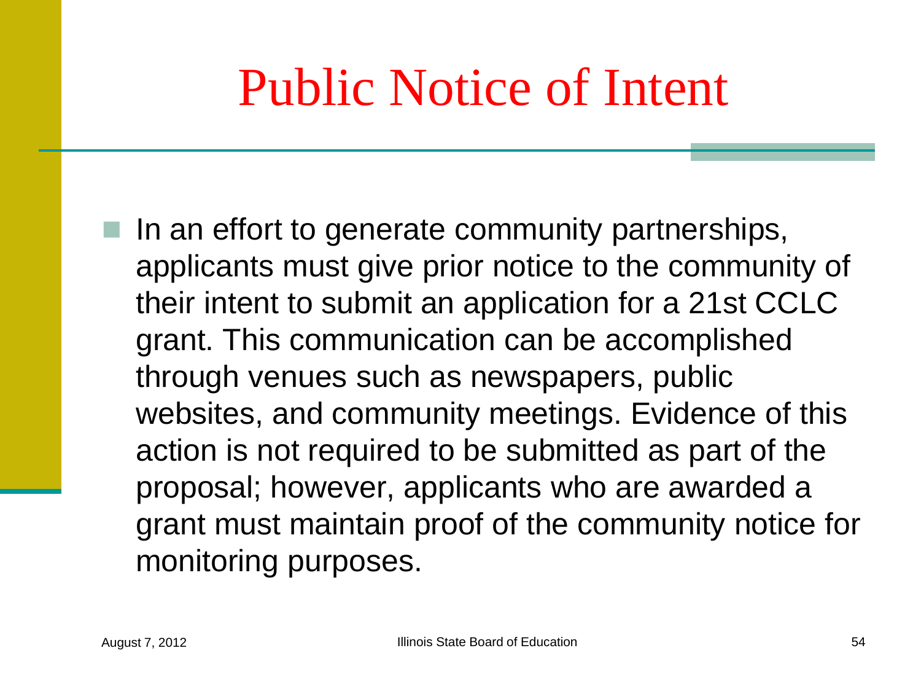# Public Notice of Intent

- In an effort to generate community partnerships, applicants must give prior notice to the community of their intent to submit an application for a 21st CCLC grant. This communication can be accomplished through venues such as newspapers, public websites, and community meetings. Evidence of this action is not required to be submitted as part of the proposal; however, applicants who are awarded a grant must maintain proof of the community notice for monitoring purposes.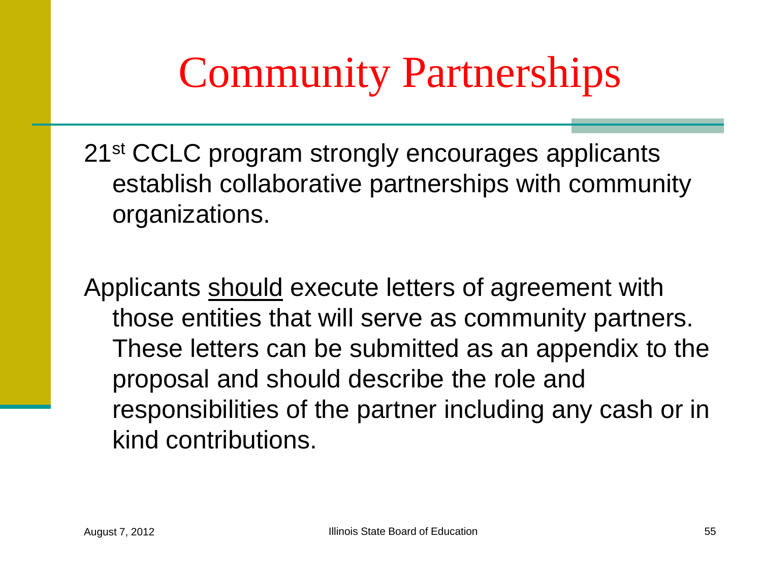# Community Partnerships

21st CCLC program strongly encourages applicants establish collaborative partnerships with community organizations.

Applicants <u>should</u> execute letters of agreement with those entities that will serve as community partners. These letters can be submitted as an appendix to the proposal and should describe the role and responsibilities of the partner including any cash or in kind contributions.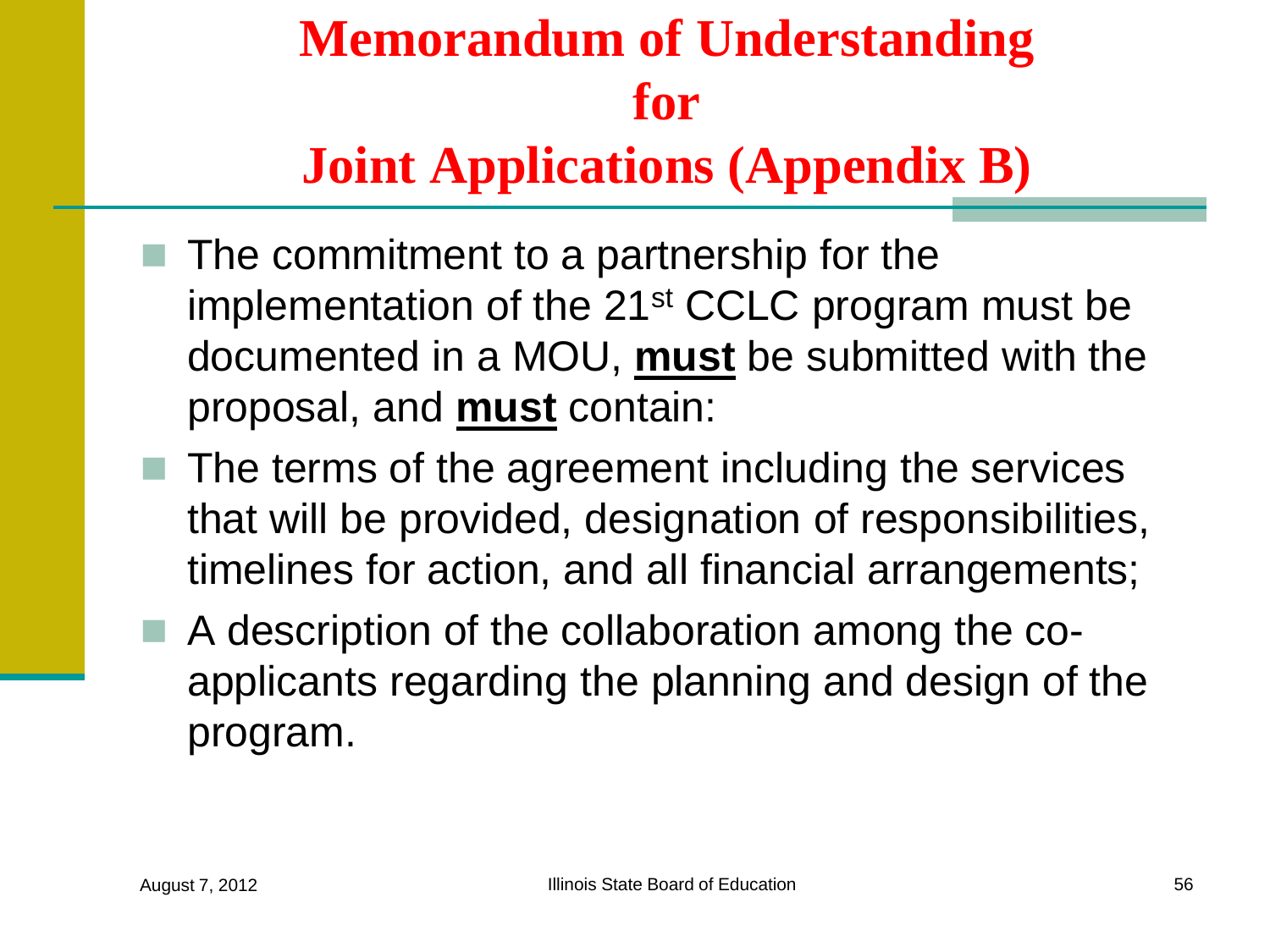# Memorandum of Understanding for Joint Applications (Appendix B)

- The commitment to a partnership for the implementation of the 21st CCLC program must be documented in a MOU, **must** be submitted with the proposal, and **must** contain:
- The terms of the agreement including the services that will be provided, designation of responsibilities, timelines for action, and all financial arrangements;
- A description of the collaboration among the co-applicants regarding the planning and design of the program.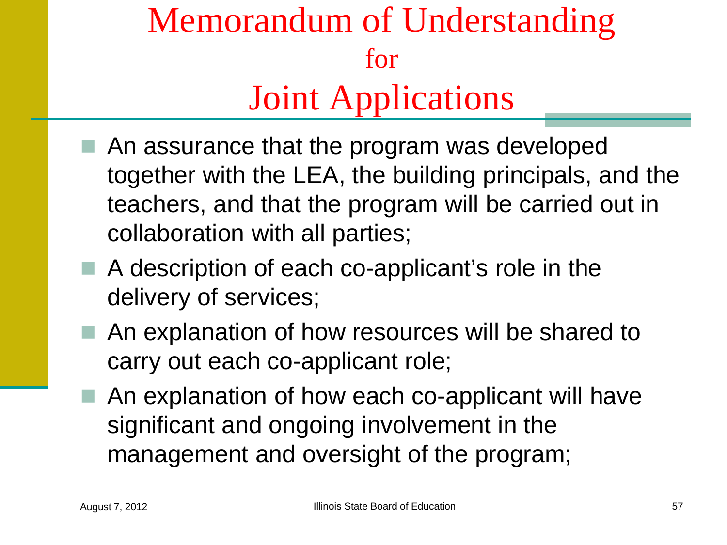# Memorandum of Understanding for Joint Applications

- An assurance that the program was developed together with the LEA, the building principals, and the teachers, and that the program will be carried out in collaboration with all parties;
- A description of each co-applicant's role in the delivery of services;
- An explanation of how resources will be shared to carry out each co-applicant role;
- An explanation of how each co-applicant will have significant and ongoing involvement in the management and oversight of the program;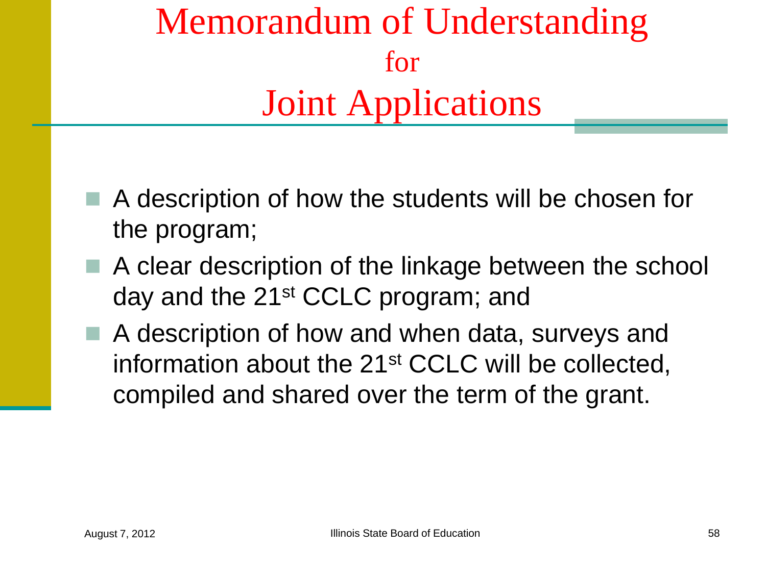# Memorandum of Understanding for Joint Applications

- A description of how the students will be chosen for the program;
- A clear description of the linkage between the school day and the 21st CCLC program; and
- A description of how and when data, surveys and information about the 21st CCLC will be collected, compiled and shared over the term of the grant.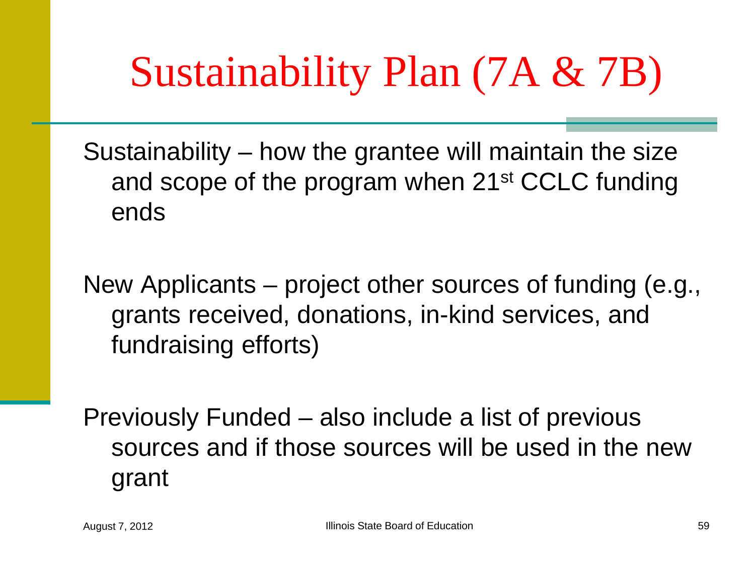# Sustainability Plan (7A & 7B)

Sustainability – how the grantee will maintain the size and scope of the program when 21st CCLC funding ends

New Applicants – project other sources of funding (e.g., grants received, donations, in-kind services, and fundraising efforts)

Previously Funded – also include a list of previous sources and if those sources will be used in the new grant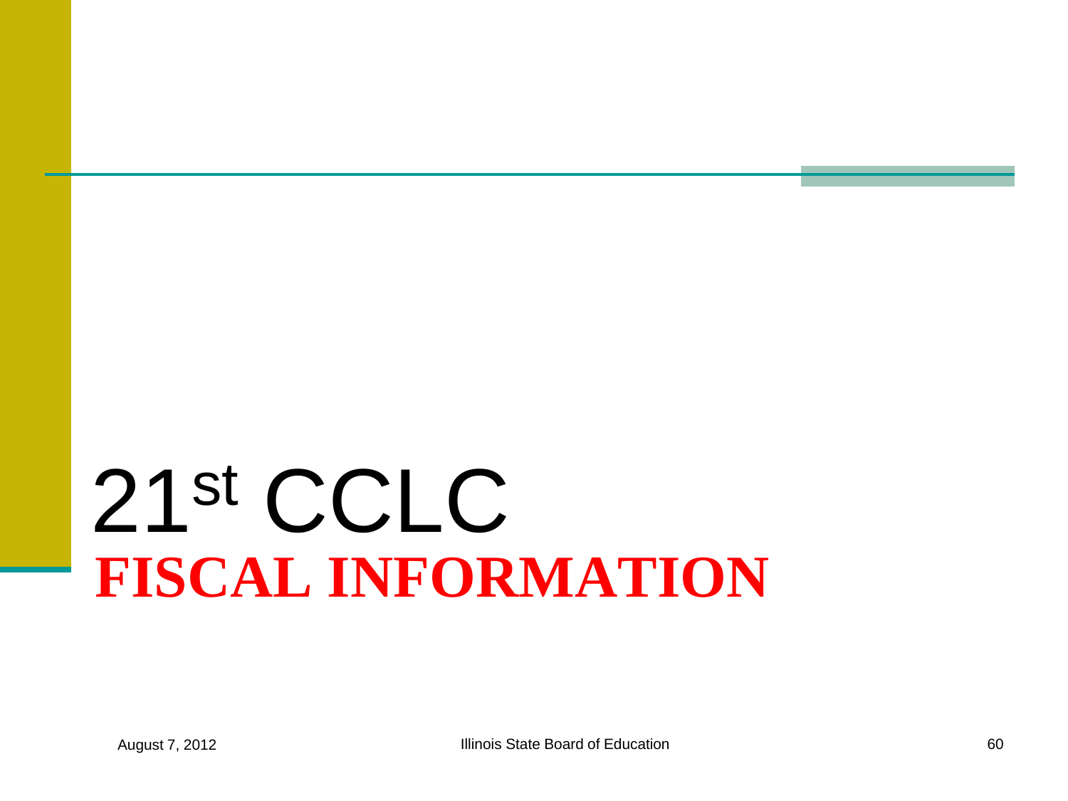# 21st CCLC

## **FISCAL INFORMATION**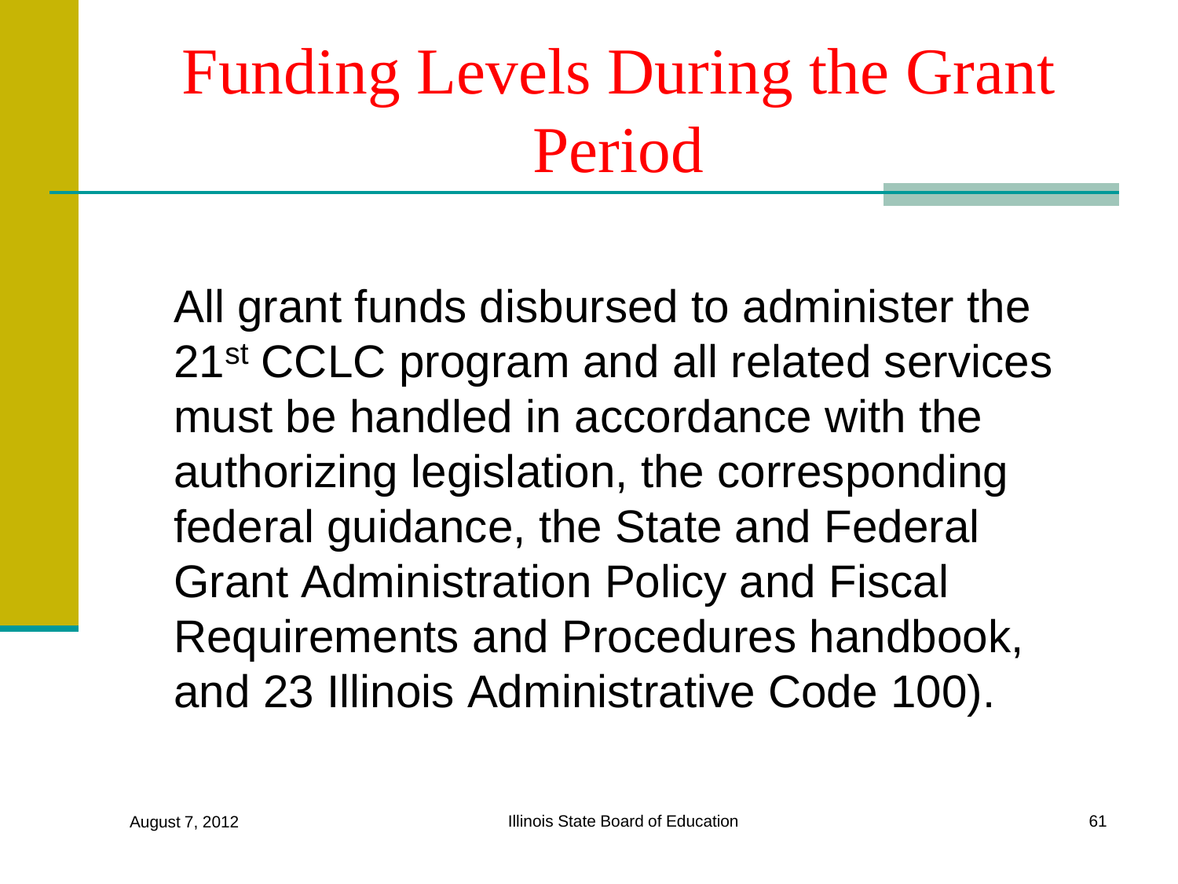# Funding Levels During the Grant Period

All grant funds disbursed to administer the 21st CCLC program and all related services must be handled in accordance with the authorizing legislation, the corresponding federal guidance, the State and Federal Grant Administration Policy and Fiscal Requirements and Procedures handbook, and 23 Illinois Administrative Code 100).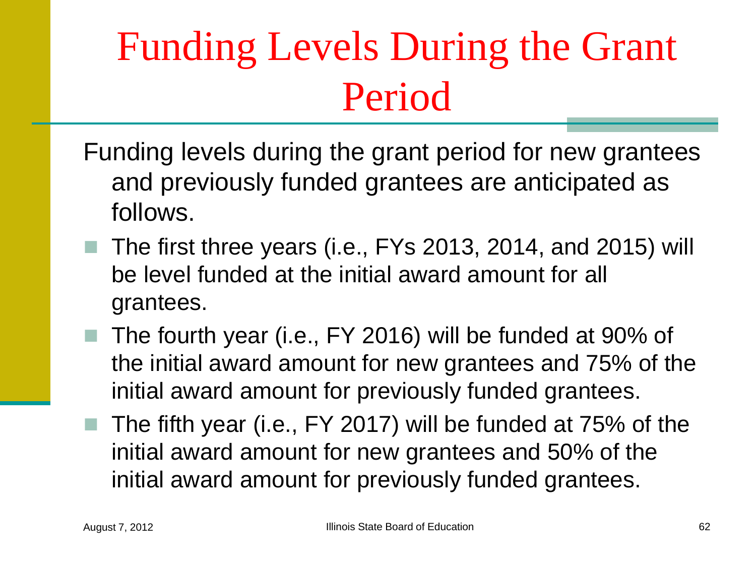# Funding Levels During the Grant Period

Funding levels during the grant period for new grantees and previously funded grantees are anticipated as follows.

- The first three years (i.e., FYs 2013, 2014, and 2015) will be level funded at the initial award amount for all grantees.
- The fourth year (i.e., FY 2016) will be funded at 90% of the initial award amount for new grantees and 75% of the initial award amount for previously funded grantees.
- The fifth year (i.e., FY 2017) will be funded at 75% of the initial award amount for new grantees and 50% of the initial award amount for previously funded grantees.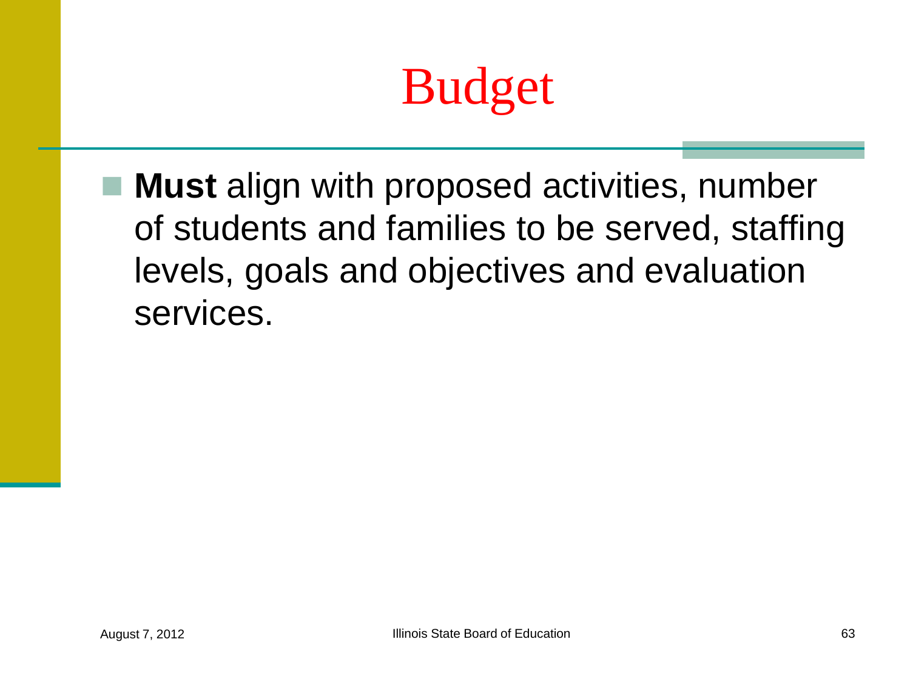# Budget

- **Must** align with proposed activities, number of students and families to be served, staffing levels, goals and objectives and evaluation services.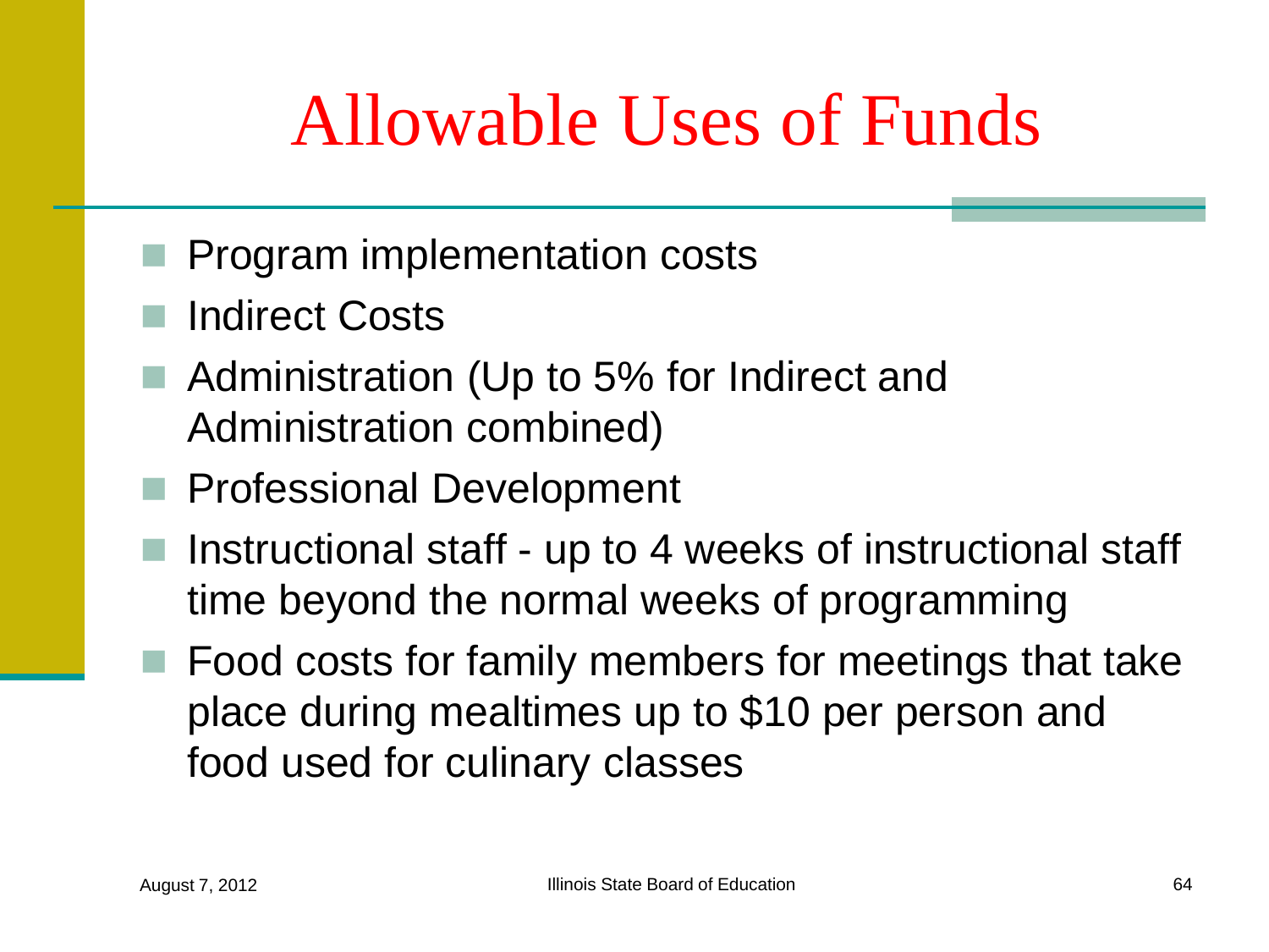# Allowable Uses of Funds

- Program implementation costs
- Indirect Costs
- Administration (Up to 5% for Indirect and Administration combined)
- Professional Development
- Instructional staff - up to 4 weeks of instructional staff time beyond the normal weeks of programming
- Food costs for family members for meetings that take place during mealtimes up to $10 per person and food used for culinary classes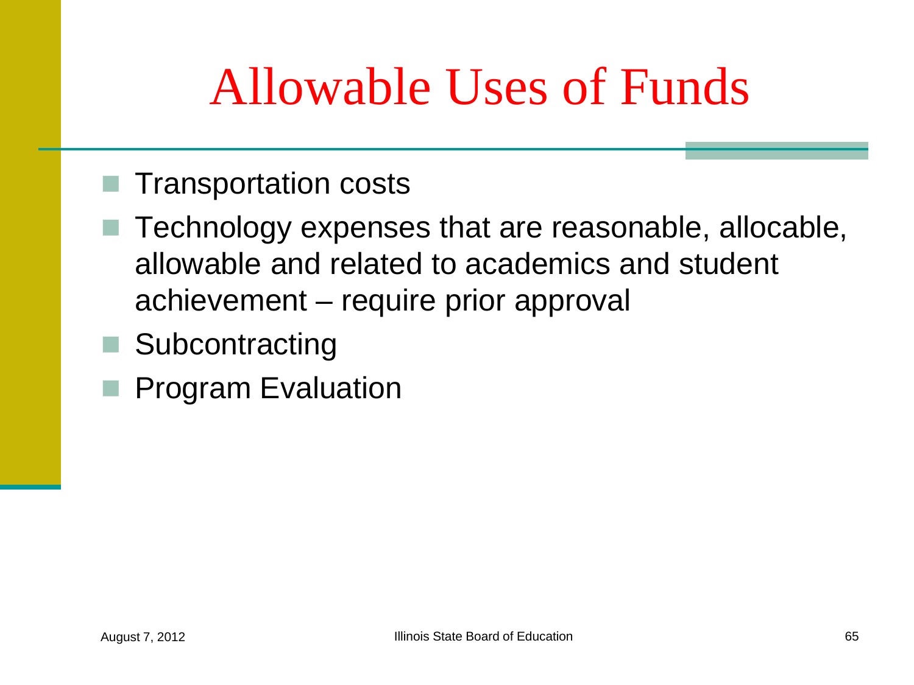# Allowable Uses of Funds

- Transportation costs
- Technology expenses that are reasonable, allocable, allowable and related to academics and student achievement – require prior approval
- Subcontracting
- Program Evaluation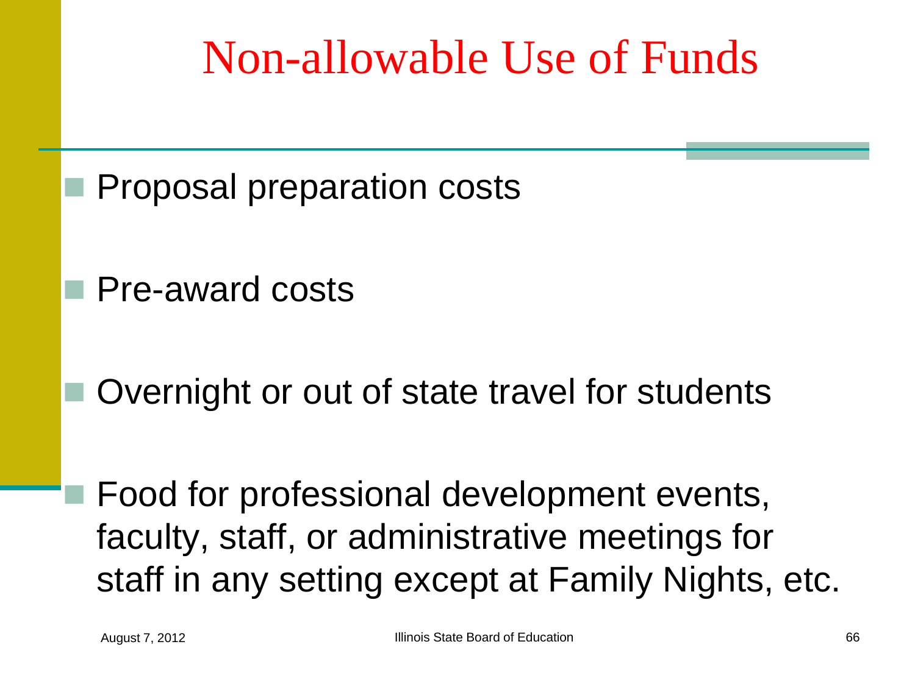# Non-allowable Use of Funds

- Proposal preparation costs
- Pre-award costs
- Overnight or out of state travel for students
- Food for professional development events, faculty, staff, or administrative meetings for staff in any setting except at Family Nights, etc.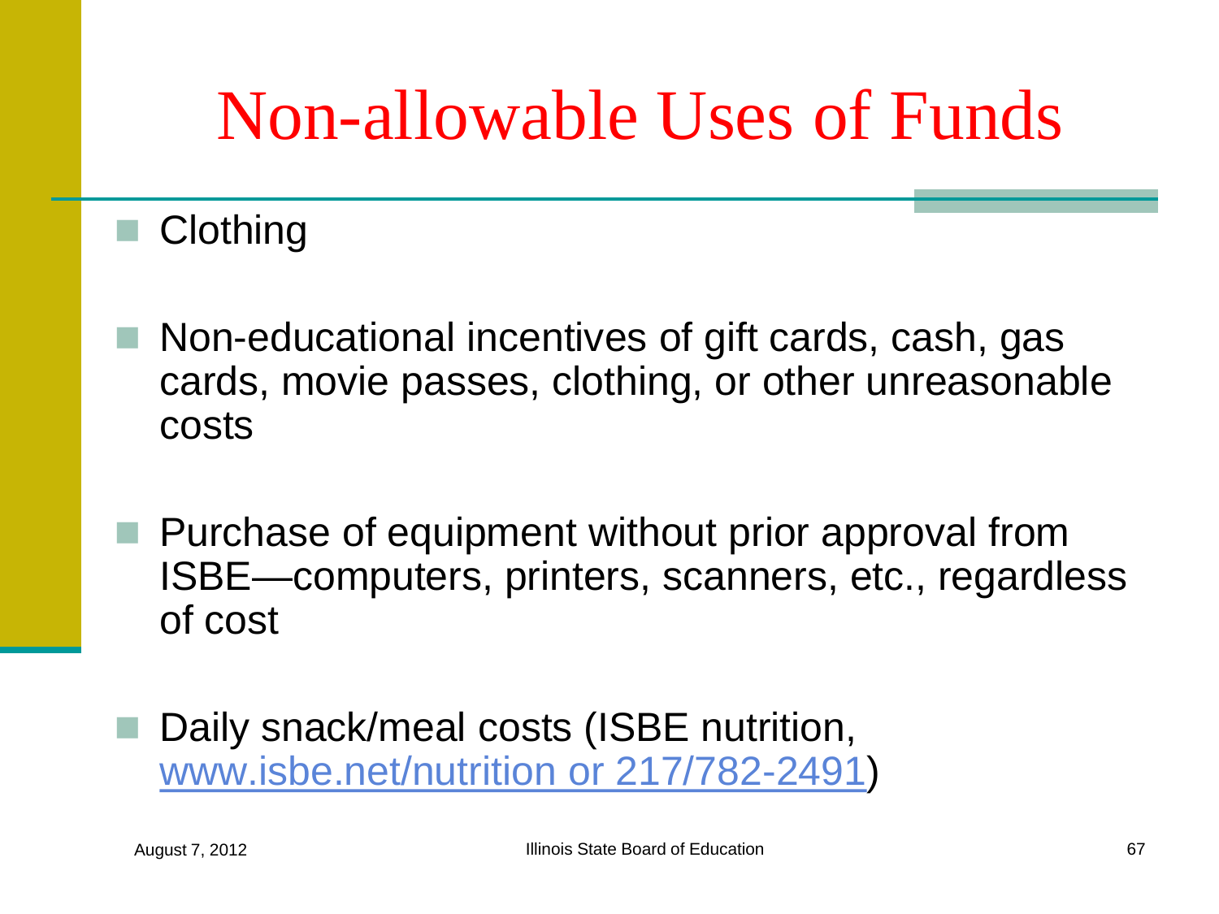# Non-allowable Uses of Funds

- Clothing

- Non-educational incentives of gift cards, cash, gas cards, movie passes, clothing, or other unreasonable costs

- Purchase of equipment without prior approval from ISBE—computers, printers, scanners, etc., regardless of cost

- Daily snack/meal costs (ISBE nutrition, www.isbe.net/nutrition or 217/782-2491)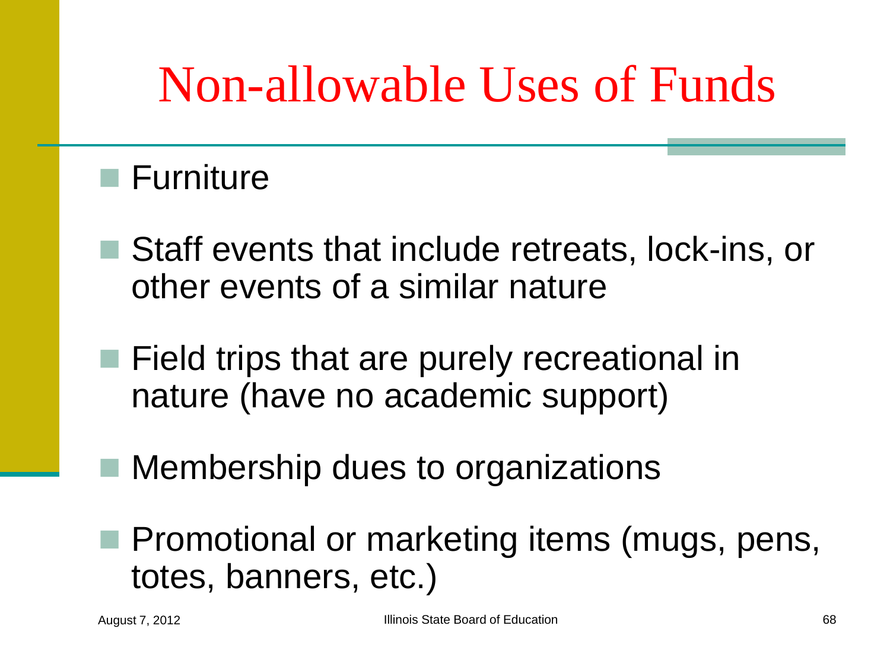# Non-allowable Uses of Funds

- Furniture
- Staff events that include retreats, lock-ins, or other events of a similar nature
- Field trips that are purely recreational in nature (have no academic support)
- Membership dues to organizations
- Promotional or marketing items (mugs, pens, totes, banners, etc.)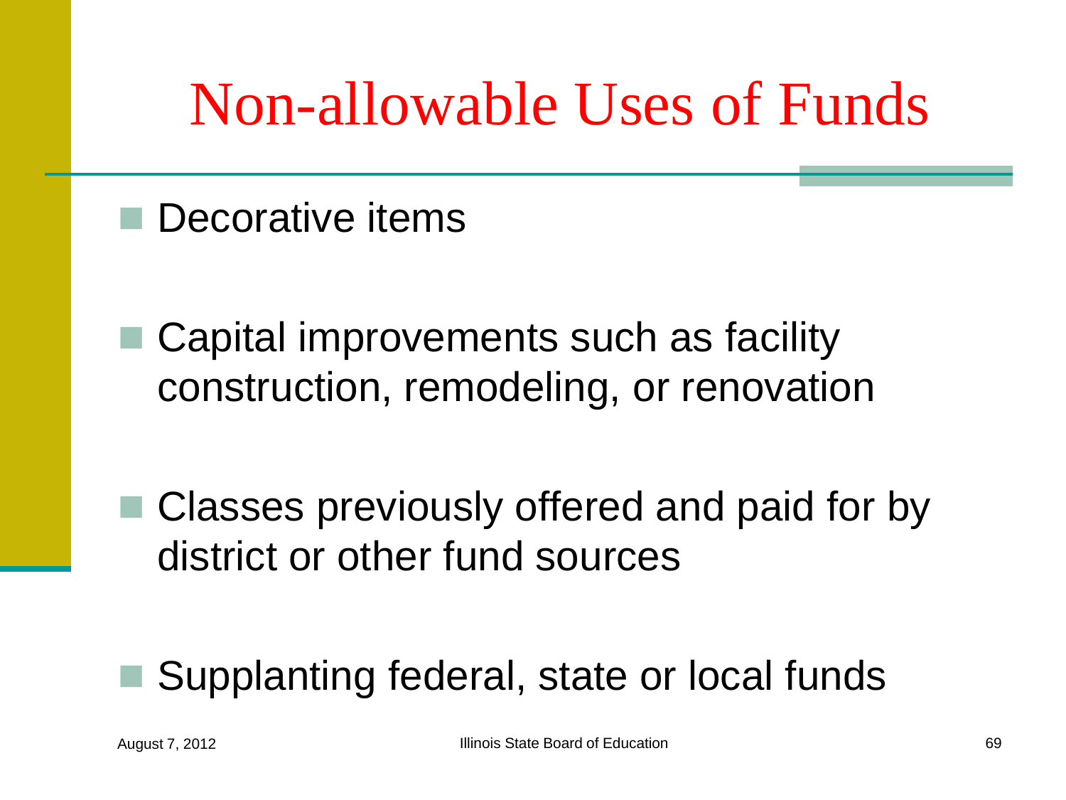# Non-allowable Uses of Funds

- Decorative items
- Capital improvements such as facility construction, remodeling, or renovation
- Classes previously offered and paid for by district or other fund sources
- Supplanting federal, state or local funds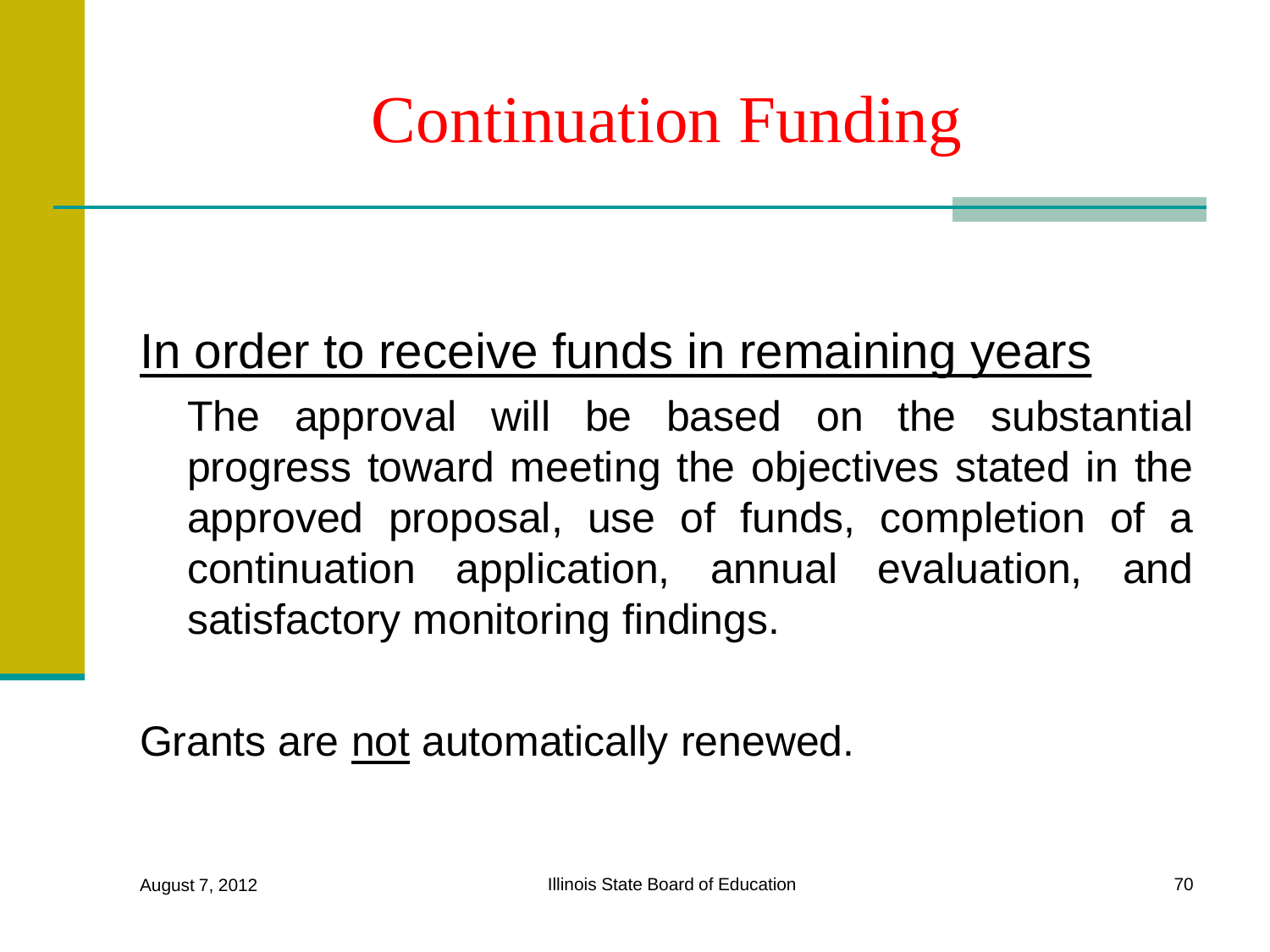# Continuation Funding

<u>In order to receive funds in remaining years</u>

The approval will be based on the substantial progress toward meeting the objectives stated in the approved proposal, use of funds, completion of a continuation application, annual evaluation, and satisfactory monitoring findings.

Grants are <u>not</u> automatically renewed.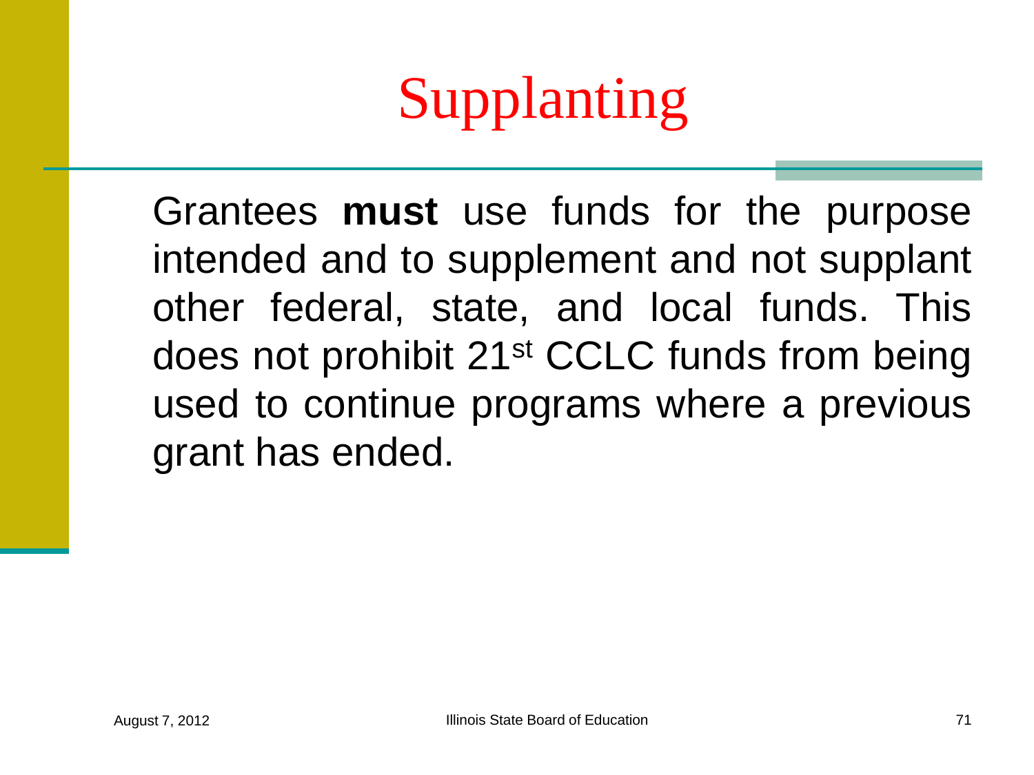# Supplanting

Grantees **must** use funds for the purpose intended and to supplement and not supplant other federal, state, and local funds. This does not prohibit 21st CCLC funds from being used to continue programs where a previous grant has ended.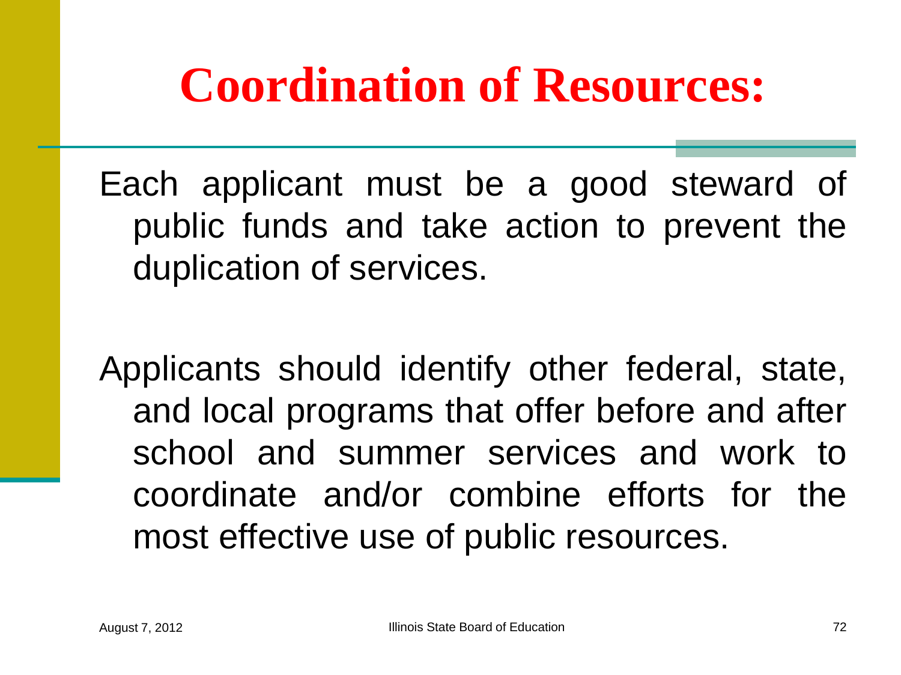# Coordination of Resources:

Each applicant must be a good steward of public funds and take action to prevent the duplication of services.

Applicants should identify other federal, state, and local programs that offer before and after school and summer services and work to coordinate and/or combine efforts for the most effective use of public resources.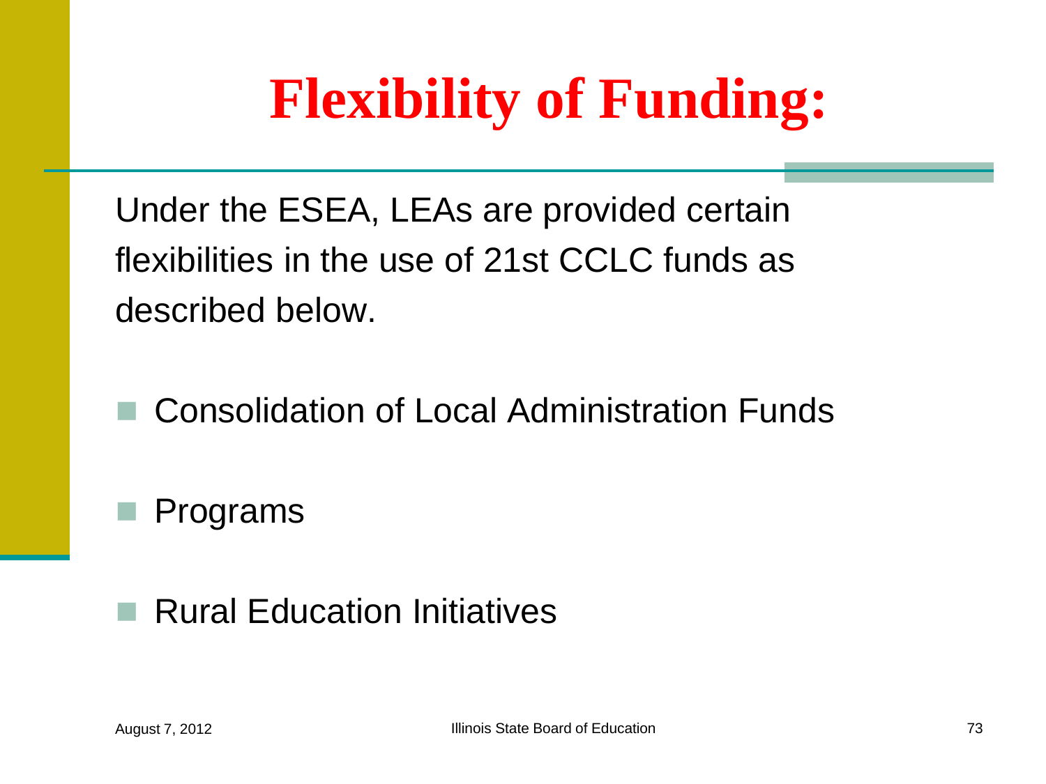# Flexibility of Funding:

Under the ESEA, LEAs are provided certain flexibilities in the use of 21st CCLC funds as described below.

- Consolidation of Local Administration Funds
- Programs
- Rural Education Initiatives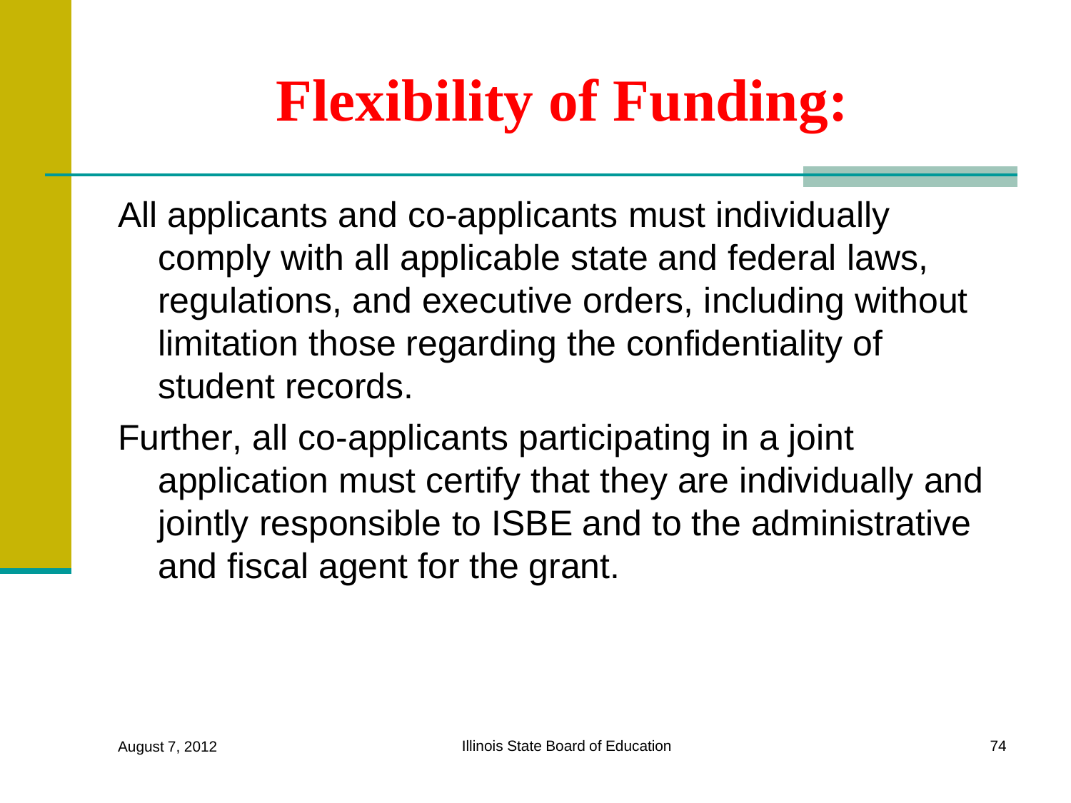# Flexibility of Funding:

All applicants and co-applicants must individually comply with all applicable state and federal laws, regulations, and executive orders, including without limitation those regarding the confidentiality of student records.

Further, all co-applicants participating in a joint application must certify that they are individually and jointly responsible to ISBE and to the administrative and fiscal agent for the grant.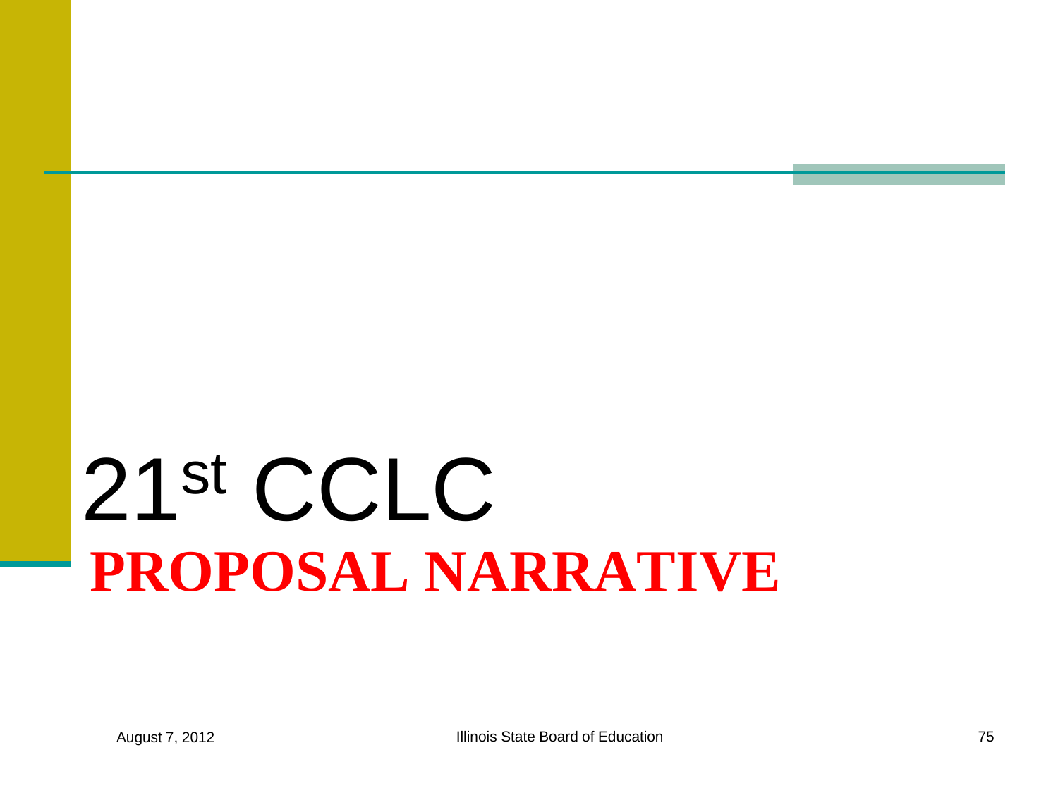# 21st CCLC

## PROPOSAL NARRATIVE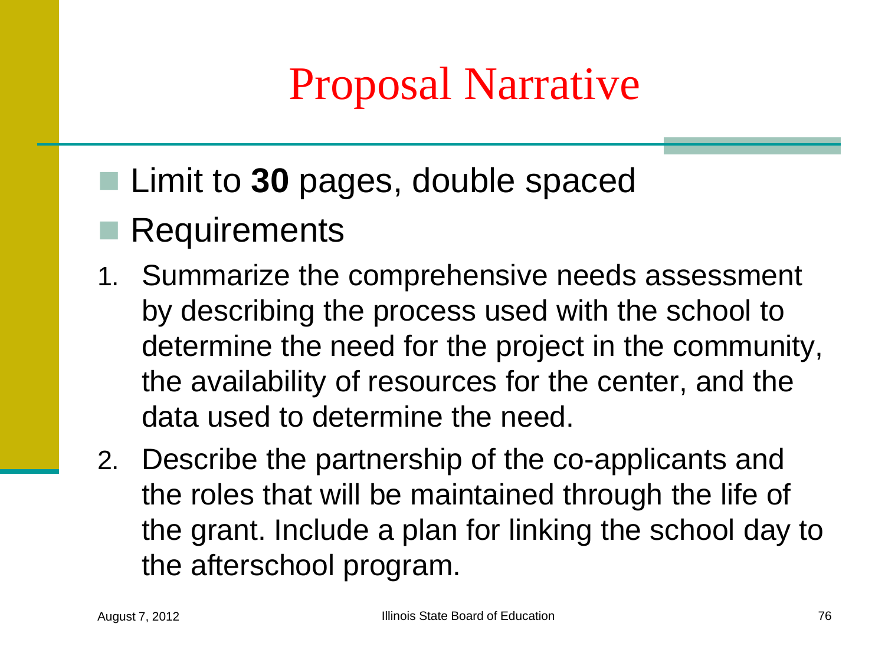# Proposal Narrative

- Limit to **30** pages, double spaced
- Requirements

1. Summarize the comprehensive needs assessment by describing the process used with the school to determine the need for the project in the community, the availability of resources for the center, and the data used to determine the need.
2. Describe the partnership of the co-applicants and the roles that will be maintained through the life of the grant. Include a plan for linking the school day to the afterschool program.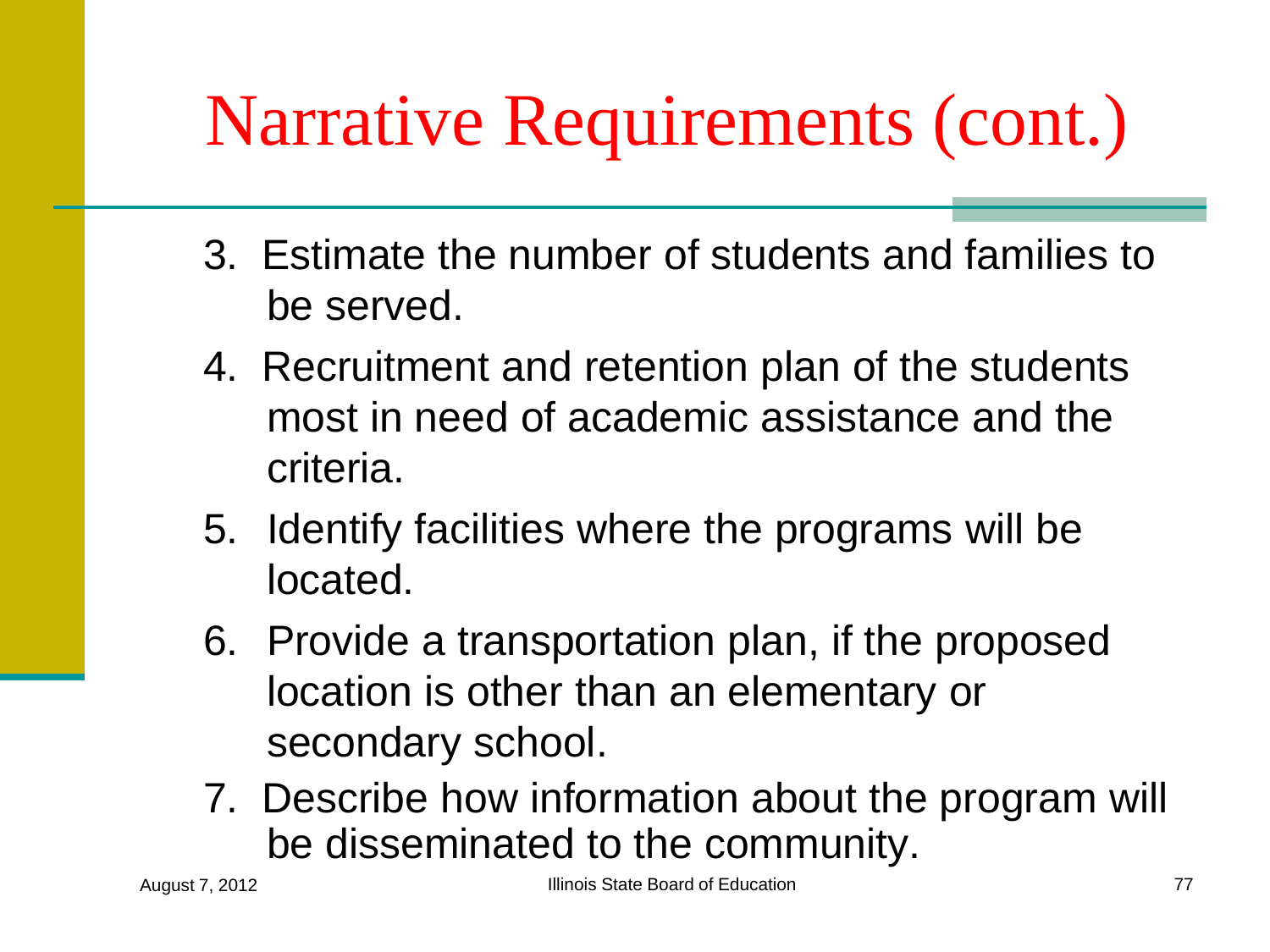# Narrative Requirements (cont.)

3. Estimate the number of students and families to be served.
4. Recruitment and retention plan of the students most in need of academic assistance and the criteria.
5. Identify facilities where the programs will be located.
6. Provide a transportation plan, if the proposed location is other than an elementary or secondary school.
7. Describe how information about the program will be disseminated to the community.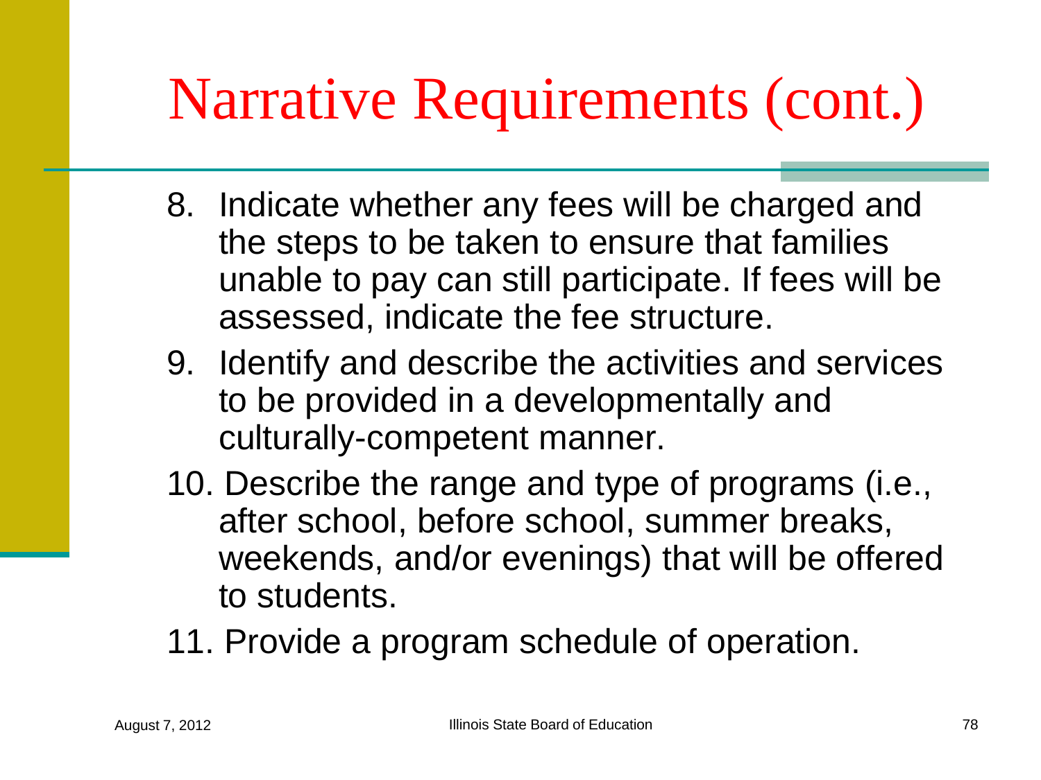# Narrative Requirements (cont.)

8. Indicate whether any fees will be charged and the steps to be taken to ensure that families unable to pay can still participate. If fees will be assessed, indicate the fee structure.
9. Identify and describe the activities and services to be provided in a developmentally and culturally-competent manner.
10. Describe the range and type of programs (i.e., after school, before school, summer breaks, weekends, and/or evenings) that will be offered to students.
11. Provide a program schedule of operation.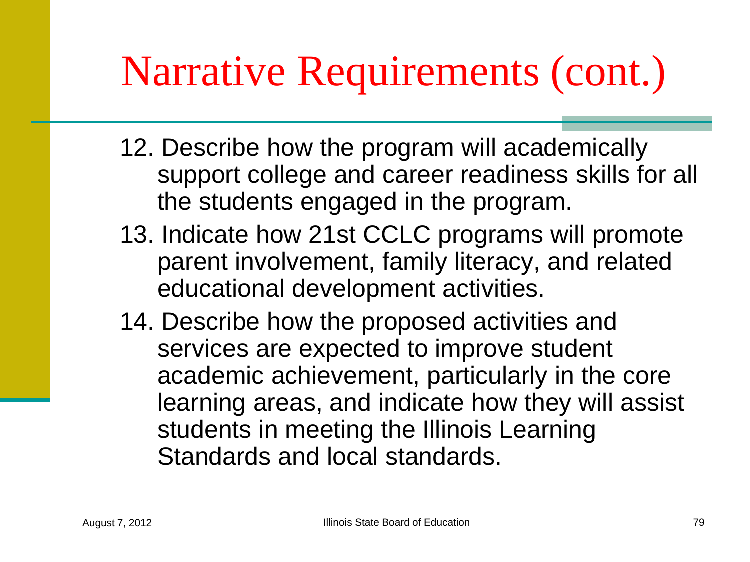# Narrative Requirements (cont.)

12. Describe how the program will academically support college and career readiness skills for all the students engaged in the program.
13. Indicate how 21st CCLC programs will promote parent involvement, family literacy, and related educational development activities.
14. Describe how the proposed activities and services are expected to improve student academic achievement, particularly in the core learning areas, and indicate how they will assist students in meeting the Illinois Learning Standards and local standards.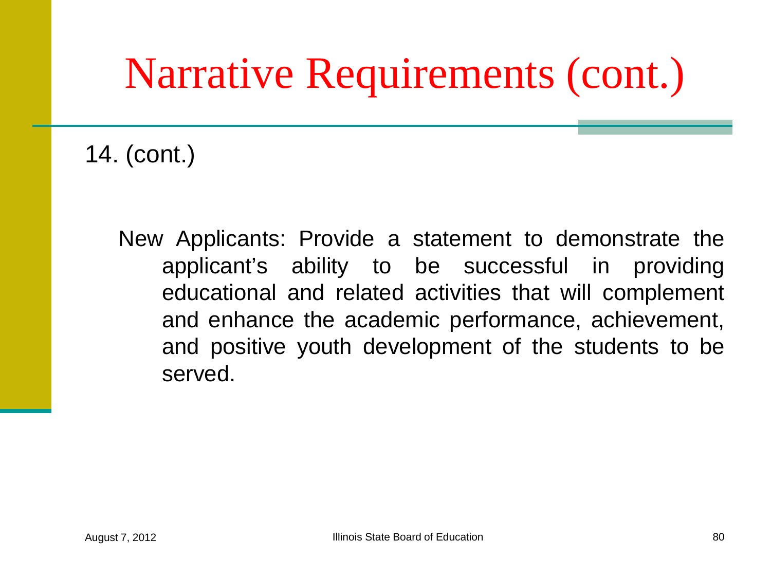# Narrative Requirements (cont.)

14. (cont.)

New Applicants: Provide a statement to demonstrate the applicant's ability to be successful in providing educational and related activities that will complement and enhance the academic performance, achievement, and positive youth development of the students to be served.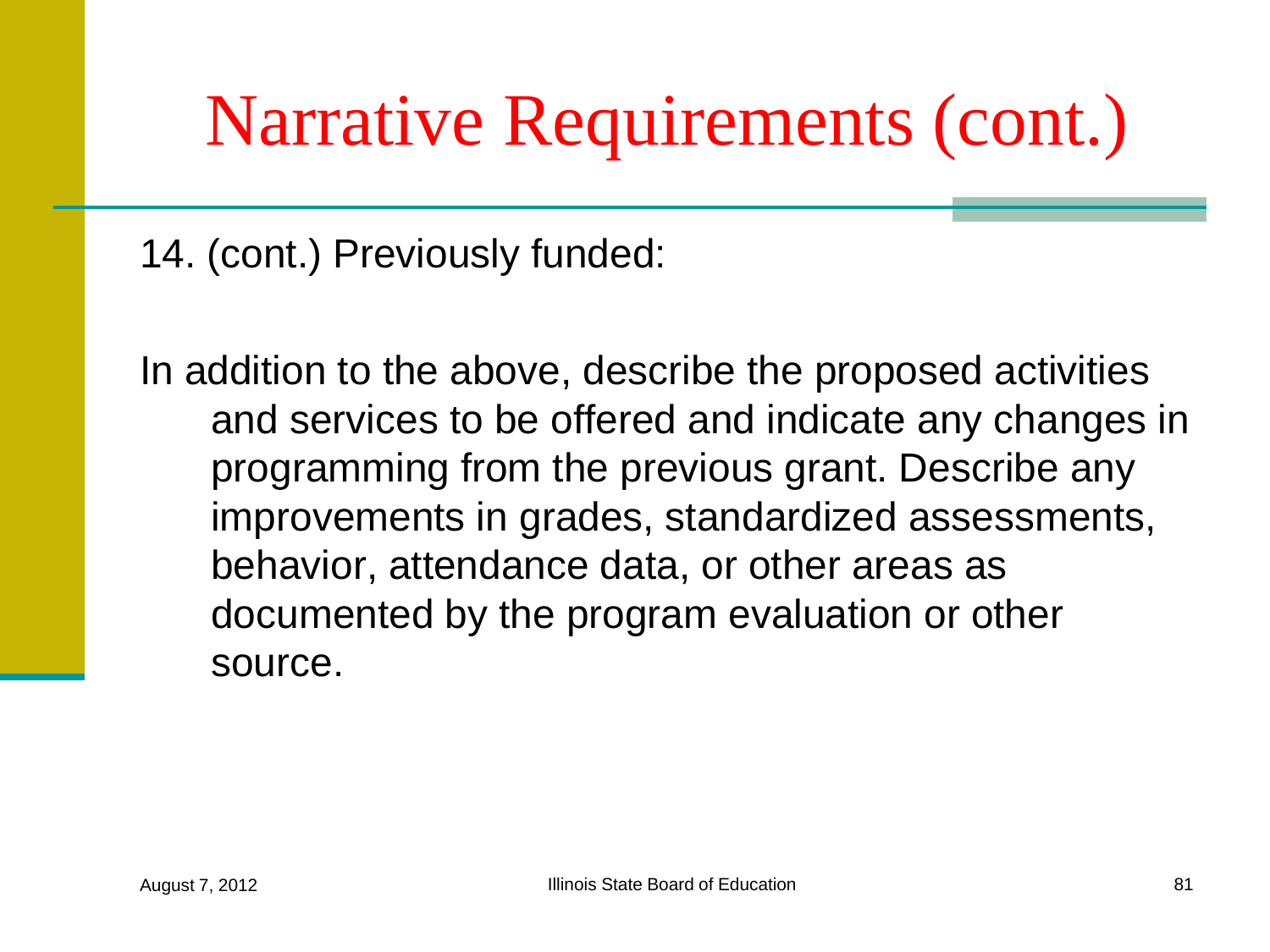# Narrative Requirements (cont.)

14. (cont.) Previously funded:

In addition to the above, describe the proposed activities and services to be offered and indicate any changes in programming from the previous grant. Describe any improvements in grades, standardized assessments, behavior, attendance data, or other areas as documented by the program evaluation or other source.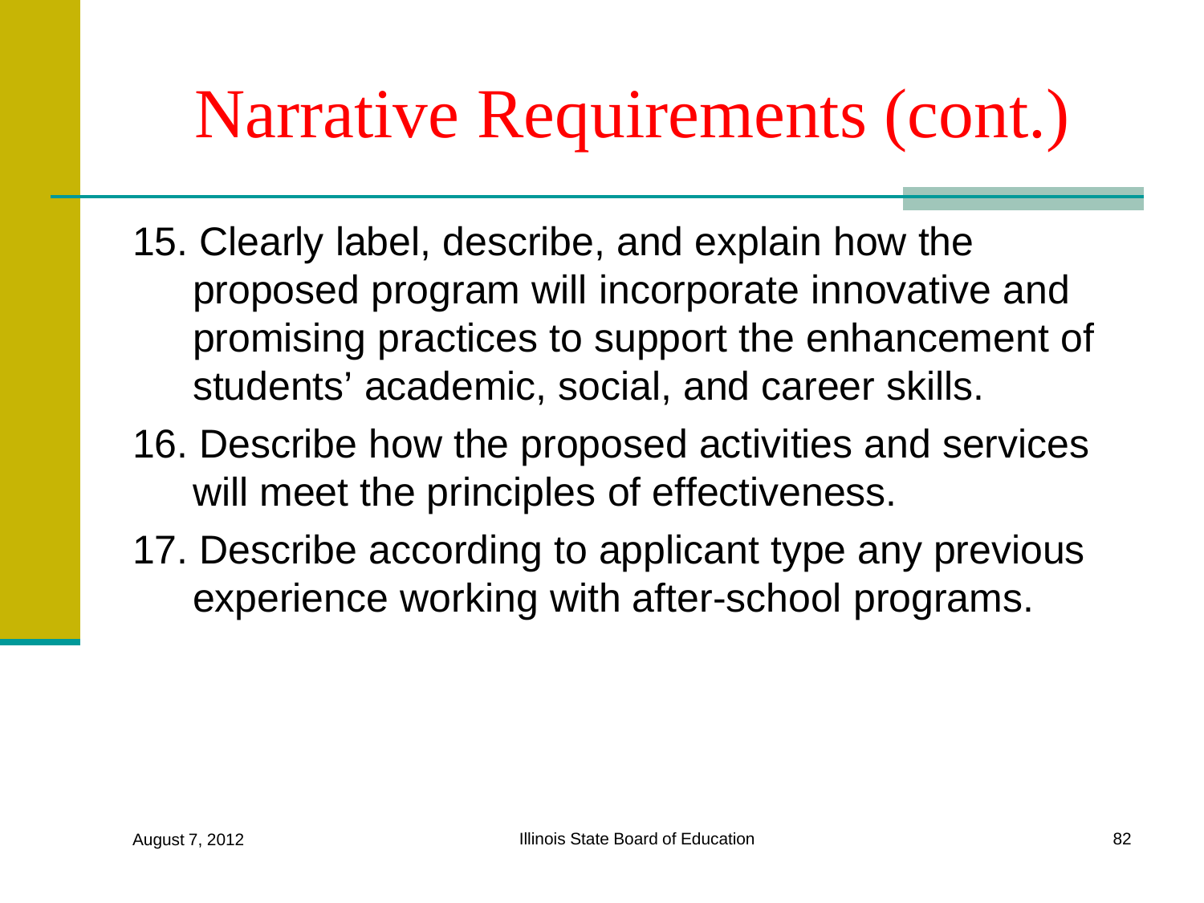# Narrative Requirements (cont.)

15. Clearly label, describe, and explain how the proposed program will incorporate innovative and promising practices to support the enhancement of students' academic, social, and career skills.
16. Describe how the proposed activities and services will meet the principles of effectiveness.
17. Describe according to applicant type any previous experience working with after-school programs.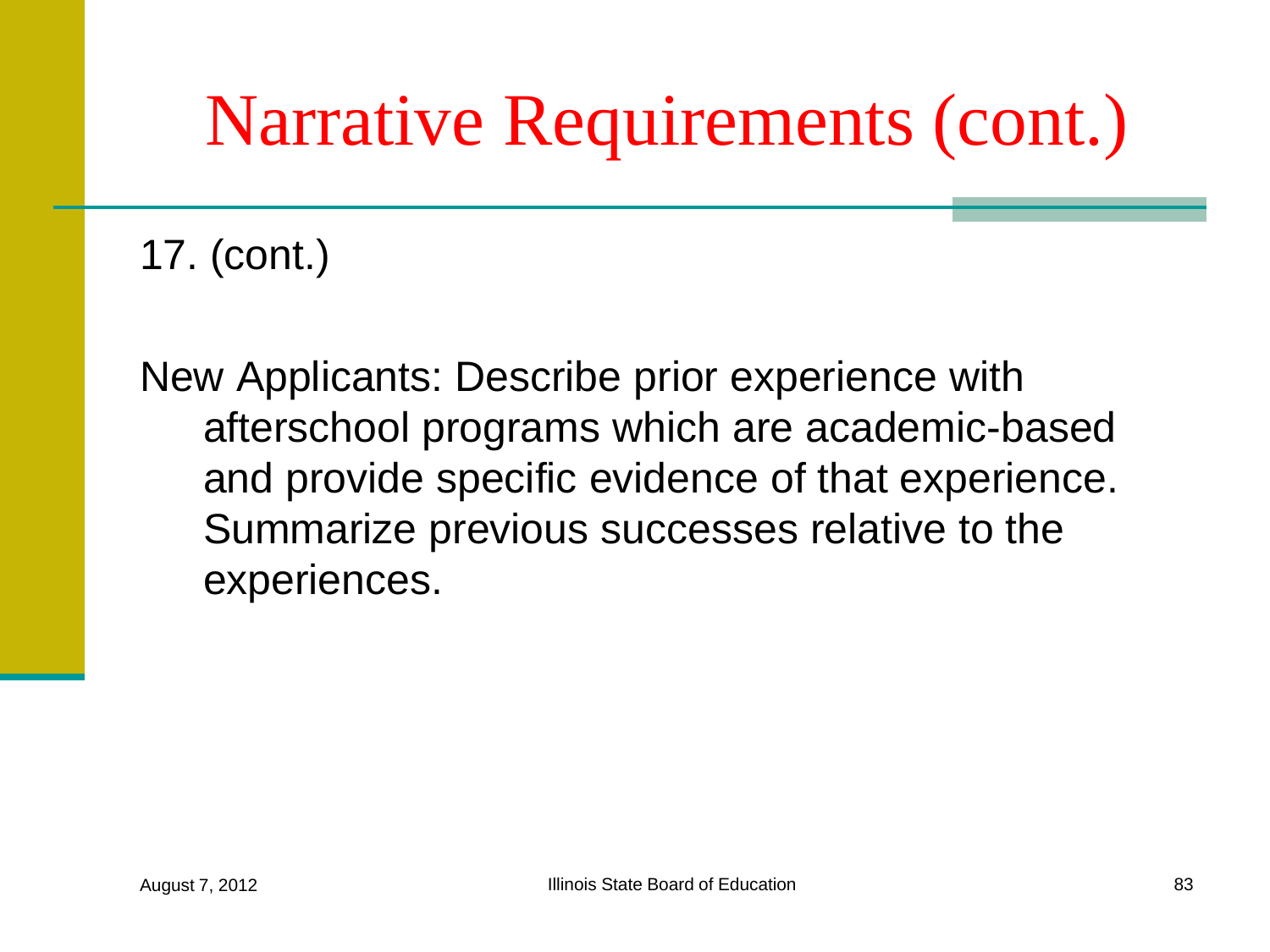# Narrative Requirements (cont.)

17. (cont.)

New Applicants: Describe prior experience with afterschool programs which are academic-based and provide specific evidence of that experience. Summarize previous successes relative to the experiences.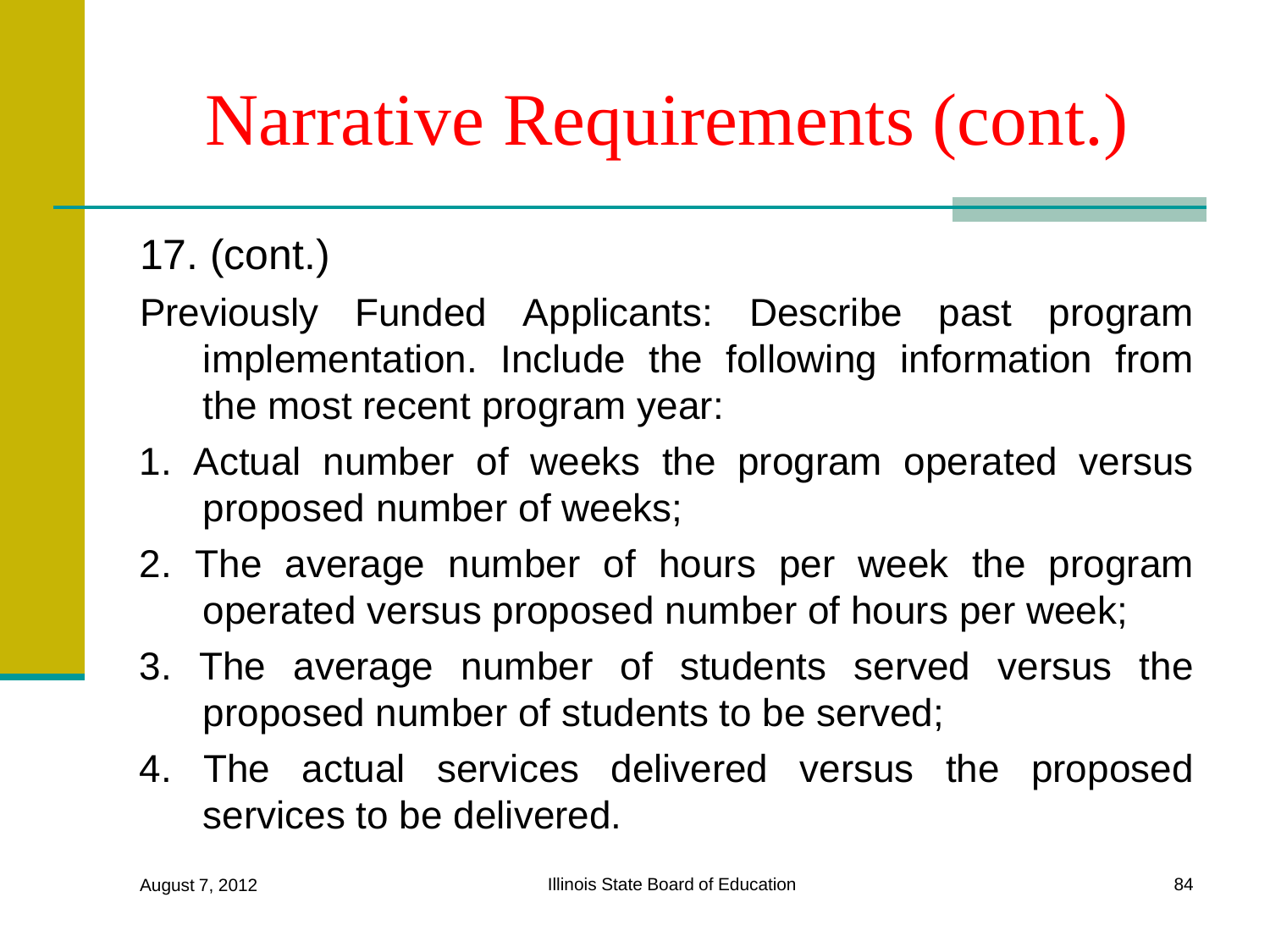# Narrative Requirements (cont.)

17. (cont.)

Previously Funded Applicants: Describe past program implementation. Include the following information from the most recent program year:

1. Actual number of weeks the program operated versus proposed number of weeks;
2. The average number of hours per week the program operated versus proposed number of hours per week;
3. The average number of students served versus the proposed number of students to be served;
4. The actual services delivered versus the proposed services to be delivered.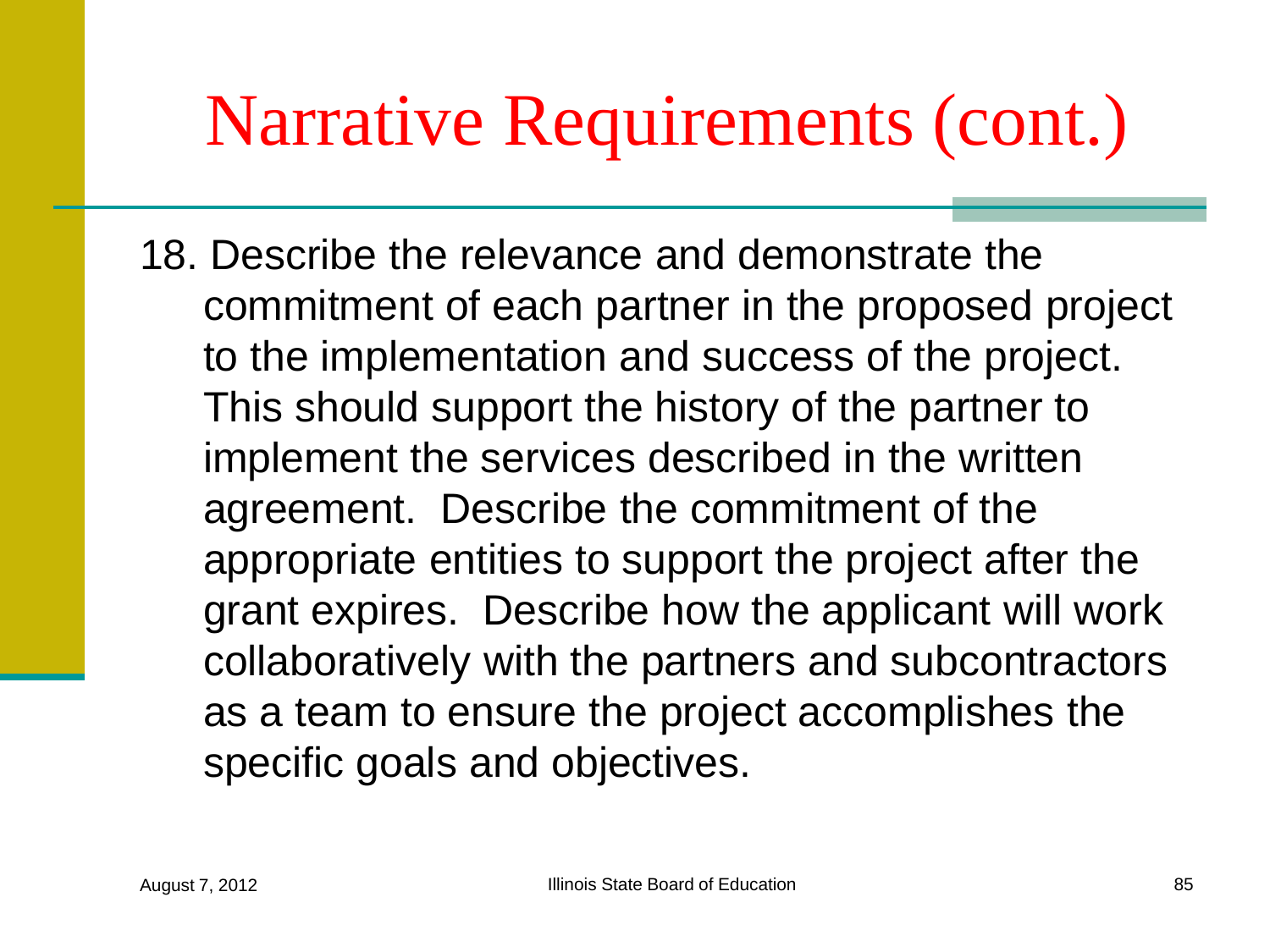# Narrative Requirements (cont.)

18. Describe the relevance and demonstrate the commitment of each partner in the proposed project to the implementation and success of the project. This should support the history of the partner to implement the services described in the written agreement. Describe the commitment of the appropriate entities to support the project after the grant expires. Describe how the applicant will work collaboratively with the partners and subcontractors as a team to ensure the project accomplishes the specific goals and objectives.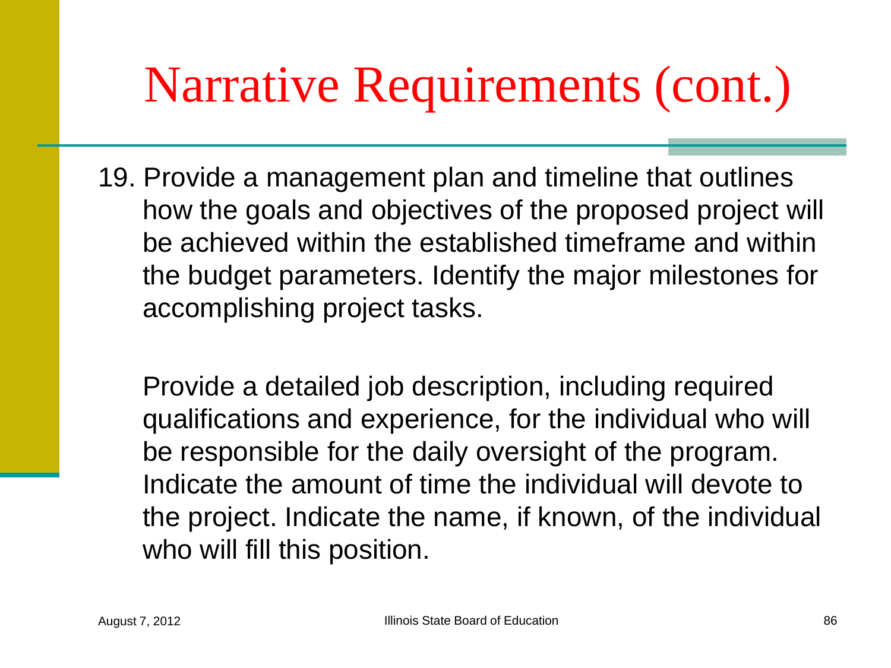# Narrative Requirements (cont.)

19. Provide a management plan and timeline that outlines how the goals and objectives of the proposed project will be achieved within the established timeframe and within the budget parameters. Identify the major milestones for accomplishing project tasks.

    Provide a detailed job description, including required qualifications and experience, for the individual who will be responsible for the daily oversight of the program. Indicate the amount of time the individual will devote to the project. Indicate the name, if known, of the individual who will fill this position.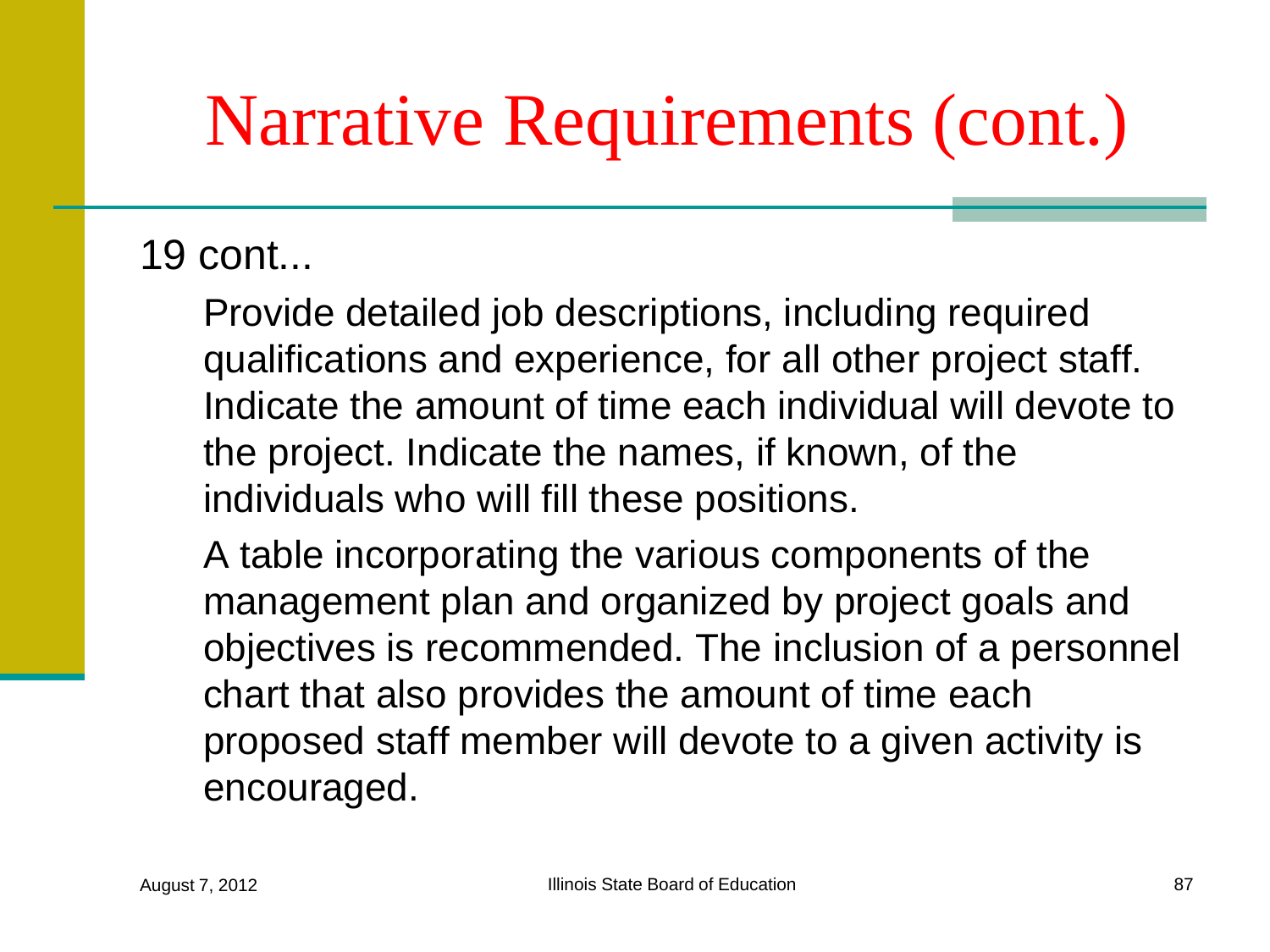# Narrative Requirements (cont.)

19 cont...

Provide detailed job descriptions, including required qualifications and experience, for all other project staff. Indicate the amount of time each individual will devote to the project. Indicate the names, if known, of the individuals who will fill these positions.

A table incorporating the various components of the management plan and organized by project goals and objectives is recommended. The inclusion of a personnel chart that also provides the amount of time each proposed staff member will devote to a given activity is encouraged.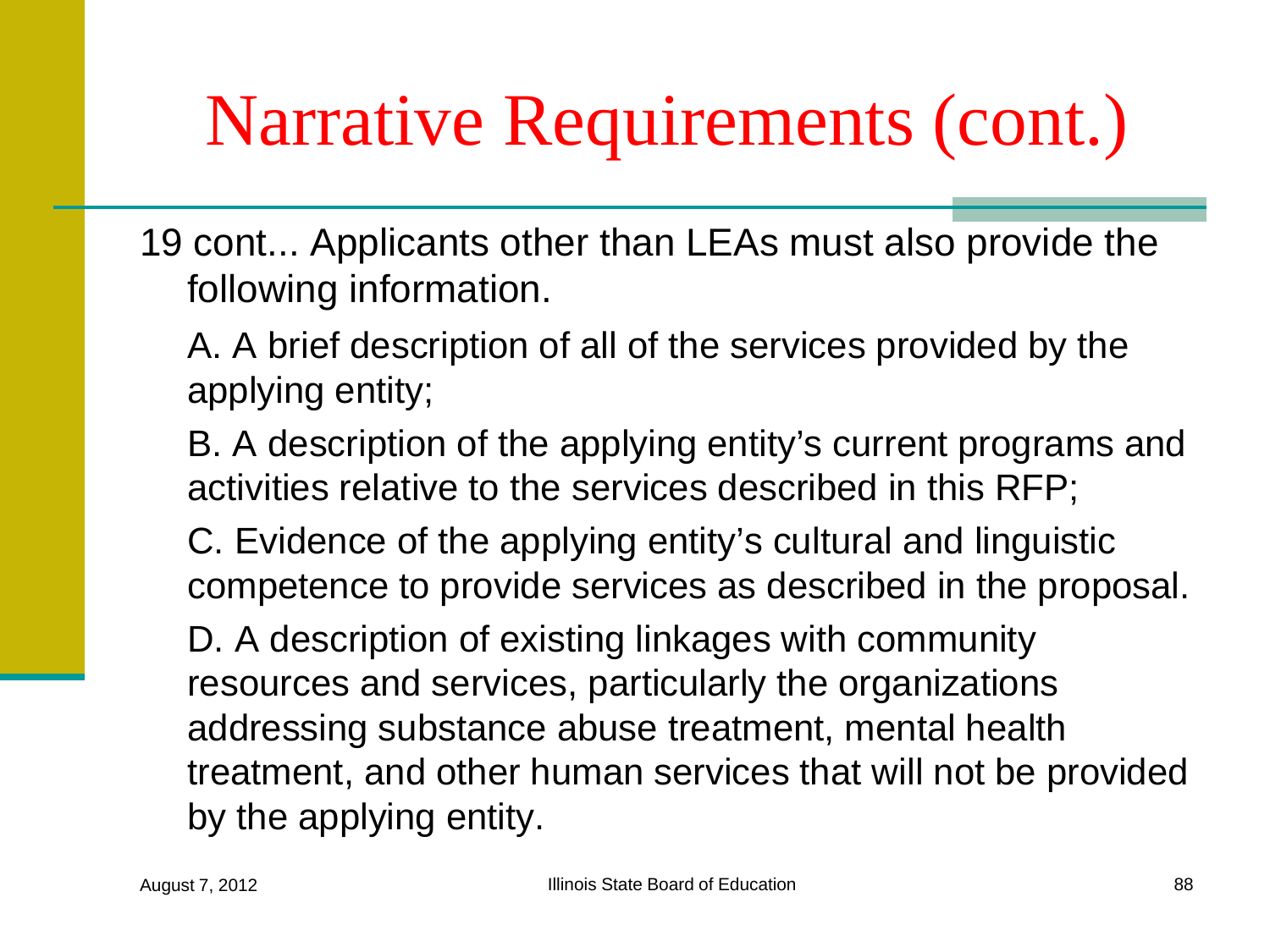# Narrative Requirements (cont.)

19 cont... Applicants other than LEAs must also provide the following information.

A. A brief description of all of the services provided by the applying entity;

B. A description of the applying entity's current programs and activities relative to the services described in this RFP;

C. Evidence of the applying entity's cultural and linguistic competence to provide services as described in the proposal.

D. A description of existing linkages with community resources and services, particularly the organizations addressing substance abuse treatment, mental health treatment, and other human services that will not be provided by the applying entity.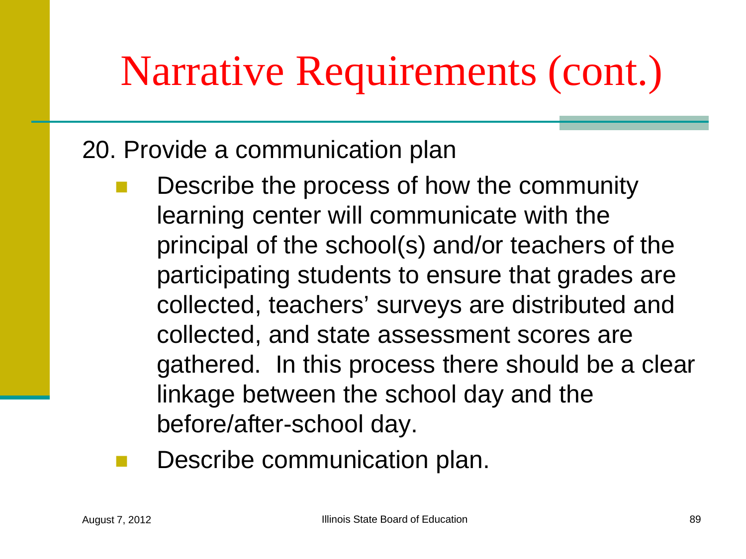# Narrative Requirements (cont.)

20. Provide a communication plan

- Describe the process of how the community learning center will communicate with the principal of the school(s) and/or teachers of the participating students to ensure that grades are collected, teachers' surveys are distributed and collected, and state assessment scores are gathered. In this process there should be a clear linkage between the school day and the before/after-school day.
- Describe communication plan.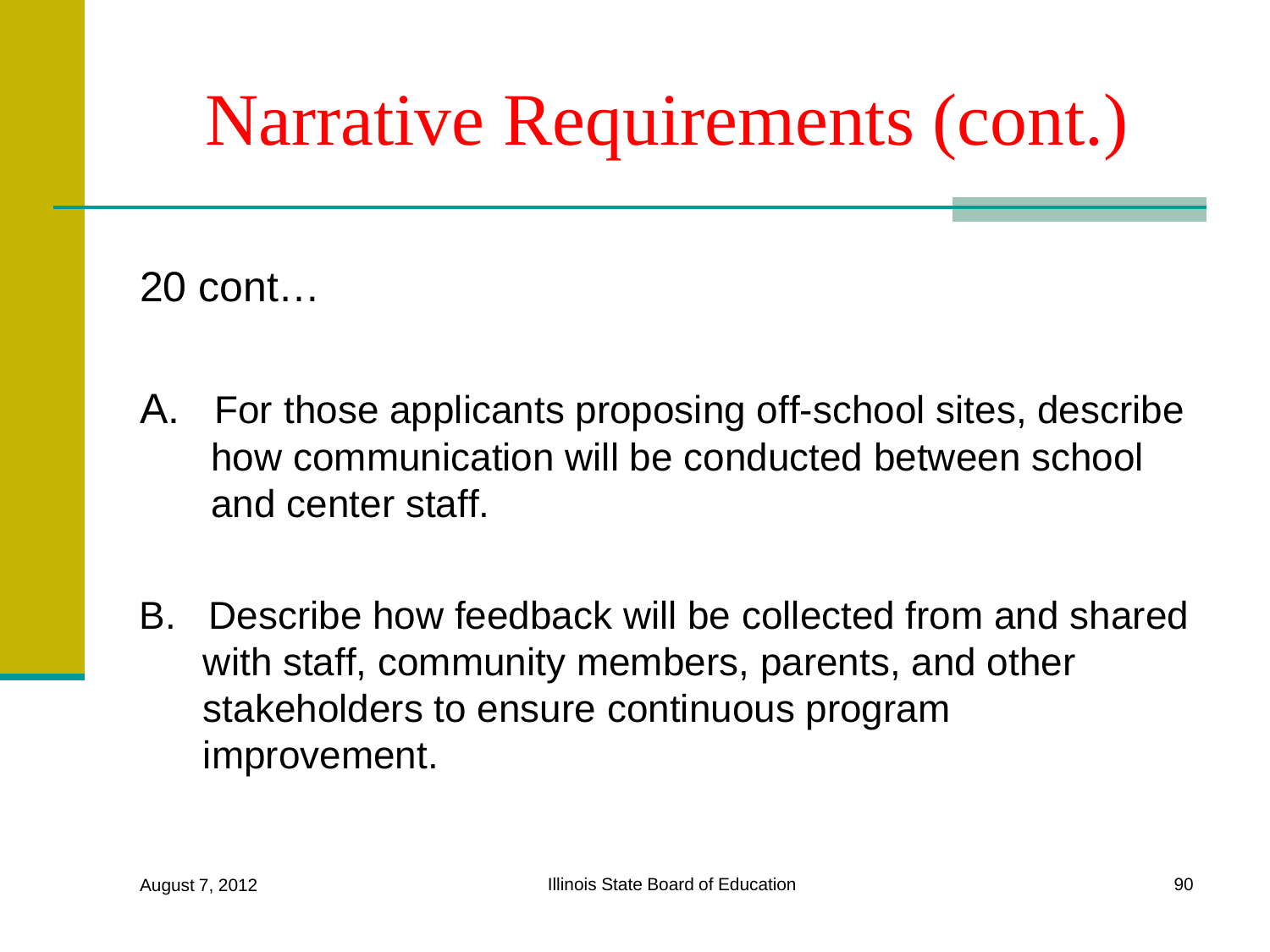# Narrative Requirements (cont.)

20 cont…

A. For those applicants proposing off-school sites, describe how communication will be conducted between school and center staff.

B. Describe how feedback will be collected from and shared with staff, community members, parents, and other stakeholders to ensure continuous program improvement.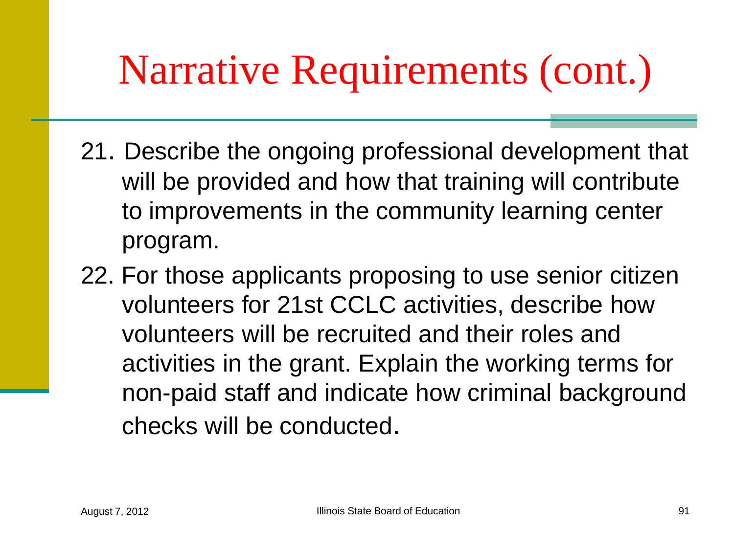# Narrative Requirements (cont.)

21. Describe the ongoing professional development that will be provided and how that training will contribute to improvements in the community learning center program.
22. For those applicants proposing to use senior citizen volunteers for 21st CCLC activities, describe how volunteers will be recruited and their roles and activities in the grant. Explain the working terms for non-paid staff and indicate how criminal background checks will be conducted.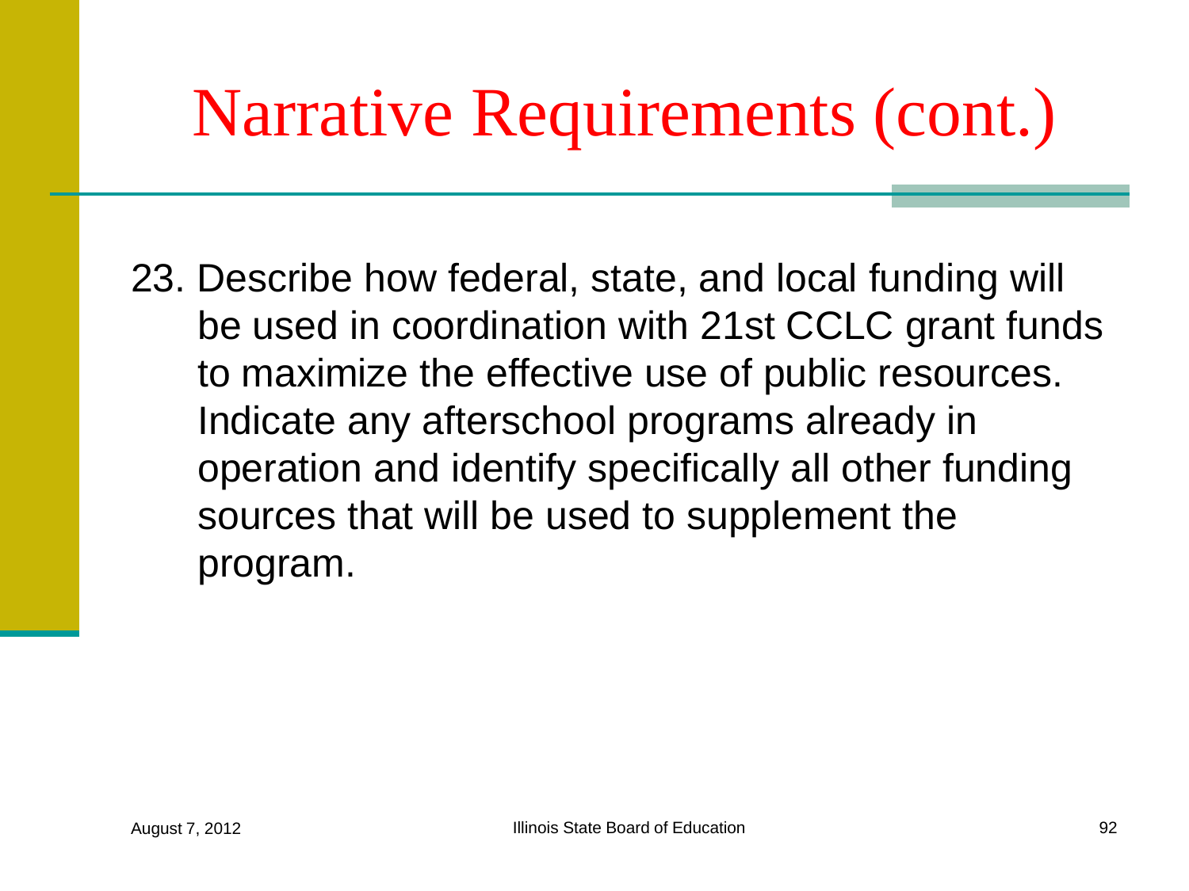# Narrative Requirements (cont.)

23. Describe how federal, state, and local funding will be used in coordination with 21st CCLC grant funds to maximize the effective use of public resources. Indicate any afterschool programs already in operation and identify specifically all other funding sources that will be used to supplement the program.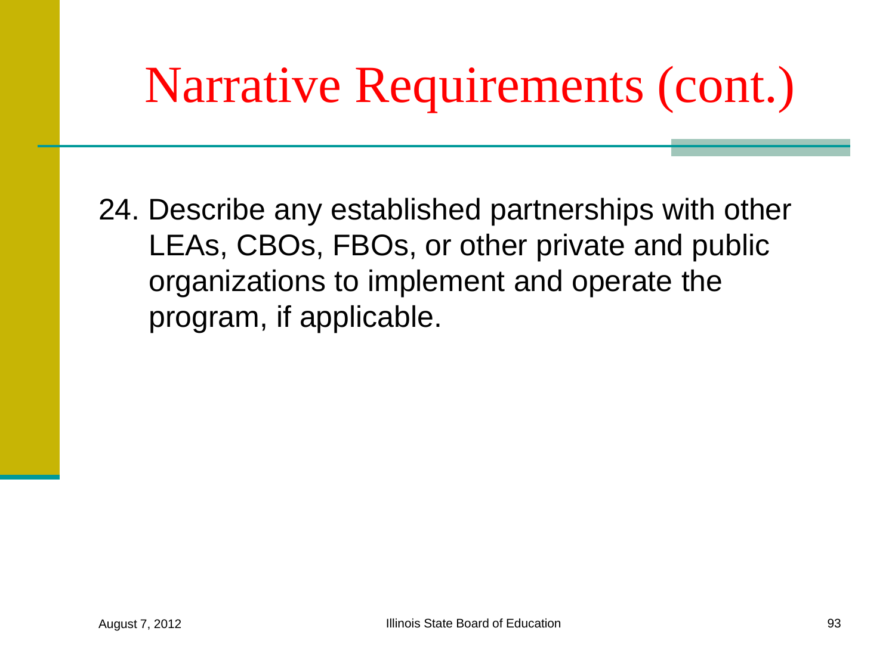# Narrative Requirements (cont.)

24. Describe any established partnerships with other LEAs, CBOs, FBOs, or other private and public organizations to implement and operate the program, if applicable.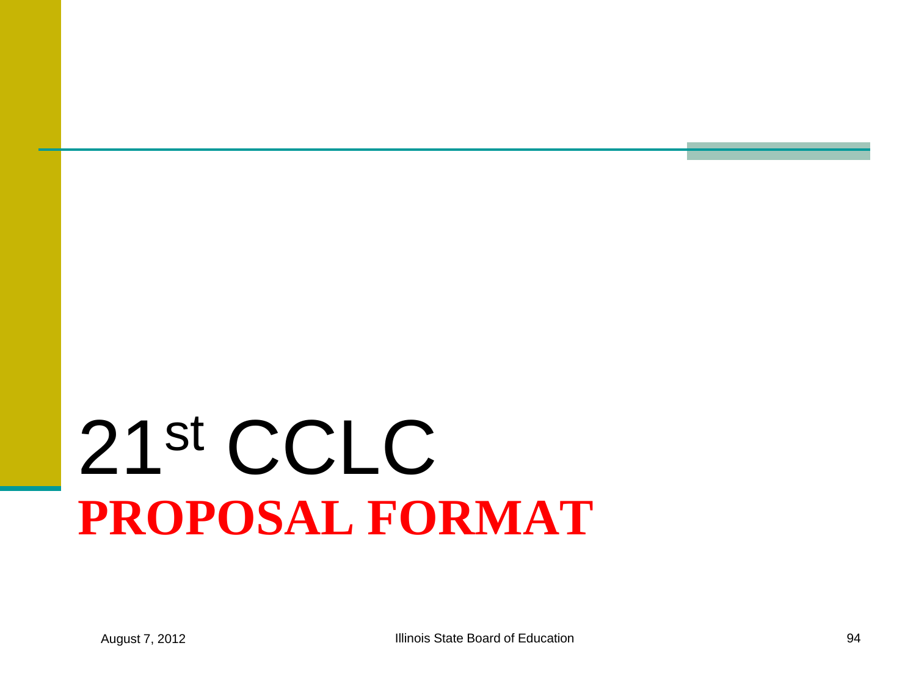# 21st CCLC

## **PROPOSAL FORMAT**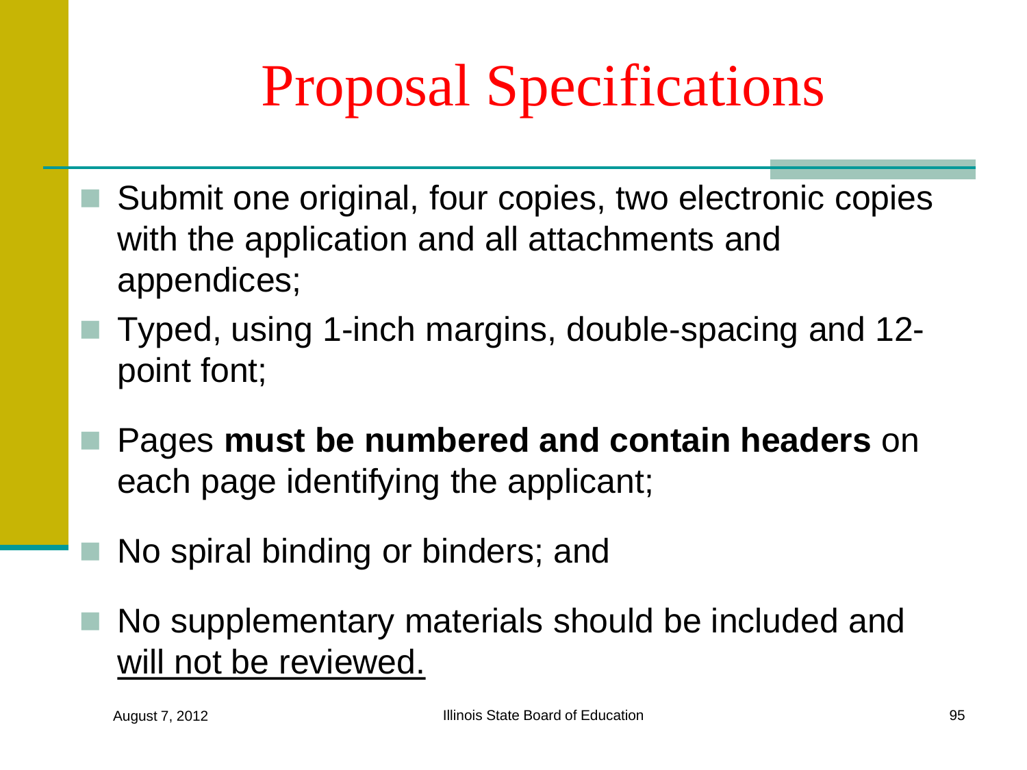# Proposal Specifications

- Submit one original, four copies, two electronic copies with the application and all attachments and appendices;
- Typed, using 1-inch margins, double-spacing and 12-point font;
- Pages **must be numbered and contain headers** on each page identifying the applicant;
- No spiral binding or binders; and
- No supplementary materials should be included and <u>will not be reviewed.</u>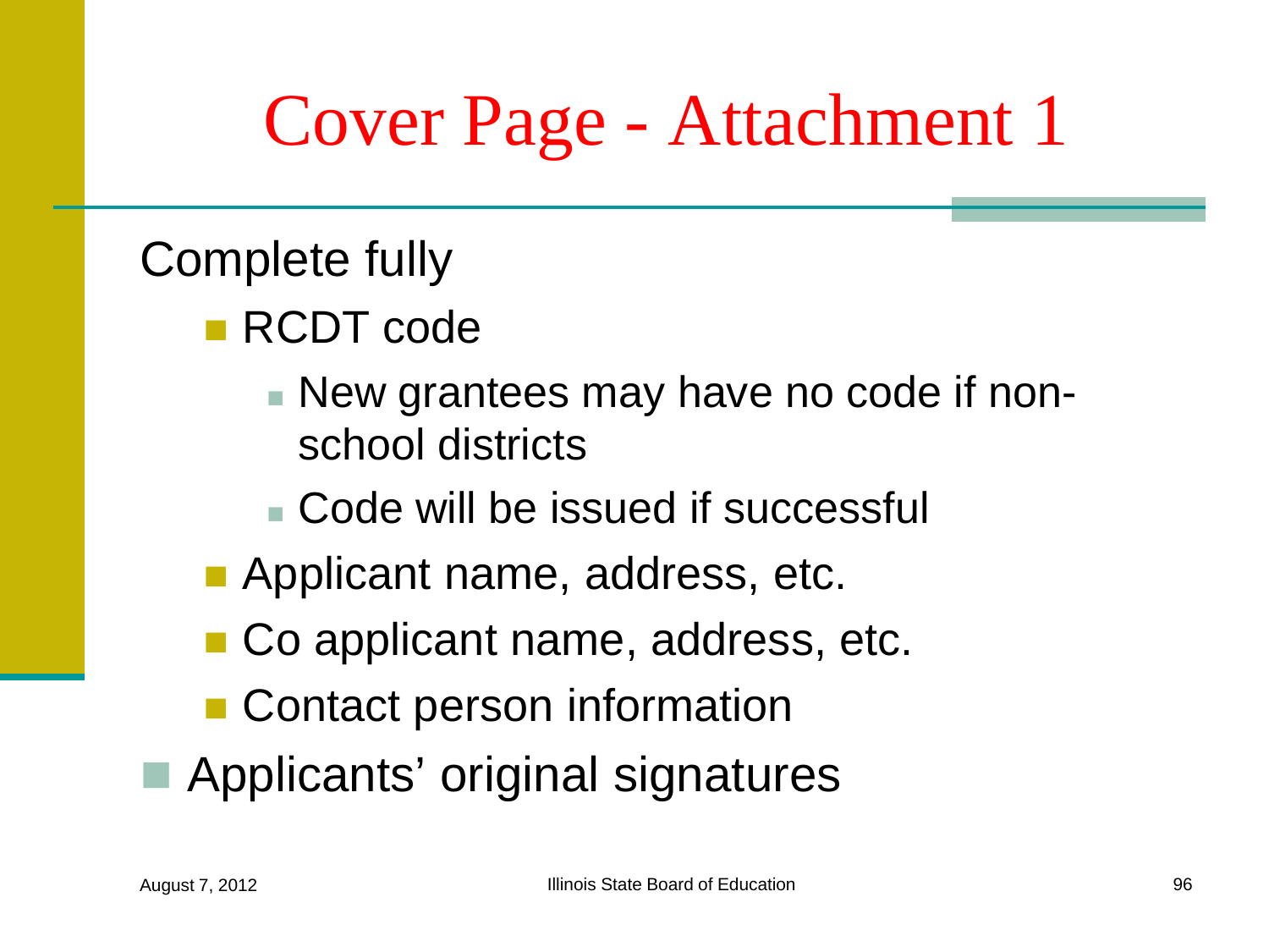# Cover Page - Attachment 1

Complete fully

- RCDT code
  - New grantees may have no code if non-school districts
  - Code will be issued if successful
- Applicant name, address, etc.
- Co applicant name, address, etc.
- Contact person information

- Applicants' original signatures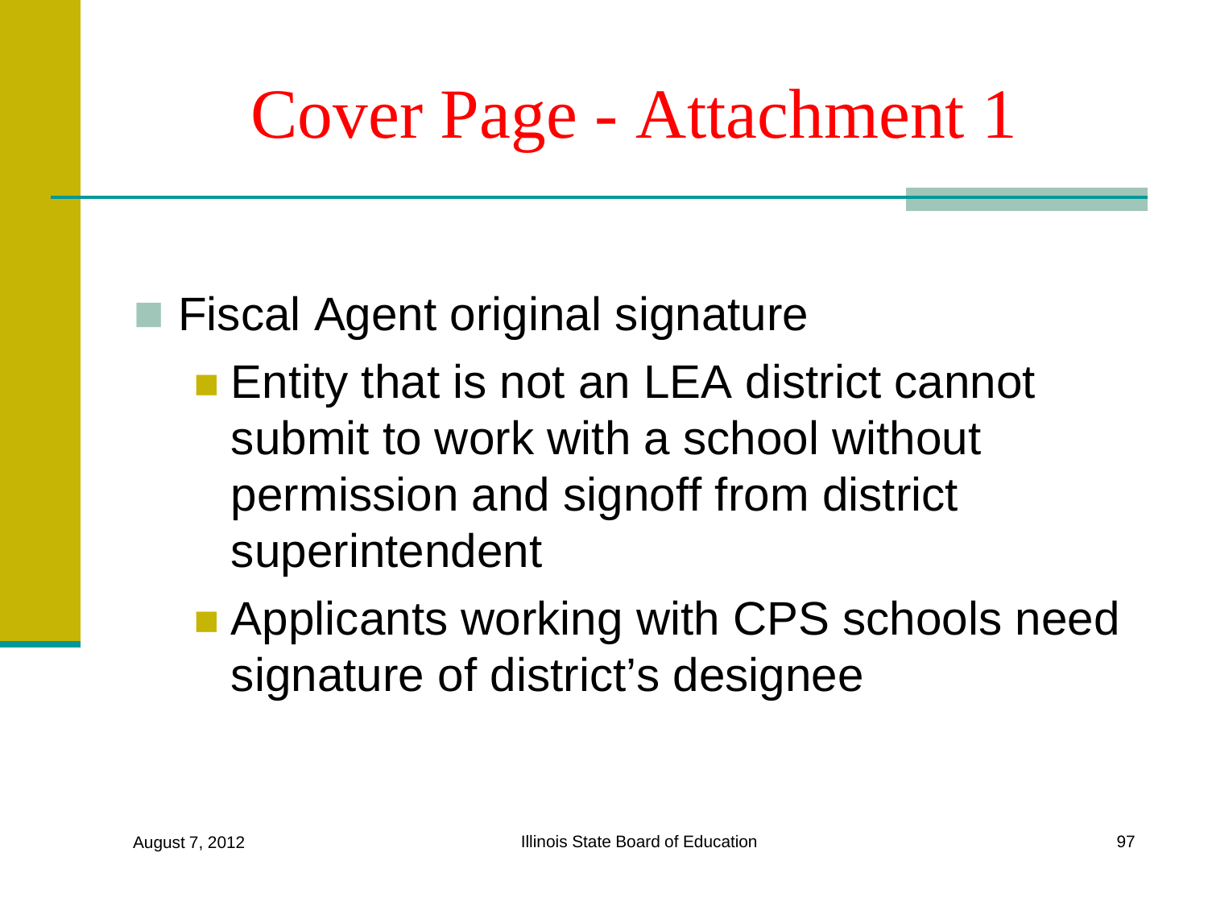# Cover Page - Attachment 1

- Fiscal Agent original signature
  - Entity that is not an LEA district cannot submit to work with a school without permission and signoff from district superintendent
  - Applicants working with CPS schools need signature of district's designee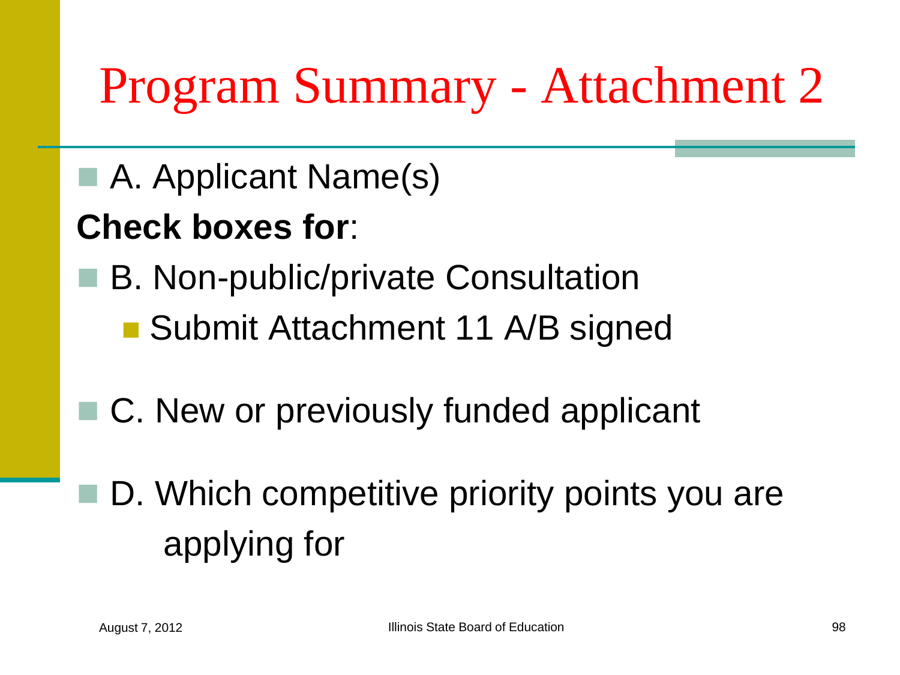# Program Summary - Attachment 2

- A. Applicant Name(s)

**Check boxes for**:

- B. Non-public/private Consultation
  - Submit Attachment 11 A/B signed
- C. New or previously funded applicant
- D. Which competitive priority points you are applying for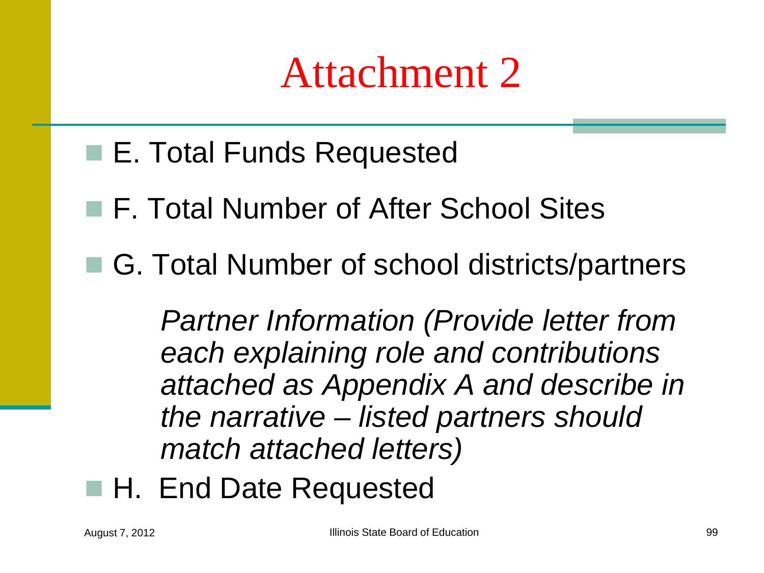# Attachment 2

- E. Total Funds Requested
- F. Total Number of After School Sites
- G. Total Number of school districts/partners

  *Partner Information (Provide letter from each explaining role and contributions attached as Appendix A and describe in the narrative – listed partners should match attached letters)*

- H. End Date Requested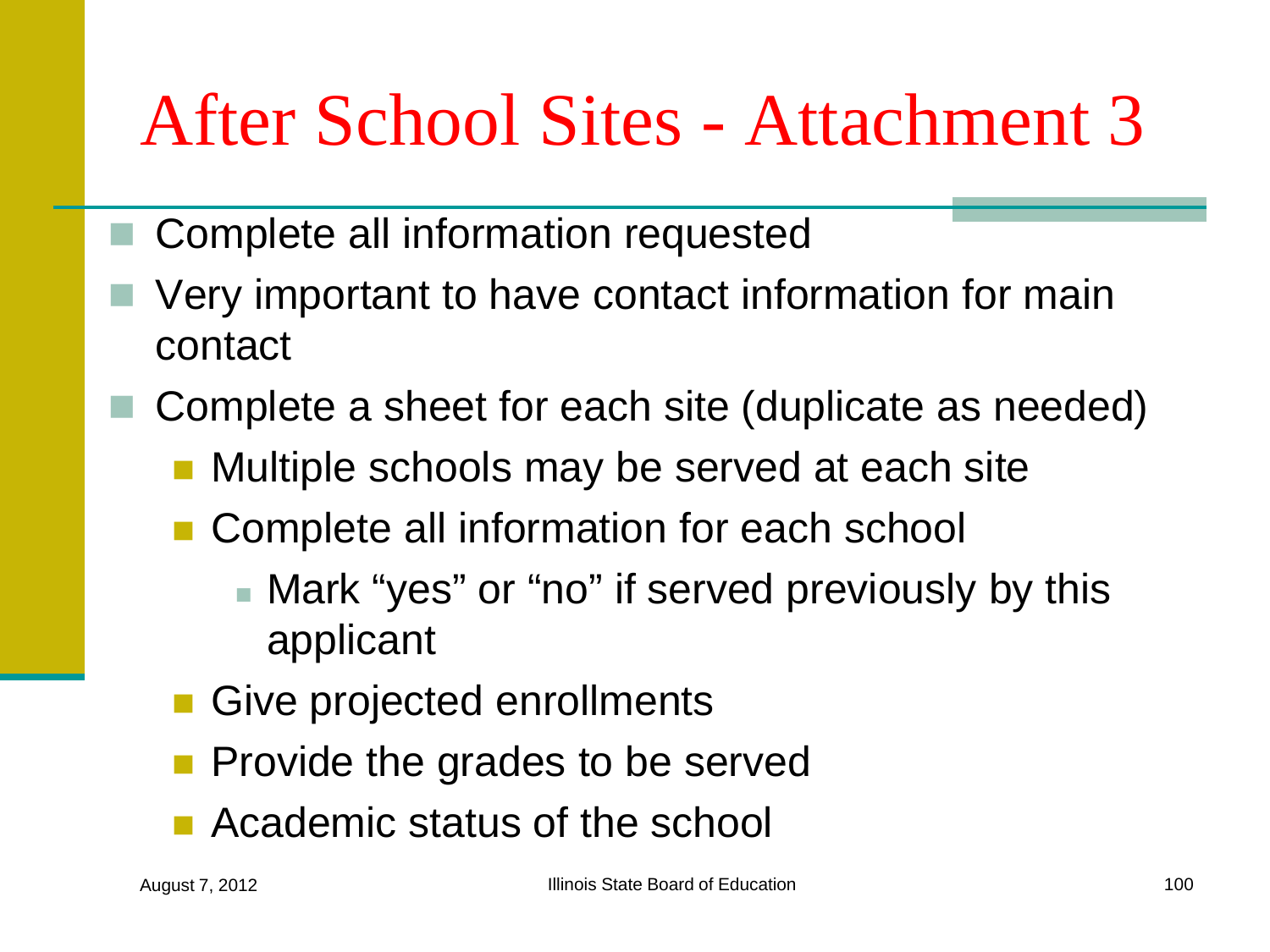# After School Sites - Attachment 3

- Complete all information requested
- Very important to have contact information for main contact
- Complete a sheet for each site (duplicate as needed)
  - Multiple schools may be served at each site
  - Complete all information for each school
    - Mark "yes" or "no" if served previously by this applicant
  - Give projected enrollments
  - Provide the grades to be served
  - Academic status of the school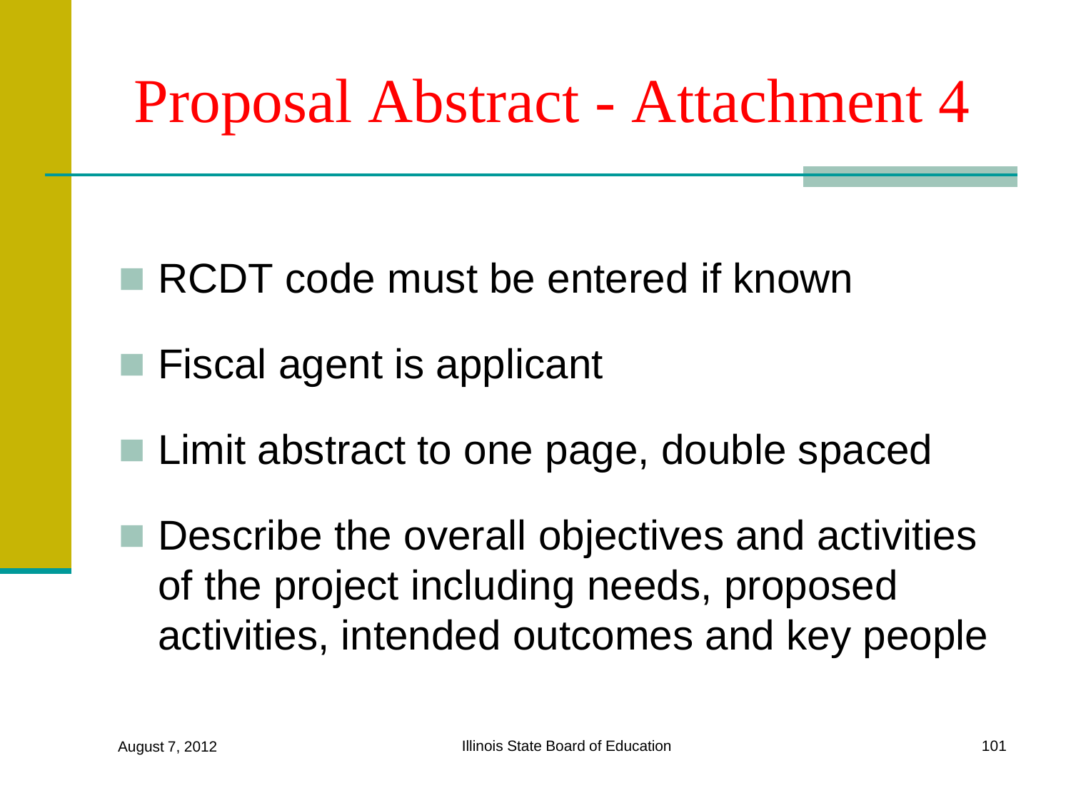# Proposal Abstract - Attachment 4

- RCDT code must be entered if known
- Fiscal agent is applicant
- Limit abstract to one page, double spaced
- Describe the overall objectives and activities of the project including needs, proposed activities, intended outcomes and key people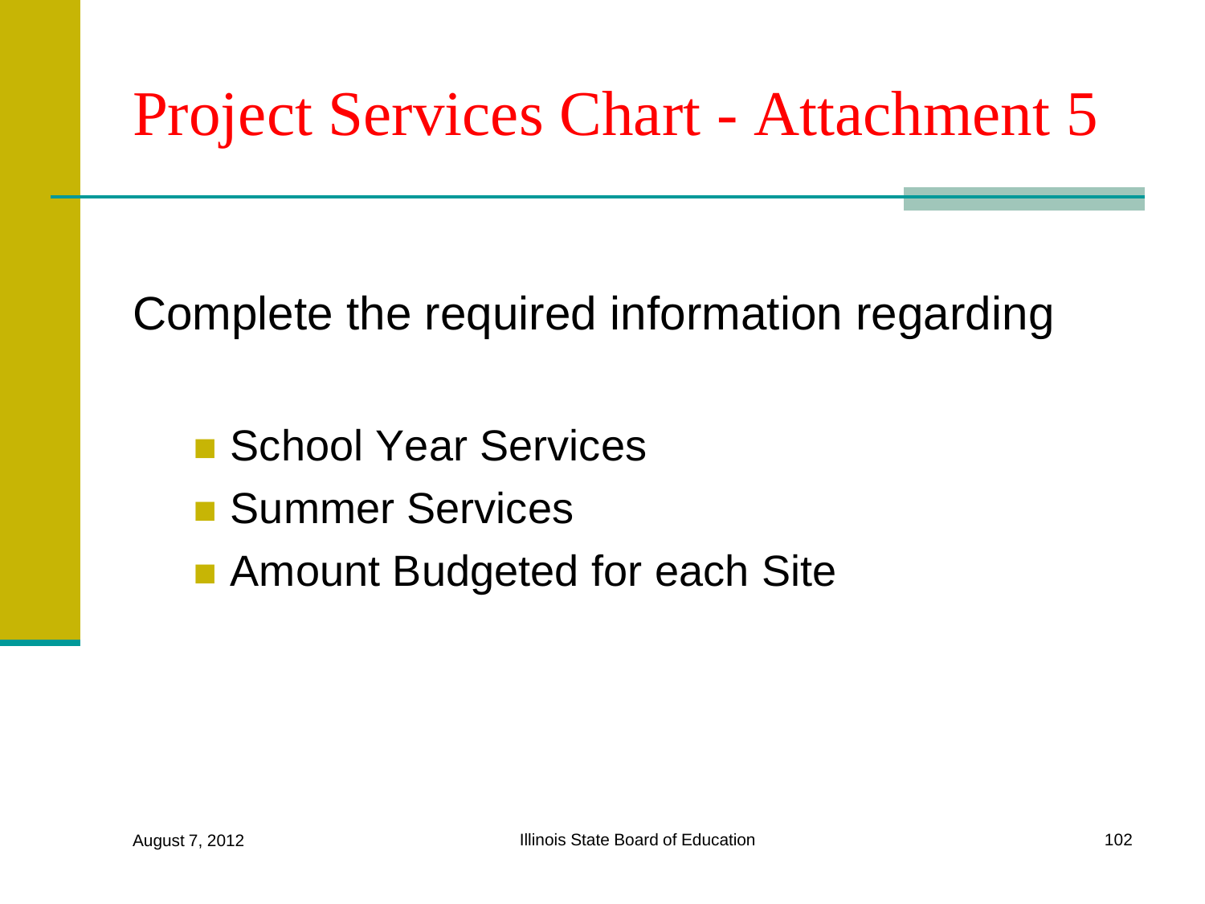# Project Services Chart - Attachment 5

Complete the required information regarding

- School Year Services
- Summer Services
- Amount Budgeted for each Site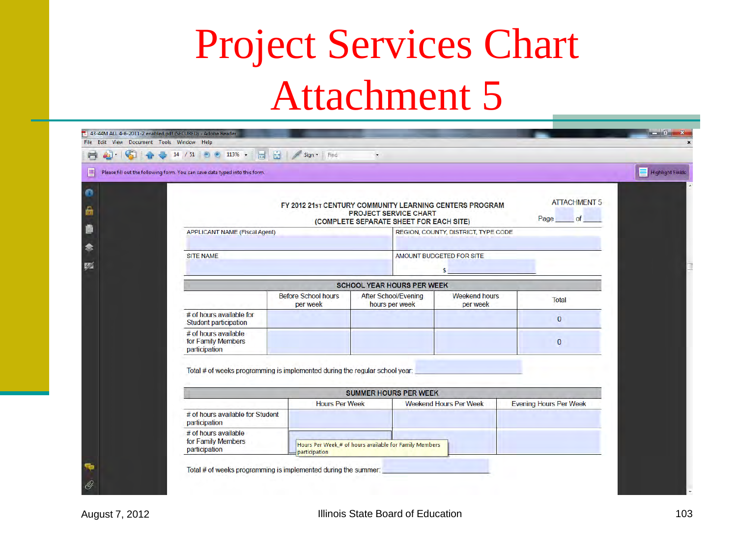# Project Services Chart Attachment 5

ATTACHMENT 5

FY 2012 21st CENTURY COMMUNITY LEARNING CENTERS PROGRAM
PROJECT SERVICE CHART
(COMPLETE SEPARATE SHEET FOR EACH SITE)

Page \_\_\_\_ of \_\_\_\_

| APPLICANT NAME (Fiscal Agent) | REGION, COUNTY, DISTRICT, TYPE CODE |
|---|---|
| | |
| **SITE NAME** | **AMOUNT BUDGETED FOR SITE** |
| | $ |

**SCHOOL YEAR HOURS PER WEEK**

| | Before School hours per week | After School/Evening hours per week | Weekend hours per week | Total |
|---|---|---|---|---|
| # of hours available for Student participation | | | | 0 |
| # of hours available for Family Members participation | | | | 0 |

Total # of weeks programming is implemented during the regular school year: \_\_\_\_\_\_\_\_

**SUMMER HOURS PER WEEK**

| | Hours Per Week | Weekend Hours Per Week | Evening Hours Per Week |
|---|---|---|---|
| # of hours available for Student participation | | | |
| # of hours available for Family Members participation | | | |

Total # of weeks programming is implemented during the summer: \_\_\_\_\_\_\_\_

August 7, 2012 — Illinois State Board of Education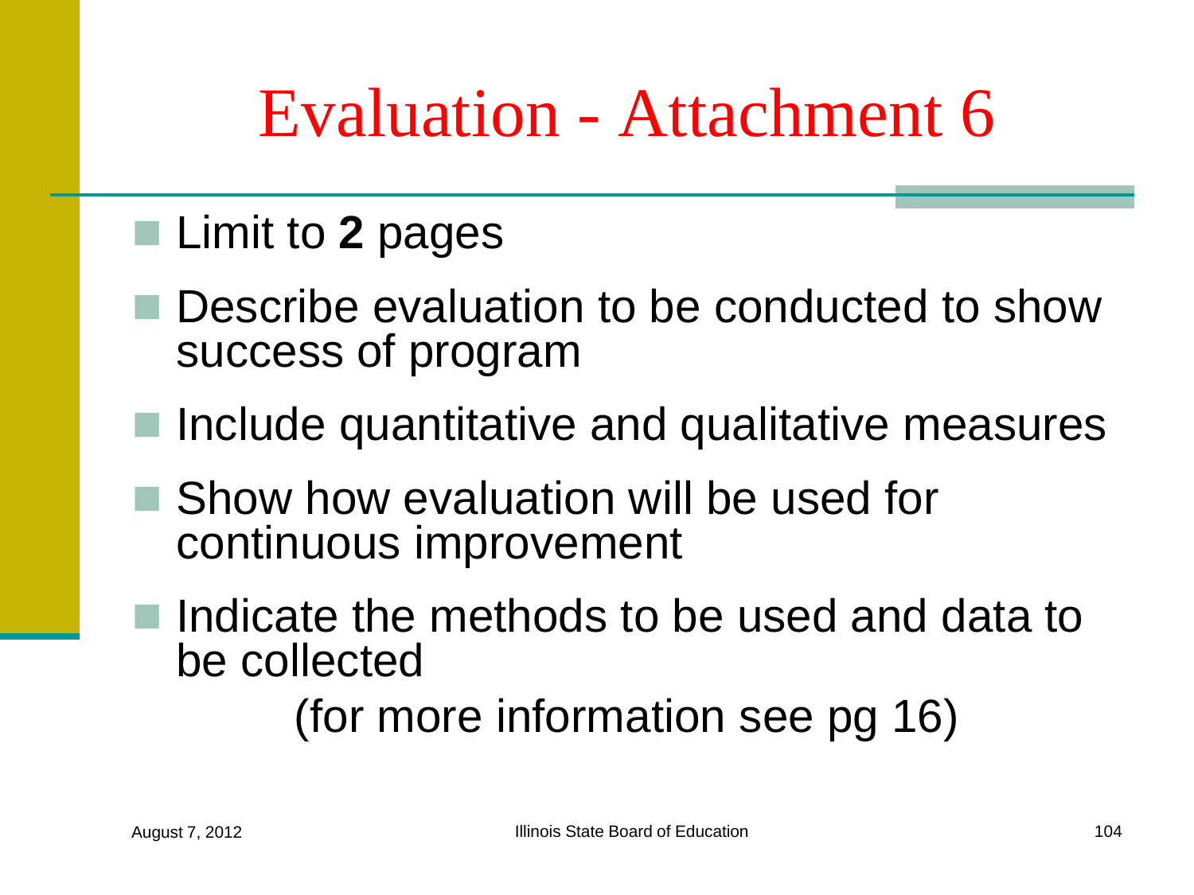# Evaluation - Attachment 6

- Limit to **2** pages
- Describe evaluation to be conducted to show success of program
- Include quantitative and qualitative measures
- Show how evaluation will be used for continuous improvement
- Indicate the methods to be used and data to be collected

(for more information see pg 16)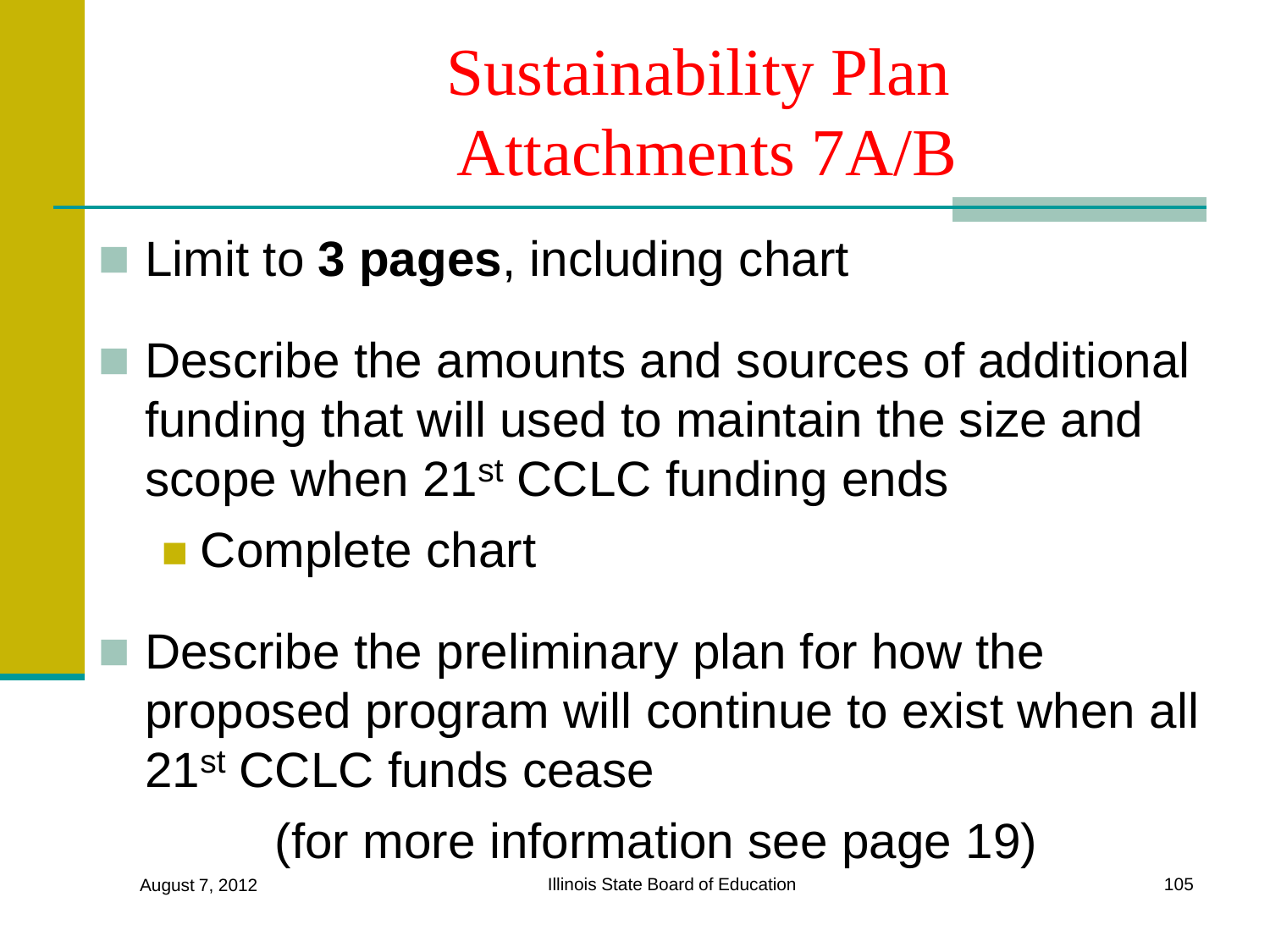# Sustainability Plan Attachments 7A/B

- Limit to **3 pages**, including chart
- Describe the amounts and sources of additional funding that will used to maintain the size and scope when 21st CCLC funding ends
  - Complete chart
- Describe the preliminary plan for how the proposed program will continue to exist when all 21st CCLC funds cease

(for more information see page 19)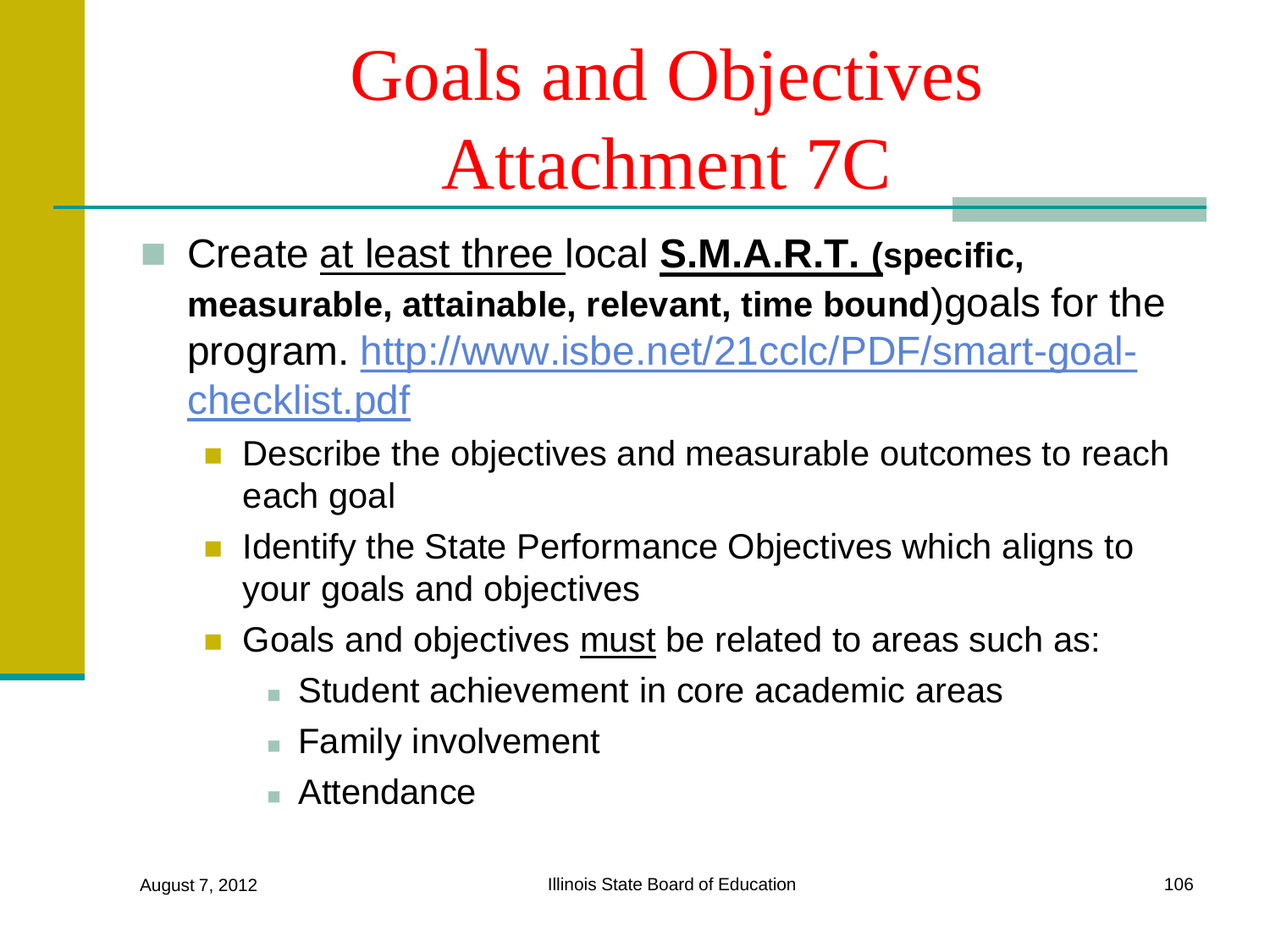# Goals and Objectives Attachment 7C

- Create <u>at least three</u> local **<u>S.M.A.R.T.</u> (specific, measurable, attainable, relevant, time bound)** goals for the program. [http://www.isbe.net/21cclc/PDF/smart-goal-checklist.pdf](http://www.isbe.net/21cclc/PDF/smart-goal-checklist.pdf)
  - Describe the objectives and measurable outcomes to reach each goal
  - Identify the State Performance Objectives which aligns to your goals and objectives
  - Goals and objectives <u>must</u> be related to areas such as:
    - Student achievement in core academic areas
    - Family involvement
    - Attendance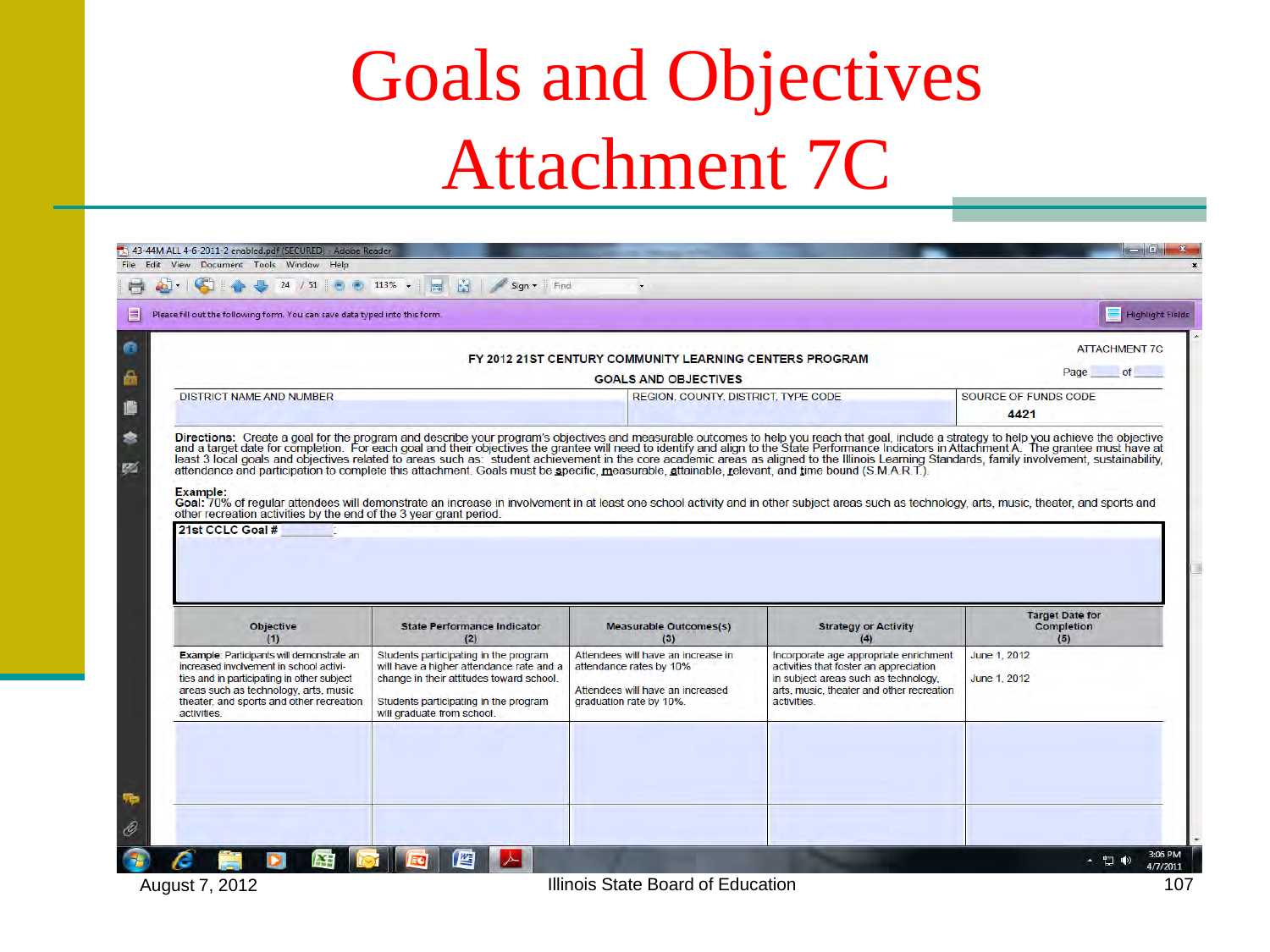# Goals and Objectives Attachment 7C

ATTACHMENT 7C

FY 2012 21ST CENTURY COMMUNITY LEARNING CENTERS PROGRAM

GOALS AND OBJECTIVES

Page ___ of ___

| DISTRICT NAME AND NUMBER | REGION, COUNTY, DISTRICT, TYPE CODE | SOURCE OF FUNDS CODE |
|---|---|---|
| | | 4421 |

**Directions:** Create a goal for the program and describe your program's objectives and measurable outcomes to help you reach that goal, include a strategy to help you achieve the objective and a target date for completion. For each goal and their objectives the grantee will need to identify and align to the State Performance Indicators in Attachment A. The grantee must have at least 3 local goals and objectives related to areas such as: student achievement in the core academic areas as aligned to the Illinois Learning Standards, family involvement, sustainability, attendance and participation to complete this attachment. Goals must be specific, measurable, attainable, relevant, and time bound (S.M.A.R.T.).

**Example:**
Goal: 70% of regular attendees will demonstrate an increase in involvement in at least one school activity and in other subject areas such as technology, arts, music, theater, and sports and other recreation activities by the end of the 3 year grant period.

**21st CCLC Goal # ________:**

| Objective (1) | State Performance Indicator (2) | Measurable Outcomes(s) (3) | Strategy or Activity (4) | Target Date for Completion (5) |
|---|---|---|---|---|
| **Example**: Participants will demonstrate an increased involvement in school activities and in participating in other subject areas such as technology, arts, music theater, and sports and other recreation activities. | Students participating in the program will have a higher attendance rate and a change in their attitudes toward school.<br><br>Students participating in the program will graduate from school. | Attendees will have an increase in attendance rates by 10%<br><br>Attendees will have an increased graduation rate by 10%. | Incorporate age appropriate enrichment activities that foster an appreciation in subject areas such as technology, arts, music, theater and other recreation activities. | June 1, 2012<br><br>June 1, 2012 |
| | | | | |
| | | | | |

August 7, 2012 — Illinois State Board of Education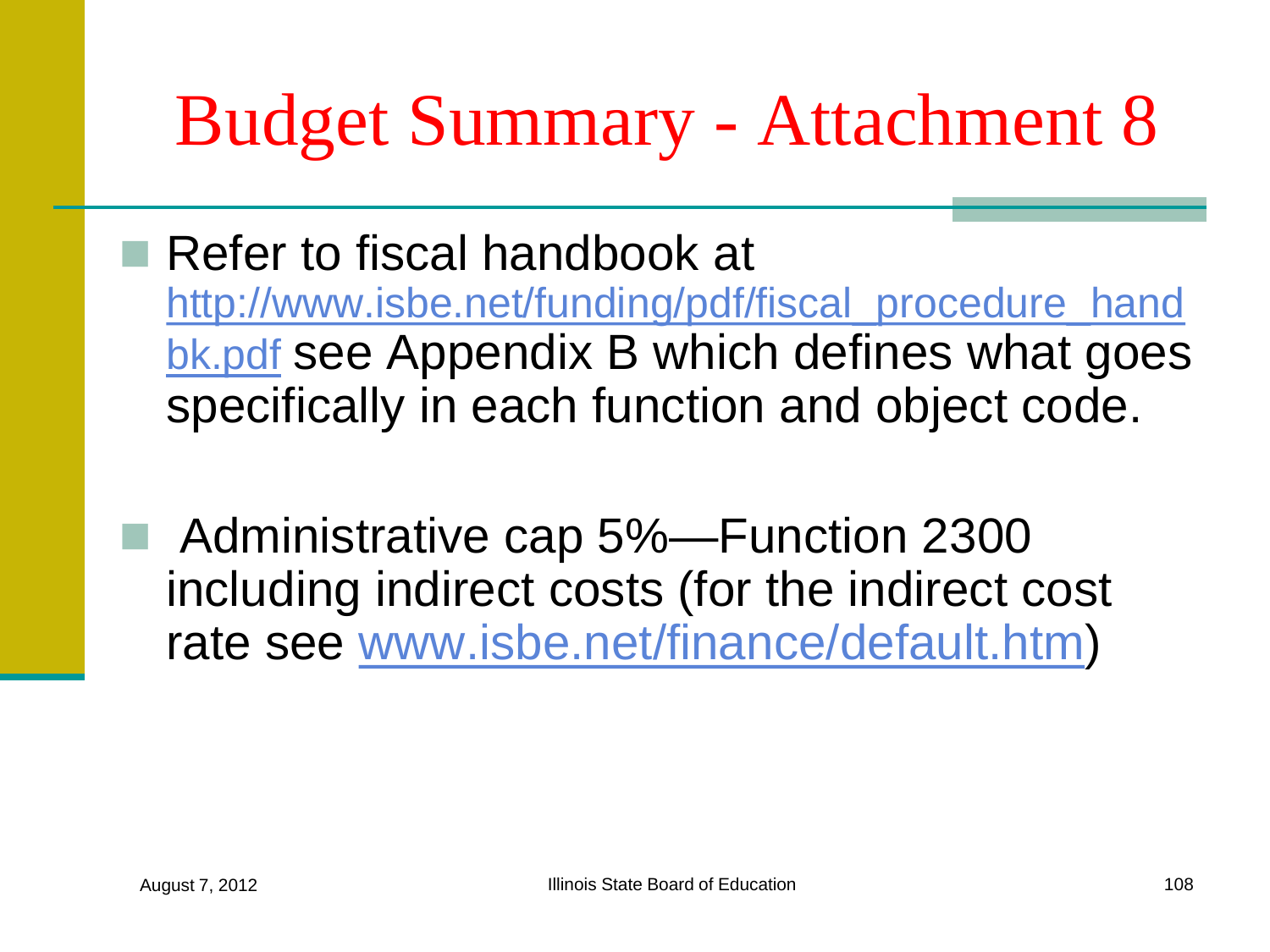# Budget Summary - Attachment 8

- Refer to fiscal handbook at http://www.isbe.net/funding/pdf/fiscal_procedure_handbk.pdf see Appendix B which defines what goes specifically in each function and object code.

- Administrative cap 5%—Function 2300 including indirect costs (for the indirect cost rate see www.isbe.net/finance/default.htm)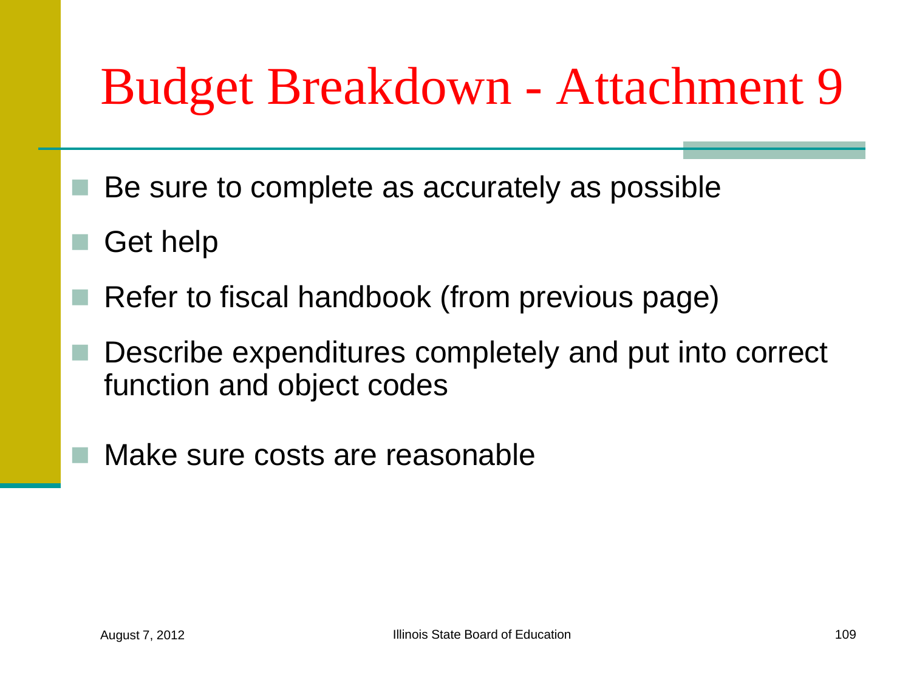# Budget Breakdown - Attachment 9

- Be sure to complete as accurately as possible
- Get help
- Refer to fiscal handbook (from previous page)
- Describe expenditures completely and put into correct function and object codes
- Make sure costs are reasonable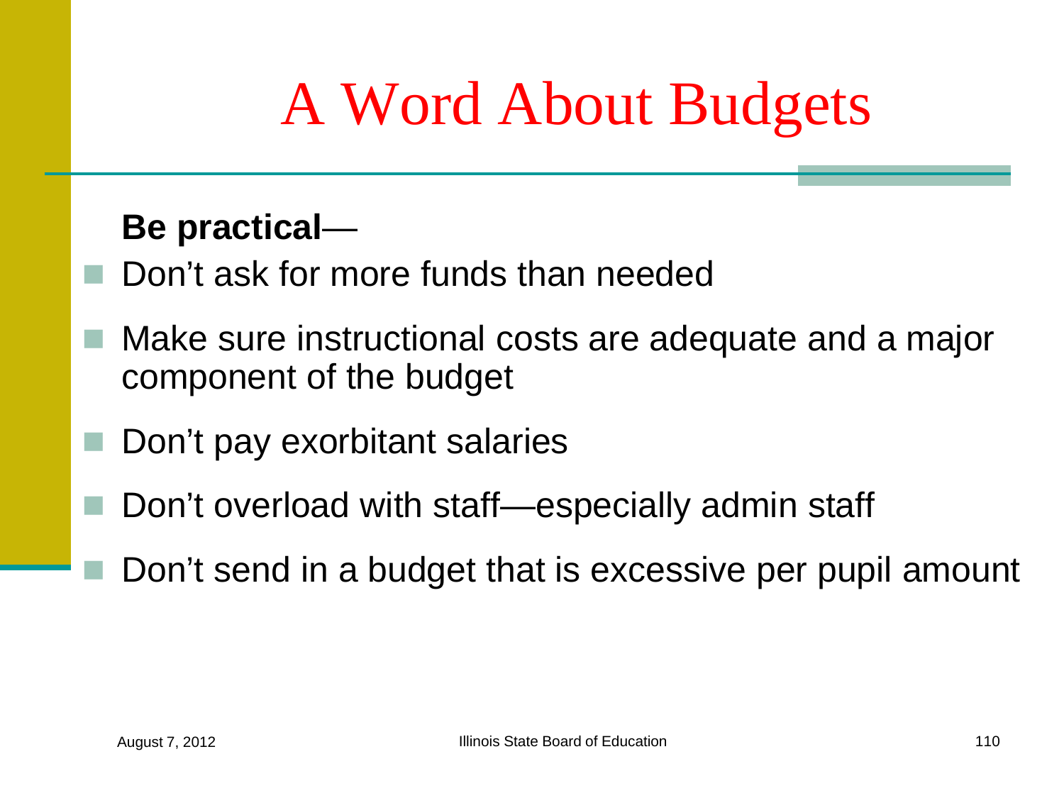# A Word About Budgets

**Be practical**—

- Don't ask for more funds than needed
- Make sure instructional costs are adequate and a major component of the budget
- Don't pay exorbitant salaries
- Don't overload with staff—especially admin staff
- Don't send in a budget that is excessive per pupil amount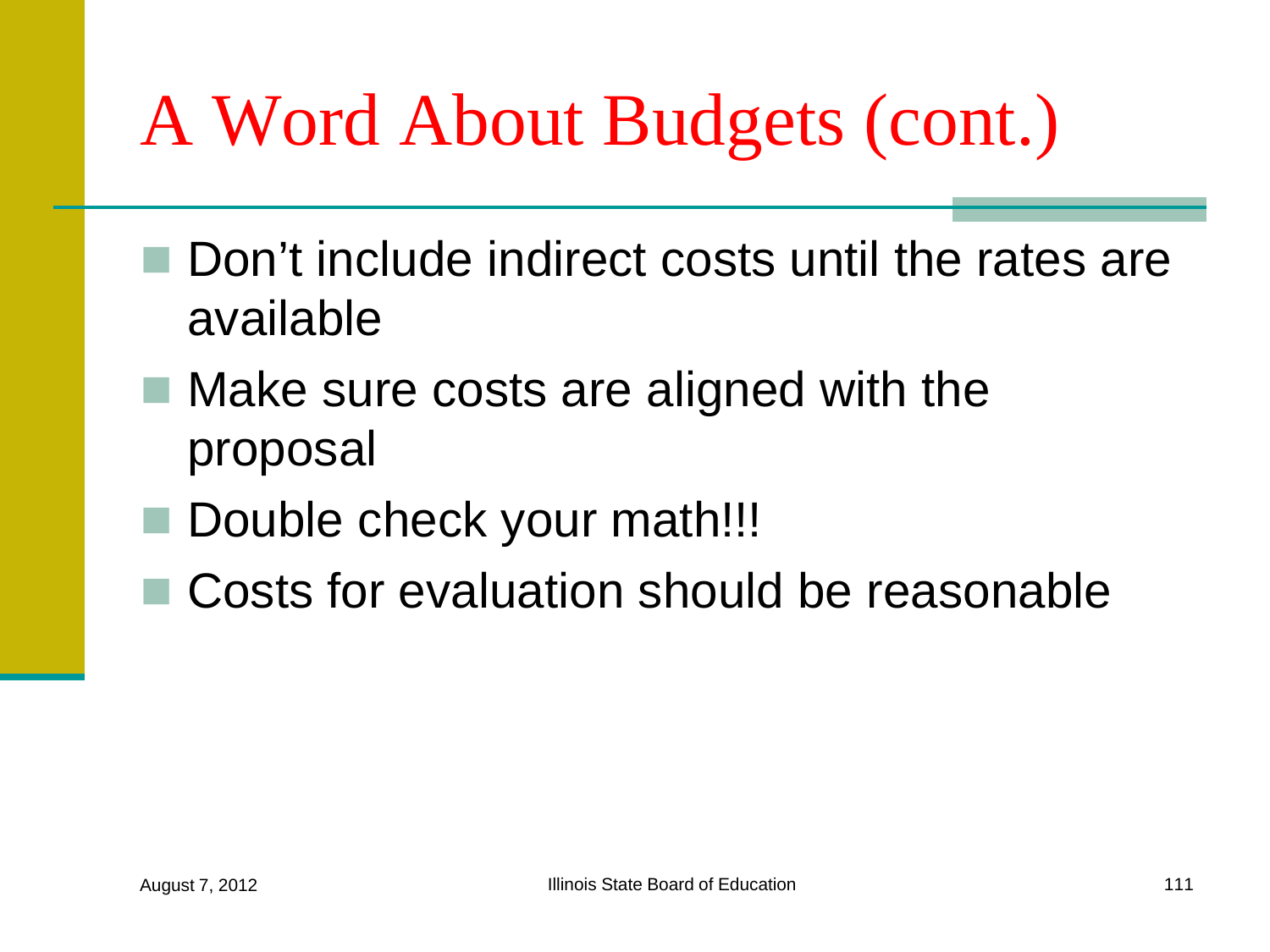# A Word About Budgets (cont.)

- Don't include indirect costs until the rates are available
- Make sure costs are aligned with the proposal
- Double check your math!!!
- Costs for evaluation should be reasonable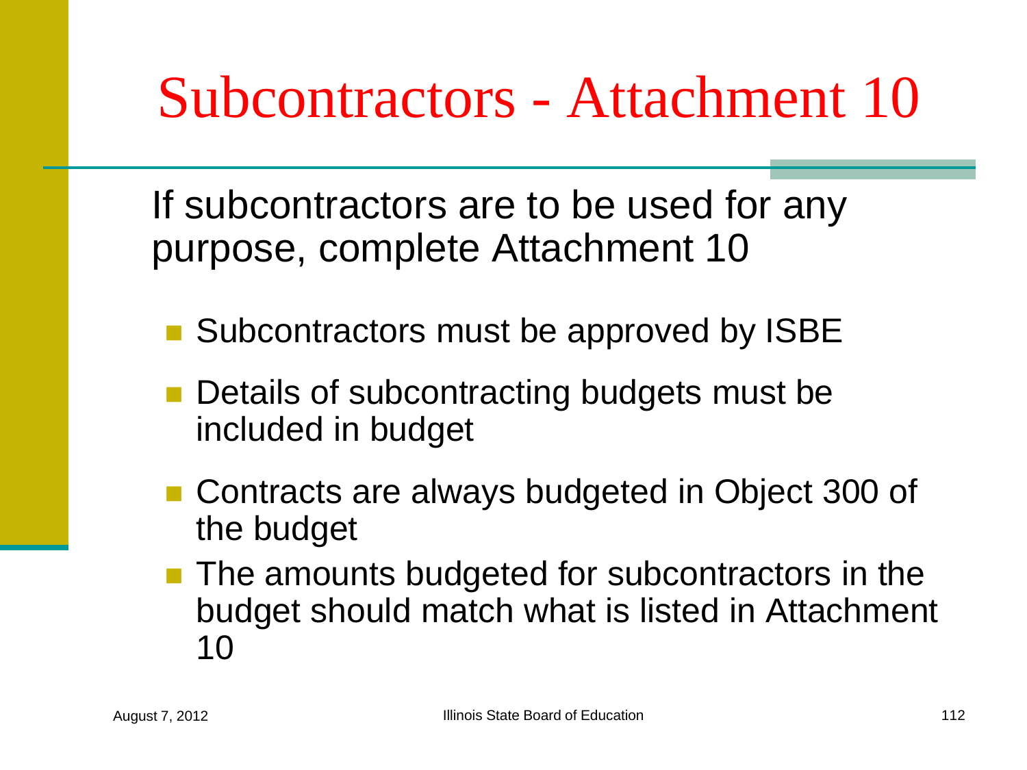# Subcontractors - Attachment 10

If subcontractors are to be used for any purpose, complete Attachment 10

- Subcontractors must be approved by ISBE
- Details of subcontracting budgets must be included in budget
- Contracts are always budgeted in Object 300 of the budget
- The amounts budgeted for subcontractors in the budget should match what is listed in Attachment 10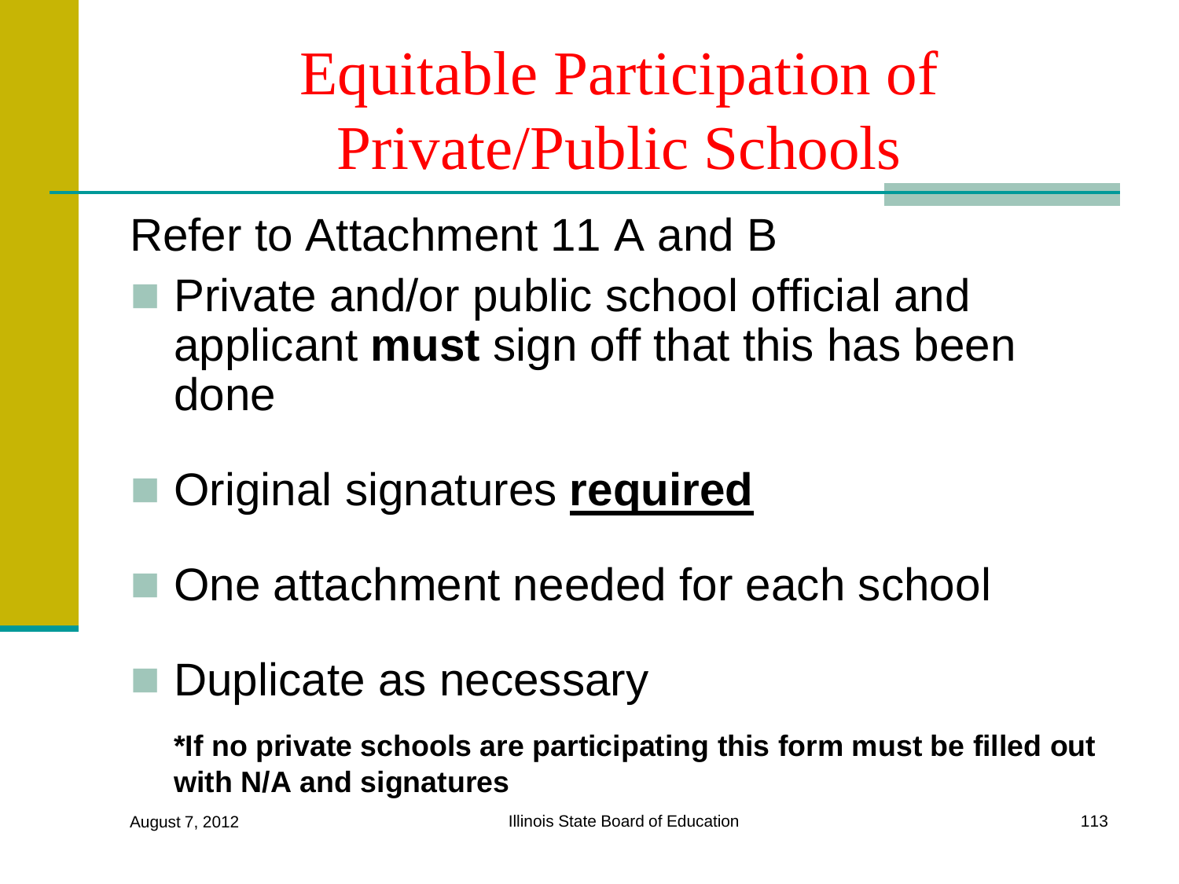# Equitable Participation of Private/Public Schools

Refer to Attachment 11 A and B

- Private and/or public school official and applicant **must** sign off that this has been done
- Original signatures **<u>required</u>**
- One attachment needed for each school
- Duplicate as necessary

**\*If no private schools are participating this form must be filled out with N/A and signatures**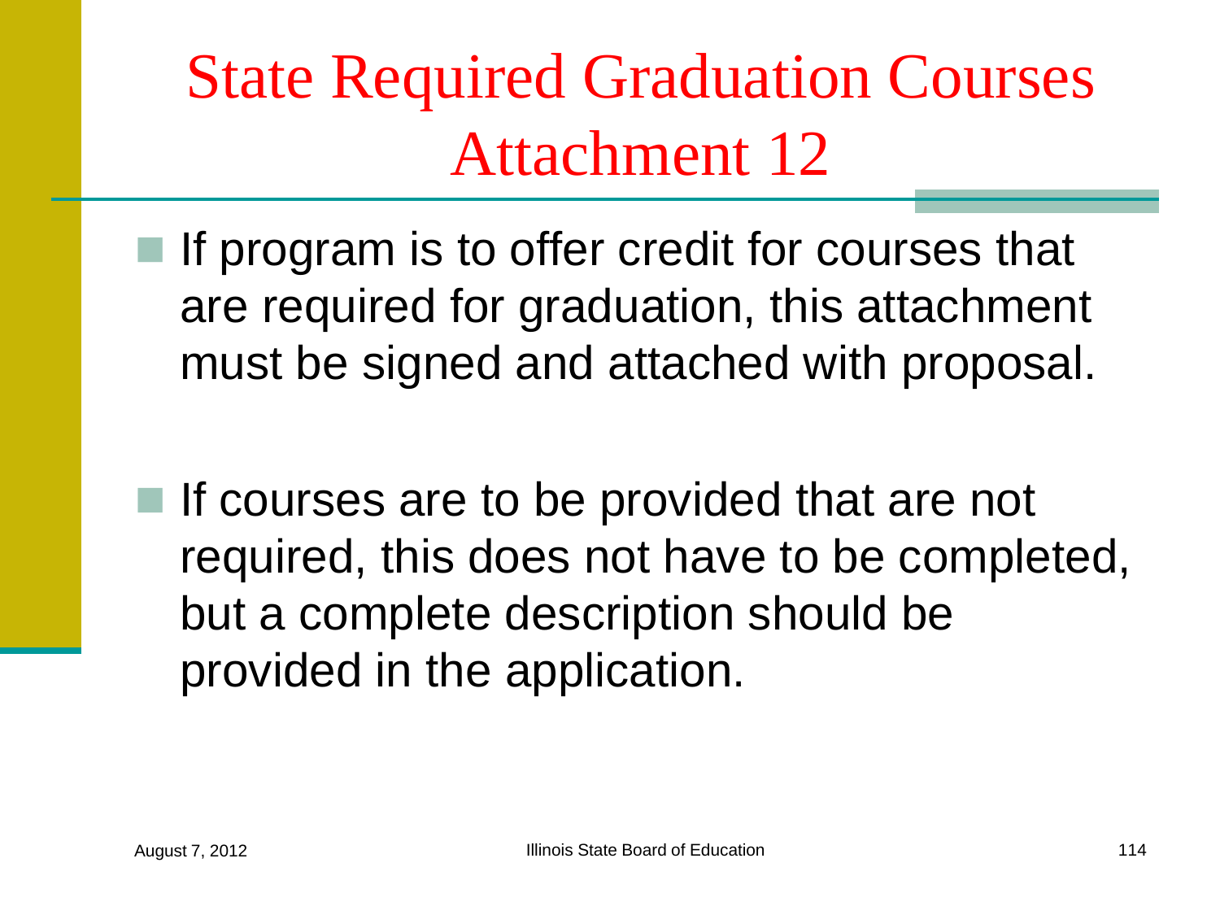# State Required Graduation Courses Attachment 12

- If program is to offer credit for courses that are required for graduation, this attachment must be signed and attached with proposal.

- If courses are to be provided that are not required, this does not have to be completed, but a complete description should be provided in the application.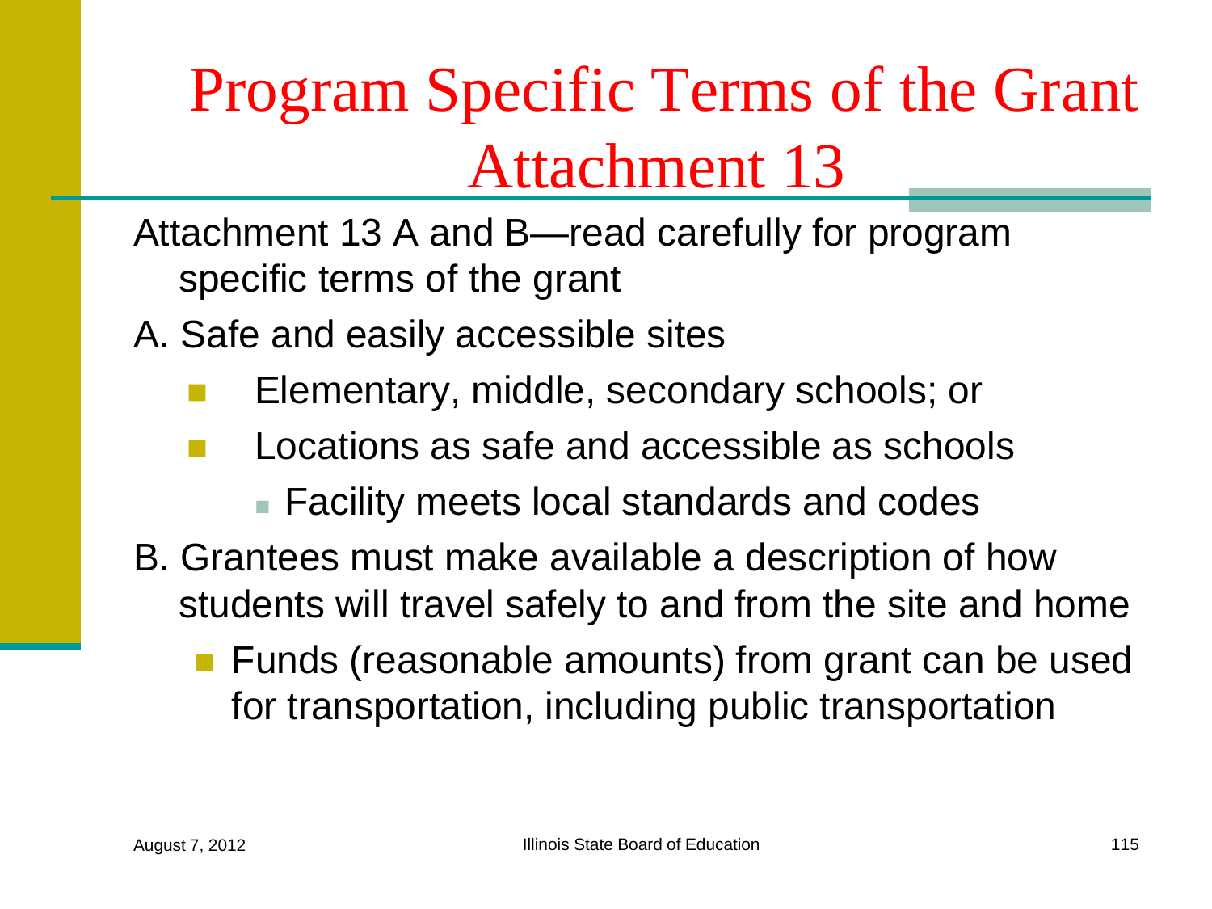# Program Specific Terms of the Grant Attachment 13

Attachment 13 A and B—read carefully for program specific terms of the grant

A. Safe and easily accessible sites

- Elementary, middle, secondary schools; or
- Locations as safe and accessible as schools
  - Facility meets local standards and codes

B. Grantees must make available a description of how students will travel safely to and from the site and home

- Funds (reasonable amounts) from grant can be used for transportation, including public transportation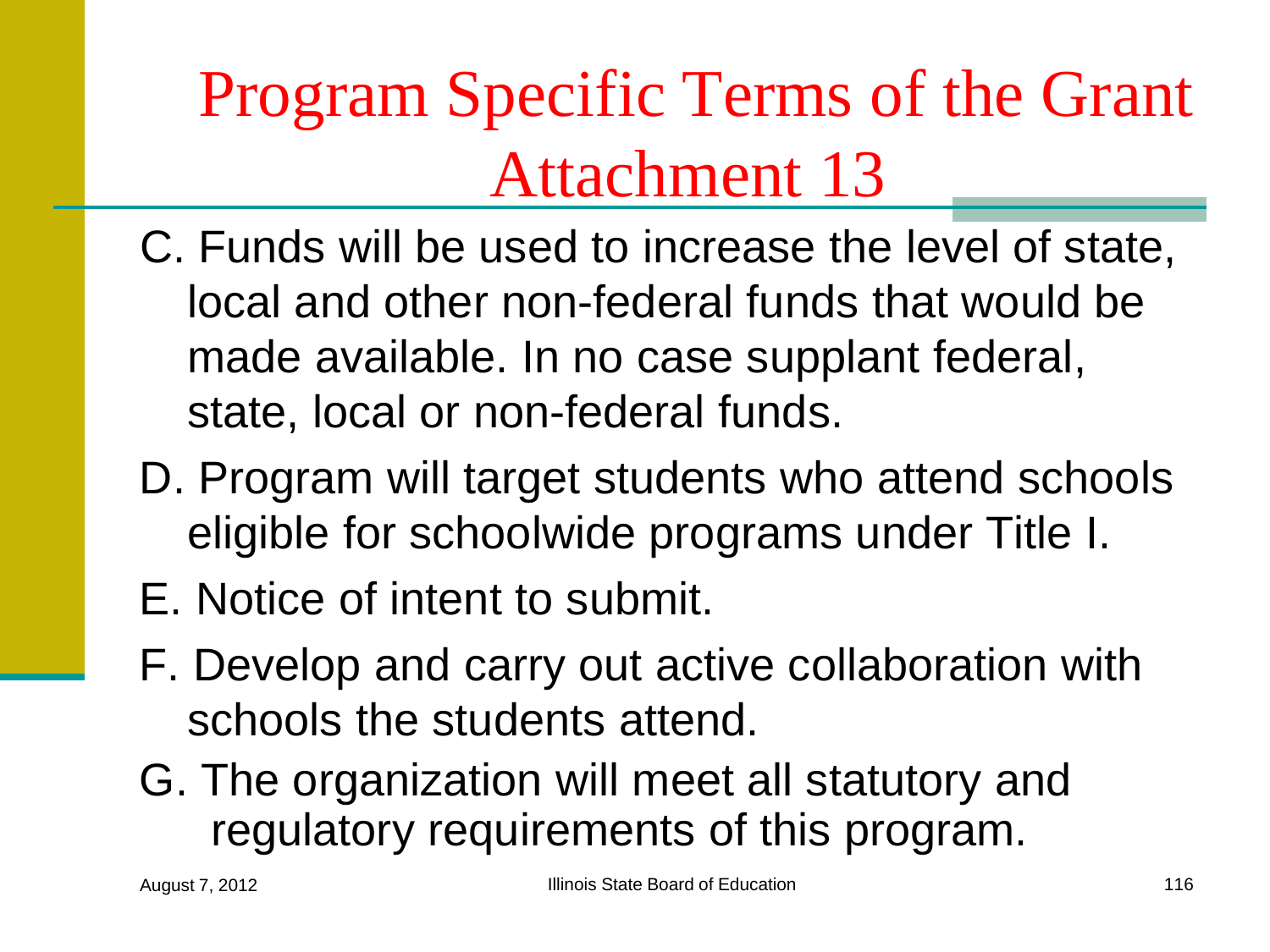# Program Specific Terms of the Grant Attachment 13

C. Funds will be used to increase the level of state, local and other non-federal funds that would be made available. In no case supplant federal, state, local or non-federal funds.

D. Program will target students who attend schools eligible for schoolwide programs under Title I.

E. Notice of intent to submit.

F. Develop and carry out active collaboration with schools the students attend.

G. The organization will meet all statutory and regulatory requirements of this program.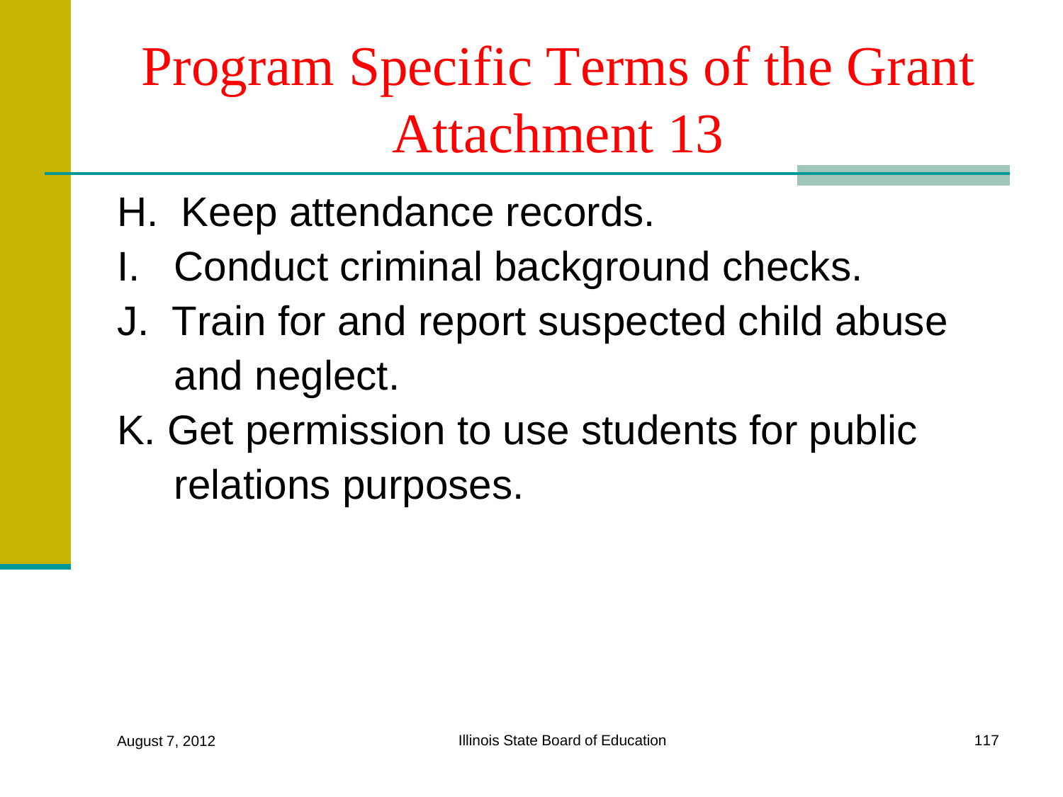# Program Specific Terms of the Grant Attachment 13

H. Keep attendance records.

I. Conduct criminal background checks.

J. Train for and report suspected child abuse and neglect.

K. Get permission to use students for public relations purposes.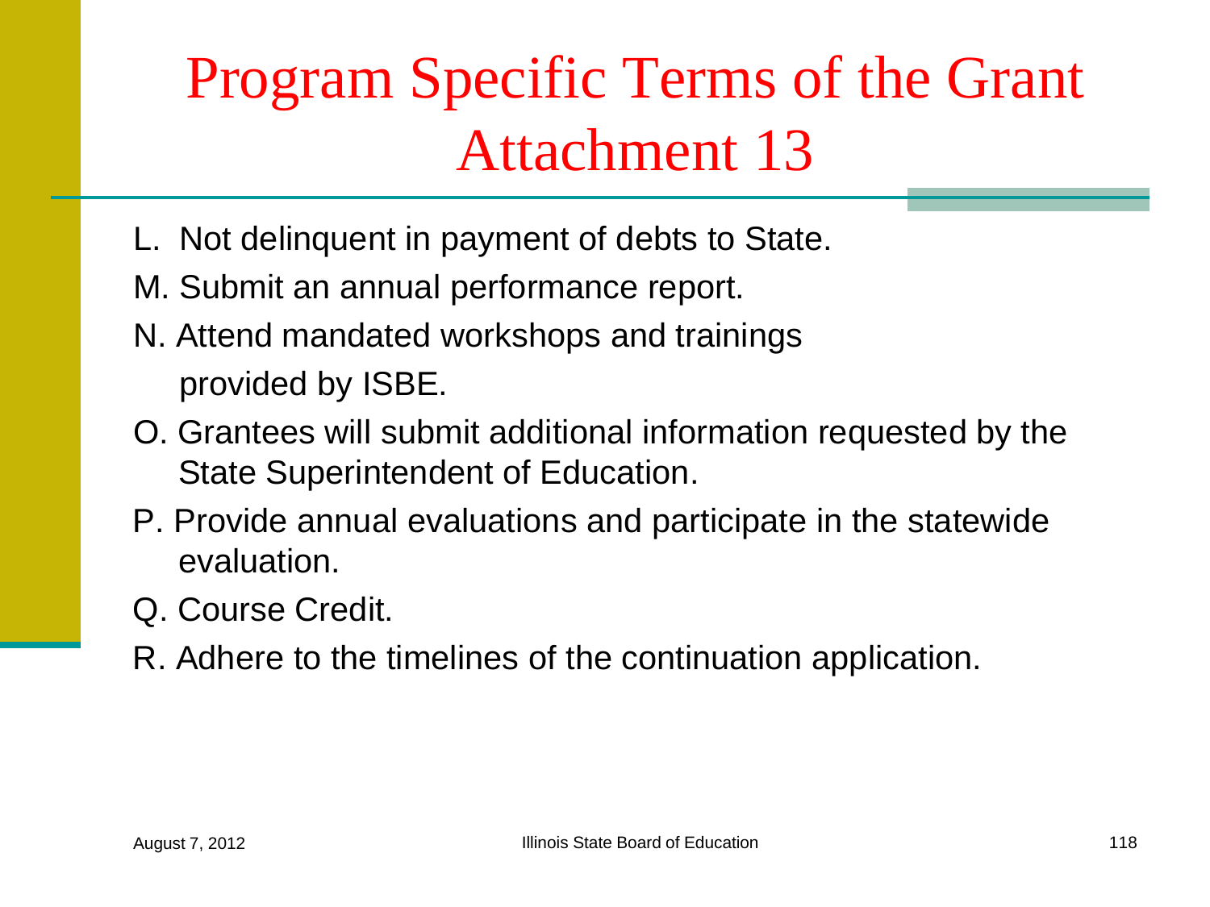# Program Specific Terms of the Grant Attachment 13

L. Not delinquent in payment of debts to State.

M. Submit an annual performance report.

N. Attend mandated workshops and trainings provided by ISBE.

O. Grantees will submit additional information requested by the State Superintendent of Education.

P. Provide annual evaluations and participate in the statewide evaluation.

Q. Course Credit.

R. Adhere to the timelines of the continuation application.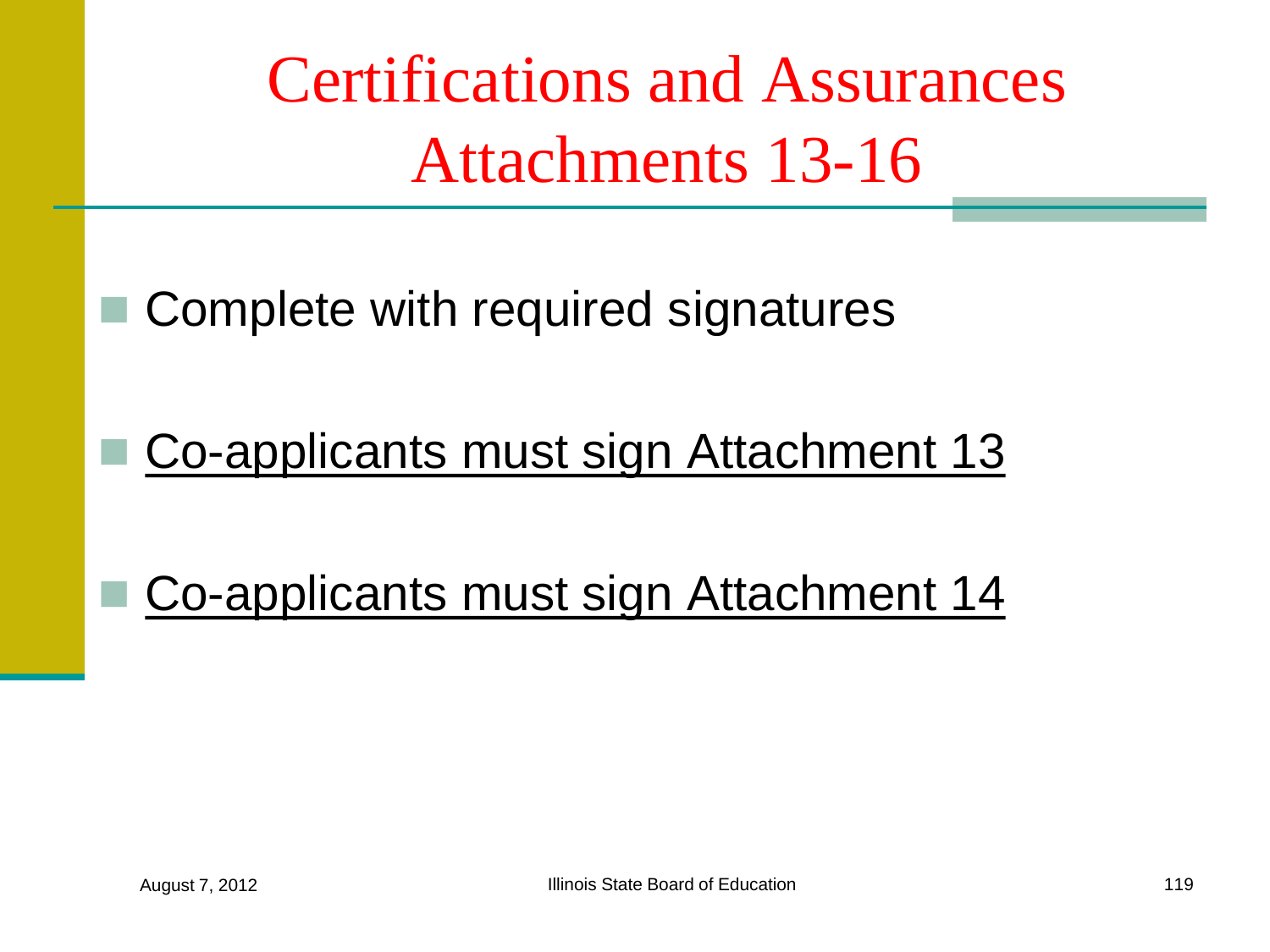# Certifications and Assurances Attachments 13-16

- Complete with required signatures
- <u>Co-applicants must sign Attachment 13</u>
- <u>Co-applicants must sign Attachment 14</u>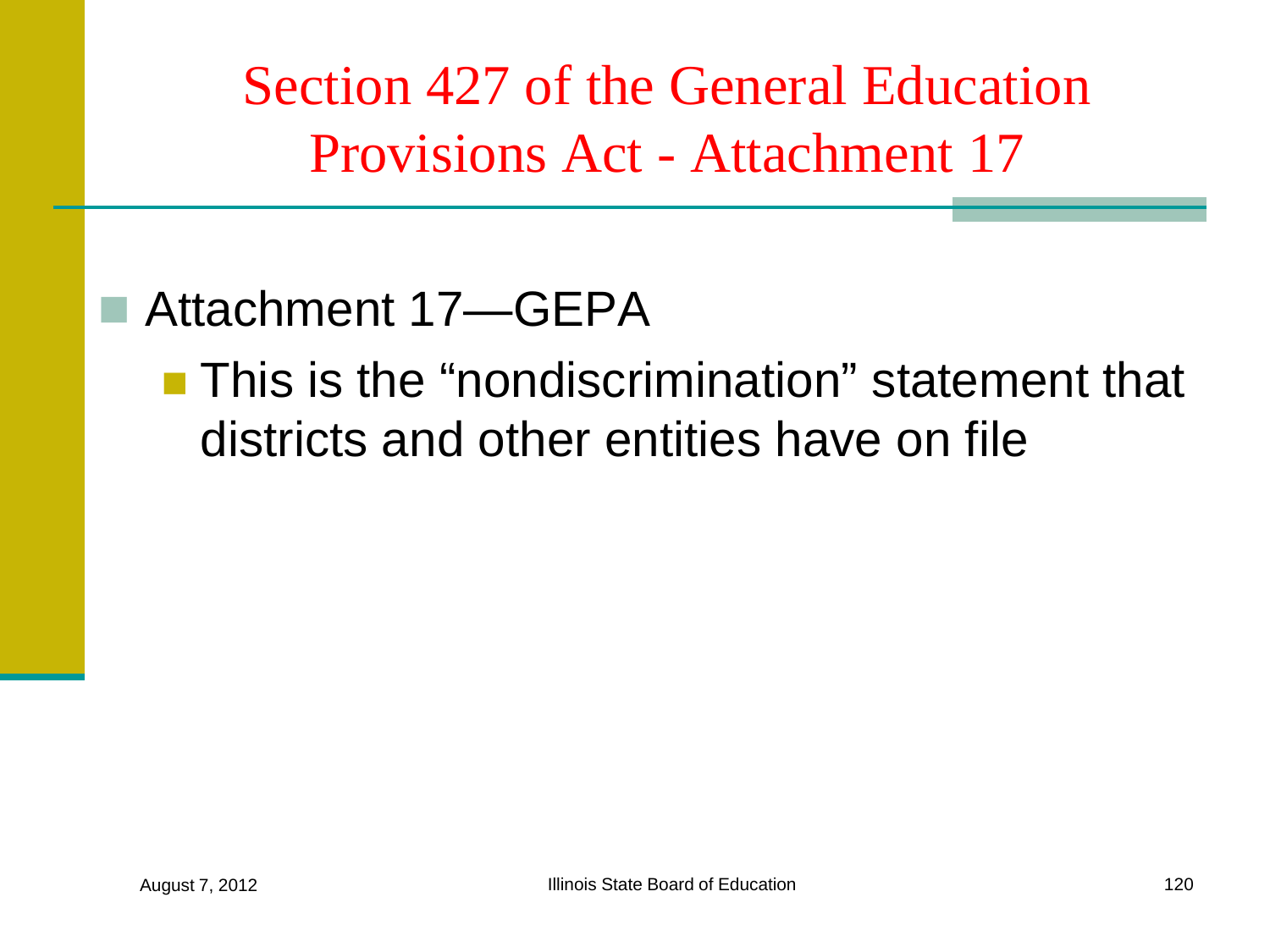# Section 427 of the General Education Provisions Act - Attachment 17

- Attachment 17—GEPA
  - This is the “nondiscrimination” statement that districts and other entities have on file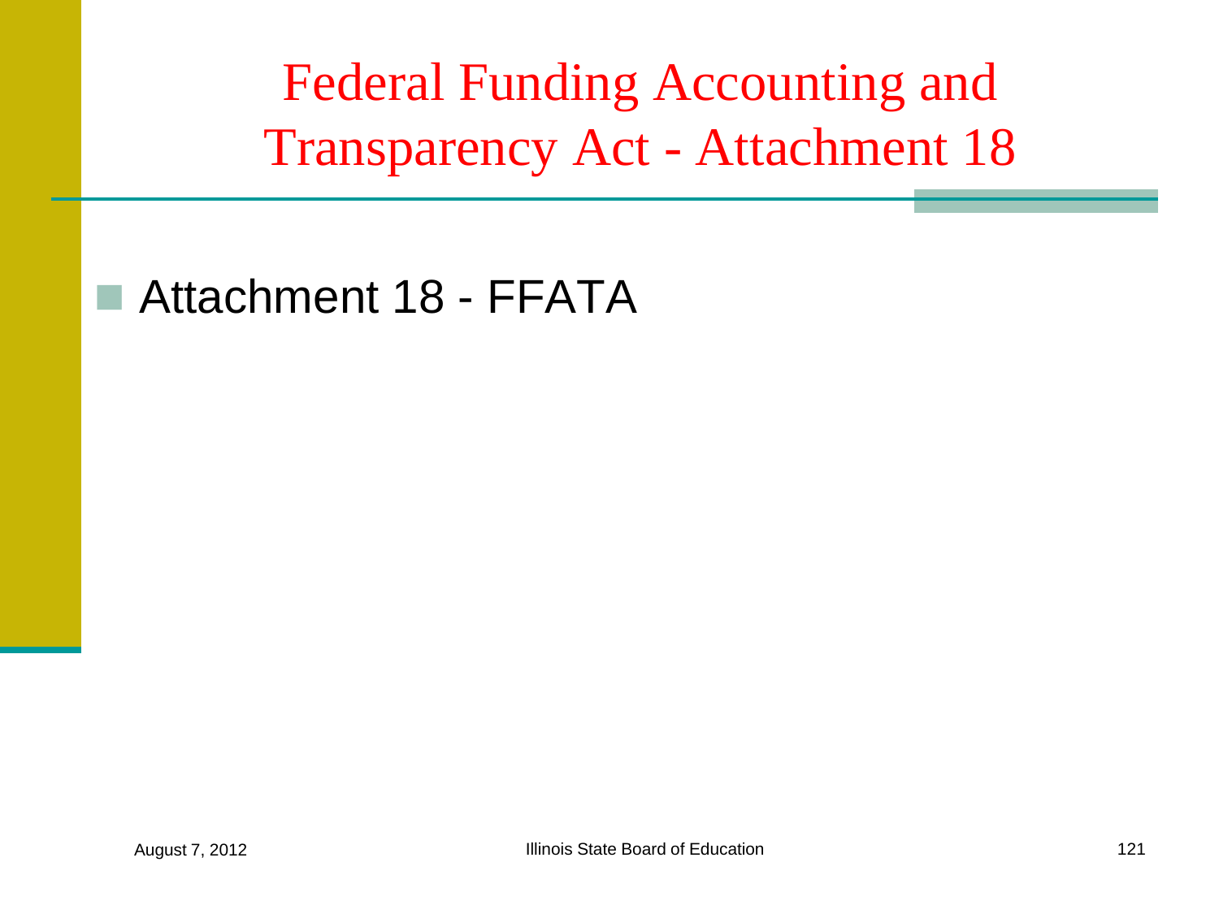# Federal Funding Accounting and Transparency Act - Attachment 18

- Attachment 18 - FFATA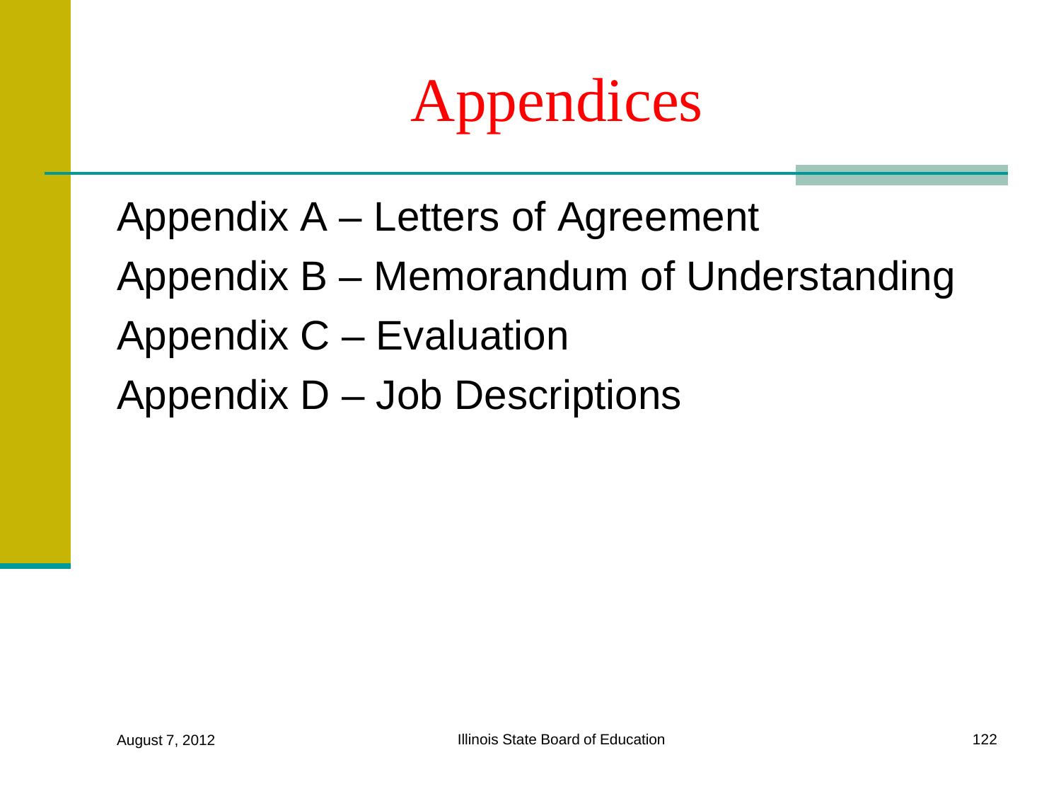# Appendices

Appendix A – Letters of Agreement

Appendix B – Memorandum of Understanding

Appendix C – Evaluation

Appendix D – Job Descriptions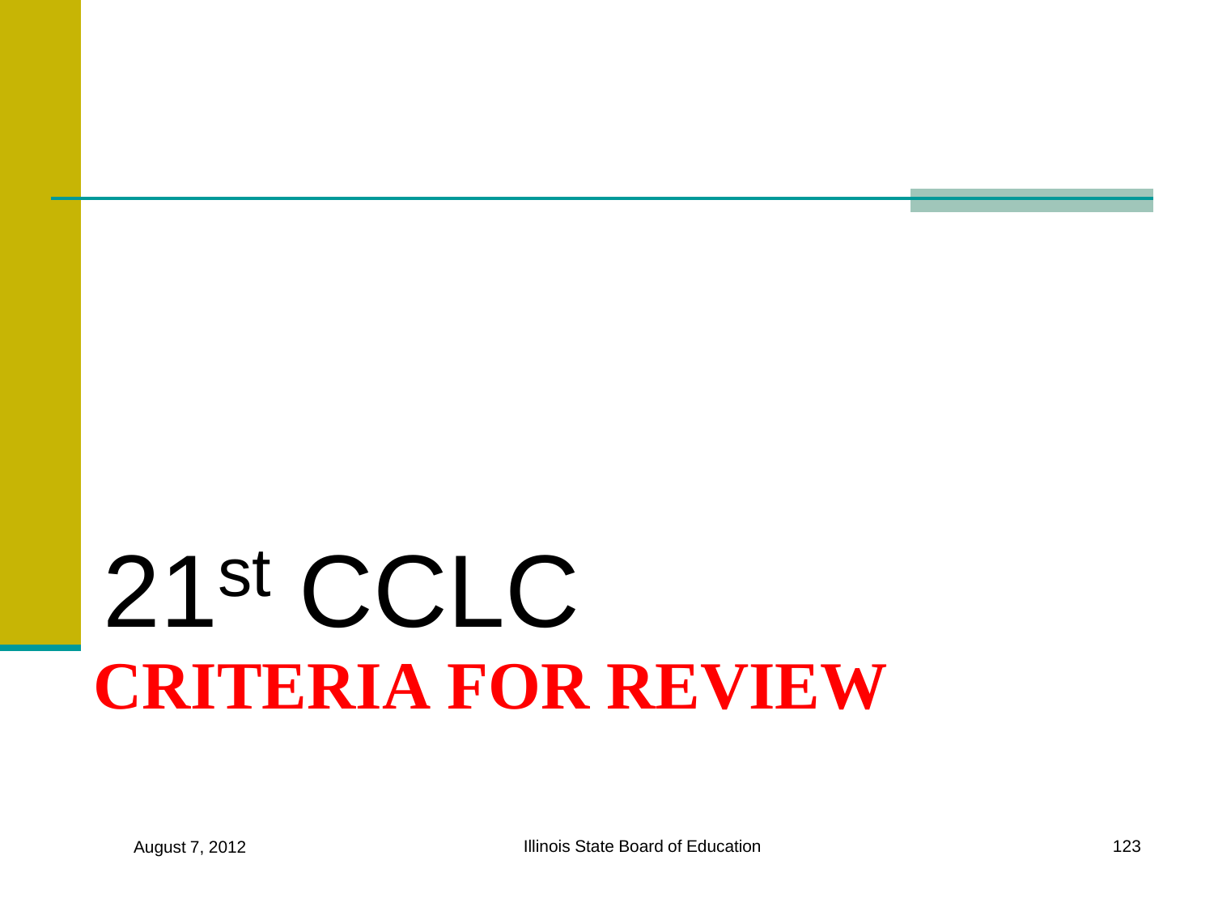# 21st CCLC

## CRITERIA FOR REVIEW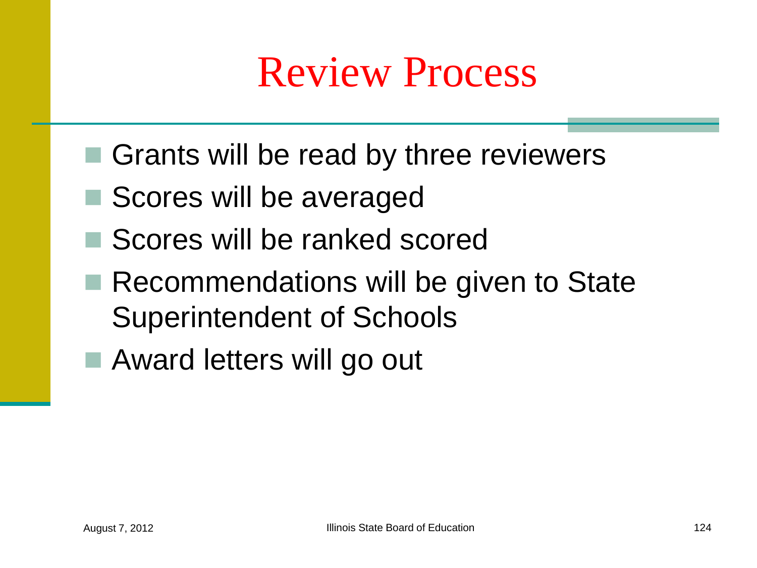# Review Process

- Grants will be read by three reviewers
- Scores will be averaged
- Scores will be ranked scored
- Recommendations will be given to State Superintendent of Schools
- Award letters will go out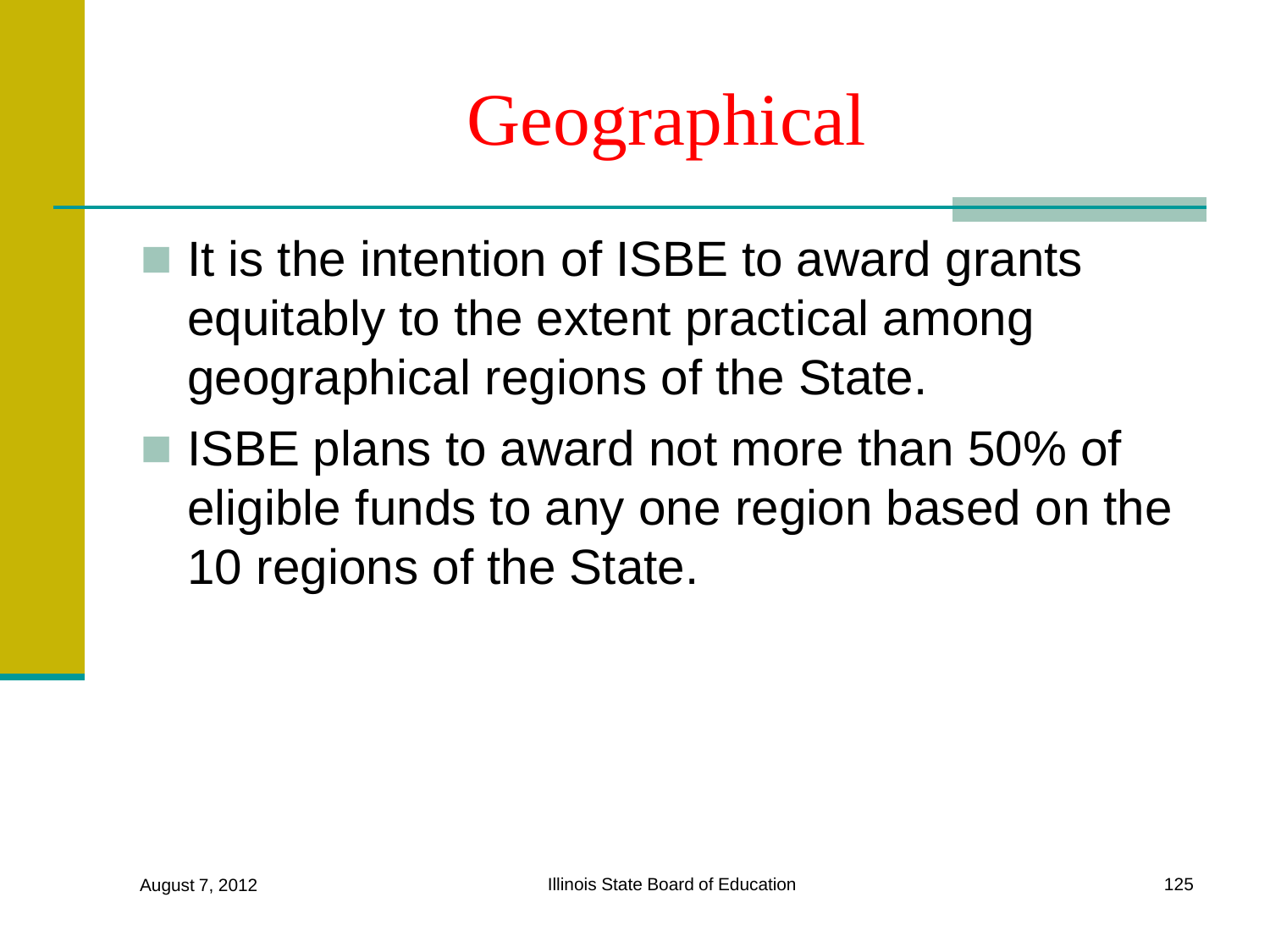# Geographical

- It is the intention of ISBE to award grants equitably to the extent practical among geographical regions of the State.
- ISBE plans to award not more than 50% of eligible funds to any one region based on the 10 regions of the State.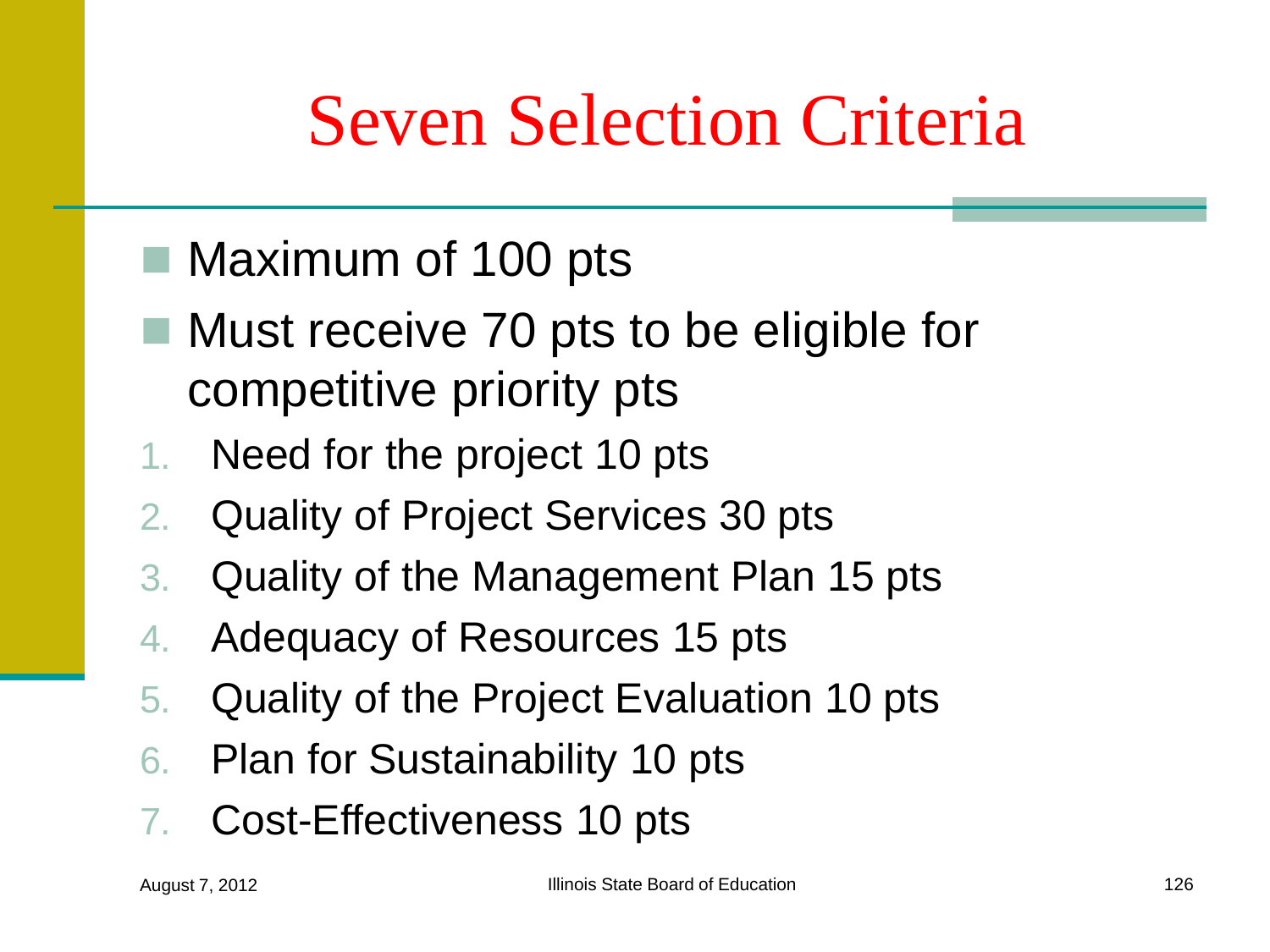# Seven Selection Criteria

- Maximum of 100 pts
- Must receive 70 pts to be eligible for competitive priority pts

1. Need for the project 10 pts
2. Quality of Project Services 30 pts
3. Quality of the Management Plan 15 pts
4. Adequacy of Resources 15 pts
5. Quality of the Project Evaluation 10 pts
6. Plan for Sustainability 10 pts
7. Cost-Effectiveness 10 pts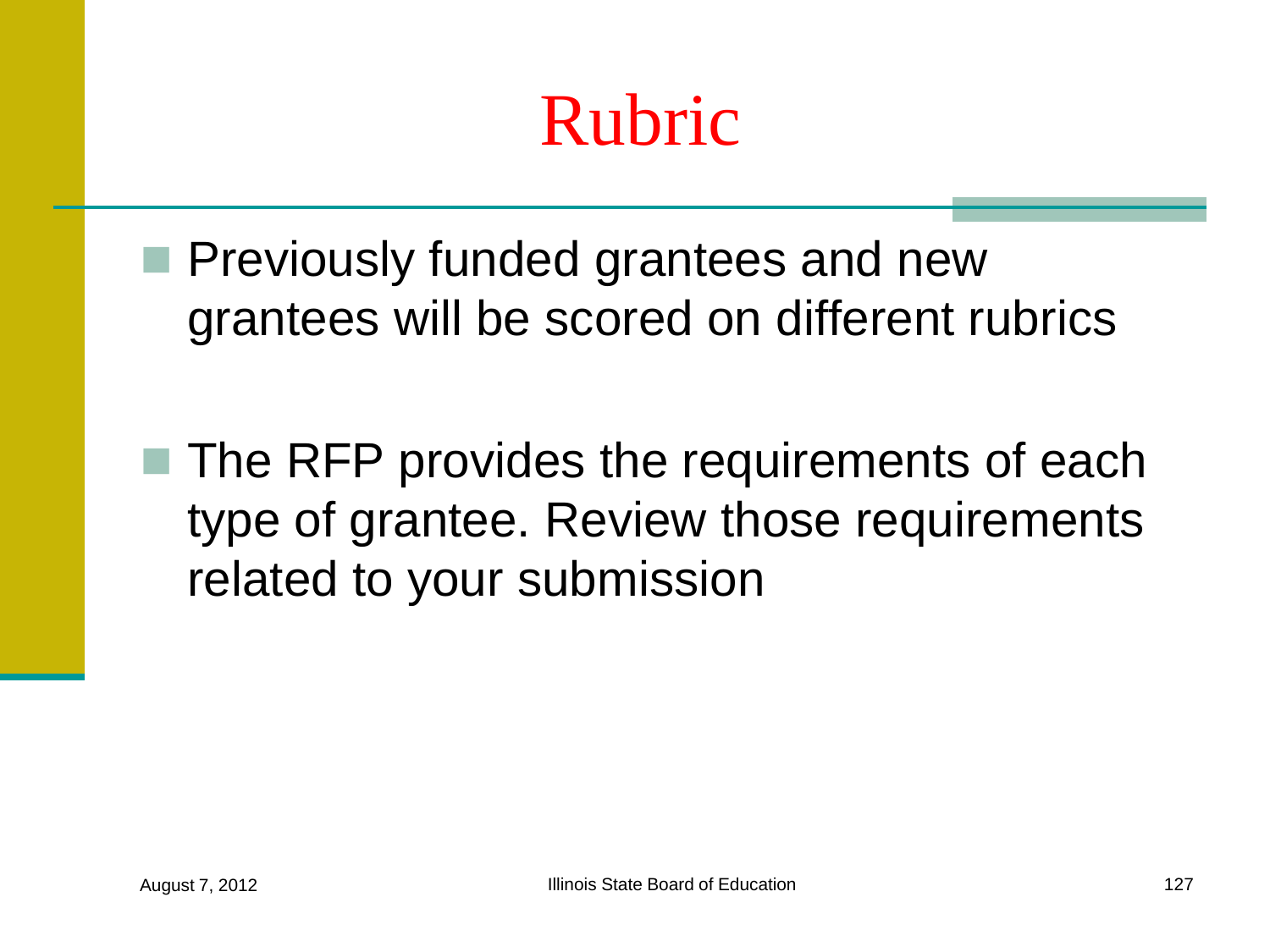# Rubric

- Previously funded grantees and new grantees will be scored on different rubrics

- The RFP provides the requirements of each type of grantee. Review those requirements related to your submission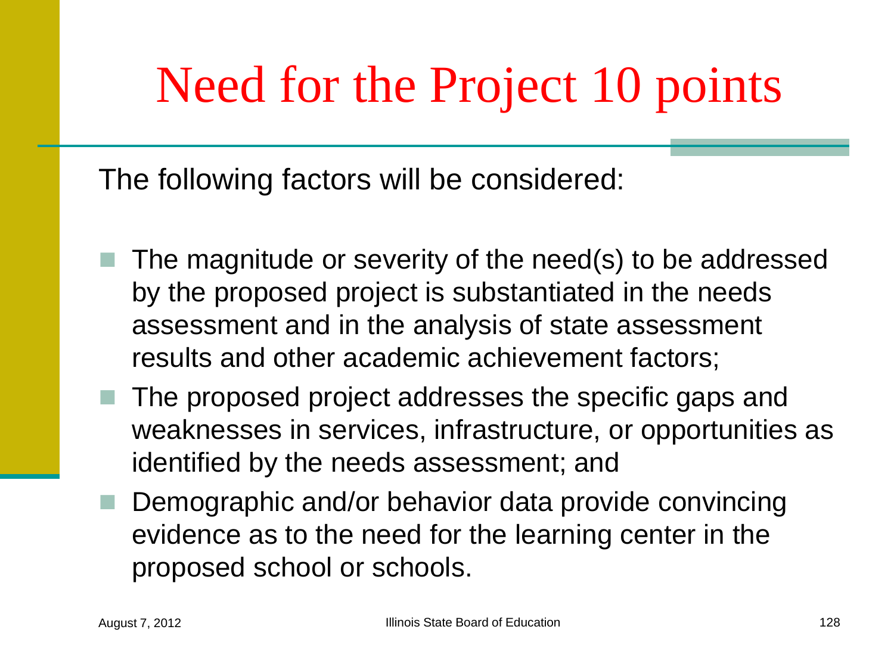# Need for the Project 10 points

The following factors will be considered:

- The magnitude or severity of the need(s) to be addressed by the proposed project is substantiated in the needs assessment and in the analysis of state assessment results and other academic achievement factors;
- The proposed project addresses the specific gaps and weaknesses in services, infrastructure, or opportunities as identified by the needs assessment; and
- Demographic and/or behavior data provide convincing evidence as to the need for the learning center in the proposed school or schools.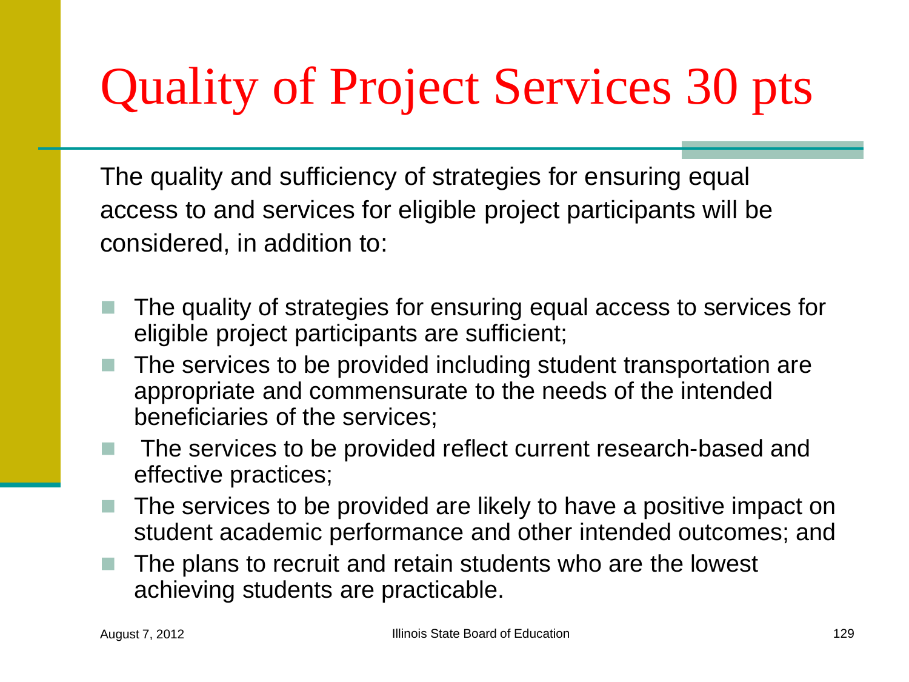# Quality of Project Services 30 pts

The quality and sufficiency of strategies for ensuring equal access to and services for eligible project participants will be considered, in addition to:

- The quality of strategies for ensuring equal access to services for eligible project participants are sufficient;
- The services to be provided including student transportation are appropriate and commensurate to the needs of the intended beneficiaries of the services;
- The services to be provided reflect current research-based and effective practices;
- The services to be provided are likely to have a positive impact on student academic performance and other intended outcomes; and
- The plans to recruit and retain students who are the lowest achieving students are practicable.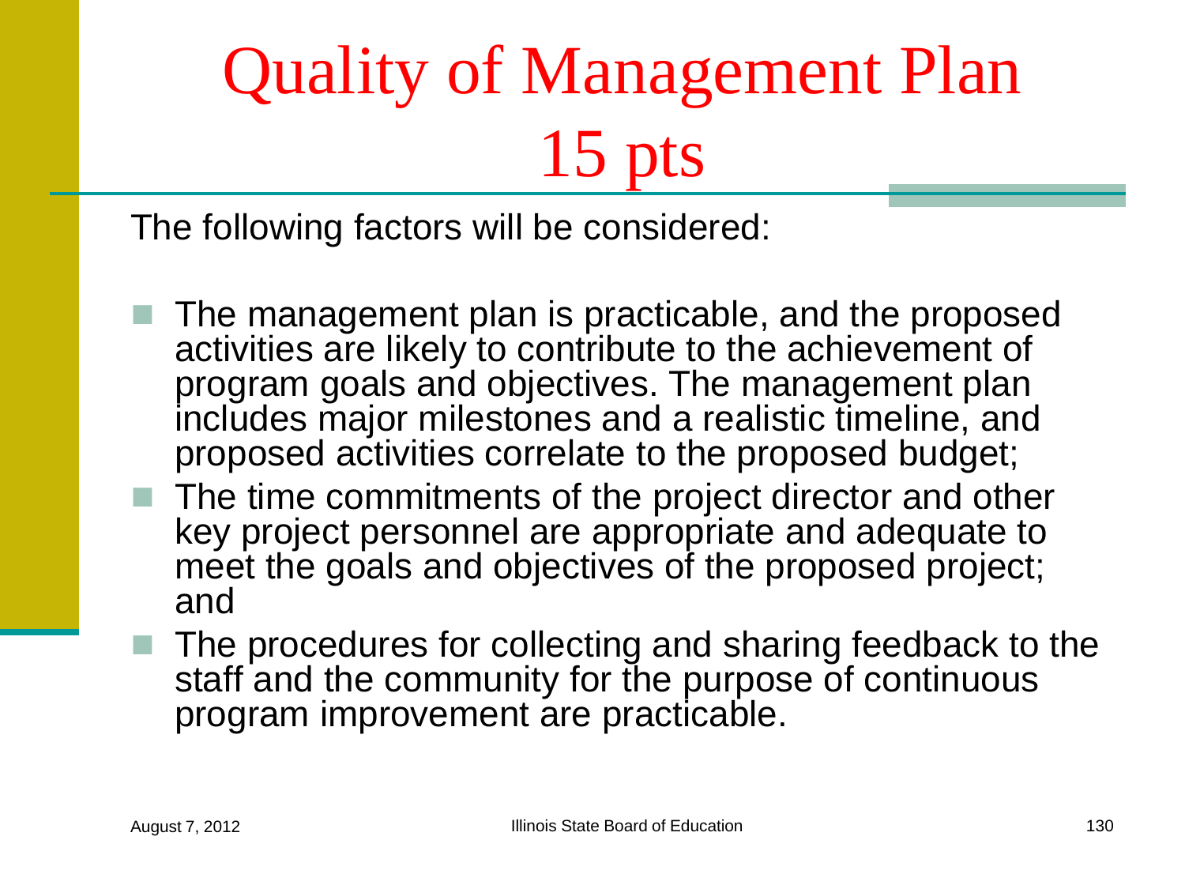# Quality of Management Plan 15 pts

The following factors will be considered:

- The management plan is practicable, and the proposed activities are likely to contribute to the achievement of program goals and objectives. The management plan includes major milestones and a realistic timeline, and proposed activities correlate to the proposed budget;
- The time commitments of the project director and other key project personnel are appropriate and adequate to meet the goals and objectives of the proposed project; and
- The procedures for collecting and sharing feedback to the staff and the community for the purpose of continuous program improvement are practicable.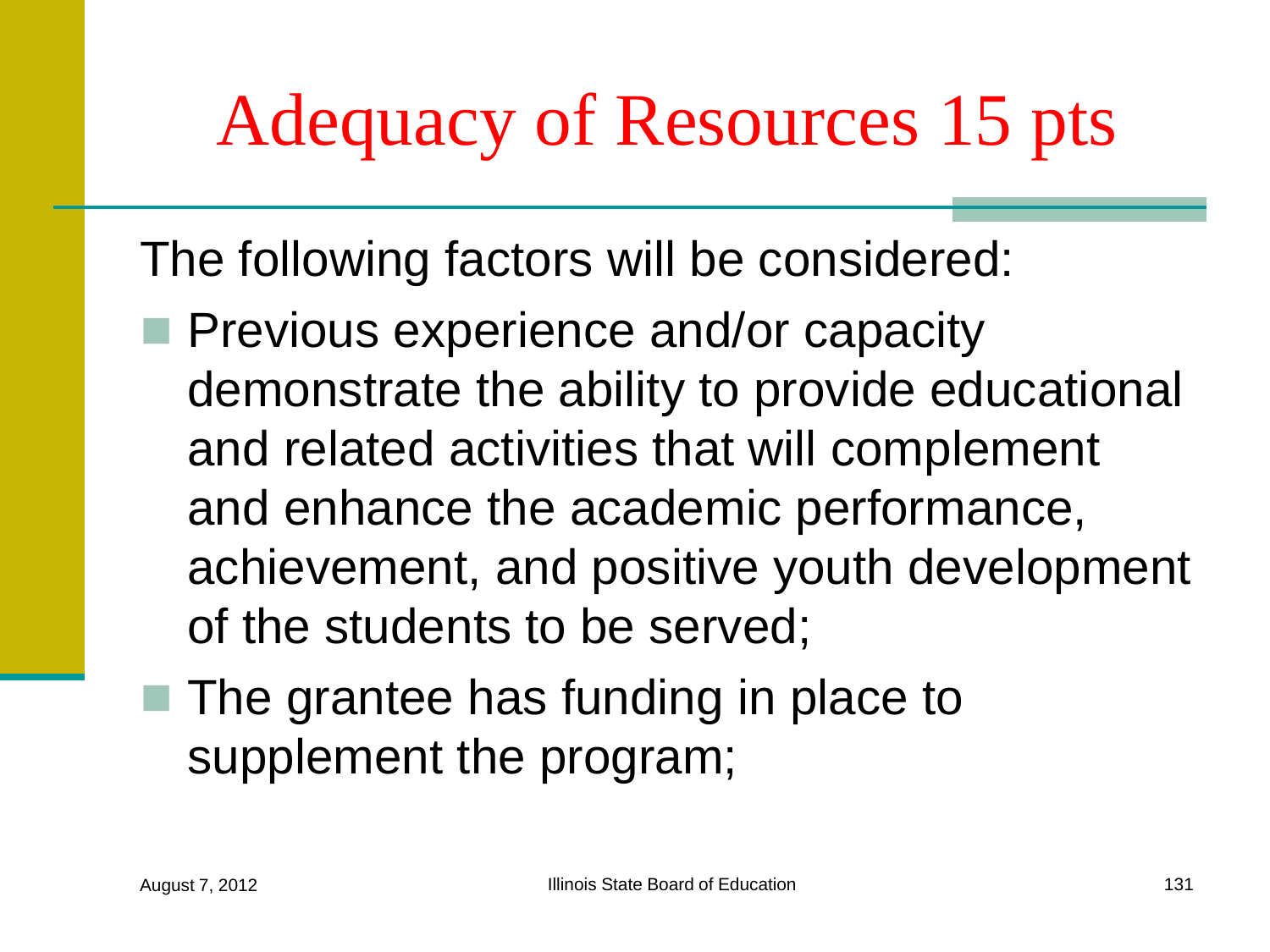# Adequacy of Resources 15 pts

The following factors will be considered:

- Previous experience and/or capacity demonstrate the ability to provide educational and related activities that will complement and enhance the academic performance, achievement, and positive youth development of the students to be served;
- The grantee has funding in place to supplement the program;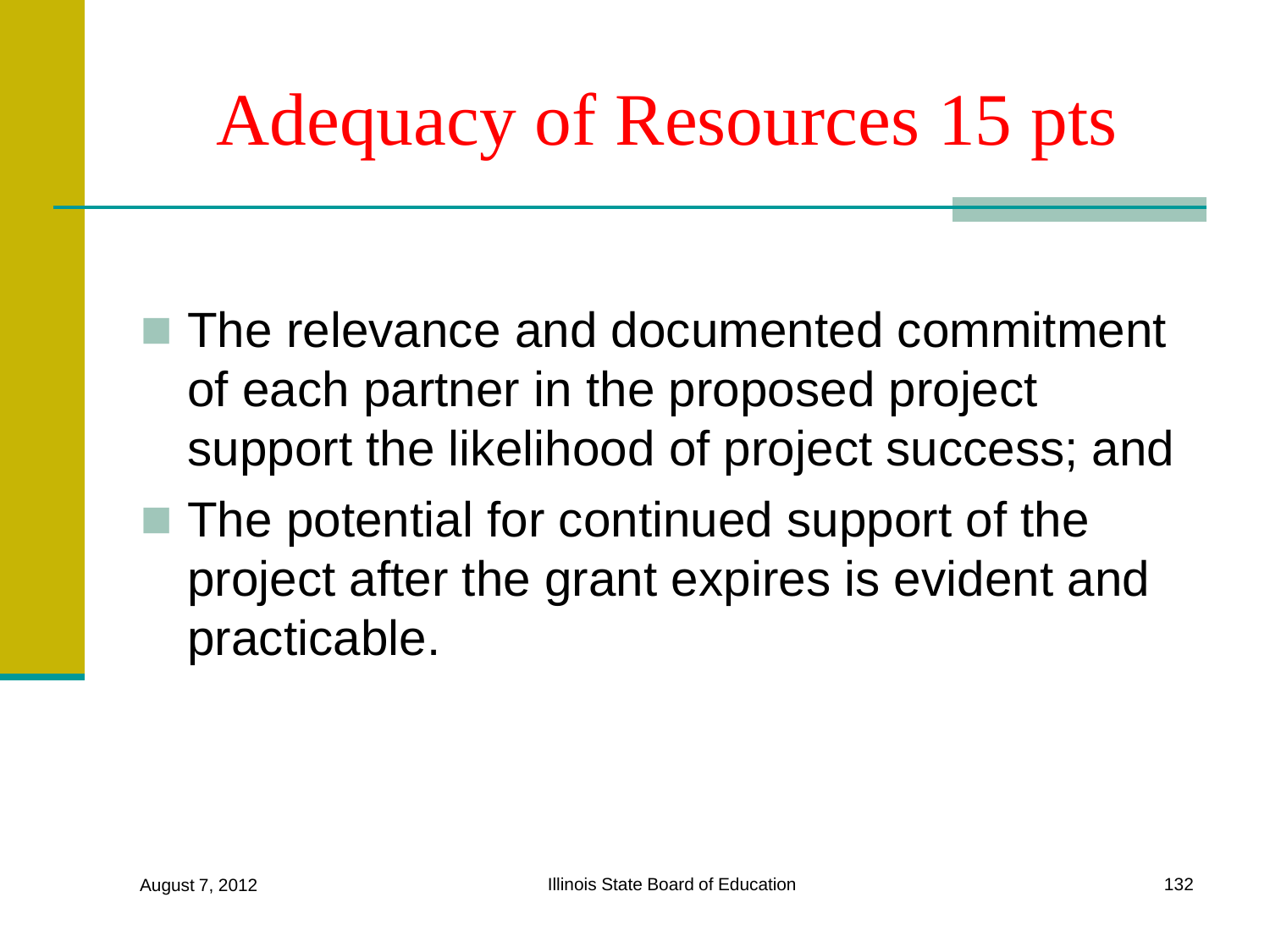# Adequacy of Resources 15 pts

- The relevance and documented commitment of each partner in the proposed project support the likelihood of project success; and
- The potential for continued support of the project after the grant expires is evident and practicable.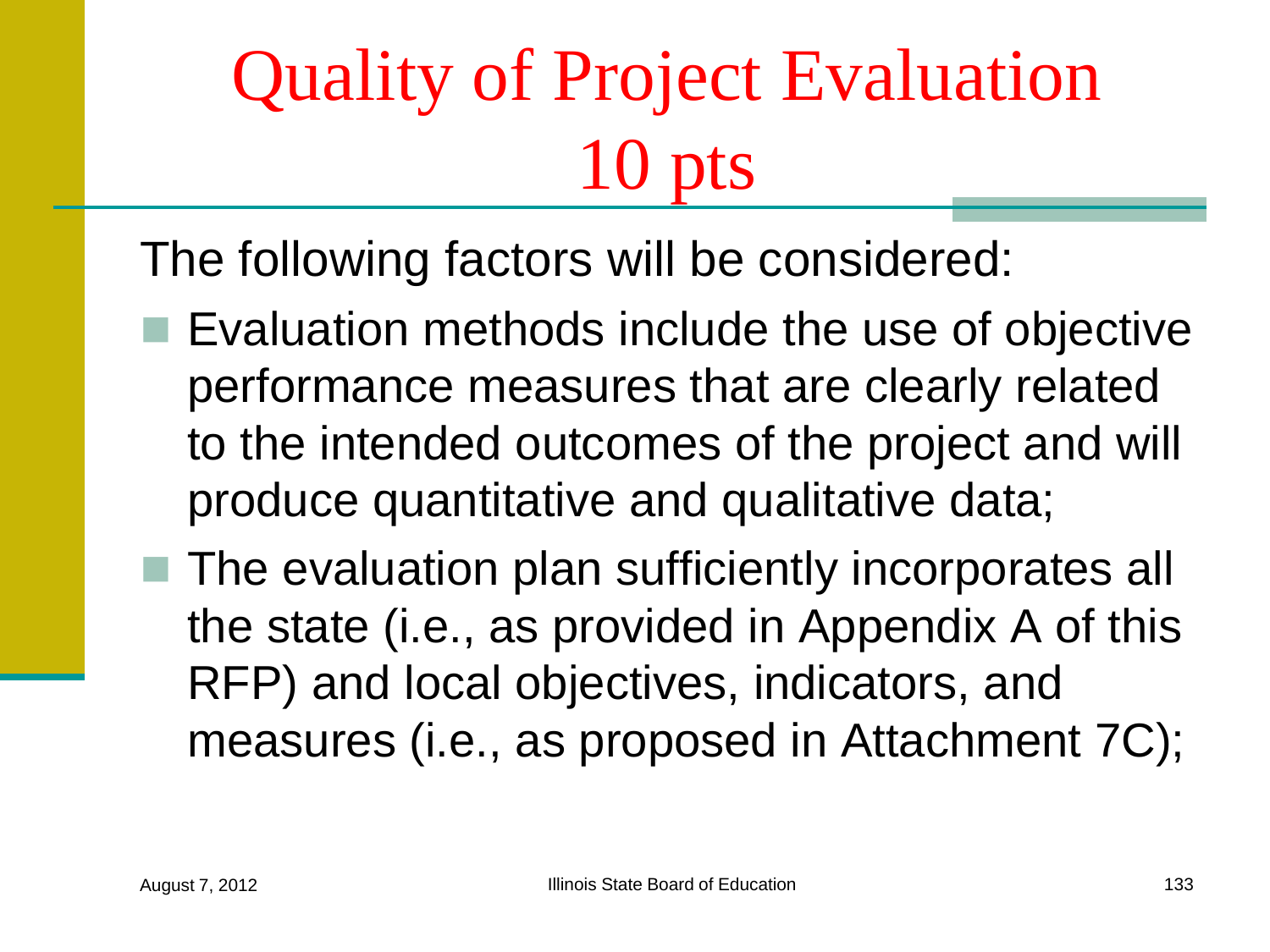# Quality of Project Evaluation 10 pts

The following factors will be considered:

- Evaluation methods include the use of objective performance measures that are clearly related to the intended outcomes of the project and will produce quantitative and qualitative data;
- The evaluation plan sufficiently incorporates all the state (i.e., as provided in Appendix A of this RFP) and local objectives, indicators, and measures (i.e., as proposed in Attachment 7C);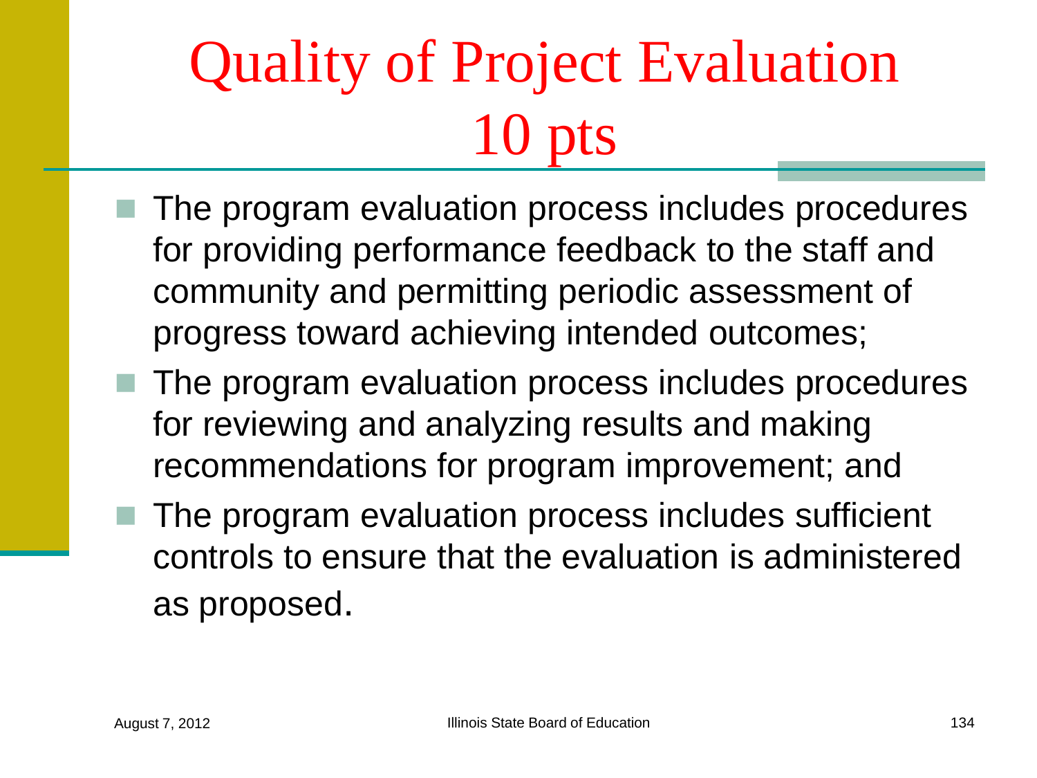# Quality of Project Evaluation 10 pts

- The program evaluation process includes procedures for providing performance feedback to the staff and community and permitting periodic assessment of progress toward achieving intended outcomes;
- The program evaluation process includes procedures for reviewing and analyzing results and making recommendations for program improvement; and
- The program evaluation process includes sufficient controls to ensure that the evaluation is administered as proposed.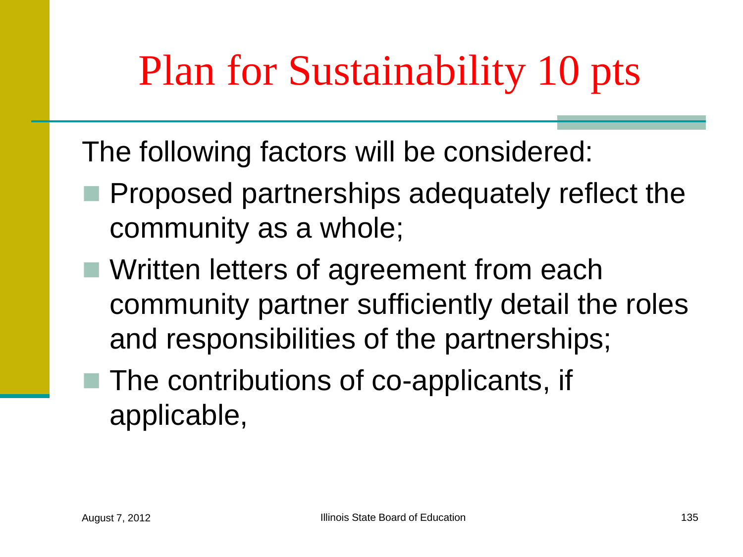# Plan for Sustainability 10 pts

The following factors will be considered:

- Proposed partnerships adequately reflect the community as a whole;
- Written letters of agreement from each community partner sufficiently detail the roles and responsibilities of the partnerships;
- The contributions of co-applicants, if applicable,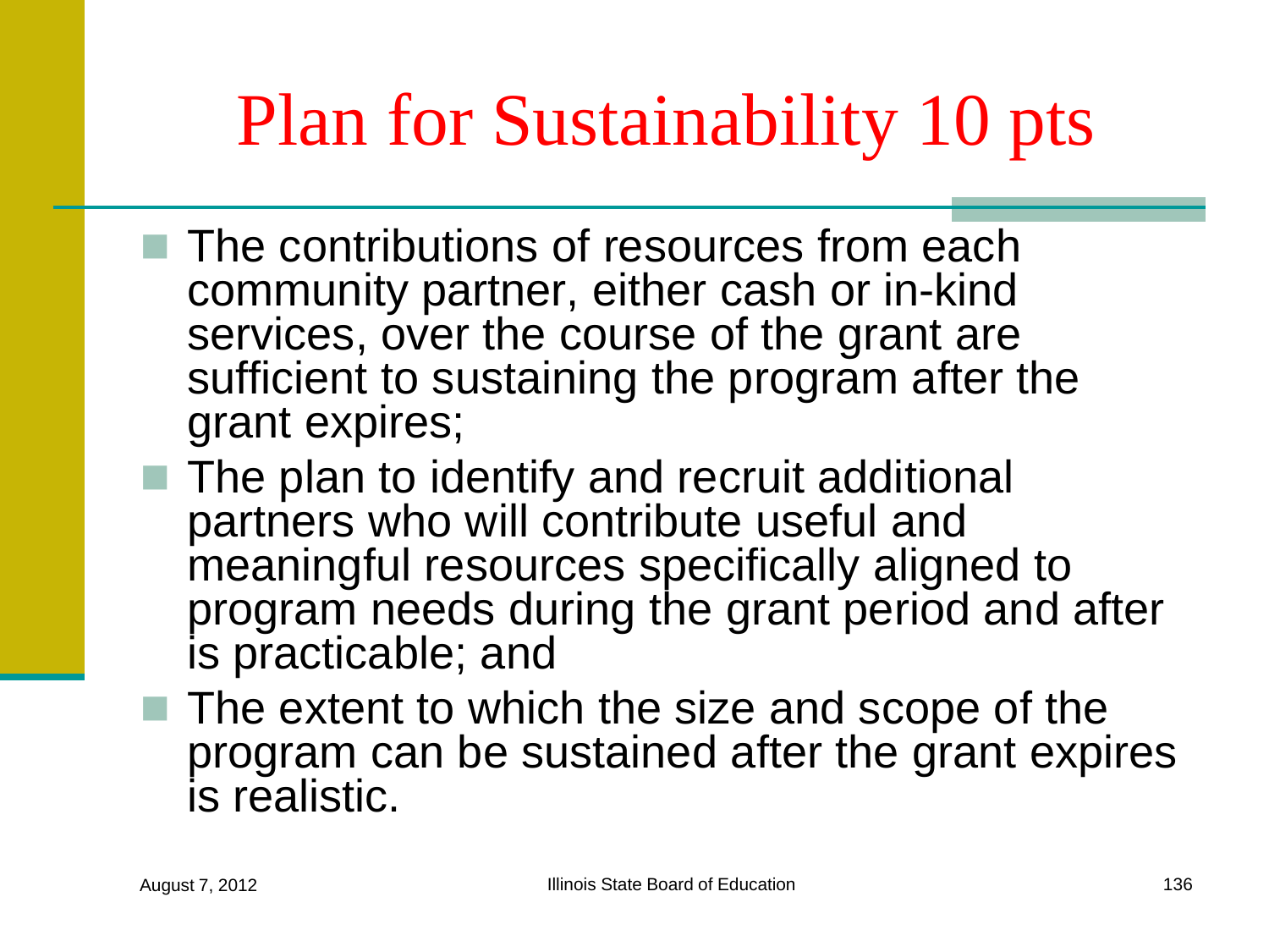# Plan for Sustainability 10 pts

- The contributions of resources from each community partner, either cash or in-kind services, over the course of the grant are sufficient to sustaining the program after the grant expires;
- The plan to identify and recruit additional partners who will contribute useful and meaningful resources specifically aligned to program needs during the grant period and after is practicable; and
- The extent to which the size and scope of the program can be sustained after the grant expires is realistic.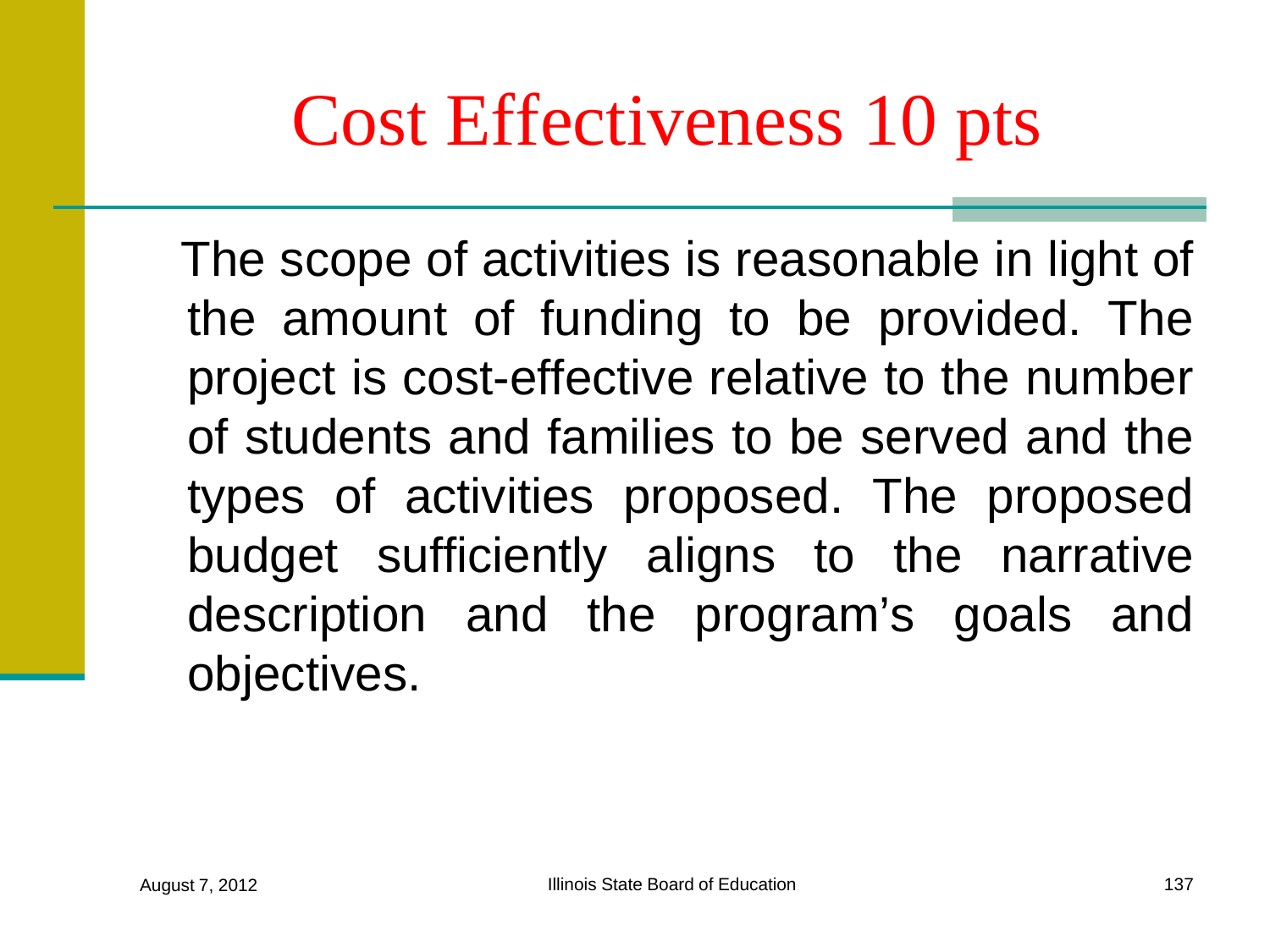# Cost Effectiveness 10 pts

The scope of activities is reasonable in light of the amount of funding to be provided. The project is cost-effective relative to the number of students and families to be served and the types of activities proposed. The proposed budget sufficiently aligns to the narrative description and the program's goals and objectives.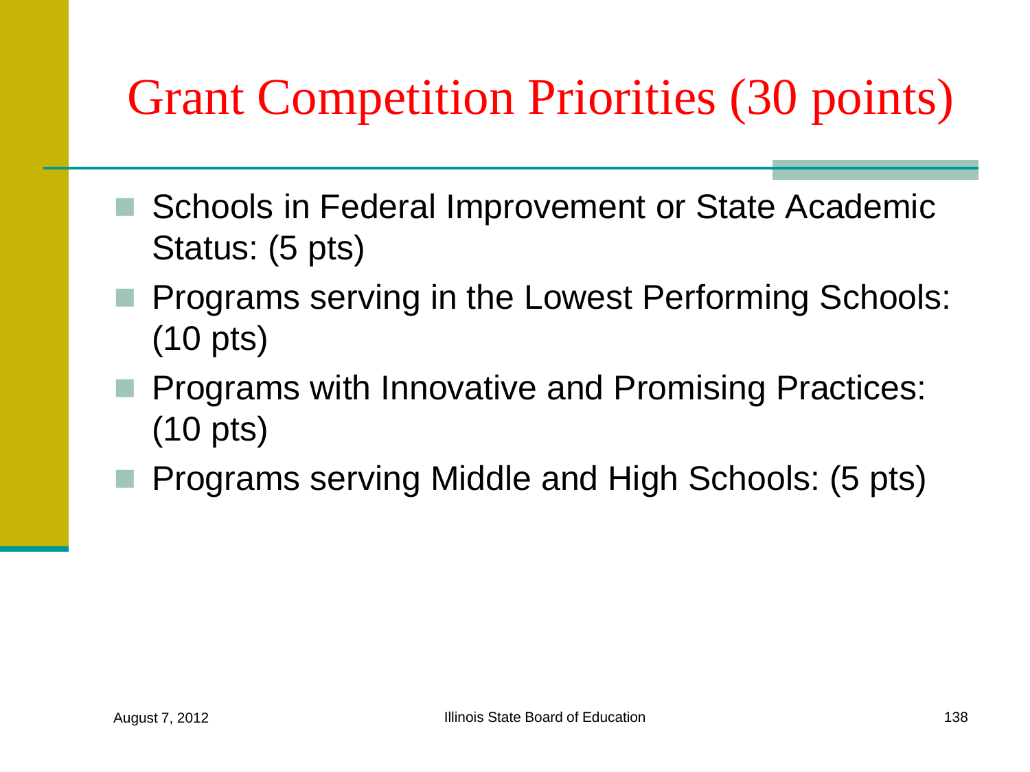# Grant Competition Priorities (30 points)

- Schools in Federal Improvement or State Academic Status: (5 pts)
- Programs serving in the Lowest Performing Schools: (10 pts)
- Programs with Innovative and Promising Practices: (10 pts)
- Programs serving Middle and High Schools: (5 pts)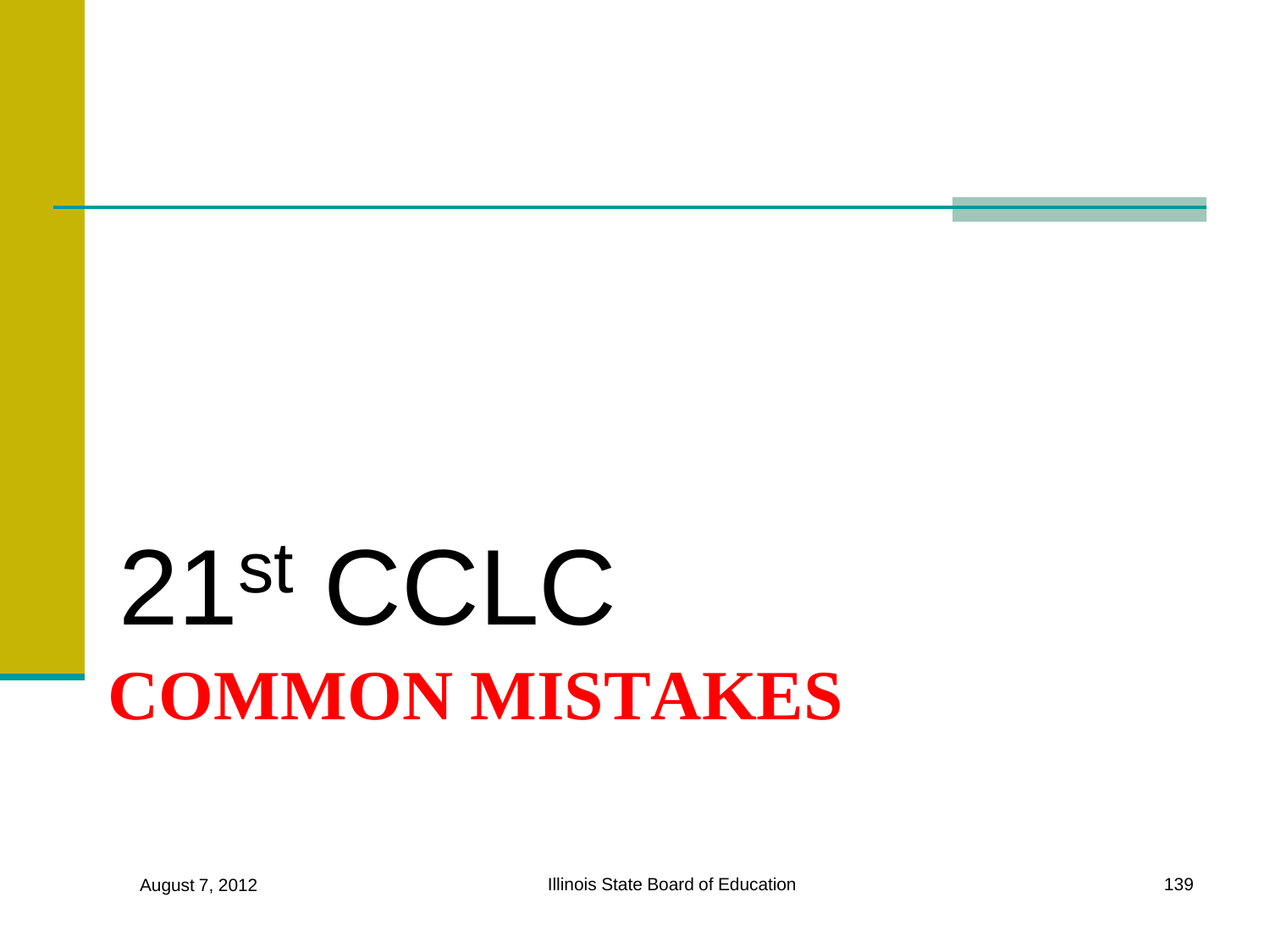# $21^{st}$ CCLC

## **COMMON MISTAKES**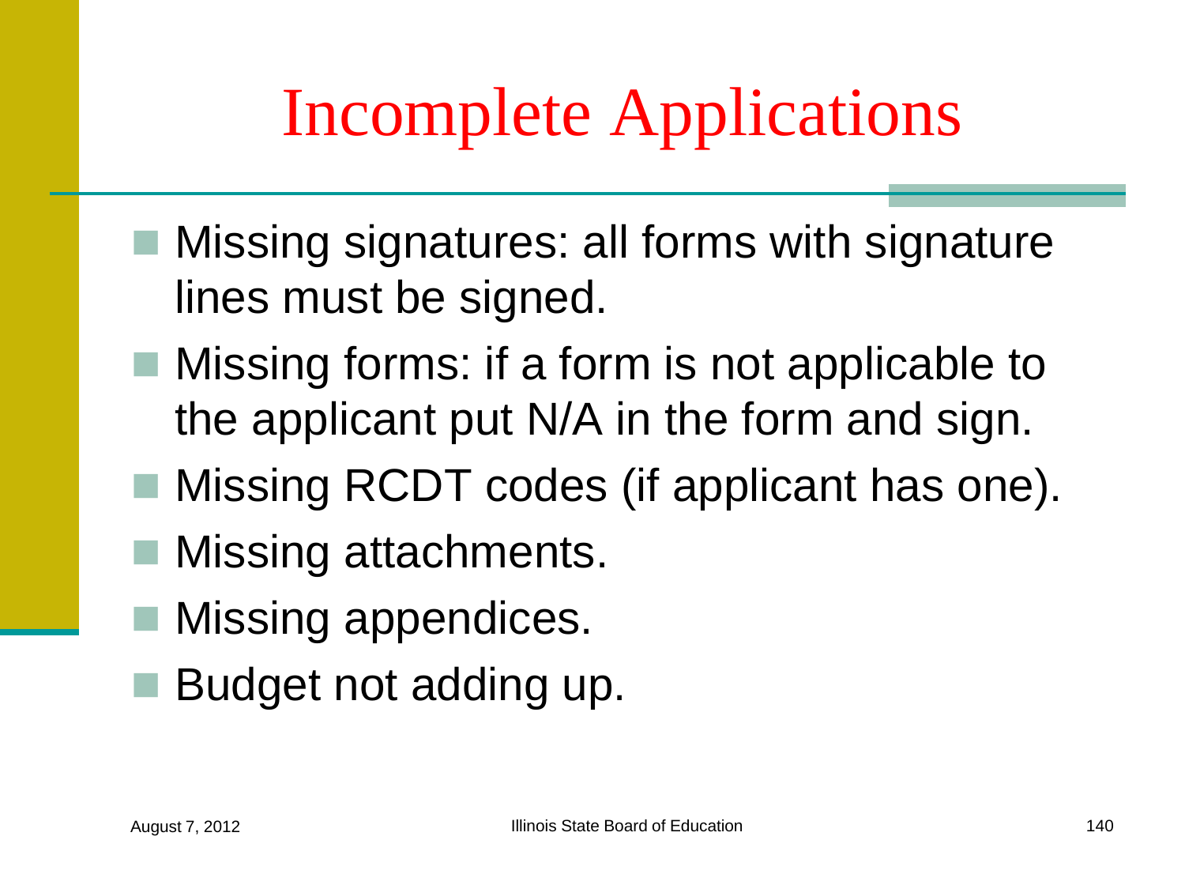# Incomplete Applications

- Missing signatures: all forms with signature lines must be signed.
- Missing forms: if a form is not applicable to the applicant put N/A in the form and sign.
- Missing RCDT codes (if applicant has one).
- Missing attachments.
- Missing appendices.
- Budget not adding up.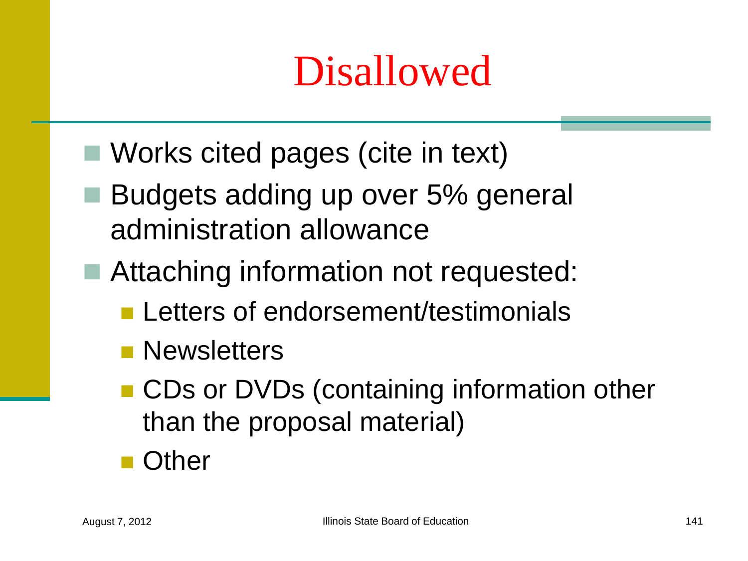# Disallowed

- Works cited pages (cite in text)
- Budgets adding up over 5% general administration allowance
- Attaching information not requested:
  - Letters of endorsement/testimonials
  - Newsletters
  - CDs or DVDs (containing information other than the proposal material)
  - Other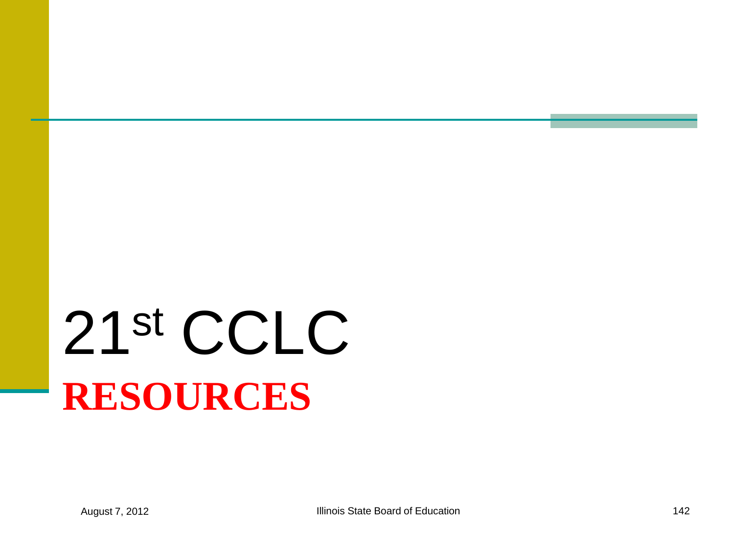# 21st CCLC

**RESOURCES**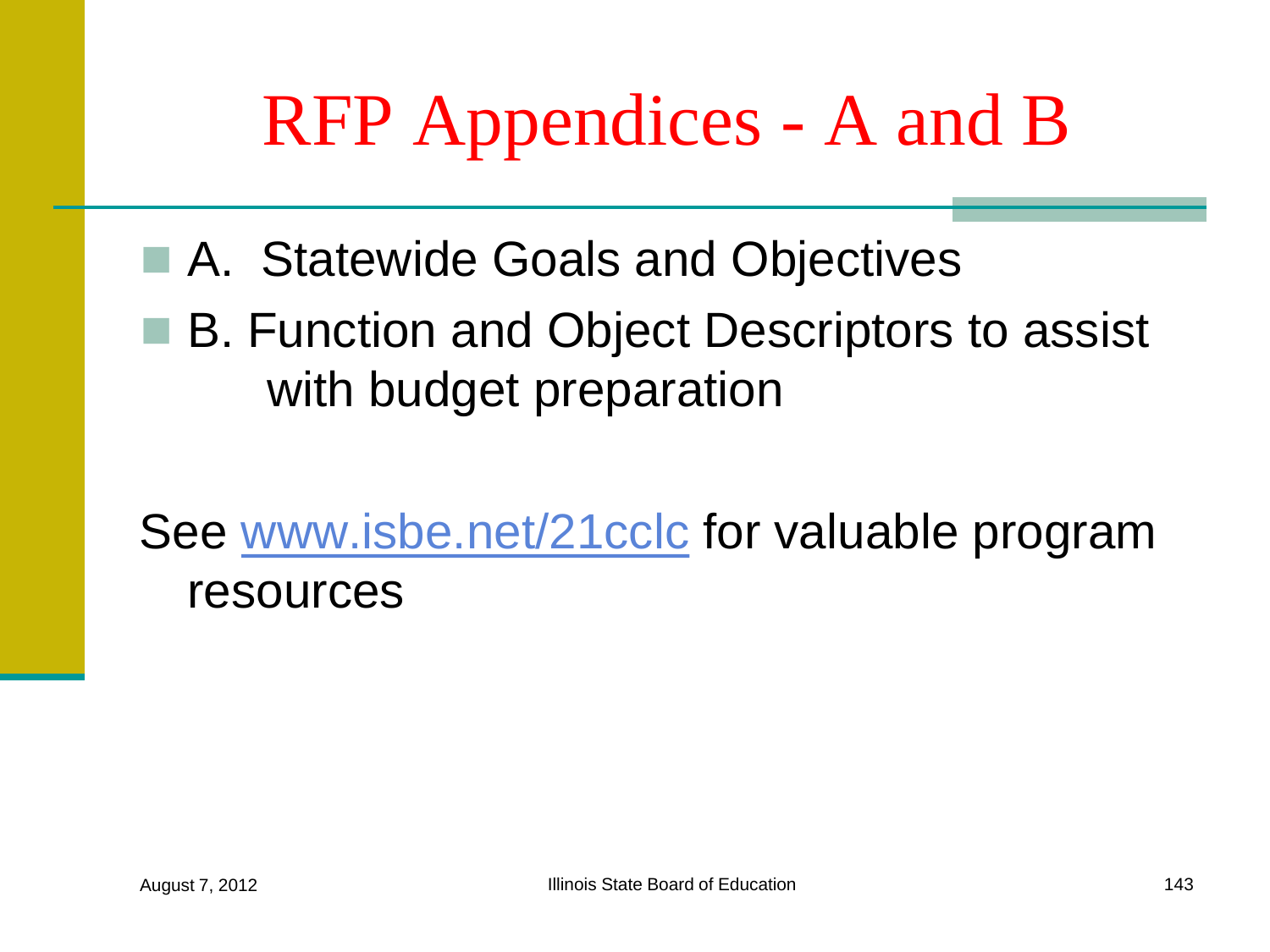# RFP Appendices - A and B

- A. Statewide Goals and Objectives
- B. Function and Object Descriptors to assist with budget preparation

See [www.isbe.net/21cclc](www.isbe.net/21cclc) for valuable program resources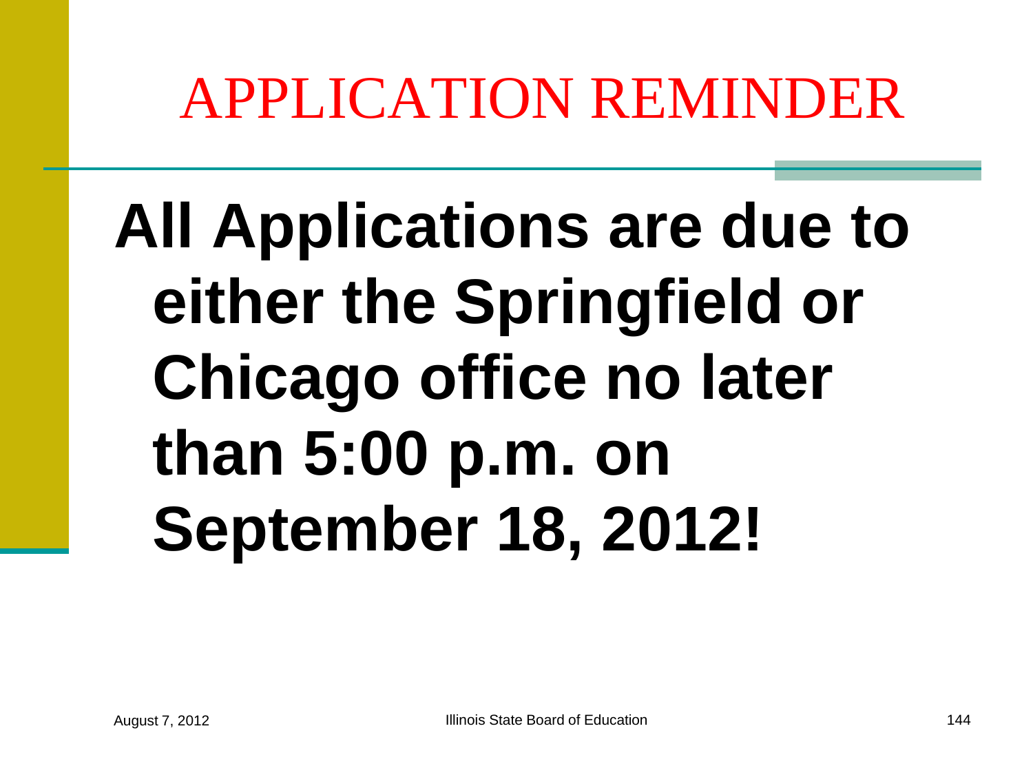# APPLICATION REMINDER

**All Applications are due to either the Springfield or Chicago office no later than 5:00 p.m. on September 18, 2012!**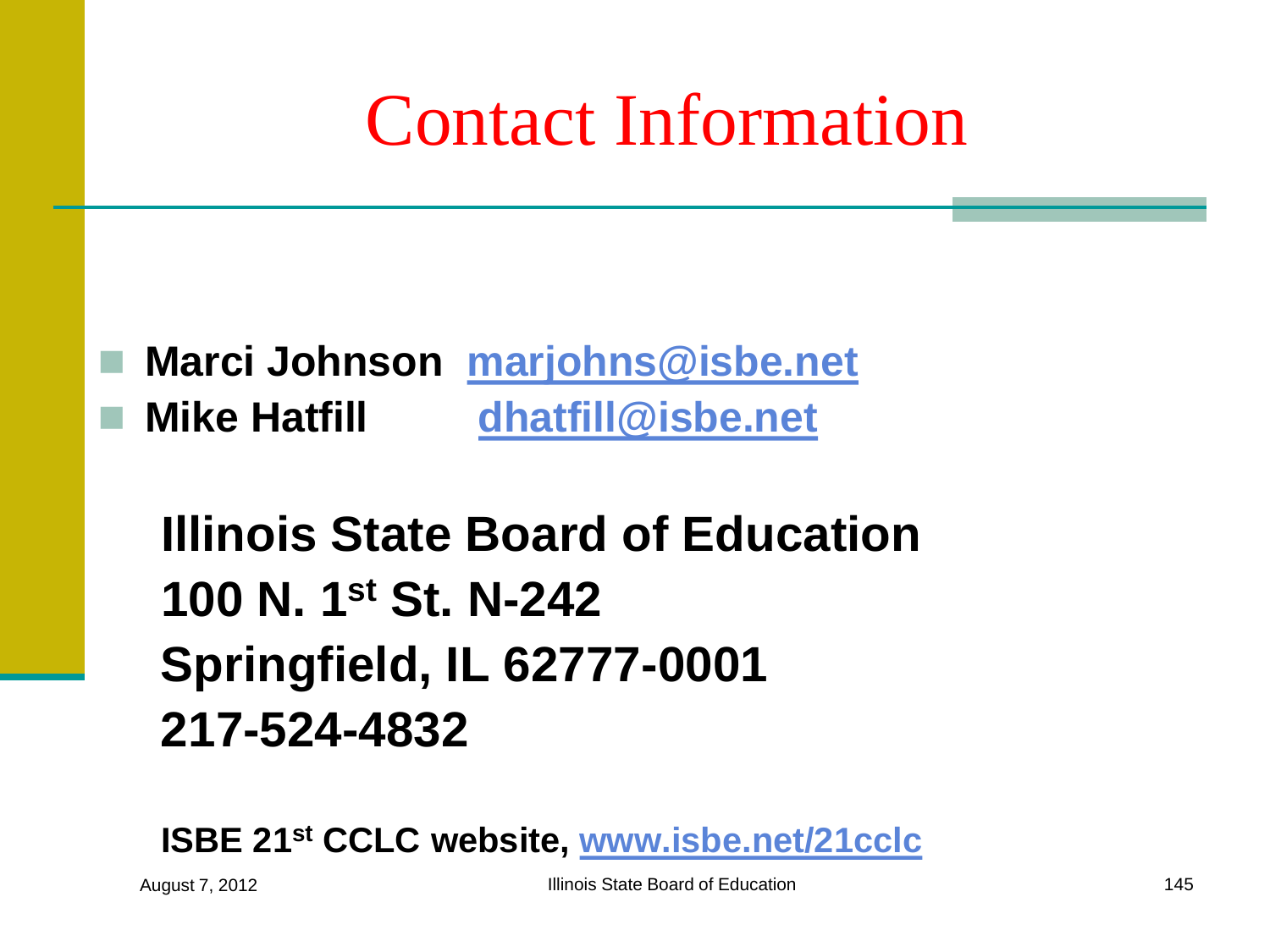# Contact Information

- **Marci Johnson** [**marjohns@isbe.net**](mailto:marjohns@isbe.net)
- **Mike Hatfill** [**dhatfill@isbe.net**](mailto:dhatfill@isbe.net)

**Illinois State Board of Education**
**100 N. 1st St. N-242**
**Springfield, IL 62777-0001**
**217-524-4832**

**ISBE 21st CCLC website, [www.isbe.net/21cclc](http://www.isbe.net/21cclc)**